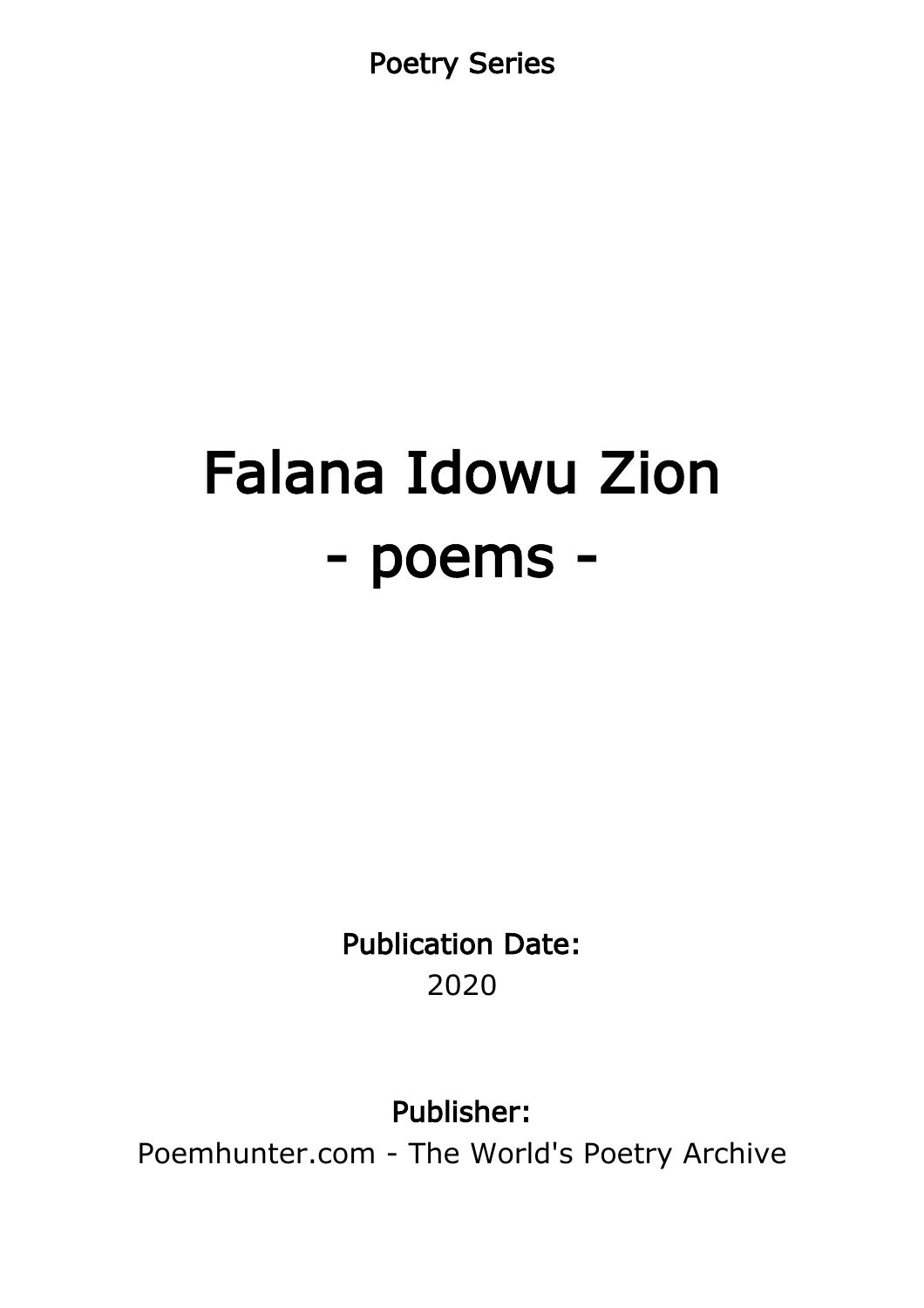Poetry Series

# Falana Idowu Zion
# - poems -

**Publication Date:**
2020

**Publisher:**
Poemhunter.com - The World's Poetry Archive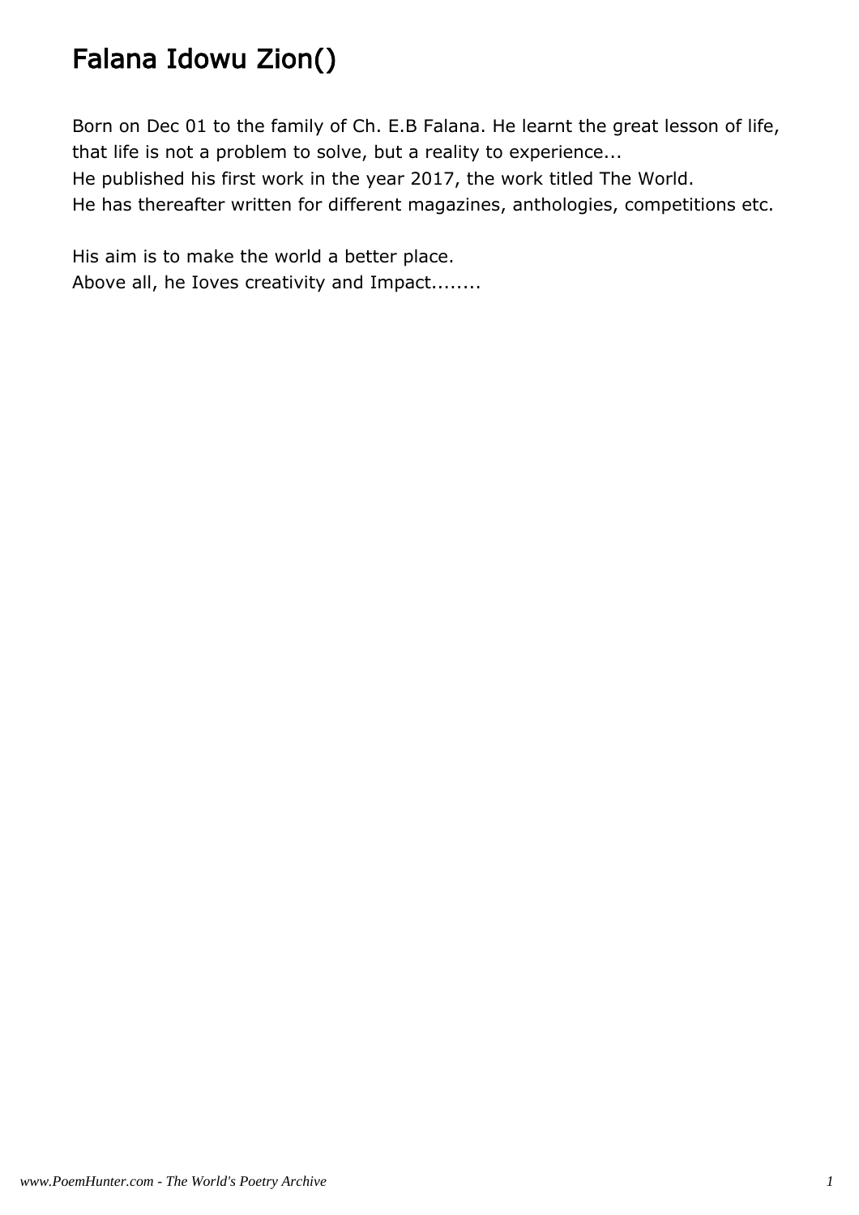# Falana Idowu Zion()

Born on Dec 01 to the family of Ch. E.B Falana. He learnt the great lesson of life, that life is not a problem to solve, but a reality to experience...
He published his first work in the year 2017, the work titled The World.
He has thereafter written for different magazines, anthologies, competitions etc.

His aim is to make the world a better place.
Above all, he Ioves creativity and Impact........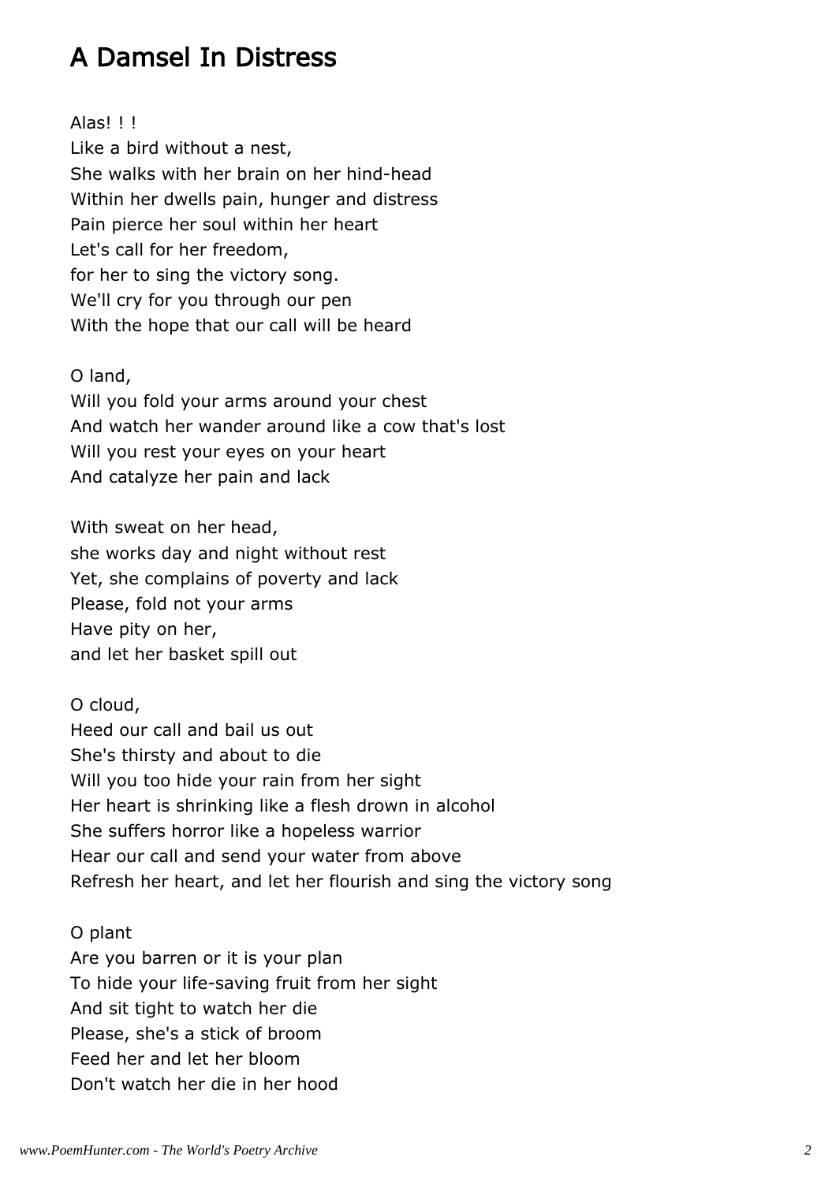# A Damsel In Distress

Alas! ! !  
Like a bird without a nest,  
She walks with her brain on her hind-head  
Within her dwells pain, hunger and distress  
Pain pierce her soul within her heart  
Let's call for her freedom,  
for her to sing the victory song.  
We'll cry for you through our pen  
With the hope that our call will be heard

O land,  
Will you fold your arms around your chest  
And watch her wander around like a cow that's lost  
Will you rest your eyes on your heart  
And catalyze her pain and lack

With sweat on her head,  
she works day and night without rest  
Yet, she complains of poverty and lack  
Please, fold not your arms  
Have pity on her,  
and let her basket spill out

O cloud,  
Heed our call and bail us out  
She's thirsty and about to die  
Will you too hide your rain from her sight  
Her heart is shrinking like a flesh drown in alcohol  
She suffers horror like a hopeless warrior  
Hear our call and send your water from above  
Refresh her heart, and let her flourish and sing the victory song

O plant  
Are you barren or it is your plan  
To hide your life-saving fruit from her sight  
And sit tight to watch her die  
Please, she's a stick of broom  
Feed her and let her bloom  
Don't watch her die in her hood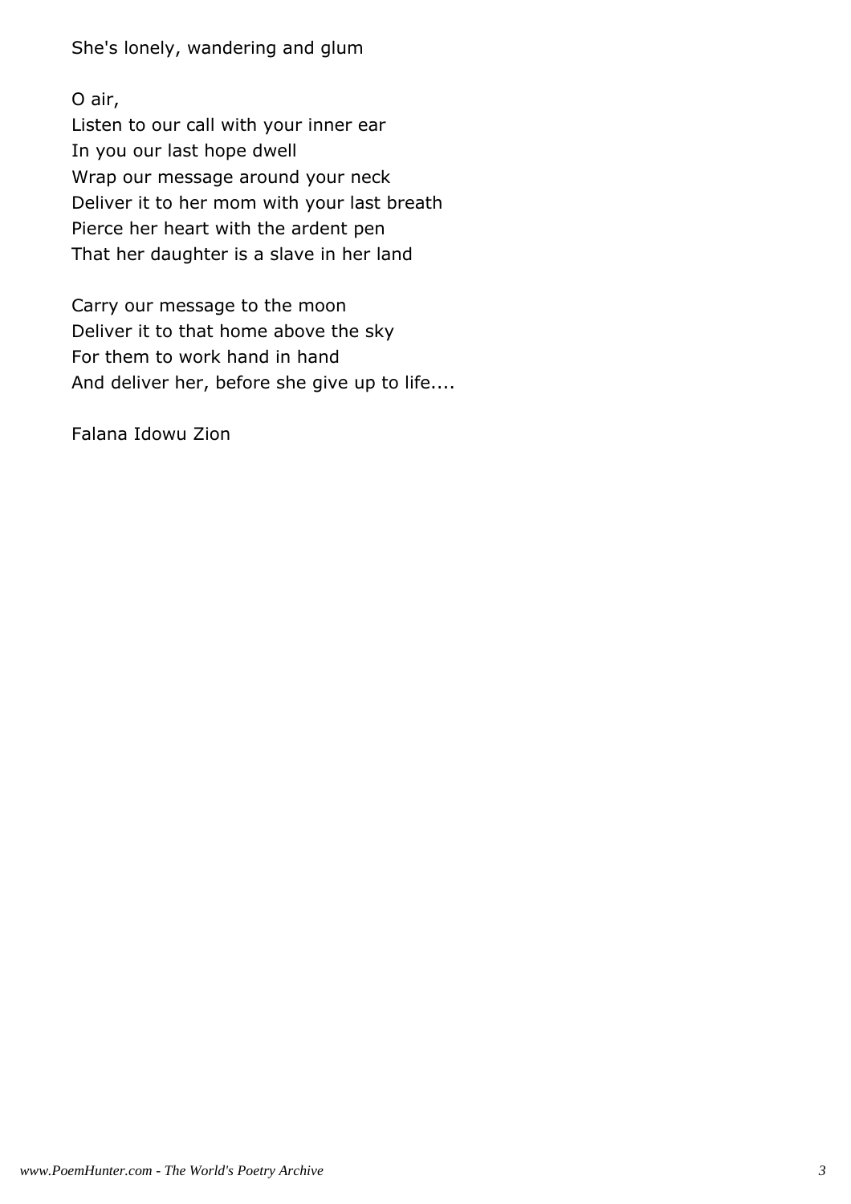She's lonely, wandering and glum

O air,  
Listen to our call with your inner ear  
In you our last hope dwell  
Wrap our message around your neck  
Deliver it to her mom with your last breath  
Pierce her heart with the ardent pen  
That her daughter is a slave in her land

Carry our message to the moon  
Deliver it to that home above the sky  
For them to work hand in hand  
And deliver her, before she give up to life....

Falana Idowu Zion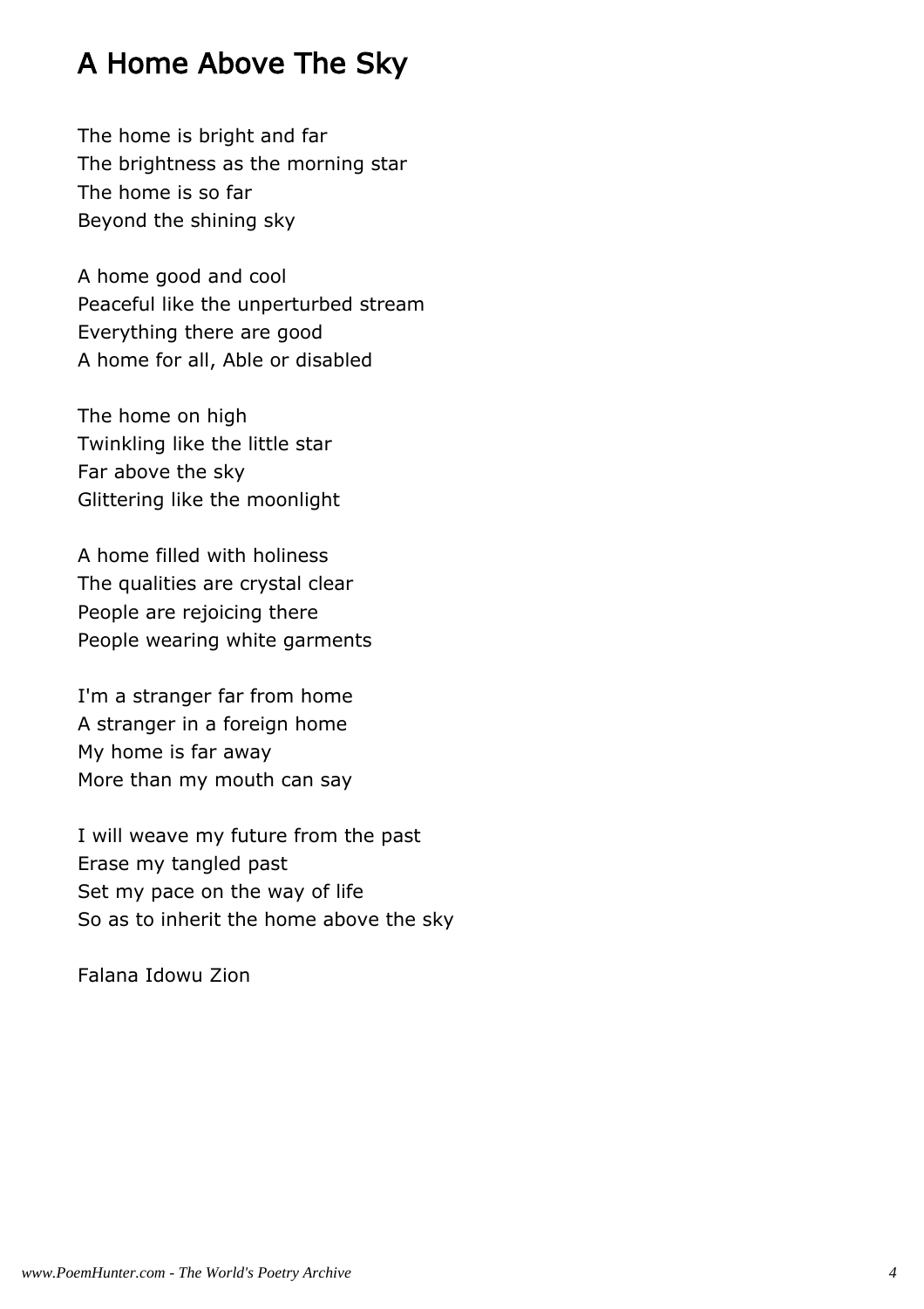# A Home Above The Sky

The home is bright and far
The brightness as the morning star
The home is so far
Beyond the shining sky

A home good and cool
Peaceful like the unperturbed stream
Everything there are good
A home for all, Able or disabled

The home on high
Twinkling like the little star
Far above the sky
Glittering like the moonlight

A home filled with holiness
The qualities are crystal clear
People are rejoicing there
People wearing white garments

I'm a stranger far from home
A stranger in a foreign home
My home is far away
More than my mouth can say

I will weave my future from the past
Erase my tangled past
Set my pace on the way of life
So as to inherit the home above the sky

Falana Idowu Zion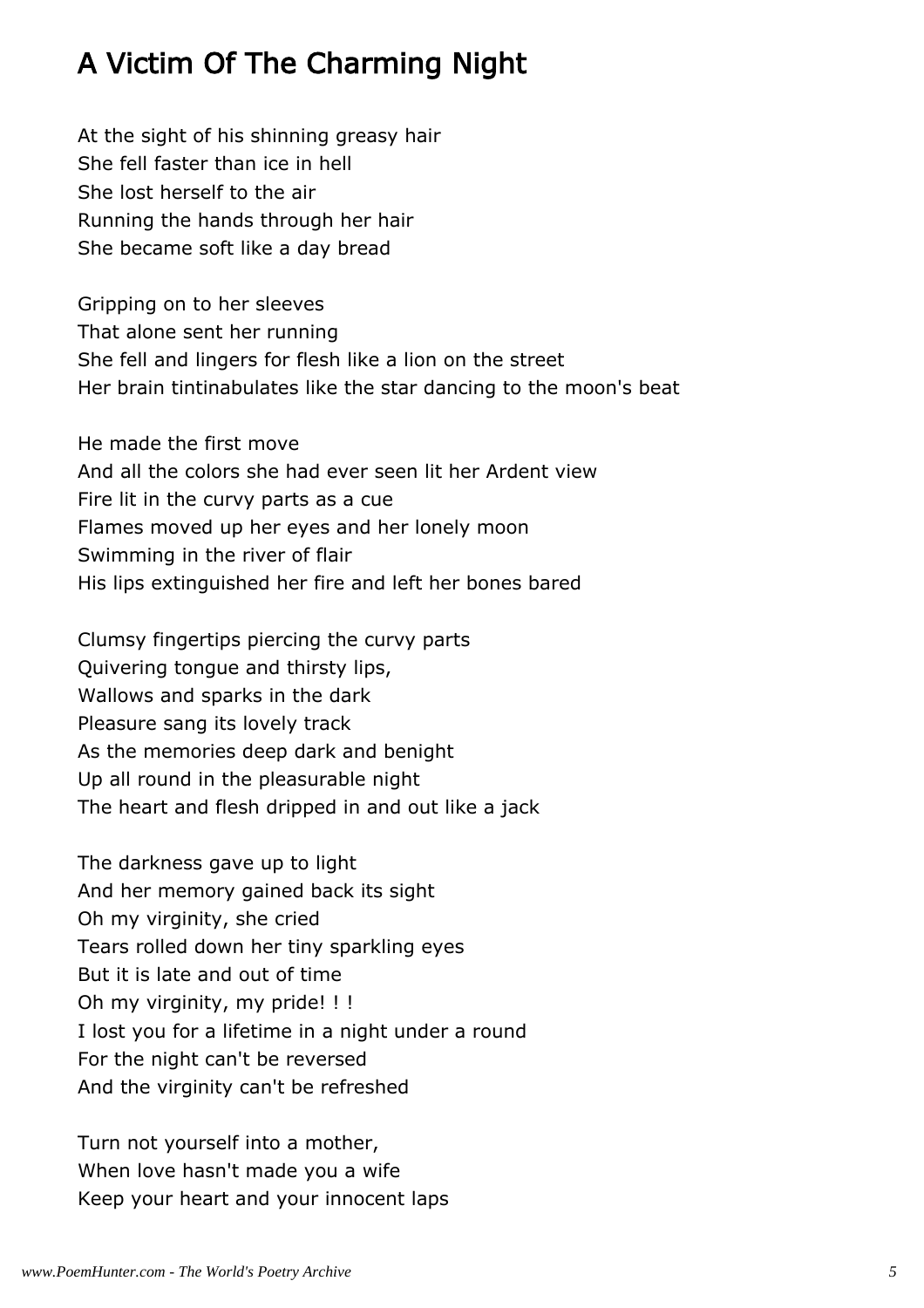# A Victim Of The Charming Night

At the sight of his shinning greasy hair
She fell faster than ice in hell
She lost herself to the air
Running the hands through her hair
She became soft like a day bread

Gripping on to her sleeves
That alone sent her running
She fell and lingers for flesh like a lion on the street
Her brain tintinabulates like the star dancing to the moon's beat

He made the first move
And all the colors she had ever seen lit her Ardent view
Fire lit in the curvy parts as a cue
Flames moved up her eyes and her lonely moon
Swimming in the river of flair
His lips extinguished her fire and left her bones bared

Clumsy fingertips piercing the curvy parts
Quivering tongue and thirsty lips,
Wallows and sparks in the dark
Pleasure sang its lovely track
As the memories deep dark and benight
Up all round in the pleasurable night
The heart and flesh dripped in and out like a jack

The darkness gave up to light
And her memory gained back its sight
Oh my virginity, she cried
Tears rolled down her tiny sparkling eyes
But it is late and out of time
Oh my virginity, my pride! ! !
I lost you for a lifetime in a night under a round
For the night can't be reversed
And the virginity can't be refreshed

Turn not yourself into a mother,
When love hasn't made you a wife
Keep your heart and your innocent laps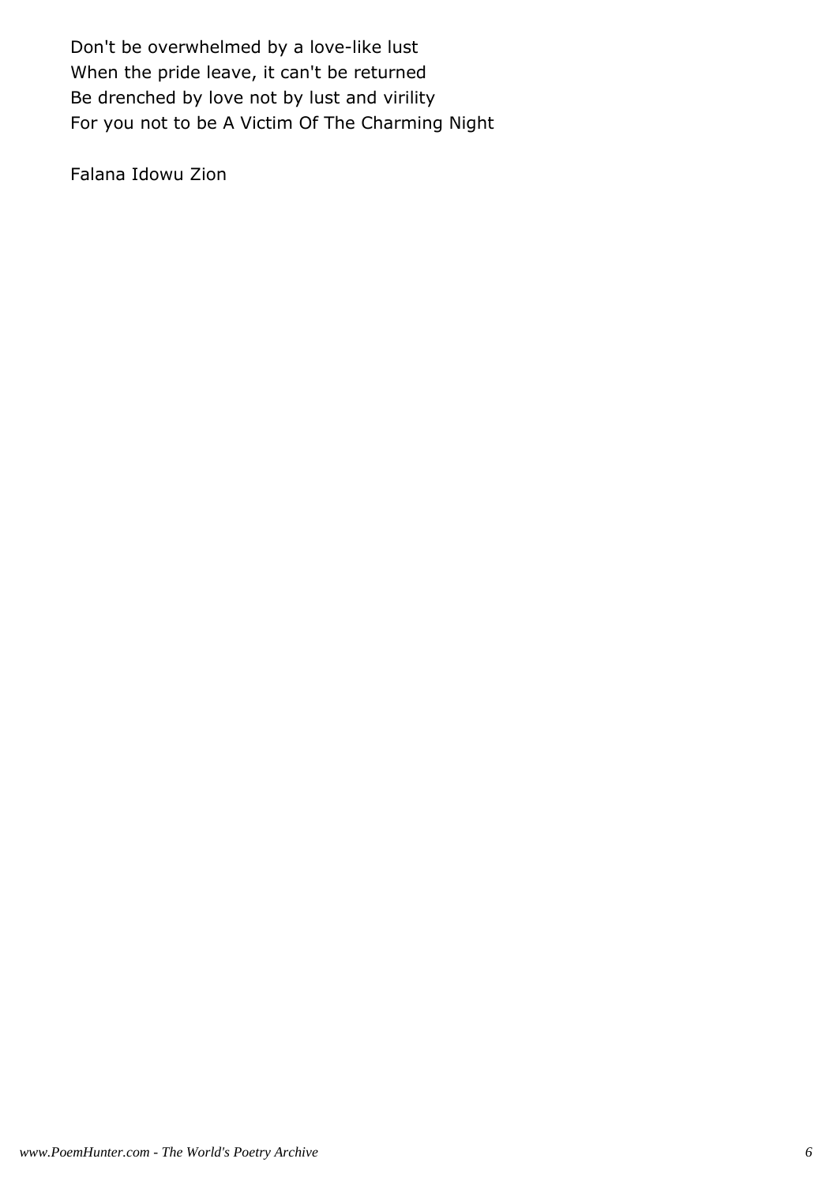Don't be overwhelmed by a love-like lust  
When the pride leave, it can't be returned  
Be drenched by love not by lust and virility  
For you not to be A Victim Of The Charming Night

Falana Idowu Zion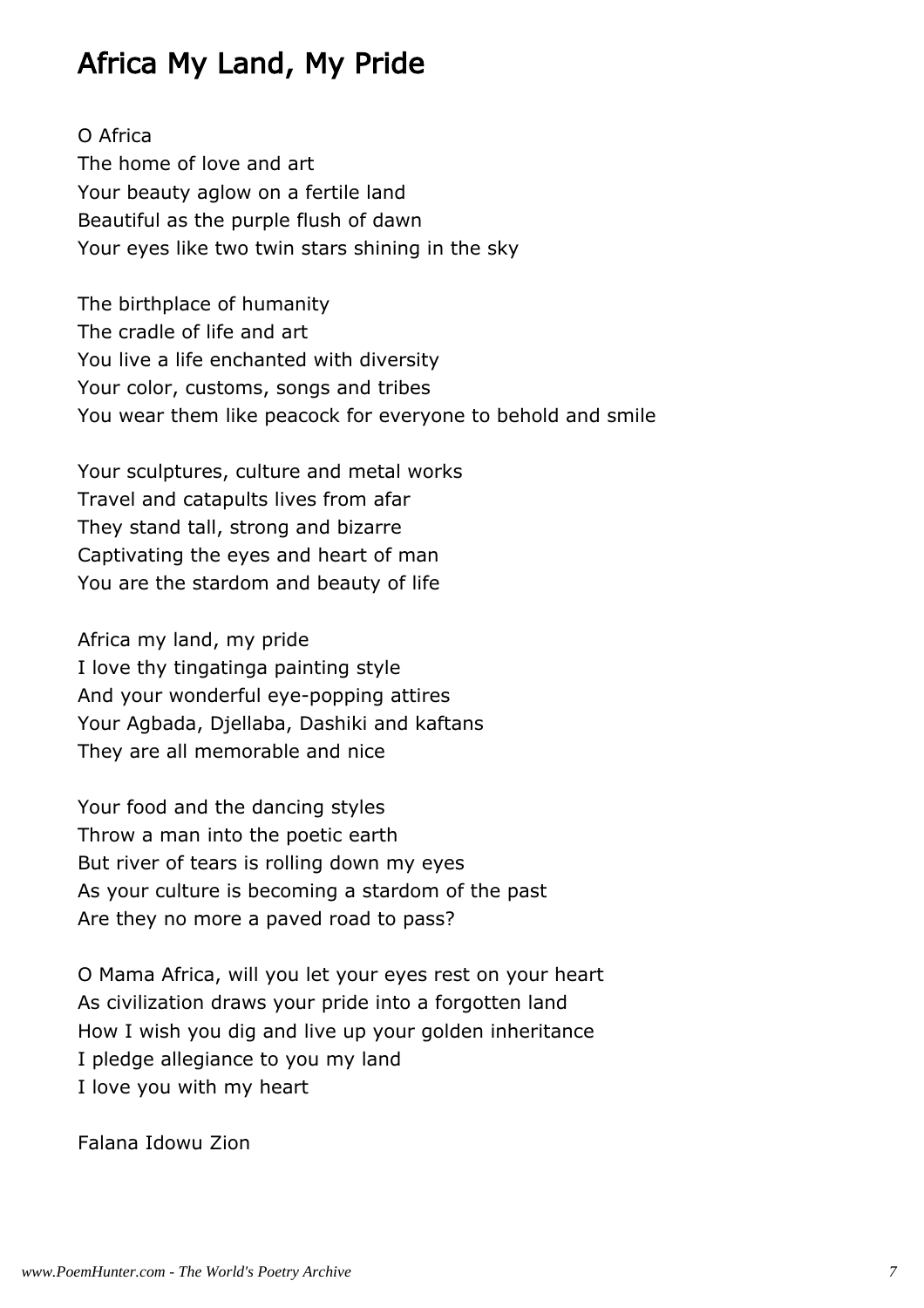# Africa My Land, My Pride

O Africa  
The home of love and art  
Your beauty aglow on a fertile land  
Beautiful as the purple flush of dawn  
Your eyes like two twin stars shining in the sky

The birthplace of humanity  
The cradle of life and art  
You live a life enchanted with diversity  
Your color, customs, songs and tribes  
You wear them like peacock for everyone to behold and smile

Your sculptures, culture and metal works  
Travel and catapults lives from afar  
They stand tall, strong and bizarre  
Captivating the eyes and heart of man  
You are the stardom and beauty of life

Africa my land, my pride  
I love thy tingatinga painting style  
And your wonderful eye-popping attires  
Your Agbada, Djellaba, Dashiki and kaftans  
They are all memorable and nice

Your food and the dancing styles  
Throw a man into the poetic earth  
But river of tears is rolling down my eyes  
As your culture is becoming a stardom of the past  
Are they no more a paved road to pass?

O Mama Africa, will you let your eyes rest on your heart  
As civilization draws your pride into a forgotten land  
How I wish you dig and live up your golden inheritance  
I pledge allegiance to you my land  
I love you with my heart

Falana Idowu Zion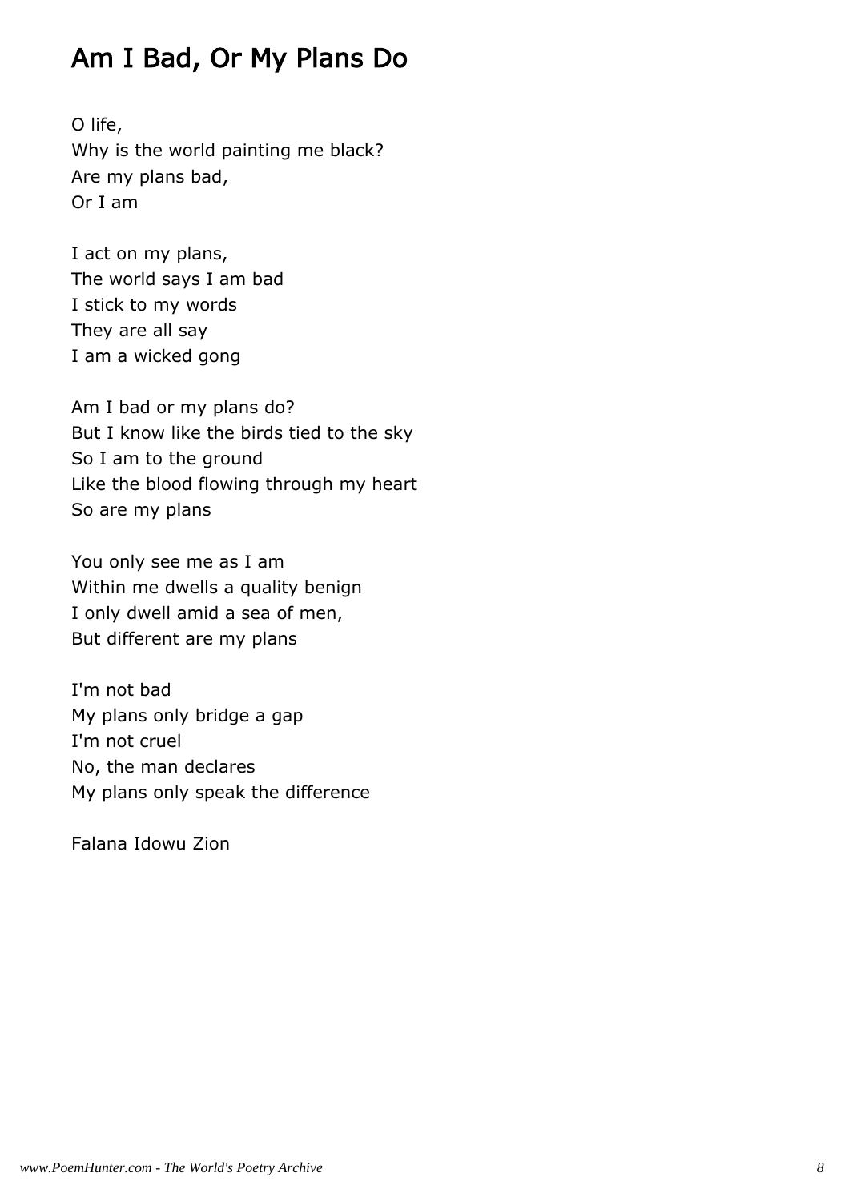## Am I Bad, Or My Plans Do

O life,
Why is the world painting me black?
Are my plans bad,
Or I am

I act on my plans,
The world says I am bad
I stick to my words
They are all say
I am a wicked gong

Am I bad or my plans do?
But I know like the birds tied to the sky
So I am to the ground
Like the blood flowing through my heart
So are my plans

You only see me as I am
Within me dwells a quality benign
I only dwell amid a sea of men,
But different are my plans

I'm not bad
My plans only bridge a gap
I'm not cruel
No, the man declares
My plans only speak the difference

Falana Idowu Zion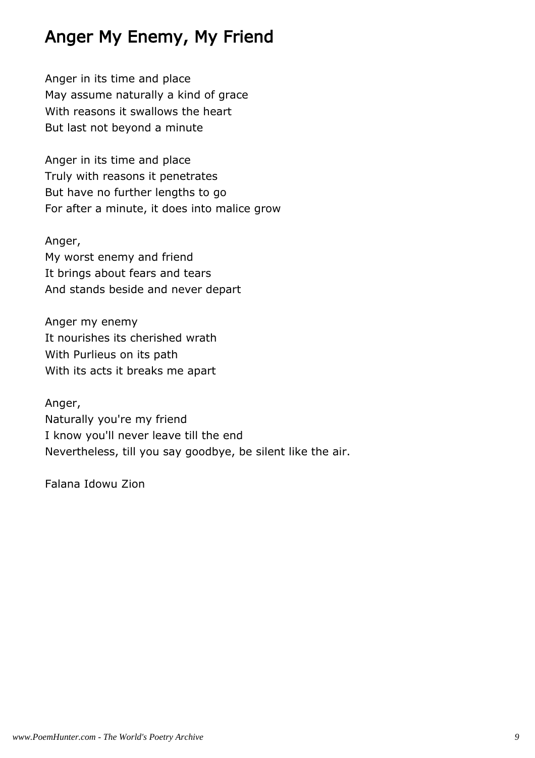# Anger My Enemy, My Friend

Anger in its time and place
May assume naturally a kind of grace
With reasons it swallows the heart
But last not beyond a minute

Anger in its time and place
Truly with reasons it penetrates
But have no further lengths to go
For after a minute, it does into malice grow

Anger,
My worst enemy and friend
It brings about fears and tears
And stands beside and never depart

Anger my enemy
It nourishes its cherished wrath
With Purlieus on its path
With its acts it breaks me apart

Anger,
Naturally you're my friend
I know you'll never leave till the end
Nevertheless, till you say goodbye, be silent like the air.

Falana Idowu Zion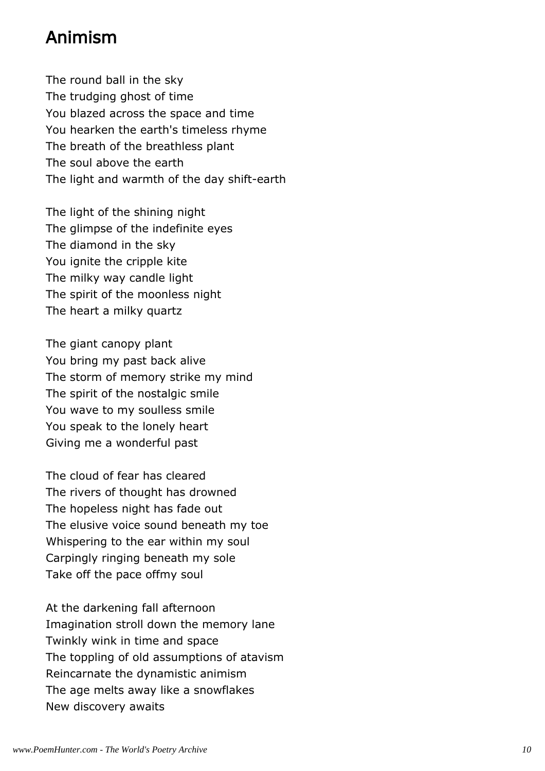# Animism

The round ball in the sky  
The trudging ghost of time  
You blazed across the space and time  
You hearken the earth's timeless rhyme  
The breath of the breathless plant  
The soul above the earth  
The light and warmth of the day shift-earth

The light of the shining night  
The glimpse of the indefinite eyes  
The diamond in the sky  
You ignite the cripple kite  
The milky way candle light  
The spirit of the moonless night  
The heart a milky quartz

The giant canopy plant  
You bring my past back alive  
The storm of memory strike my mind  
The spirit of the nostalgic smile  
You wave to my soulless smile  
You speak to the lonely heart  
Giving me a wonderful past

The cloud of fear has cleared  
The rivers of thought has drowned  
The hopeless night has fade out  
The elusive voice sound beneath my toe  
Whispering to the ear within my soul  
Carpingly ringing beneath my sole  
Take off the pace offmy soul

At the darkening fall afternoon  
Imagination stroll down the memory lane  
Twinkly wink in time and space  
The toppling of old assumptions of atavism  
Reincarnate the dynamistic animism  
The age melts away like a snowflakes  
New discovery awaits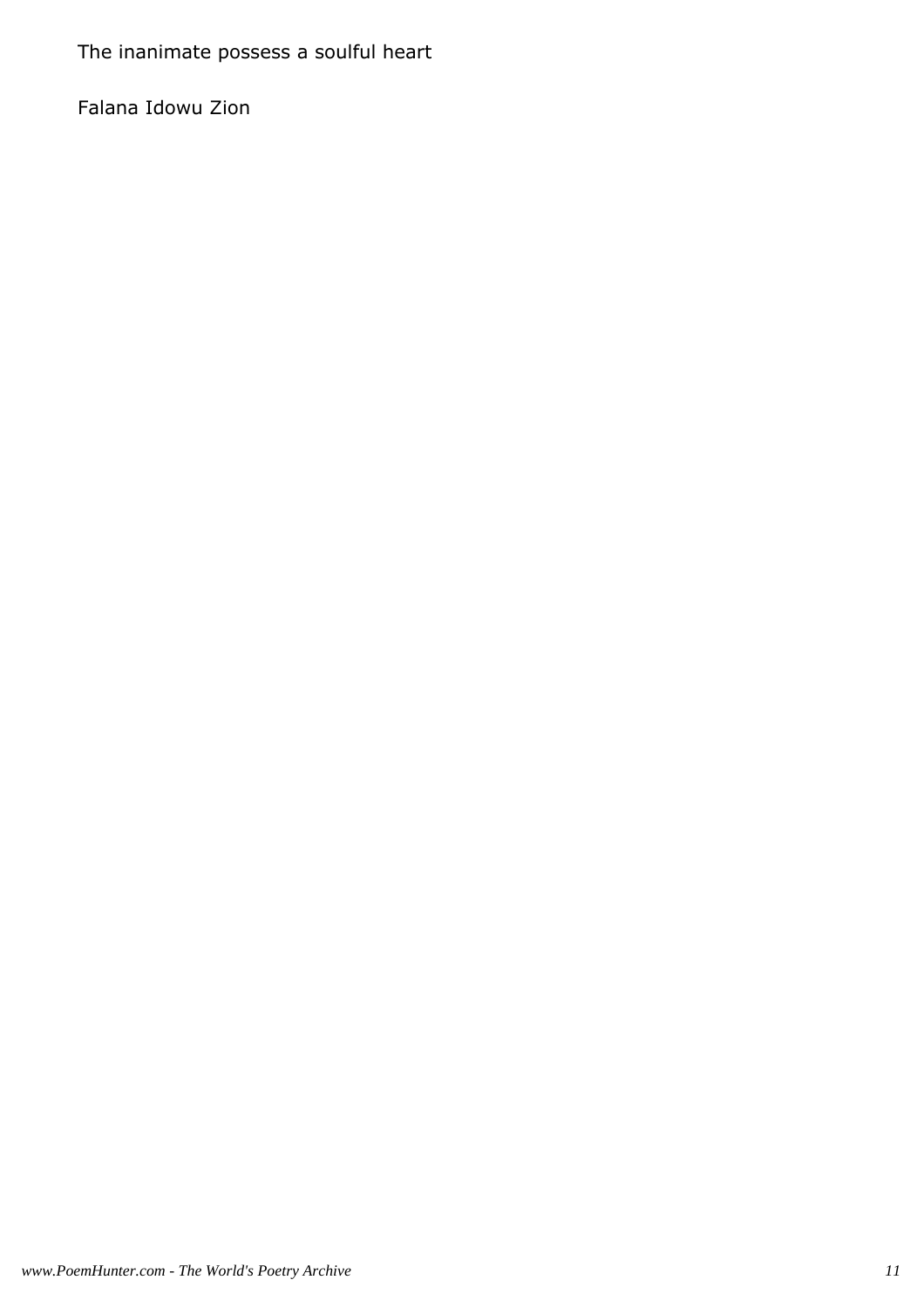The inanimate possess a soulful heart

Falana Idowu Zion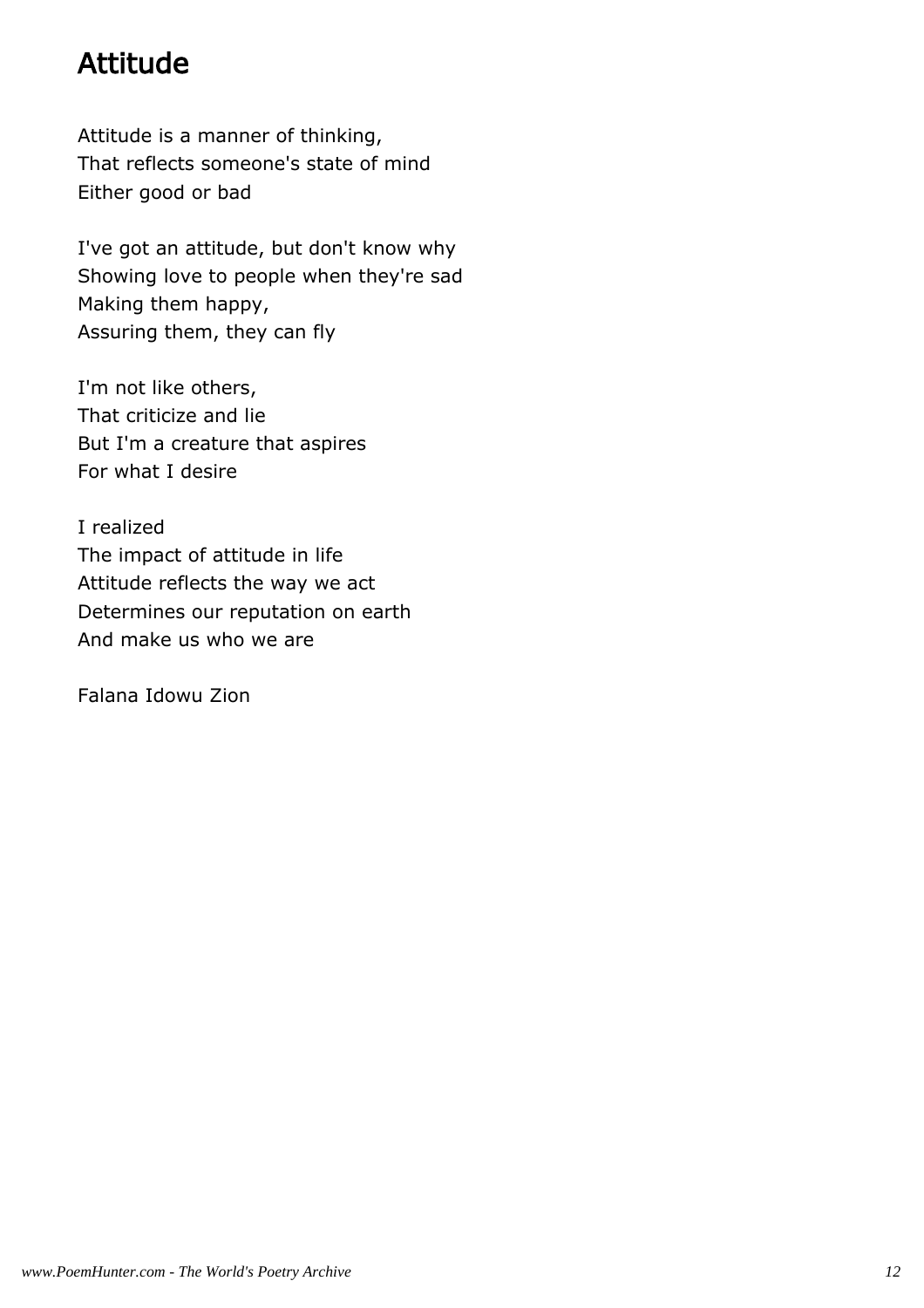# Attitude

Attitude is a manner of thinking,  
That reflects someone's state of mind  
Either good or bad

I've got an attitude, but don't know why  
Showing love to people when they're sad  
Making them happy,  
Assuring them, they can fly

I'm not like others,  
That criticize and lie  
But I'm a creature that aspires  
For what I desire

I realized  
The impact of attitude in life  
Attitude reflects the way we act  
Determines our reputation on earth  
And make us who we are

Falana Idowu Zion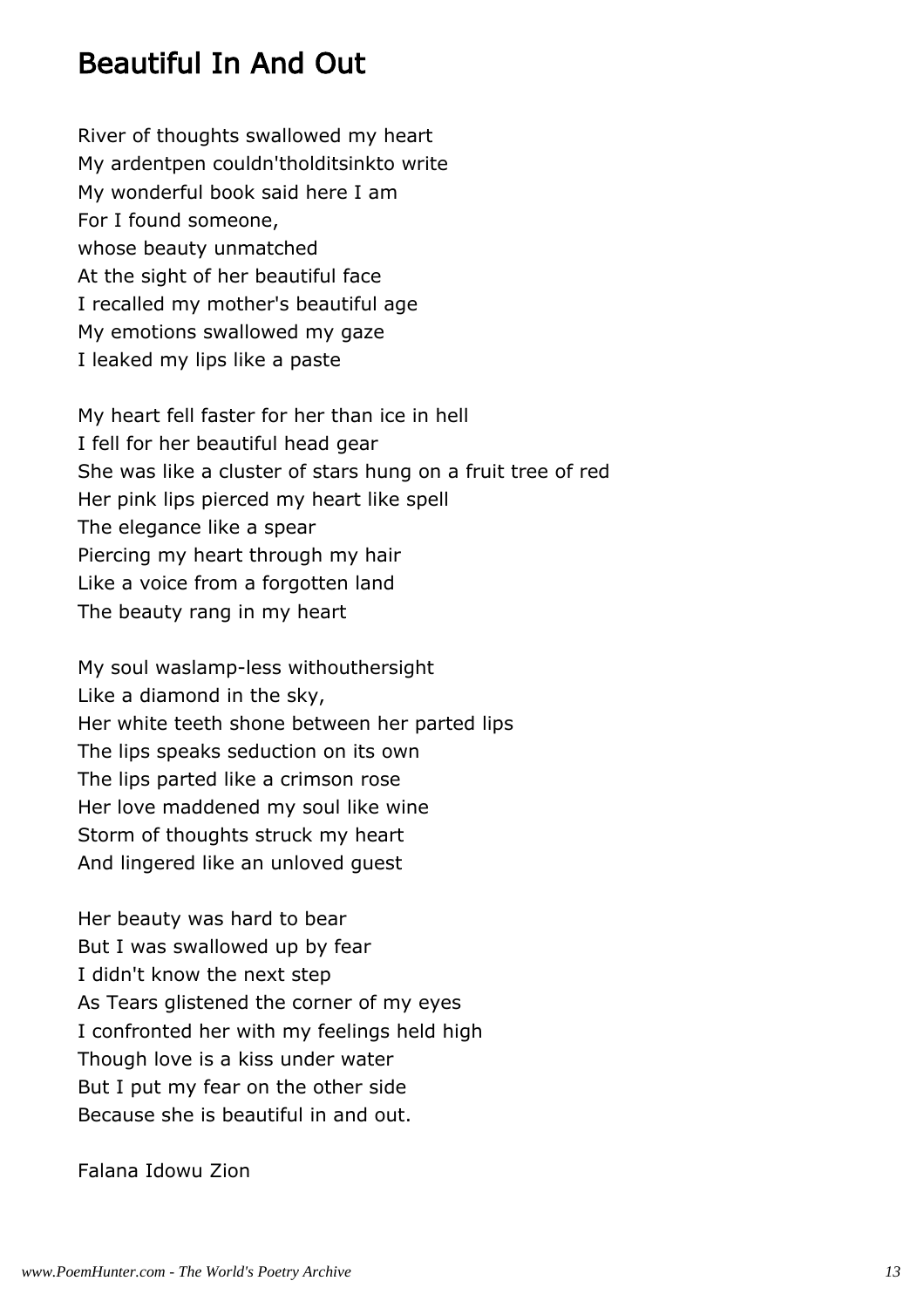# Beautiful In And Out

River of thoughts swallowed my heart
My ardentpen couldn'tholditsinkto write
My wonderful book said here I am
For I found someone,
whose beauty unmatched
At the sight of her beautiful face
I recalled my mother's beautiful age
My emotions swallowed my gaze
I leaked my lips like a paste

My heart fell faster for her than ice in hell
I fell for her beautiful head gear
She was like a cluster of stars hung on a fruit tree of red
Her pink lips pierced my heart like spell
The elegance like a spear
Piercing my heart through my hair
Like a voice from a forgotten land
The beauty rang in my heart

My soul waslamp-less withouthersight
Like a diamond in the sky,
Her white teeth shone between her parted lips
The lips speaks seduction on its own
The lips parted like a crimson rose
Her love maddened my soul like wine
Storm of thoughts struck my heart
And lingered like an unloved guest

Her beauty was hard to bear
But I was swallowed up by fear
I didn't know the next step
As Tears glistened the corner of my eyes
I confronted her with my feelings held high
Though love is a kiss under water
But I put my fear on the other side
Because she is beautiful in and out.

Falana Idowu Zion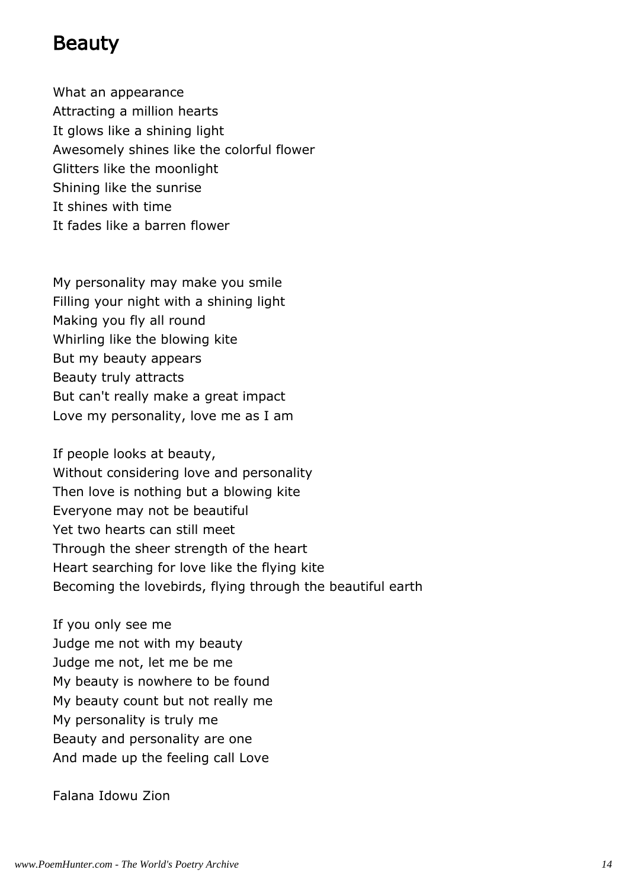# Beauty

What an appearance
Attracting a million hearts
It glows like a shining light
Awesomely shines like the colorful flower
Glitters like the moonlight
Shining like the sunrise
It shines with time
It fades like a barren flower

My personality may make you smile
Filling your night with a shining light
Making you fly all round
Whirling like the blowing kite
But my beauty appears
Beauty truly attracts
But can't really make a great impact
Love my personality, love me as I am

If people looks at beauty,
Without considering love and personality
Then love is nothing but a blowing kite
Everyone may not be beautiful
Yet two hearts can still meet
Through the sheer strength of the heart
Heart searching for love like the flying kite
Becoming the lovebirds, flying through the beautiful earth

If you only see me
Judge me not with my beauty
Judge me not, let me be me
My beauty is nowhere to be found
My beauty count but not really me
My personality is truly me
Beauty and personality are one
And made up the feeling call Love

Falana Idowu Zion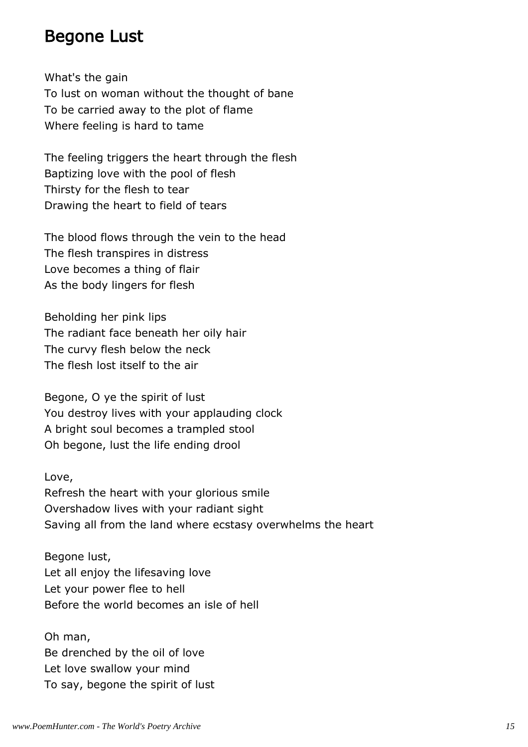## Begone Lust

What's the gain
To lust on woman without the thought of bane
To be carried away to the plot of flame
Where feeling is hard to tame

The feeling triggers the heart through the flesh
Baptizing love with the pool of flesh
Thirsty for the flesh to tear
Drawing the heart to field of tears

The blood flows through the vein to the head
The flesh transpires in distress
Love becomes a thing of flair
As the body lingers for flesh

Beholding her pink lips
The radiant face beneath her oily hair
The curvy flesh below the neck
The flesh lost itself to the air

Begone, O ye the spirit of lust
You destroy lives with your applauding clock
A bright soul becomes a trampled stool
Oh begone, lust the life ending drool

Love,
Refresh the heart with your glorious smile
Overshadow lives with your radiant sight
Saving all from the land where ecstasy overwhelms the heart

Begone lust,
Let all enjoy the lifesaving love
Let your power flee to hell
Before the world becomes an isle of hell

Oh man,
Be drenched by the oil of love
Let love swallow your mind
To say, begone the spirit of lust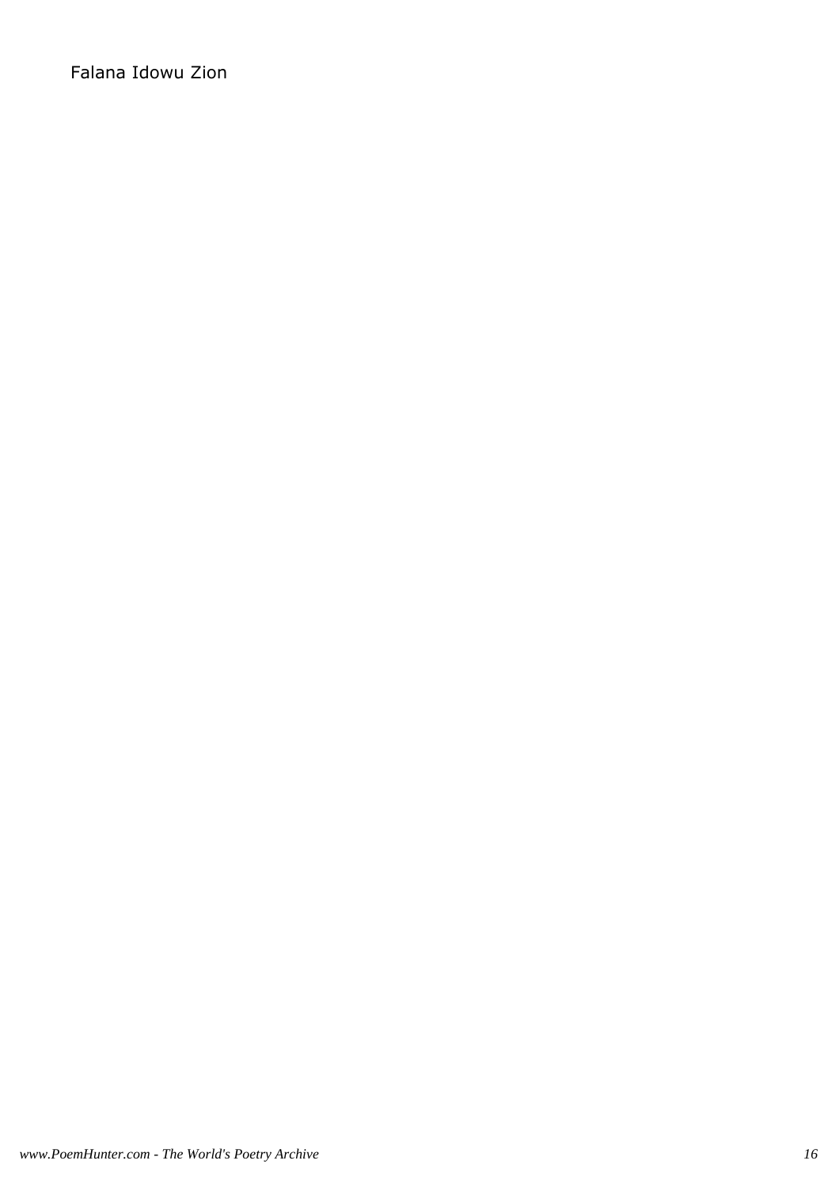Falana Idowu Zion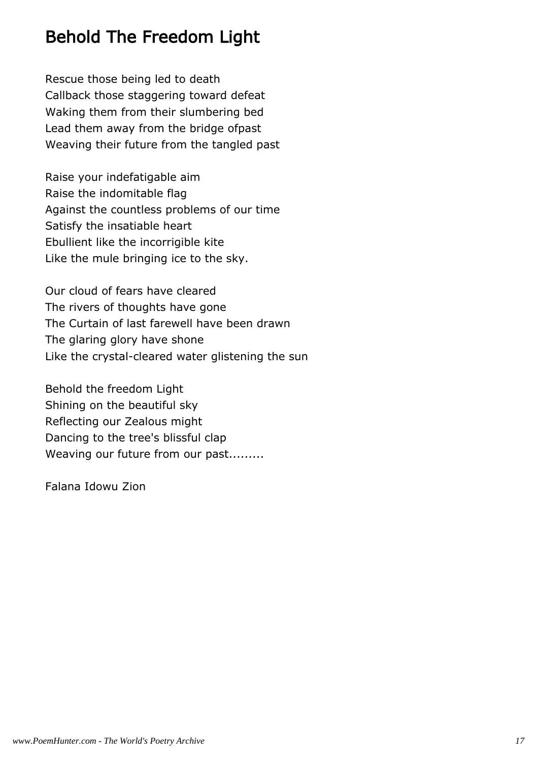## Behold The Freedom Light

Rescue those being led to death
Callback those staggering toward defeat
Waking them from their slumbering bed
Lead them away from the bridge ofpast
Weaving their future from the tangled past

Raise your indefatigable aim
Raise the indomitable flag
Against the countless problems of our time
Satisfy the insatiable heart
Ebullient like the incorrigible kite
Like the mule bringing ice to the sky.

Our cloud of fears have cleared
The rivers of thoughts have gone
The Curtain of last farewell have been drawn
The glaring glory have shone
Like the crystal-cleared water glistening the sun

Behold the freedom Light
Shining on the beautiful sky
Reflecting our Zealous might
Dancing to the tree's blissful clap
Weaving our future from our past.........

Falana Idowu Zion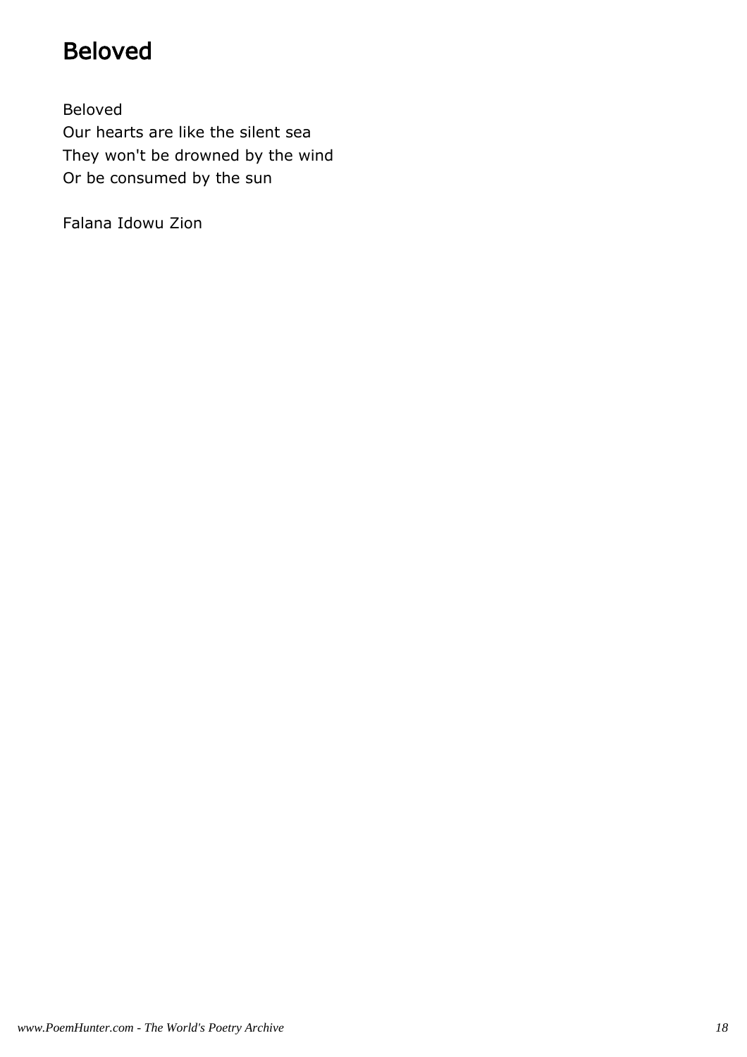# Beloved

Beloved  
Our hearts are like the silent sea  
They won't be drowned by the wind  
Or be consumed by the sun

Falana Idowu Zion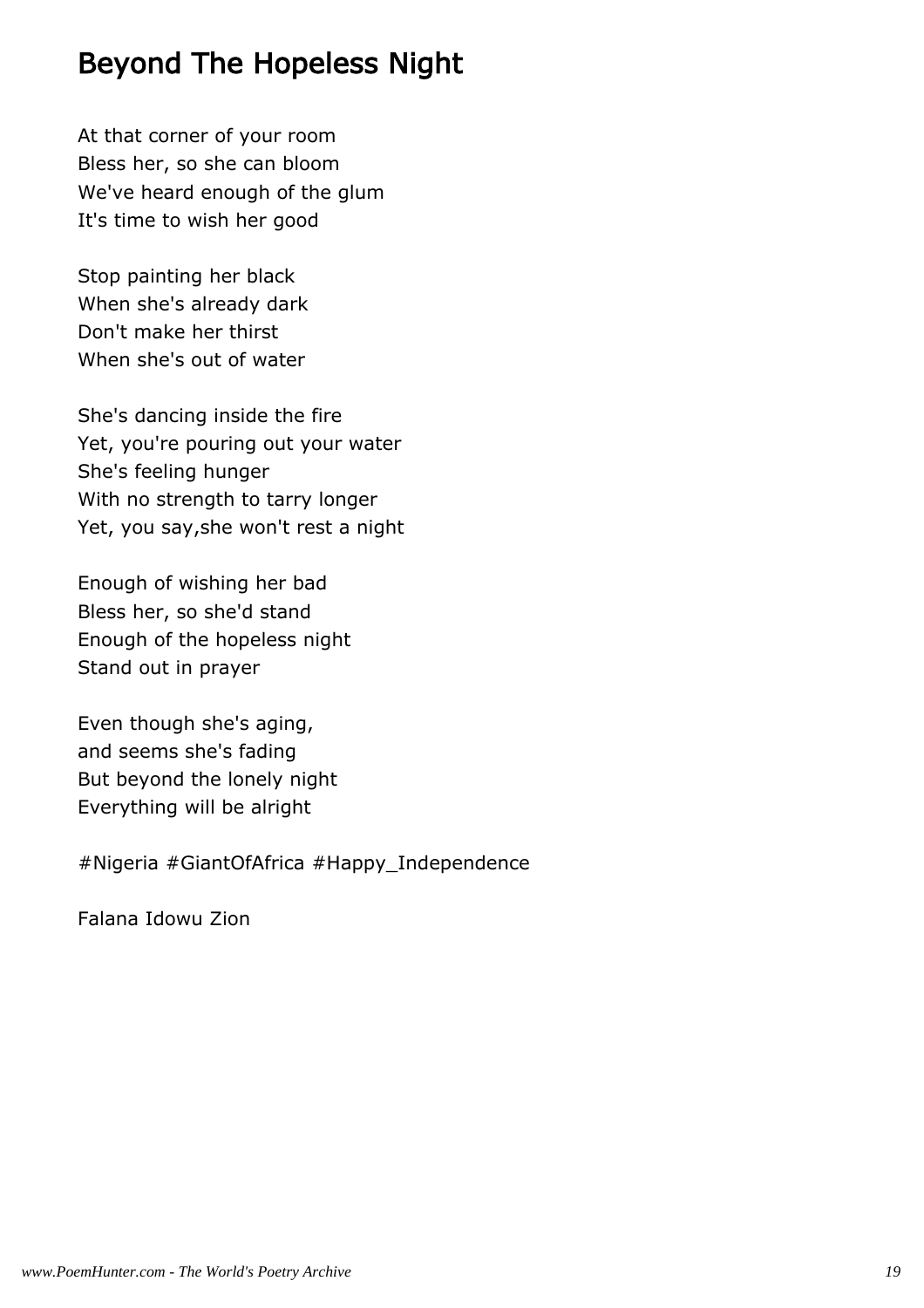# Beyond The Hopeless Night

At that corner of your room
Bless her, so she can bloom
We've heard enough of the glum
It's time to wish her good

Stop painting her black
When she's already dark
Don't make her thirst
When she's out of water

She's dancing inside the fire
Yet, you're pouring out your water
She's feeling hunger
With no strength to tarry longer
Yet, you say,she won't rest a night

Enough of wishing her bad
Bless her, so she'd stand
Enough of the hopeless night
Stand out in prayer

Even though she's aging,
and seems she's fading
But beyond the lonely night
Everything will be alright

#Nigeria #GiantOfAfrica #Happy_Independence

Falana Idowu Zion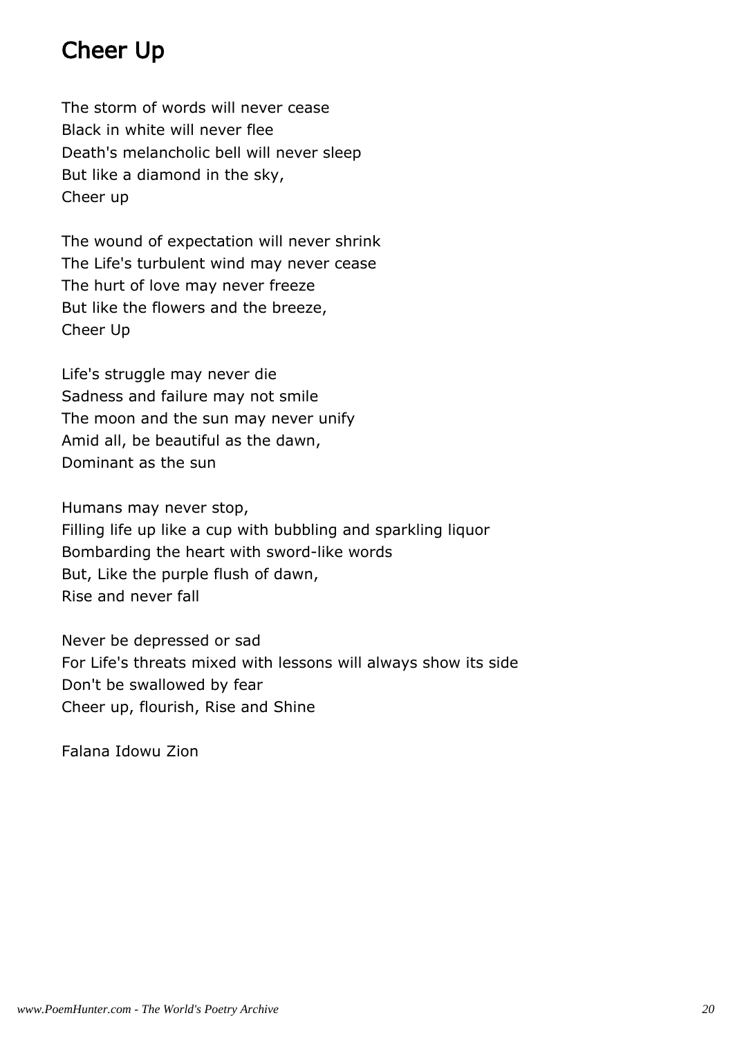## Cheer Up

The storm of words will never cease  
Black in white will never flee  
Death's melancholic bell will never sleep  
But like a diamond in the sky,  
Cheer up

The wound of expectation will never shrink  
The Life's turbulent wind may never cease  
The hurt of love may never freeze  
But like the flowers and the breeze,  
Cheer Up

Life's struggle may never die  
Sadness and failure may not smile  
The moon and the sun may never unify  
Amid all, be beautiful as the dawn,  
Dominant as the sun

Humans may never stop,  
Filling life up like a cup with bubbling and sparkling liquor  
Bombarding the heart with sword-like words  
But, Like the purple flush of dawn,  
Rise and never fall

Never be depressed or sad  
For Life's threats mixed with lessons will always show its side  
Don't be swallowed by fear  
Cheer up, flourish, Rise and Shine

Falana Idowu Zion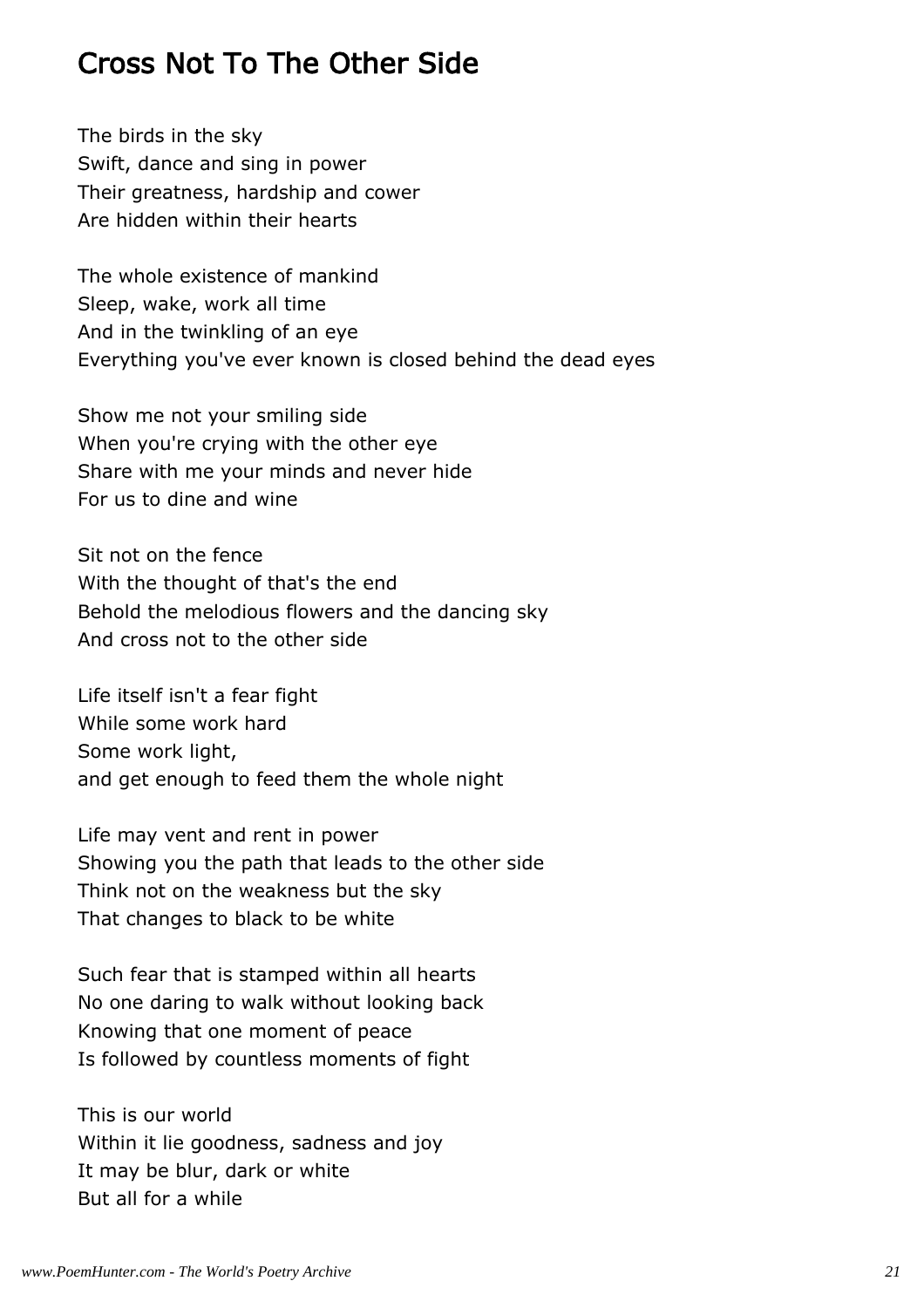# Cross Not To The Other Side

The birds in the sky
Swift, dance and sing in power
Their greatness, hardship and cower
Are hidden within their hearts

The whole existence of mankind
Sleep, wake, work all time
And in the twinkling of an eye
Everything you've ever known is closed behind the dead eyes

Show me not your smiling side
When you're crying with the other eye
Share with me your minds and never hide
For us to dine and wine

Sit not on the fence
With the thought of that's the end
Behold the melodious flowers and the dancing sky
And cross not to the other side

Life itself isn't a fear fight
While some work hard
Some work light,
and get enough to feed them the whole night

Life may vent and rent in power
Showing you the path that leads to the other side
Think not on the weakness but the sky
That changes to black to be white

Such fear that is stamped within all hearts
No one daring to walk without looking back
Knowing that one moment of peace
Is followed by countless moments of fight

This is our world
Within it lie goodness, sadness and joy
It may be blur, dark or white
But all for a while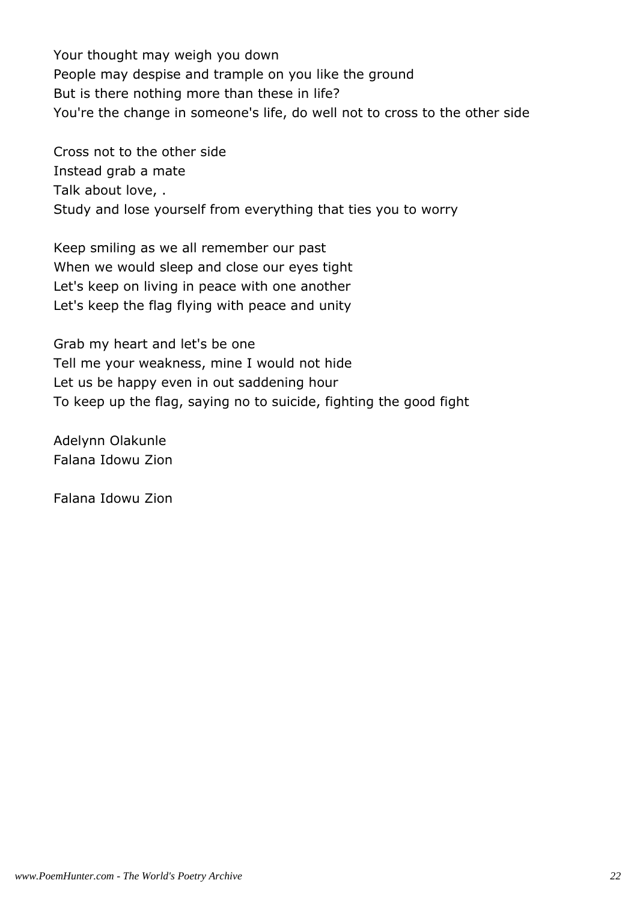Your thought may weigh you down
People may despise and trample on you like the ground
But is there nothing more than these in life?
You're the change in someone's life, do well not to cross to the other side

Cross not to the other side
Instead grab a mate
Talk about love, .
Study and lose yourself from everything that ties you to worry

Keep smiling as we all remember our past
When we would sleep and close our eyes tight
Let's keep on living in peace with one another
Let's keep the flag flying with peace and unity

Grab my heart and let's be one
Tell me your weakness, mine I would not hide
Let us be happy even in out saddening hour
To keep up the flag, saying no to suicide, fighting the good fight

Adelynn Olakunle
Falana Idowu Zion

Falana Idowu Zion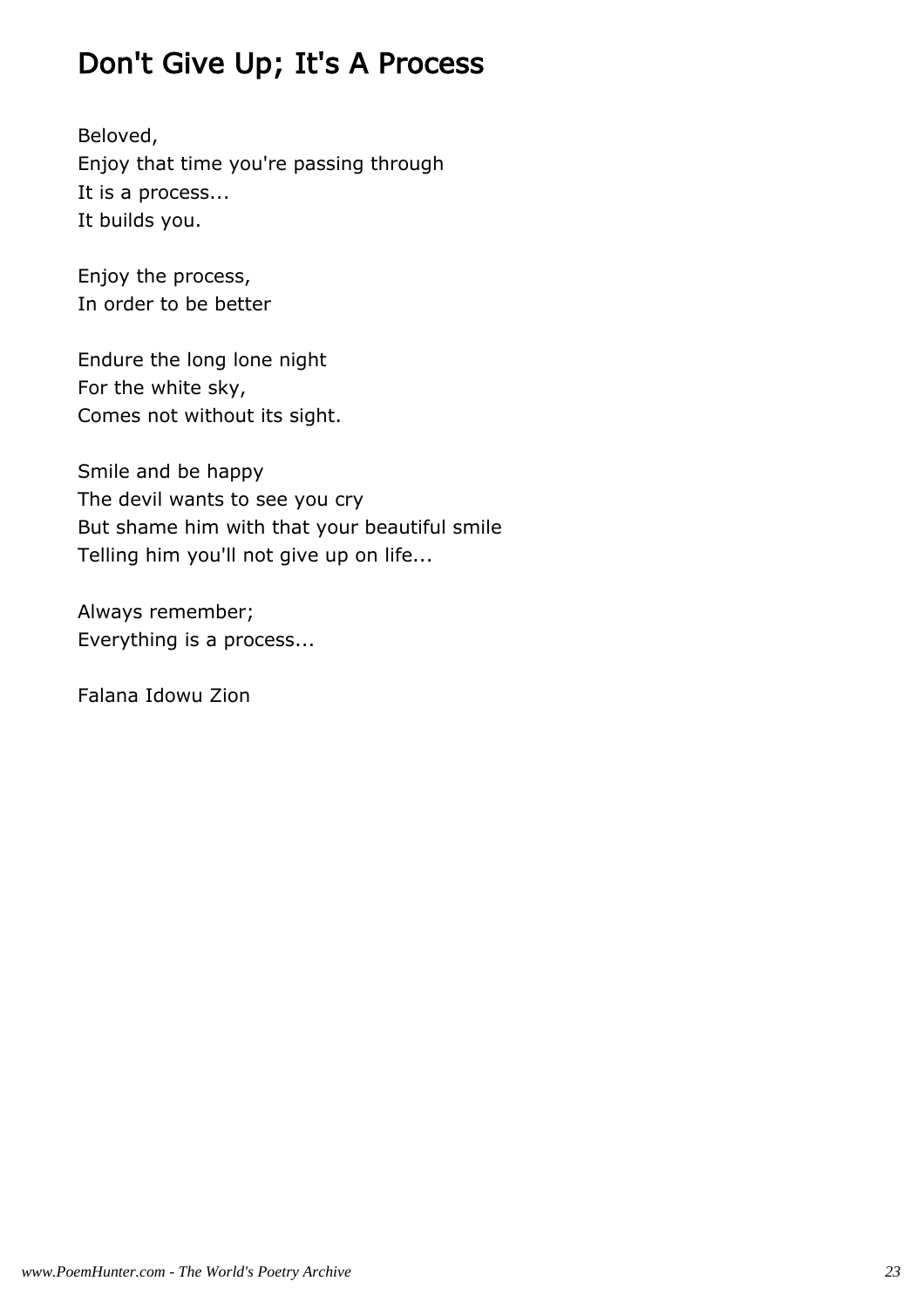## Don't Give Up; It's A Process

Beloved,
Enjoy that time you're passing through
It is a process...
It builds you.

Enjoy the process,
In order to be better

Endure the long lone night
For the white sky,
Comes not without its sight.

Smile and be happy
The devil wants to see you cry
But shame him with that your beautiful smile
Telling him you'll not give up on life...

Always remember;
Everything is a process...

Falana Idowu Zion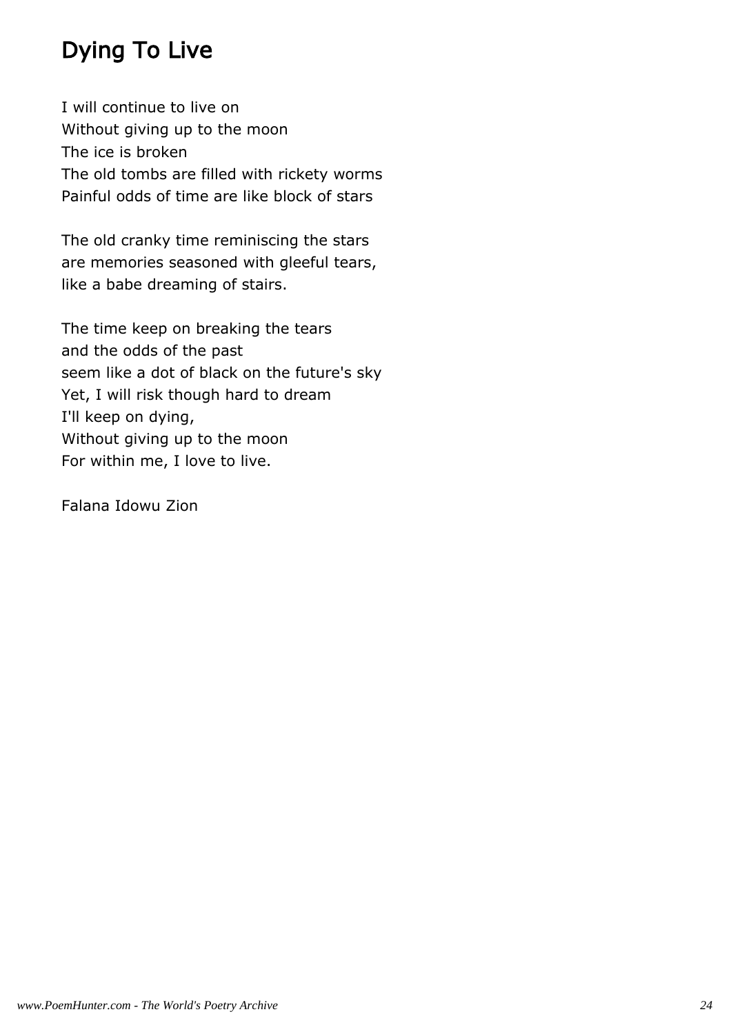# Dying To Live

I will continue to live on  
Without giving up to the moon  
The ice is broken  
The old tombs are filled with rickety worms  
Painful odds of time are like block of stars

The old cranky time reminiscing the stars  
are memories seasoned with gleeful tears,  
like a babe dreaming of stairs.

The time keep on breaking the tears  
and the odds of the past  
seem like a dot of black on the future's sky  
Yet, I will risk though hard to dream  
I'll keep on dying,  
Without giving up to the moon  
For within me, I love to live.

Falana Idowu Zion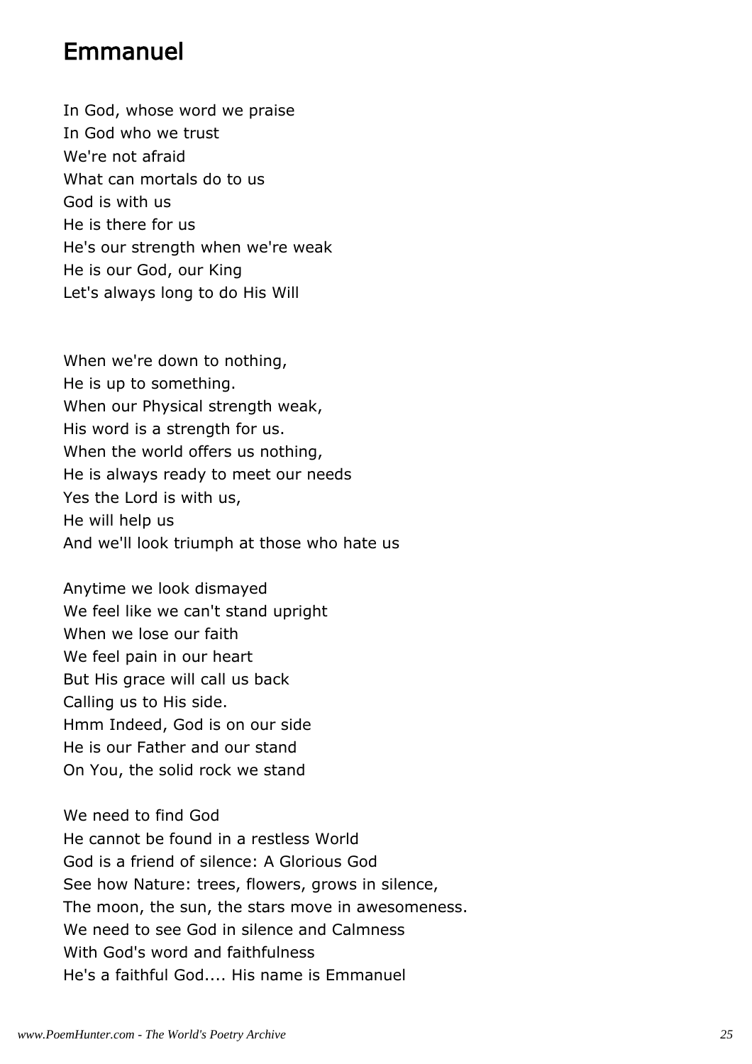## Emmanuel

In God, whose word we praise  
In God who we trust  
We're not afraid  
What can mortals do to us  
God is with us  
He is there for us  
He's our strength when we're weak  
He is our God, our King  
Let's always long to do His Will

When we're down to nothing,  
He is up to something.  
When our Physical strength weak,  
His word is a strength for us.  
When the world offers us nothing,  
He is always ready to meet our needs  
Yes the Lord is with us,  
He will help us  
And we'll look triumph at those who hate us

Anytime we look dismayed  
We feel like we can't stand upright  
When we lose our faith  
We feel pain in our heart  
But His grace will call us back  
Calling us to His side.  
Hmm Indeed, God is on our side  
He is our Father and our stand  
On You, the solid rock we stand

We need to find God  
He cannot be found in a restless World  
God is a friend of silence: A Glorious God  
See how Nature: trees, flowers, grows in silence,  
The moon, the sun, the stars move in awesomeness.  
We need to see God in silence and Calmness  
With God's word and faithfulness  
He's a faithful God.... His name is Emmanuel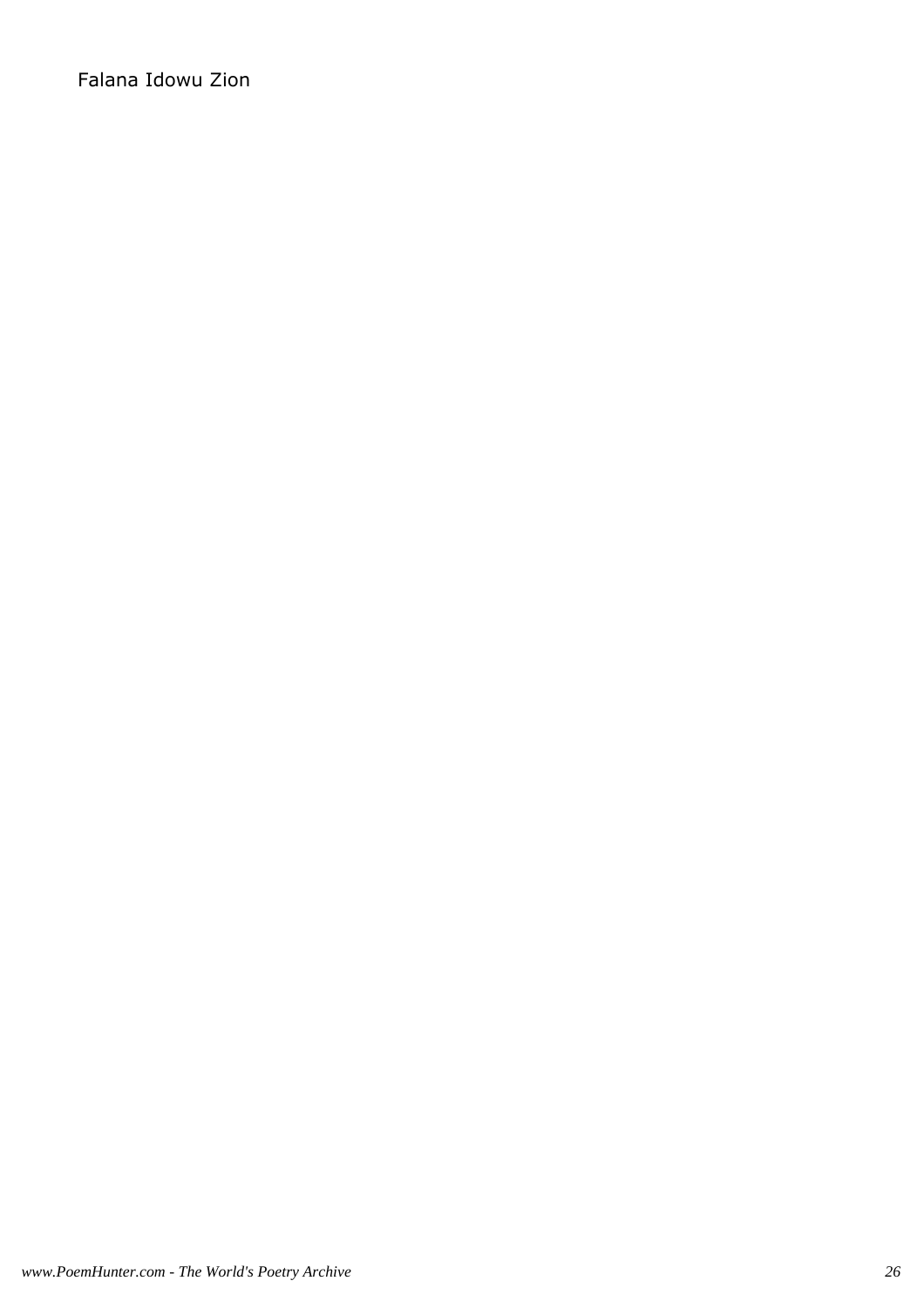Falana Idowu Zion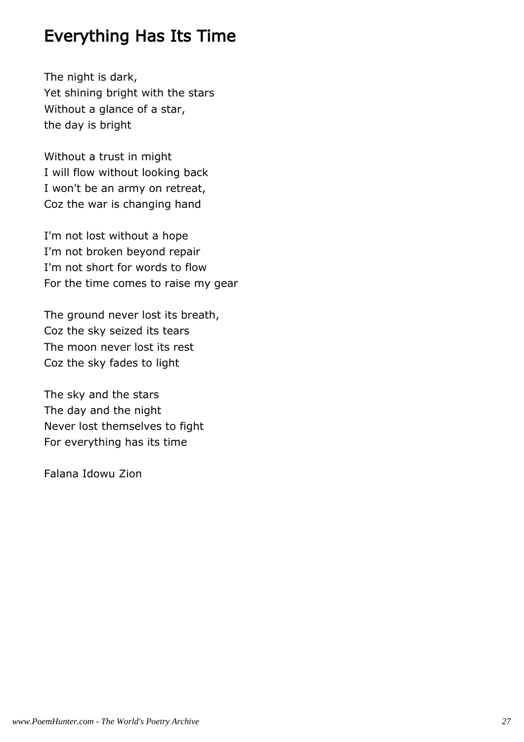# Everything Has Its Time

The night is dark,  
Yet shining bright with the stars  
Without a glance of a star,  
the day is bright

Without a trust in might  
I will flow without looking back  
I won't be an army on retreat,  
Coz the war is changing hand

I'm not lost without a hope  
I'm not broken beyond repair  
I'm not short for words to flow  
For the time comes to raise my gear

The ground never lost its breath,  
Coz the sky seized its tears  
The moon never lost its rest  
Coz the sky fades to light

The sky and the stars  
The day and the night  
Never lost themselves to fight  
For everything has its time

Falana Idowu Zion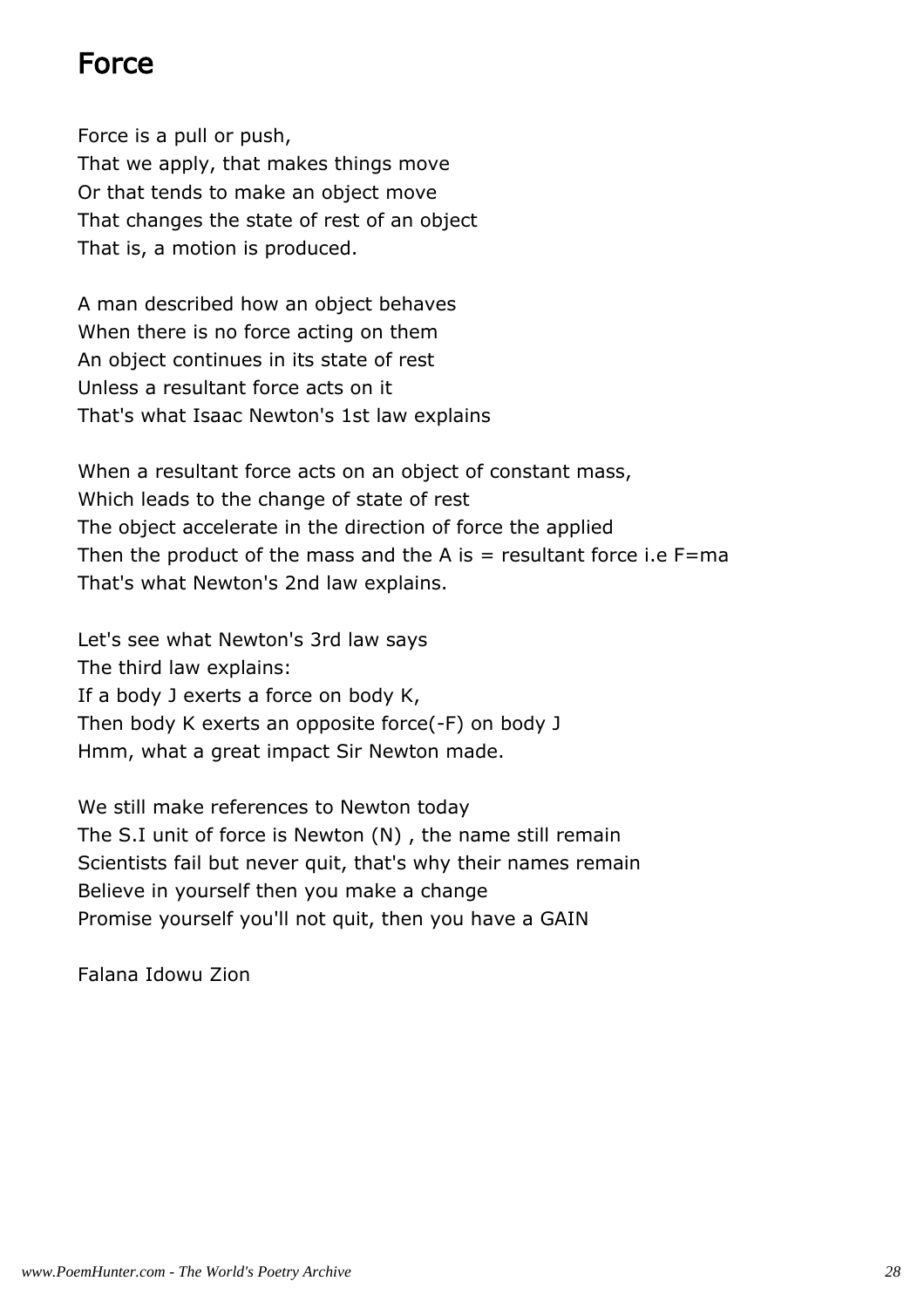# Force

Force is a pull or push,  
That we apply, that makes things move  
Or that tends to make an object move  
That changes the state of rest of an object  
That is, a motion is produced.

A man described how an object behaves  
When there is no force acting on them  
An object continues in its state of rest  
Unless a resultant force acts on it  
That's what Isaac Newton's 1st law explains

When a resultant force acts on an object of constant mass,  
Which leads to the change of state of rest  
The object accelerate in the direction of force the applied  
Then the product of the mass and the A is = resultant force i.e $F=ma$  
That's what Newton's 2nd law explains.

Let's see what Newton's 3rd law says  
The third law explains:  
If a body J exerts a force on body K,  
Then body K exerts an opposite force(-F) on body J  
Hmm, what a great impact Sir Newton made.

We still make references to Newton today  
The S.I unit of force is Newton (N) , the name still remain  
Scientists fail but never quit, that's why their names remain  
Believe in yourself then you make a change  
Promise yourself you'll not quit, then you have a GAIN

Falana Idowu Zion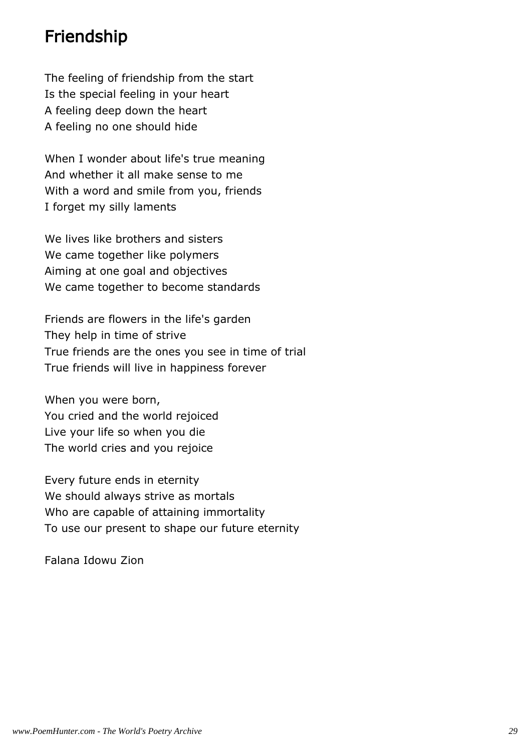# Friendship

The feeling of friendship from the start
Is the special feeling in your heart
A feeling deep down the heart
A feeling no one should hide

When I wonder about life's true meaning
And whether it all make sense to me
With a word and smile from you, friends
I forget my silly laments

We lives like brothers and sisters
We came together like polymers
Aiming at one goal and objectives
We came together to become standards

Friends are flowers in the life's garden
They help in time of strive
True friends are the ones you see in time of trial
True friends will live in happiness forever

When you were born,
You cried and the world rejoiced
Live your life so when you die
The world cries and you rejoice

Every future ends in eternity
We should always strive as mortals
Who are capable of attaining immortality
To use our present to shape our future eternity

Falana Idowu Zion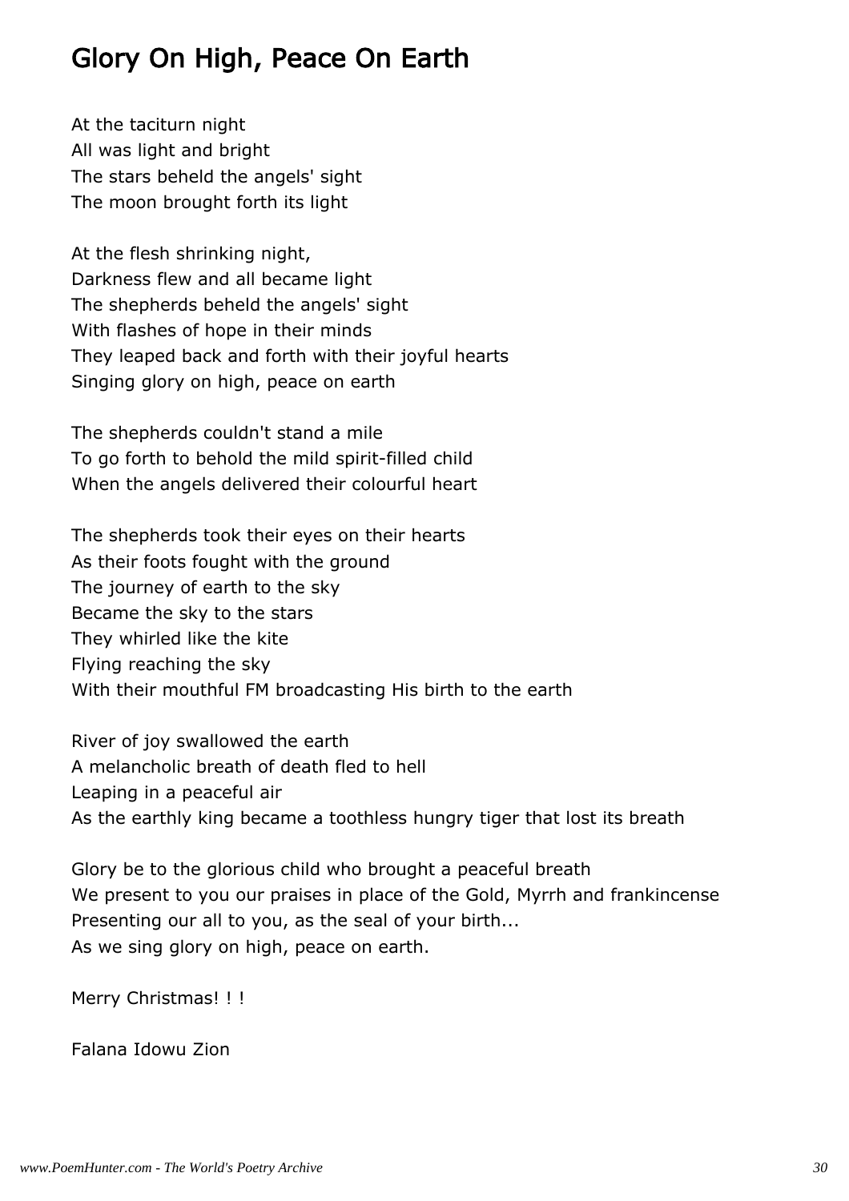## Glory On High, Peace On Earth

At the taciturn night  
All was light and bright  
The stars beheld the angels' sight  
The moon brought forth its light

At the flesh shrinking night,  
Darkness flew and all became light  
The shepherds beheld the angels' sight  
With flashes of hope in their minds  
They leaped back and forth with their joyful hearts  
Singing glory on high, peace on earth

The shepherds couldn't stand a mile  
To go forth to behold the mild spirit-filled child  
When the angels delivered their colourful heart

The shepherds took their eyes on their hearts  
As their foots fought with the ground  
The journey of earth to the sky  
Became the sky to the stars  
They whirled like the kite  
Flying reaching the sky  
With their mouthful FM broadcasting His birth to the earth

River of joy swallowed the earth  
A melancholic breath of death fled to hell  
Leaping in a peaceful air  
As the earthly king became a toothless hungry tiger that lost its breath

Glory be to the glorious child who brought a peaceful breath  
We present to you our praises in place of the Gold, Myrrh and frankincense  
Presenting our all to you, as the seal of your birth...  
As we sing glory on high, peace on earth.

Merry Christmas! ! !

Falana Idowu Zion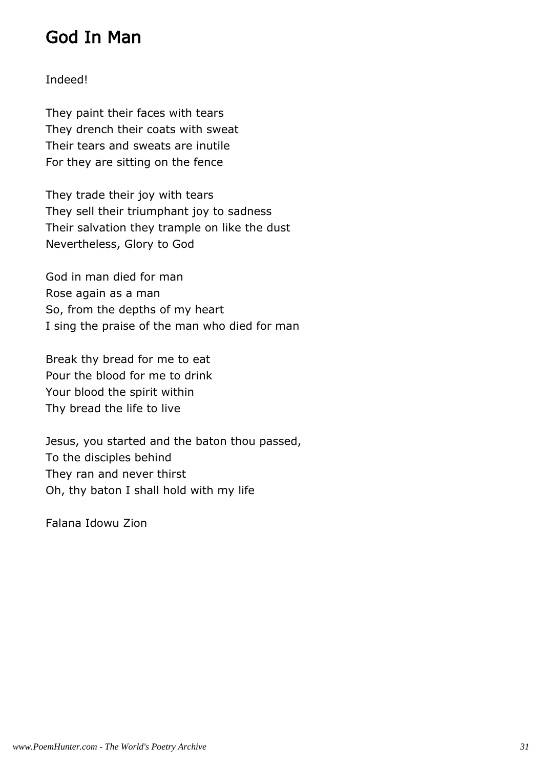# God In Man

Indeed!

They paint their faces with tears  
They drench their coats with sweat  
Their tears and sweats are inutile  
For they are sitting on the fence

They trade their joy with tears  
They sell their triumphant joy to sadness  
Their salvation they trample on like the dust  
Nevertheless, Glory to God

God in man died for man  
Rose again as a man  
So, from the depths of my heart  
I sing the praise of the man who died for man

Break thy bread for me to eat  
Pour the blood for me to drink  
Your blood the spirit within  
Thy bread the life to live

Jesus, you started and the baton thou passed,  
To the disciples behind  
They ran and never thirst  
Oh, thy baton I shall hold with my life

Falana Idowu Zion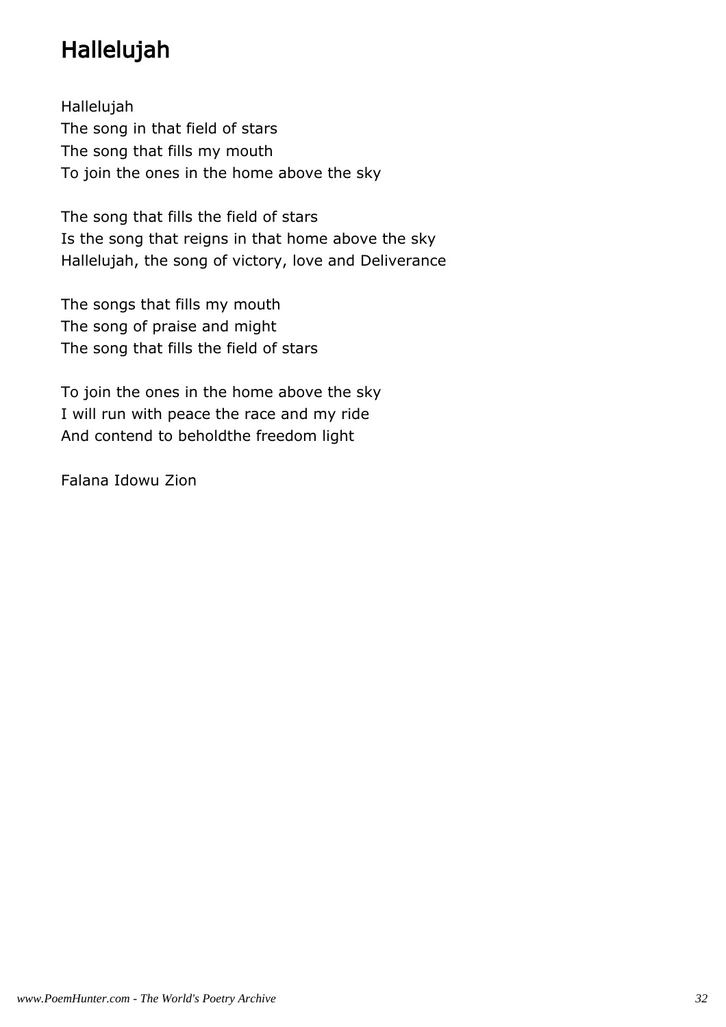# Hallelujah

Hallelujah
The song in that field of stars
The song that fills my mouth
To join the ones in the home above the sky

The song that fills the field of stars
Is the song that reigns in that home above the sky
Hallelujah, the song of victory, love and Deliverance

The songs that fills my mouth
The song of praise and might
The song that fills the field of stars

To join the ones in the home above the sky
I will run with peace the race and my ride
And contend to beholdthe freedom light

Falana Idowu Zion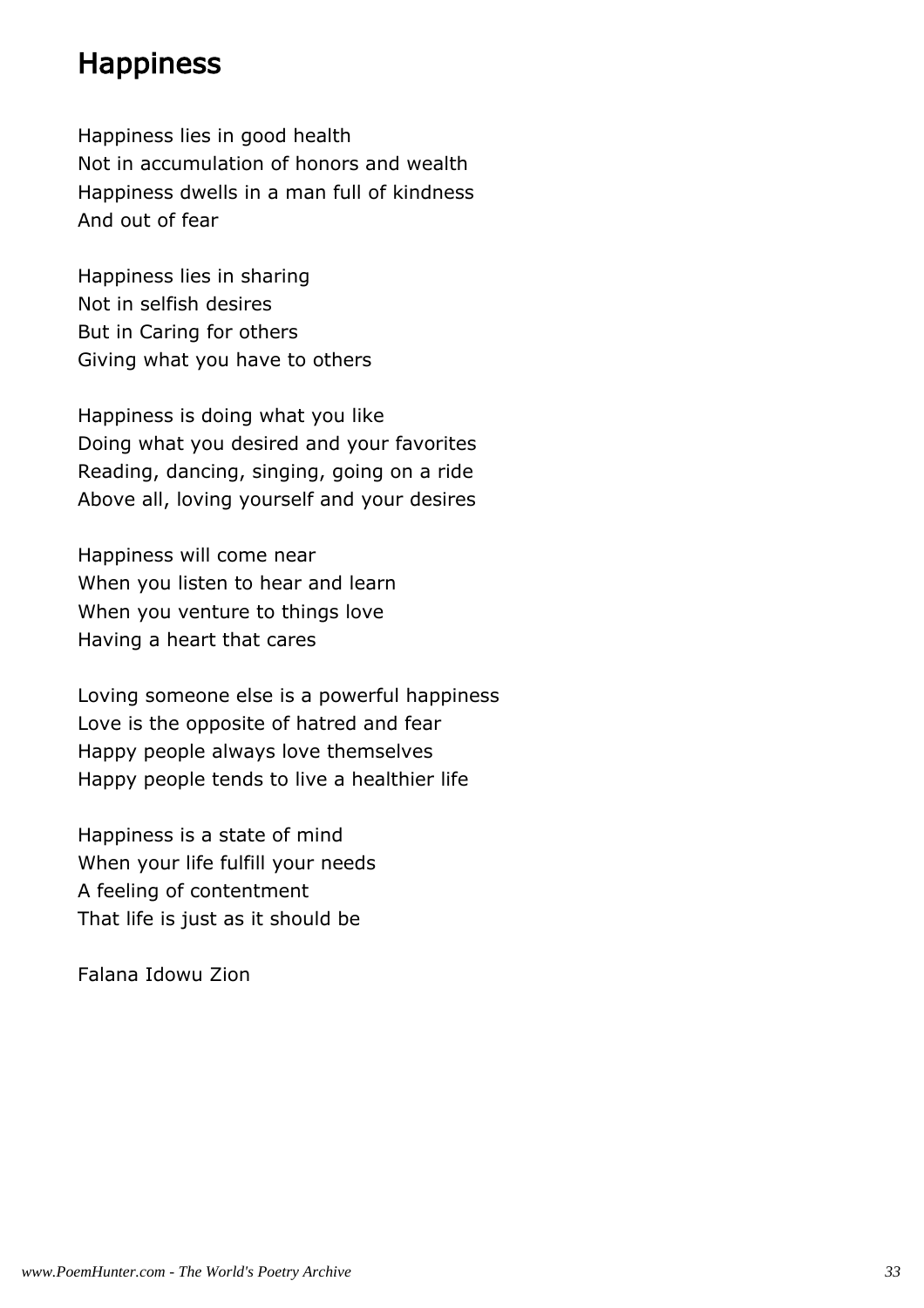## Happiness

Happiness lies in good health
Not in accumulation of honors and wealth
Happiness dwells in a man full of kindness
And out of fear

Happiness lies in sharing
Not in selfish desires
But in Caring for others
Giving what you have to others

Happiness is doing what you like
Doing what you desired and your favorites
Reading, dancing, singing, going on a ride
Above all, loving yourself and your desires

Happiness will come near
When you listen to hear and learn
When you venture to things love
Having a heart that cares

Loving someone else is a powerful happiness
Love is the opposite of hatred and fear
Happy people always love themselves
Happy people tends to live a healthier life

Happiness is a state of mind
When your life fulfill your needs
A feeling of contentment
That life is just as it should be

Falana Idowu Zion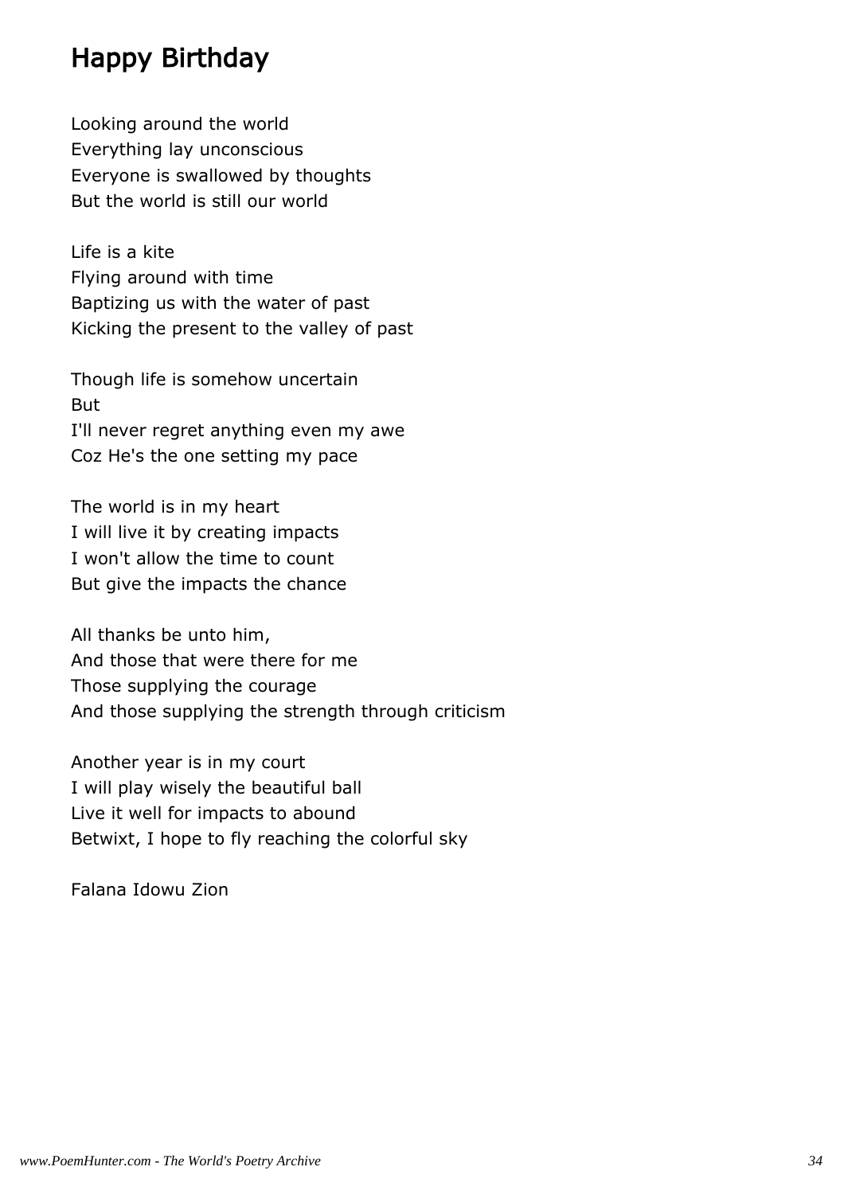# Happy Birthday

Looking around the world
Everything lay unconscious
Everyone is swallowed by thoughts
But the world is still our world

Life is a kite
Flying around with time
Baptizing us with the water of past
Kicking the present to the valley of past

Though life is somehow uncertain
But
I'll never regret anything even my awe
Coz He's the one setting my pace

The world is in my heart
I will live it by creating impacts
I won't allow the time to count
But give the impacts the chance

All thanks be unto him,
And those that were there for me
Those supplying the courage
And those supplying the strength through criticism

Another year is in my court
I will play wisely the beautiful ball
Live it well for impacts to abound
Betwixt, I hope to fly reaching the colorful sky

Falana Idowu Zion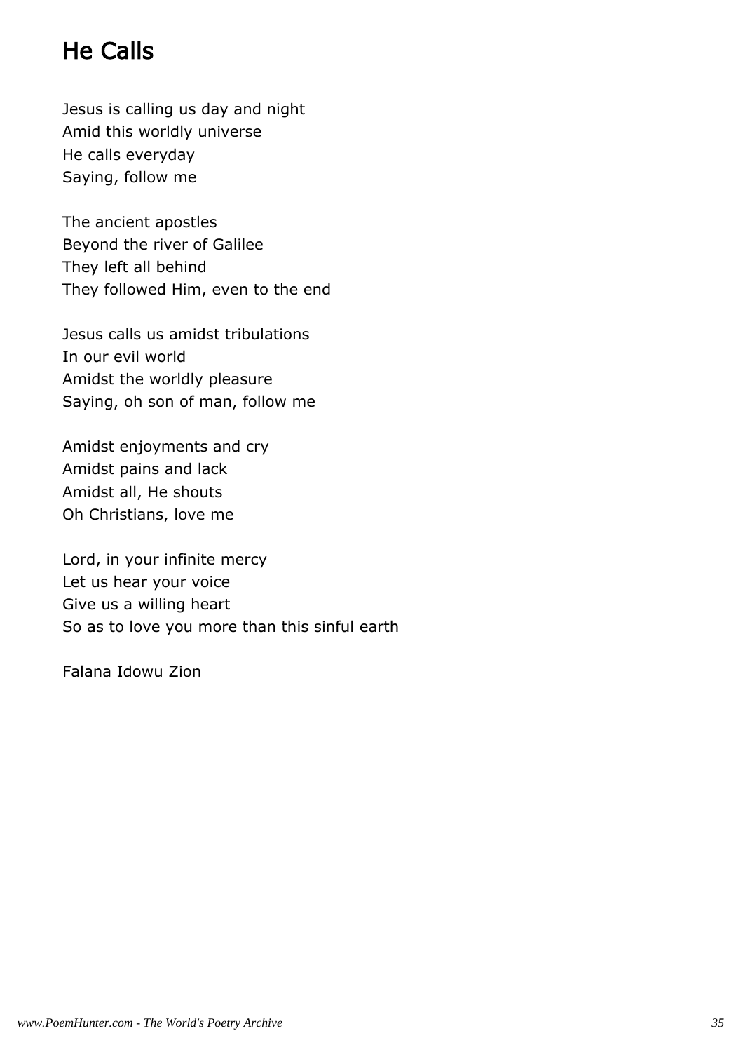## He Calls

Jesus is calling us day and night  
Amid this worldly universe  
He calls everyday  
Saying, follow me

The ancient apostles  
Beyond the river of Galilee  
They left all behind  
They followed Him, even to the end

Jesus calls us amidst tribulations  
In our evil world  
Amidst the worldly pleasure  
Saying, oh son of man, follow me

Amidst enjoyments and cry  
Amidst pains and lack  
Amidst all, He shouts  
Oh Christians, love me

Lord, in your infinite mercy  
Let us hear your voice  
Give us a willing heart  
So as to love you more than this sinful earth

Falana Idowu Zion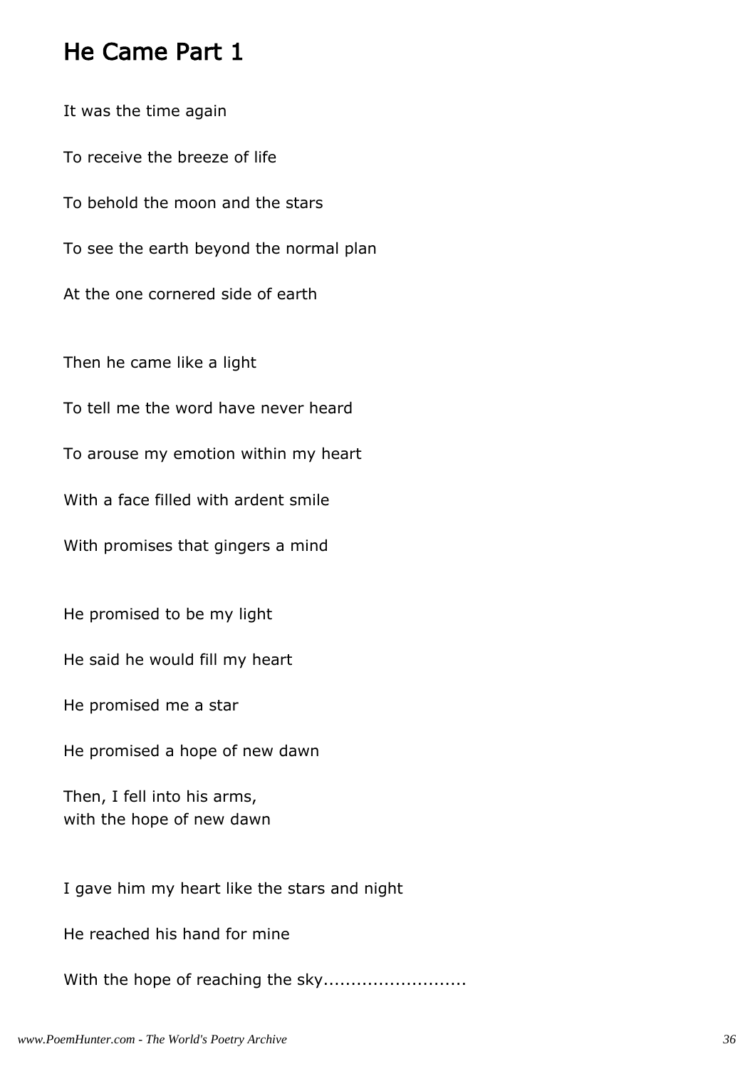## He Came Part 1

It was the time again

To receive the breeze of life

To behold the moon and the stars

To see the earth beyond the normal plan

At the one cornered side of earth

Then he came like a light

To tell me the word have never heard

To arouse my emotion within my heart

With a face filled with ardent smile

With promises that gingers a mind

He promised to be my light

He said he would fill my heart

He promised me a star

He promised a hope of new dawn

Then, I fell into his arms,  
with the hope of new dawn

I gave him my heart like the stars and night

He reached his hand for mine

With the hope of reaching the sky..........................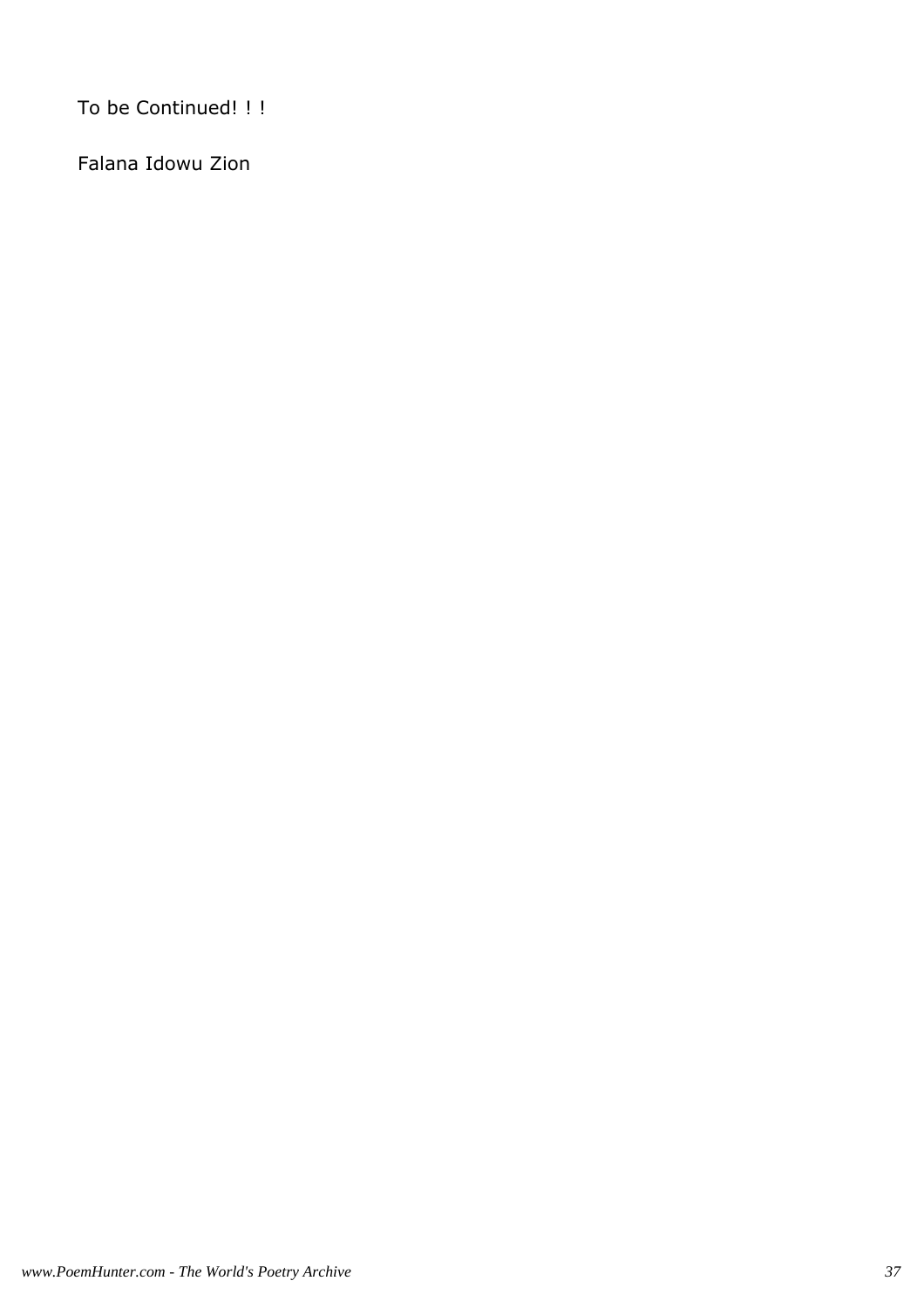To be Continued! ! !

Falana Idowu Zion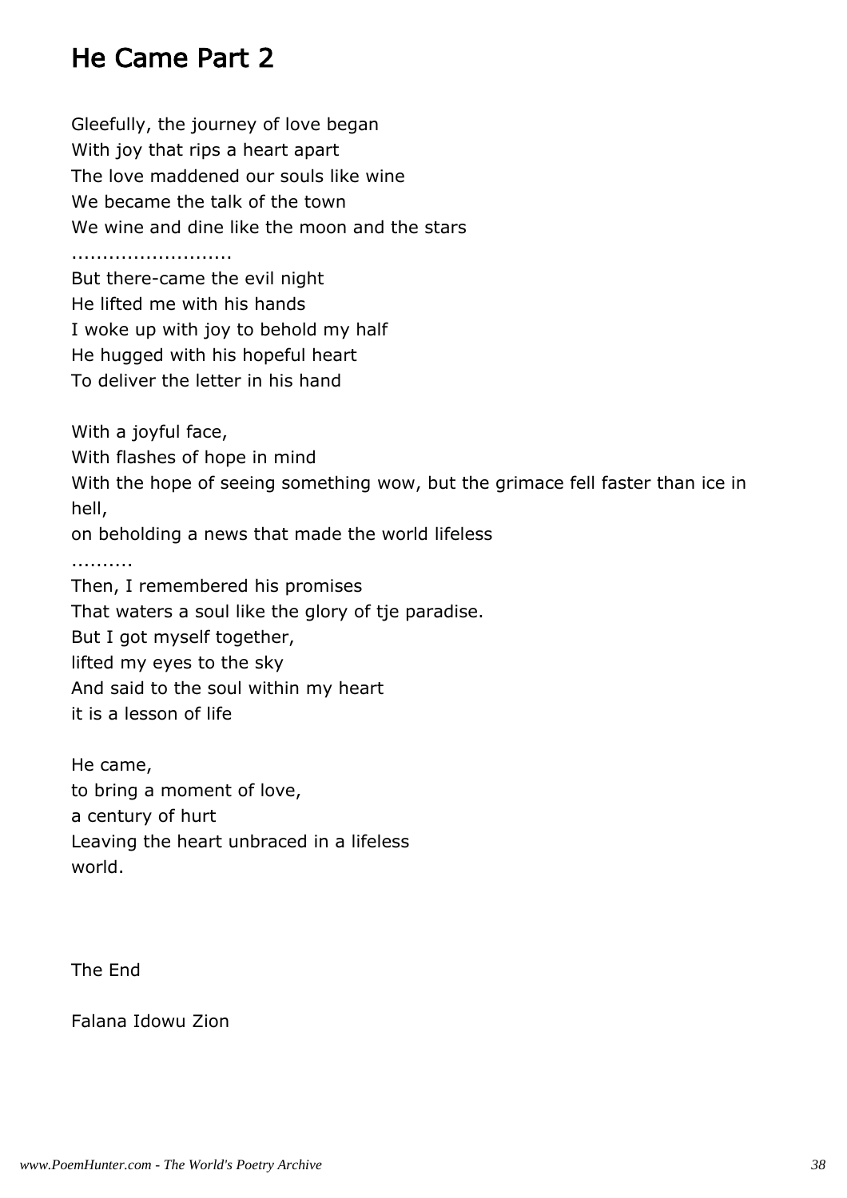# He Came Part 2

Gleefully, the journey of love began
With joy that rips a heart apart
The love maddened our souls like wine
We became the talk of the town
We wine and dine like the moon and the stars
.........................
But there-came the evil night
He lifted me with his hands
I woke up with joy to behold my half
He hugged with his hopeful heart
To deliver the letter in his hand

With a joyful face,
With flashes of hope in mind
With the hope of seeing something wow, but the grimace fell faster than ice in hell,
on beholding a news that made the world lifeless
..........
Then, I remembered his promises
That waters a soul like the glory of tje paradise.
But I got myself together,
lifted my eyes to the sky
And said to the soul within my heart
it is a lesson of life

He came,
to bring a moment of love,
a century of hurt
Leaving the heart unbraced in a lifeless
world.

The End

Falana Idowu Zion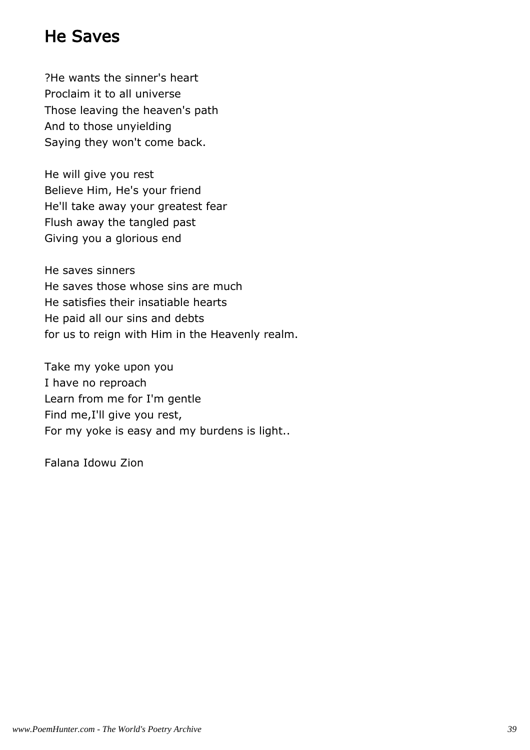# He Saves

?He wants the sinner's heart
Proclaim it to all universe
Those leaving the heaven's path
And to those unyielding
Saying they won't come back.

He will give you rest
Believe Him, He's your friend
He'll take away your greatest fear
Flush away the tangled past
Giving you a glorious end

He saves sinners
He saves those whose sins are much
He satisfies their insatiable hearts
He paid all our sins and debts
for us to reign with Him in the Heavenly realm.

Take my yoke upon you
I have no reproach
Learn from me for I'm gentle
Find me,I'll give you rest,
For my yoke is easy and my burdens is light..

Falana Idowu Zion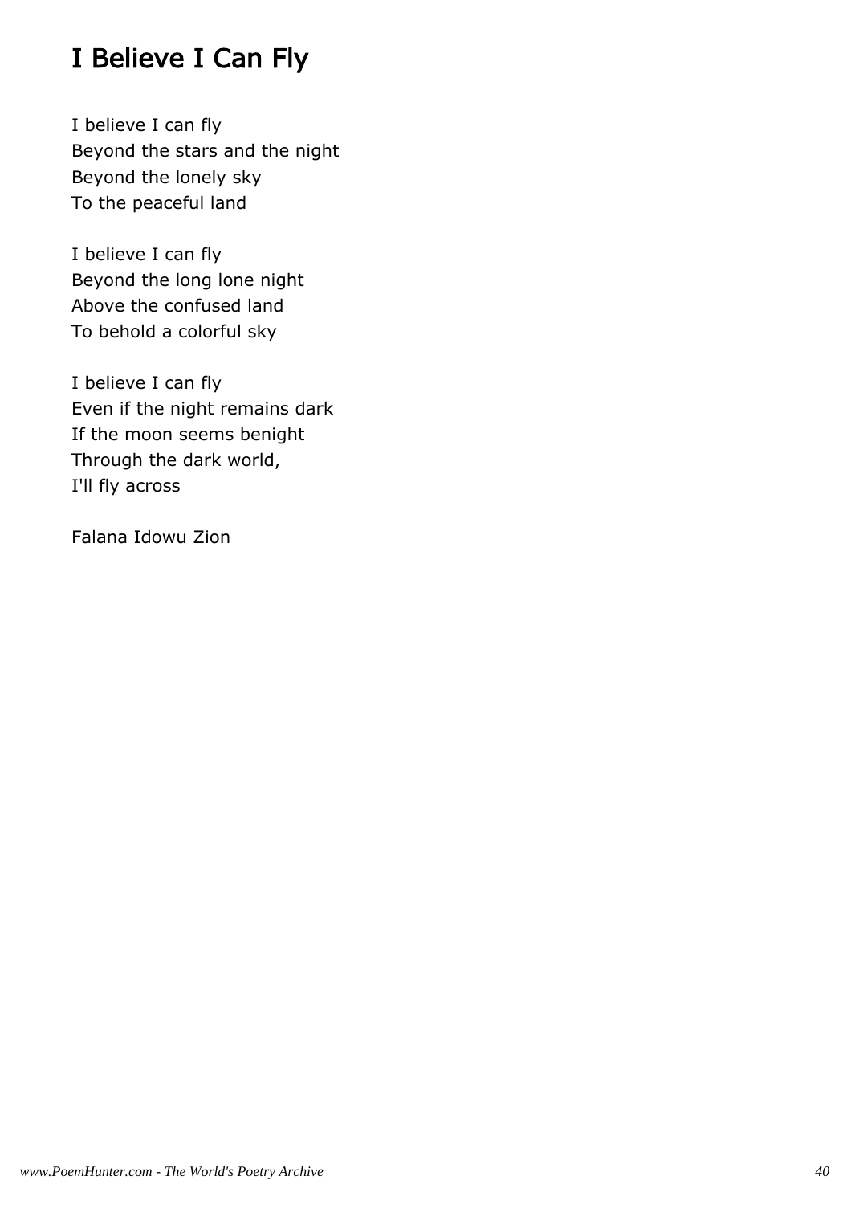# I Believe I Can Fly

I believe I can fly  
Beyond the stars and the night  
Beyond the lonely sky  
To the peaceful land

I believe I can fly  
Beyond the long lone night  
Above the confused land  
To behold a colorful sky

I believe I can fly  
Even if the night remains dark  
If the moon seems benight  
Through the dark world,  
I'll fly across

Falana Idowu Zion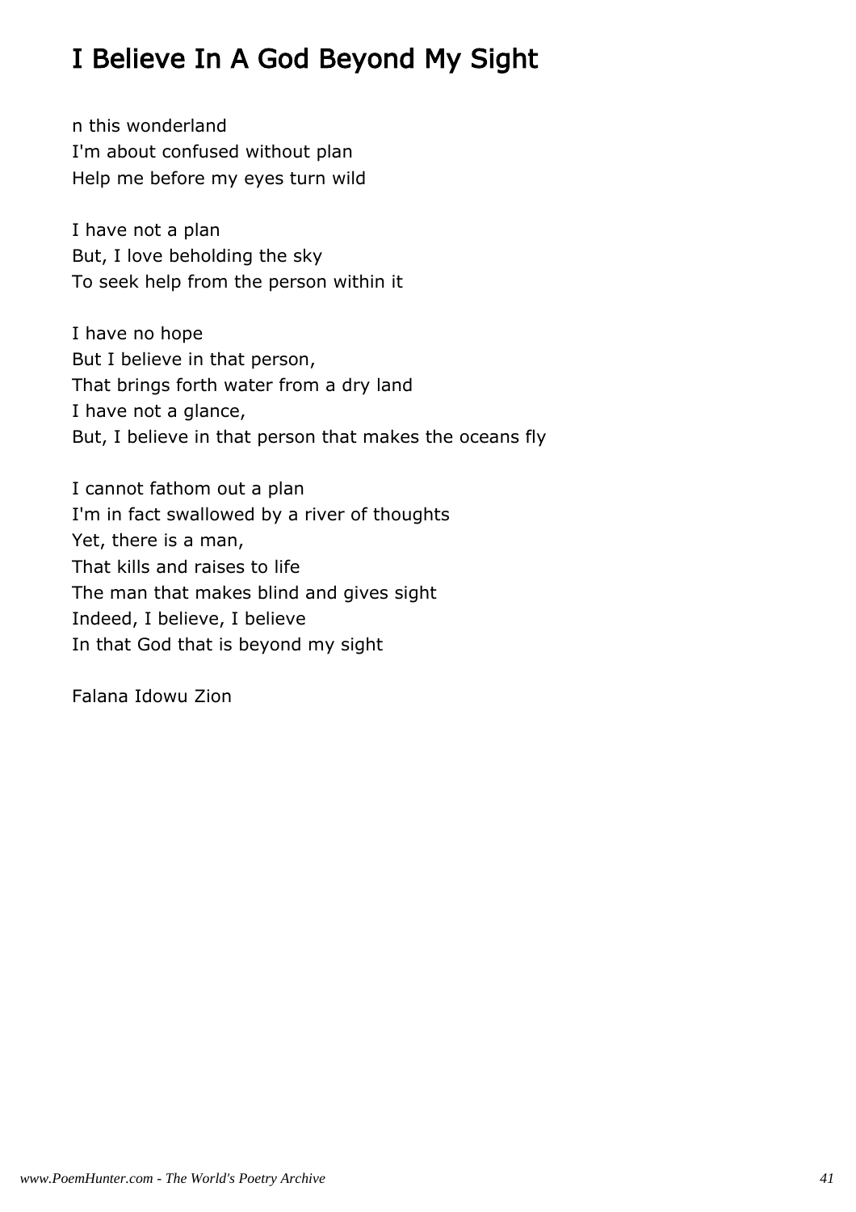# I Believe In A God Beyond My Sight

n this wonderland
I'm about confused without plan
Help me before my eyes turn wild

I have not a plan
But, I love beholding the sky
To seek help from the person within it

I have no hope
But I believe in that person,
That brings forth water from a dry land
I have not a glance,
But, I believe in that person that makes the oceans fly

I cannot fathom out a plan
I'm in fact swallowed by a river of thoughts
Yet, there is a man,
That kills and raises to life
The man that makes blind and gives sight
Indeed, I believe, I believe
In that God that is beyond my sight

Falana Idowu Zion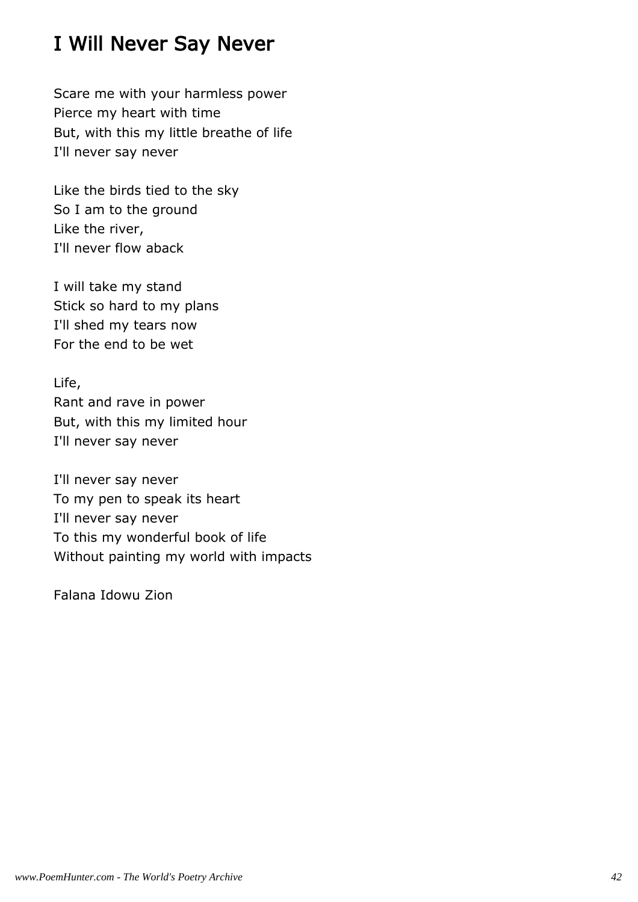# I Will Never Say Never

Scare me with your harmless power  
Pierce my heart with time  
But, with this my little breathe of life  
I'll never say never

Like the birds tied to the sky  
So I am to the ground  
Like the river,  
I'll never flow aback

I will take my stand  
Stick so hard to my plans  
I'll shed my tears now  
For the end to be wet

Life,  
Rant and rave in power  
But, with this my limited hour  
I'll never say never

I'll never say never  
To my pen to speak its heart  
I'll never say never  
To this my wonderful book of life  
Without painting my world with impacts

Falana Idowu Zion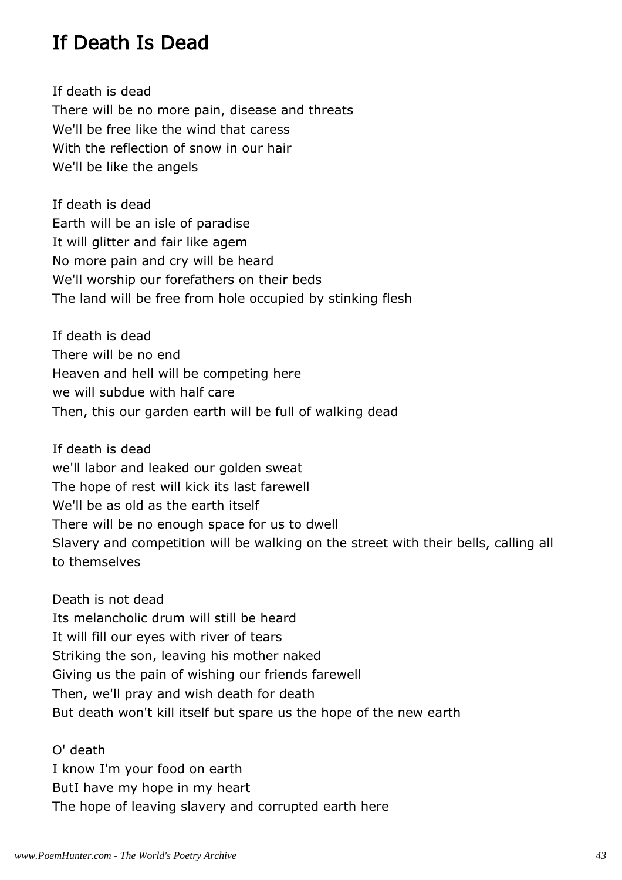# If Death Is Dead

If death is dead
There will be no more pain, disease and threats
We'll be free like the wind that caress
With the reflection of snow in our hair
We'll be like the angels

If death is dead
Earth will be an isle of paradise
It will glitter and fair like agem
No more pain and cry will be heard
We'll worship our forefathers on their beds
The land will be free from hole occupied by stinking flesh

If death is dead
There will be no end
Heaven and hell will be competing here
we will subdue with half care
Then, this our garden earth will be full of walking dead

If death is dead
we'll labor and leaked our golden sweat
The hope of rest will kick its last farewell
We'll be as old as the earth itself
There will be no enough space for us to dwell
Slavery and competition will be walking on the street with their bells, calling all to themselves

Death is not dead
Its melancholic drum will still be heard
It will fill our eyes with river of tears
Striking the son, leaving his mother naked
Giving us the pain of wishing our friends farewell
Then, we'll pray and wish death for death
But death won't kill itself but spare us the hope of the new earth

O' death
I know I'm your food on earth
ButI have my hope in my heart
The hope of leaving slavery and corrupted earth here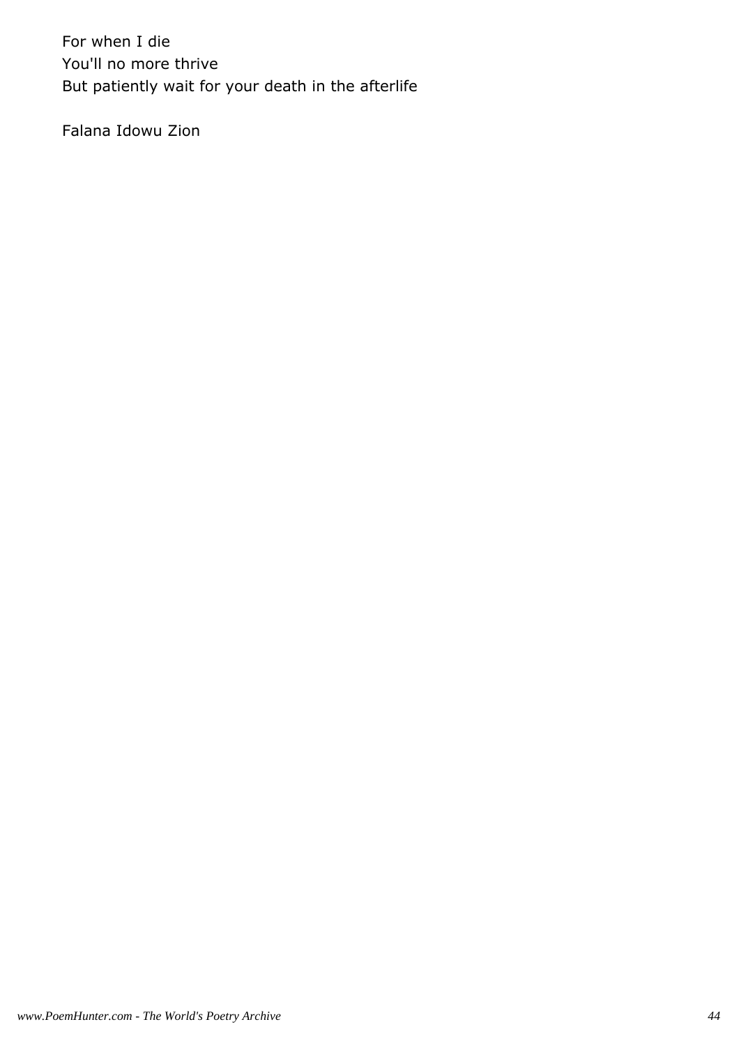For when I die  
You'll no more thrive  
But patiently wait for your death in the afterlife

Falana Idowu Zion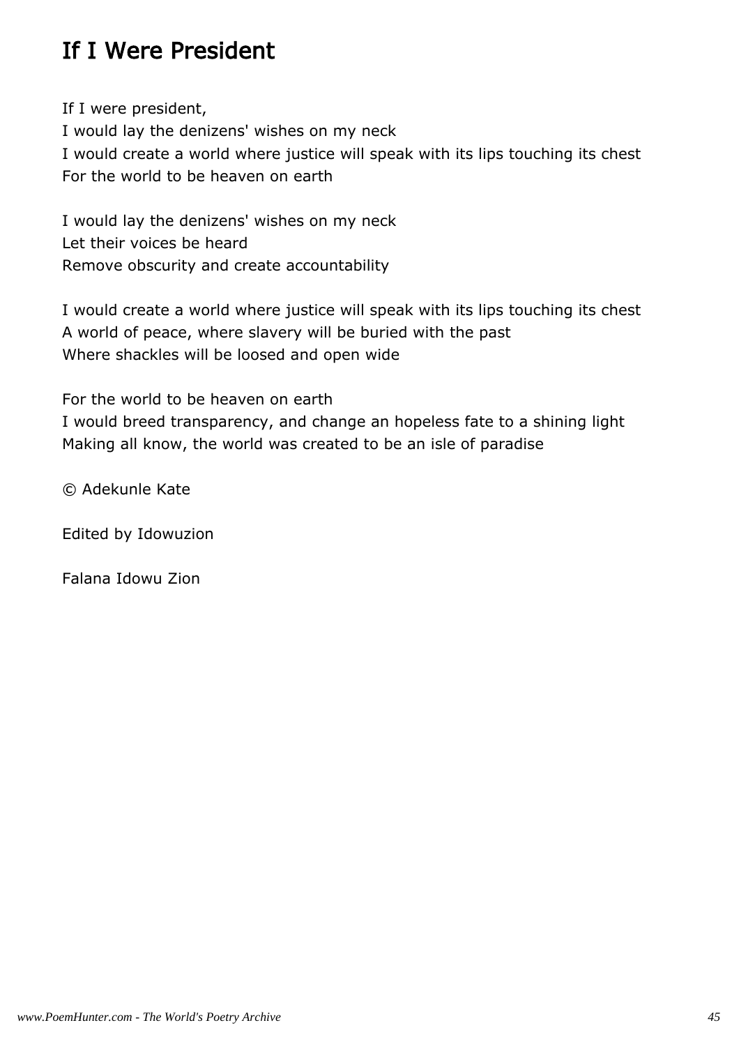# If I Were President

If I were president,
I would lay the denizens' wishes on my neck
I would create a world where justice will speak with its lips touching its chest
For the world to be heaven on earth

I would lay the denizens' wishes on my neck
Let their voices be heard
Remove obscurity and create accountability

I would create a world where justice will speak with its lips touching its chest
A world of peace, where slavery will be buried with the past
Where shackles will be loosed and open wide

For the world to be heaven on earth
I would breed transparency, and change an hopeless fate to a shining light
Making all know, the world was created to be an isle of paradise

© Adekunle Kate

Edited by Idowuzion

Falana Idowu Zion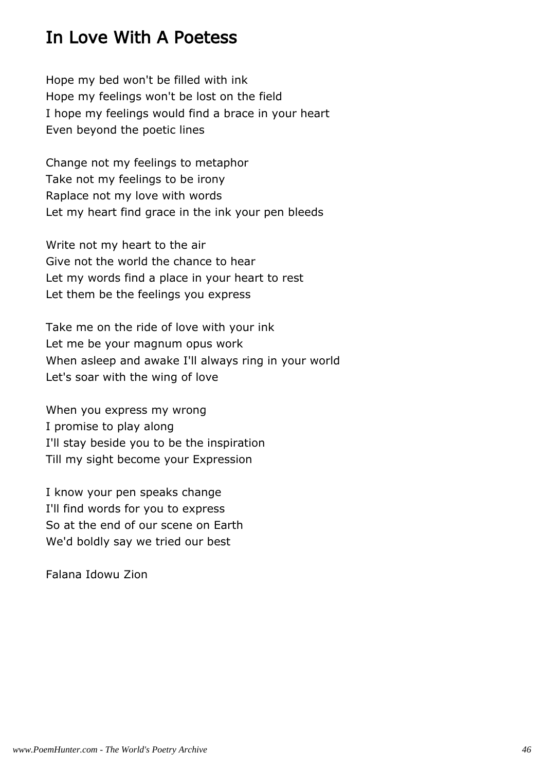# In Love With A Poetess

Hope my bed won't be filled with ink
Hope my feelings won't be lost on the field
I hope my feelings would find a brace in your heart
Even beyond the poetic lines

Change not my feelings to metaphor
Take not my feelings to be irony
Raplace not my love with words
Let my heart find grace in the ink your pen bleeds

Write not my heart to the air
Give not the world the chance to hear
Let my words find a place in your heart to rest
Let them be the feelings you express

Take me on the ride of love with your ink
Let me be your magnum opus work
When asleep and awake I'll always ring in your world
Let's soar with the wing of love

When you express my wrong
I promise to play along
I'll stay beside you to be the inspiration
Till my sight become your Expression

I know your pen speaks change
I'll find words for you to express
So at the end of our scene on Earth
We'd boldly say we tried our best

Falana Idowu Zion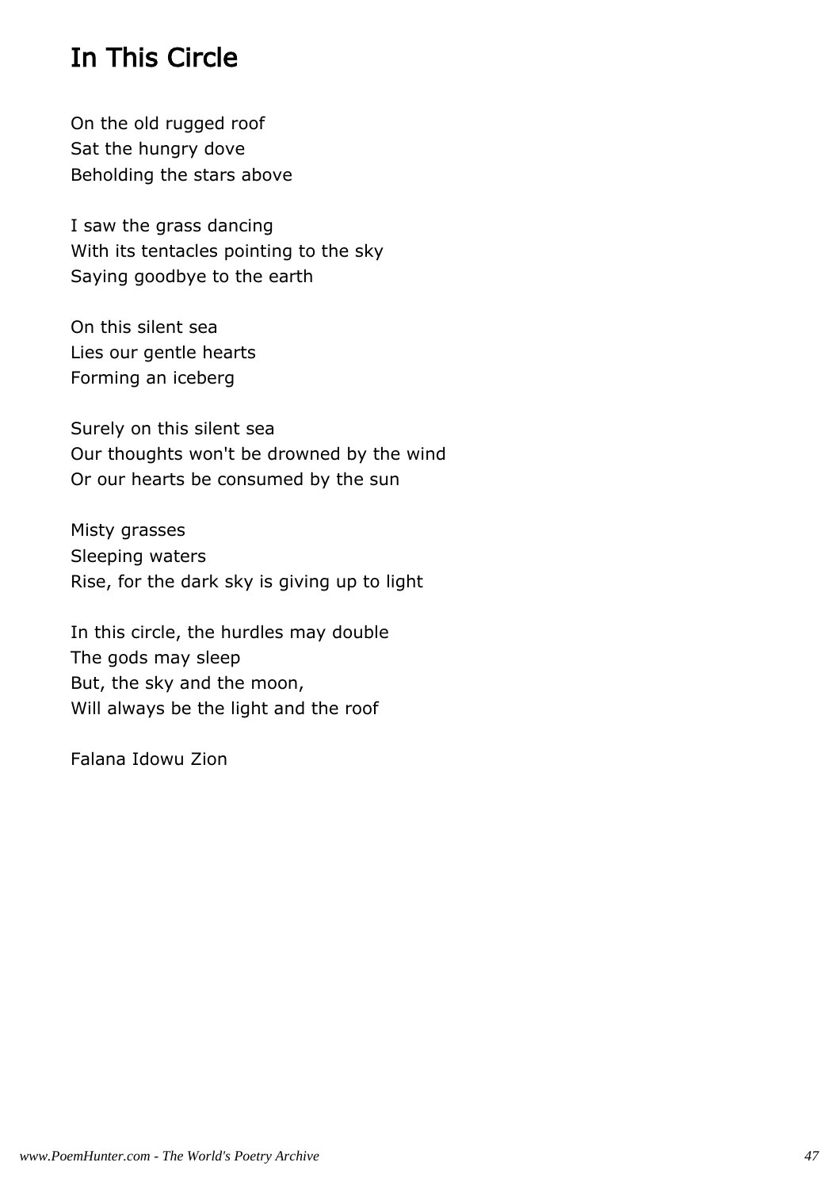# In This Circle

On the old rugged roof
Sat the hungry dove
Beholding the stars above

I saw the grass dancing
With its tentacles pointing to the sky
Saying goodbye to the earth

On this silent sea
Lies our gentle hearts
Forming an iceberg

Surely on this silent sea
Our thoughts won't be drowned by the wind
Or our hearts be consumed by the sun

Misty grasses
Sleeping waters
Rise, for the dark sky is giving up to light

In this circle, the hurdles may double
The gods may sleep
But, the sky and the moon,
Will always be the light and the roof

Falana Idowu Zion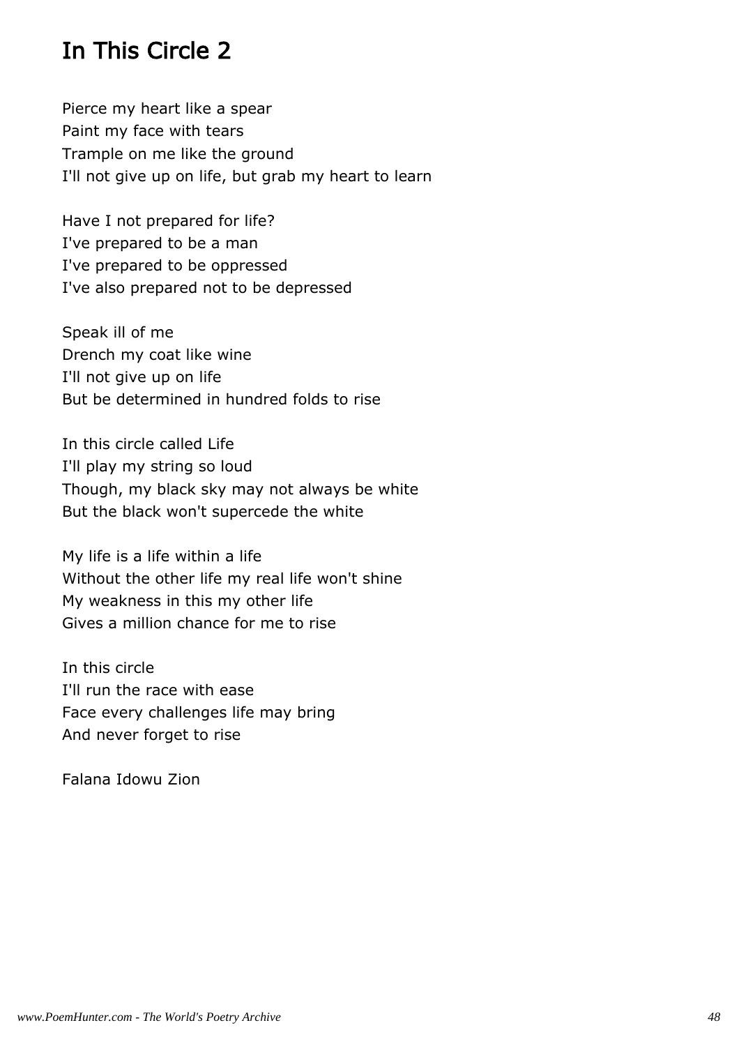# In This Circle 2

Pierce my heart like a spear
Paint my face with tears
Trample on me like the ground
I'll not give up on life, but grab my heart to learn

Have I not prepared for life?
I've prepared to be a man
I've prepared to be oppressed
I've also prepared not to be depressed

Speak ill of me
Drench my coat like wine
I'll not give up on life
But be determined in hundred folds to rise

In this circle called Life
I'll play my string so loud
Though, my black sky may not always be white
But the black won't supercede the white

My life is a life within a life
Without the other life my real life won't shine
My weakness in this my other life
Gives a million chance for me to rise

In this circle
I'll run the race with ease
Face every challenges life may bring
And never forget to rise

Falana Idowu Zion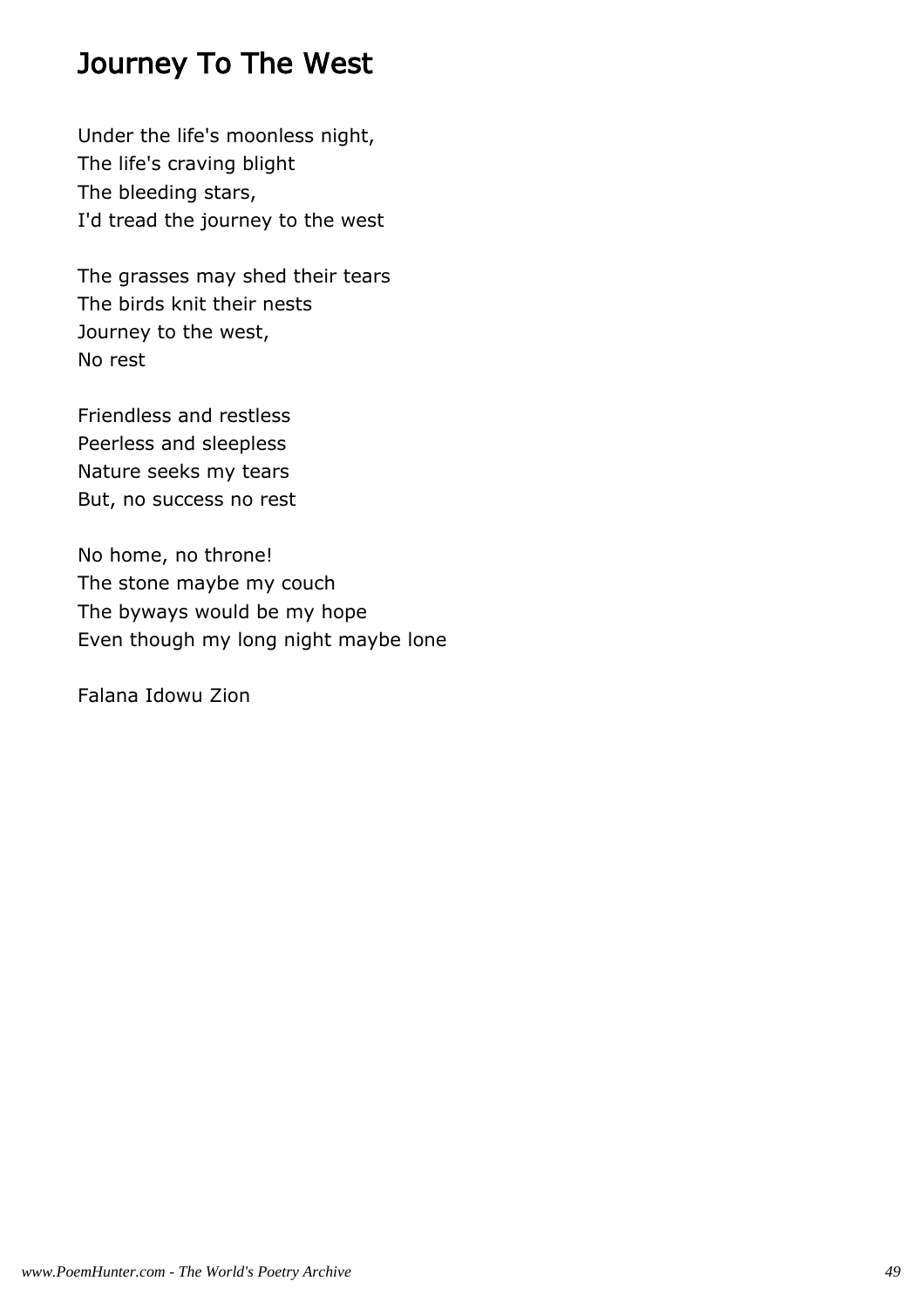# Journey To The West

Under the life's moonless night,
The life's craving blight
The bleeding stars,
I'd tread the journey to the west

The grasses may shed their tears
The birds knit their nests
Journey to the west,
No rest

Friendless and restless
Peerless and sleepless
Nature seeks my tears
But, no success no rest

No home, no throne!
The stone maybe my couch
The byways would be my hope
Even though my long night maybe lone

Falana Idowu Zion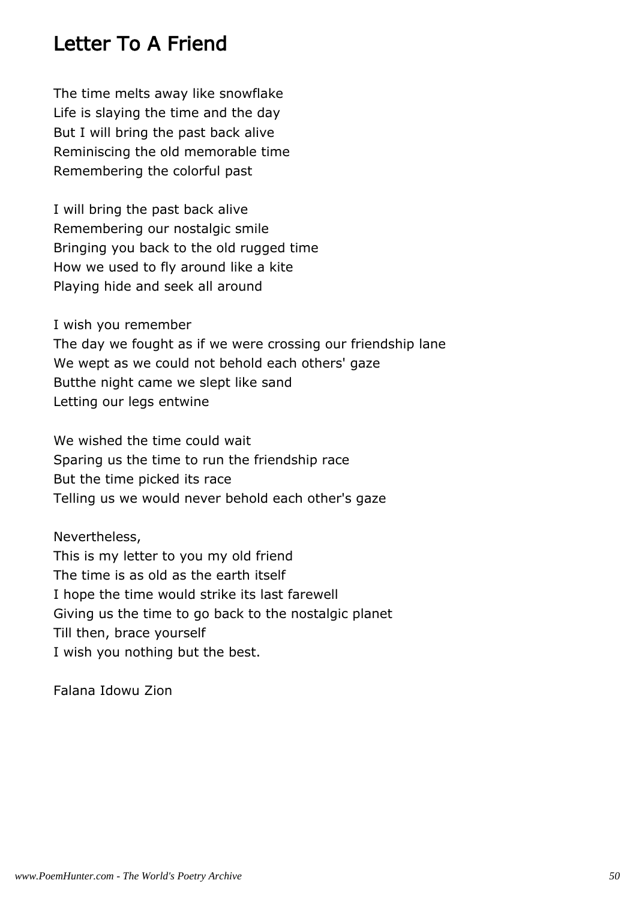# Letter To A Friend

The time melts away like snowflake
Life is slaying the time and the day
But I will bring the past back alive
Reminiscing the old memorable time
Remembering the colorful past

I will bring the past back alive
Remembering our nostalgic smile
Bringing you back to the old rugged time
How we used to fly around like a kite
Playing hide and seek all around

I wish you remember
The day we fought as if we were crossing our friendship lane
We wept as we could not behold each others' gaze
Butthe night came we slept like sand
Letting our legs entwine

We wished the time could wait
Sparing us the time to run the friendship race
But the time picked its race
Telling us we would never behold each other's gaze

Nevertheless,
This is my letter to you my old friend
The time is as old as the earth itself
I hope the time would strike its last farewell
Giving us the time to go back to the nostalgic planet
Till then, brace yourself
I wish you nothing but the best.

Falana Idowu Zion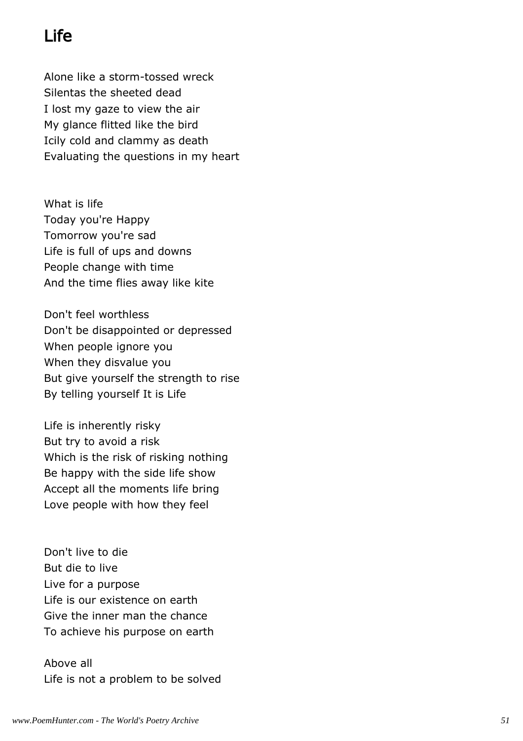# Life

Alone like a storm-tossed wreck
Silentas the sheeted dead
I lost my gaze to view the air
My glance flitted like the bird
Icily cold and clammy as death
Evaluating the questions in my heart

What is life
Today you're Happy
Tomorrow you're sad
Life is full of ups and downs
People change with time
And the time flies away like kite

Don't feel worthless
Don't be disappointed or depressed
When people ignore you
When they disvalue you
But give yourself the strength to rise
By telling yourself It is Life

Life is inherently risky
But try to avoid a risk
Which is the risk of risking nothing
Be happy with the side life show
Accept all the moments life bring
Love people with how they feel

Don't live to die
But die to live
Live for a purpose
Life is our existence on earth
Give the inner man the chance
To achieve his purpose on earth

Above all
Life is not a problem to be solved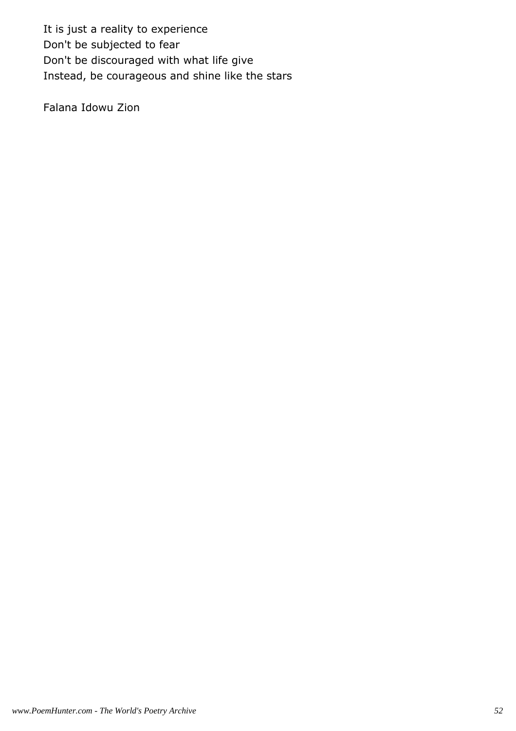It is just a reality to experience  
Don't be subjected to fear  
Don't be discouraged with what life give  
Instead, be courageous and shine like the stars

Falana Idowu Zion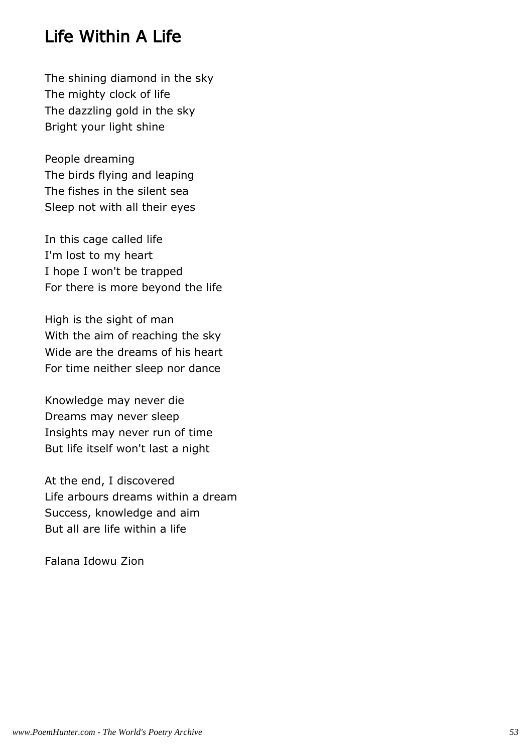## Life Within A Life

The shining diamond in the sky
The mighty clock of life
The dazzling gold in the sky
Bright your light shine

People dreaming
The birds flying and leaping
The fishes in the silent sea
Sleep not with all their eyes

In this cage called life
I'm lost to my heart
I hope I won't be trapped
For there is more beyond the life

High is the sight of man
With the aim of reaching the sky
Wide are the dreams of his heart
For time neither sleep nor dance

Knowledge may never die
Dreams may never sleep
Insights may never run of time
But life itself won't last a night

At the end, I discovered
Life arbours dreams within a dream
Success, knowledge and aim
But all are life within a life

Falana Idowu Zion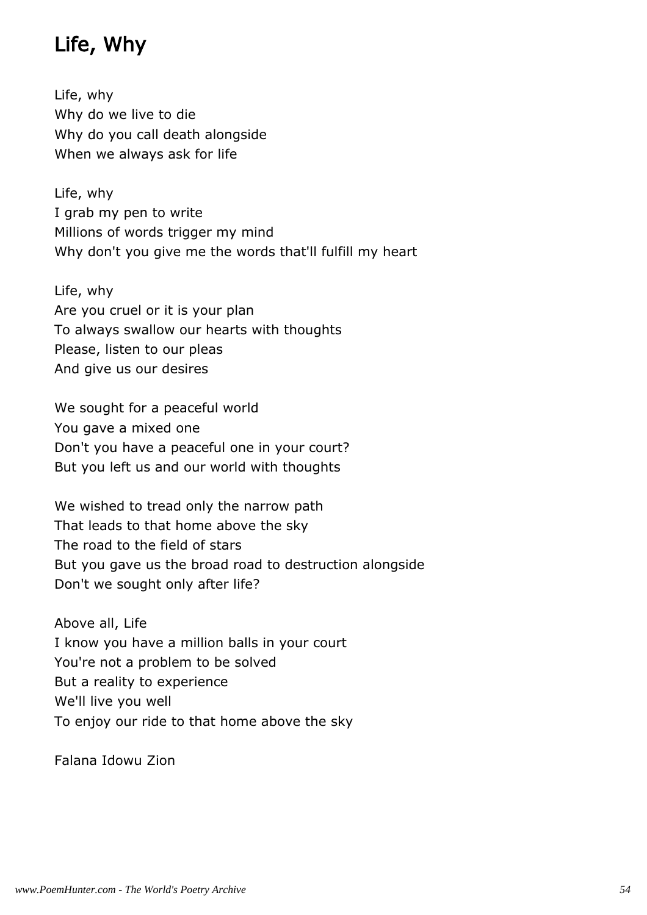# Life, Why

Life, why  
Why do we live to die  
Why do you call death alongside  
When we always ask for life

Life, why  
I grab my pen to write  
Millions of words trigger my mind  
Why don't you give me the words that'll fulfill my heart

Life, why  
Are you cruel or it is your plan  
To always swallow our hearts with thoughts  
Please, listen to our pleas  
And give us our desires

We sought for a peaceful world  
You gave a mixed one  
Don't you have a peaceful one in your court?  
But you left us and our world with thoughts

We wished to tread only the narrow path  
That leads to that home above the sky  
The road to the field of stars  
But you gave us the broad road to destruction alongside  
Don't we sought only after life?

Above all, Life  
I know you have a million balls in your court  
You're not a problem to be solved  
But a reality to experience  
We'll live you well  
To enjoy our ride to that home above the sky

Falana Idowu Zion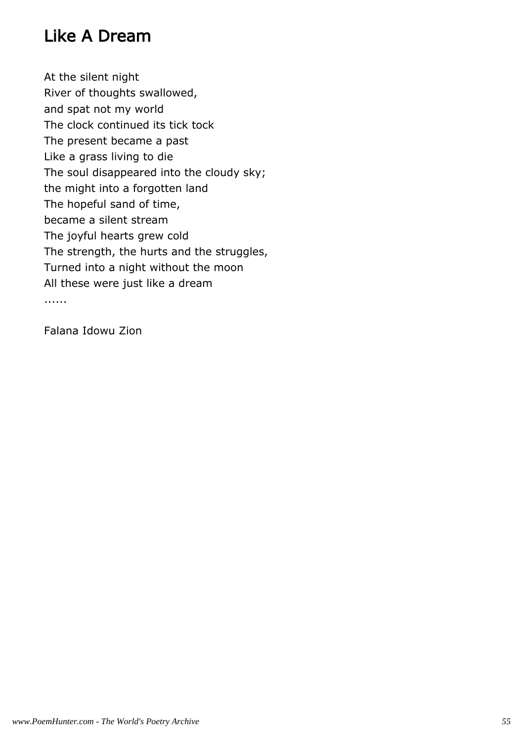# Like A Dream

At the silent night  
River of thoughts swallowed,  
and spat not my world  
The clock continued its tick tock  
The present became a past  
Like a grass living to die  
The soul disappeared into the cloudy sky;  
the might into a forgotten land  
The hopeful sand of time,  
became a silent stream  
The joyful hearts grew cold  
The strength, the hurts and the struggles,  
Turned into a night without the moon  
All these were just like a dream  
......

Falana Idowu Zion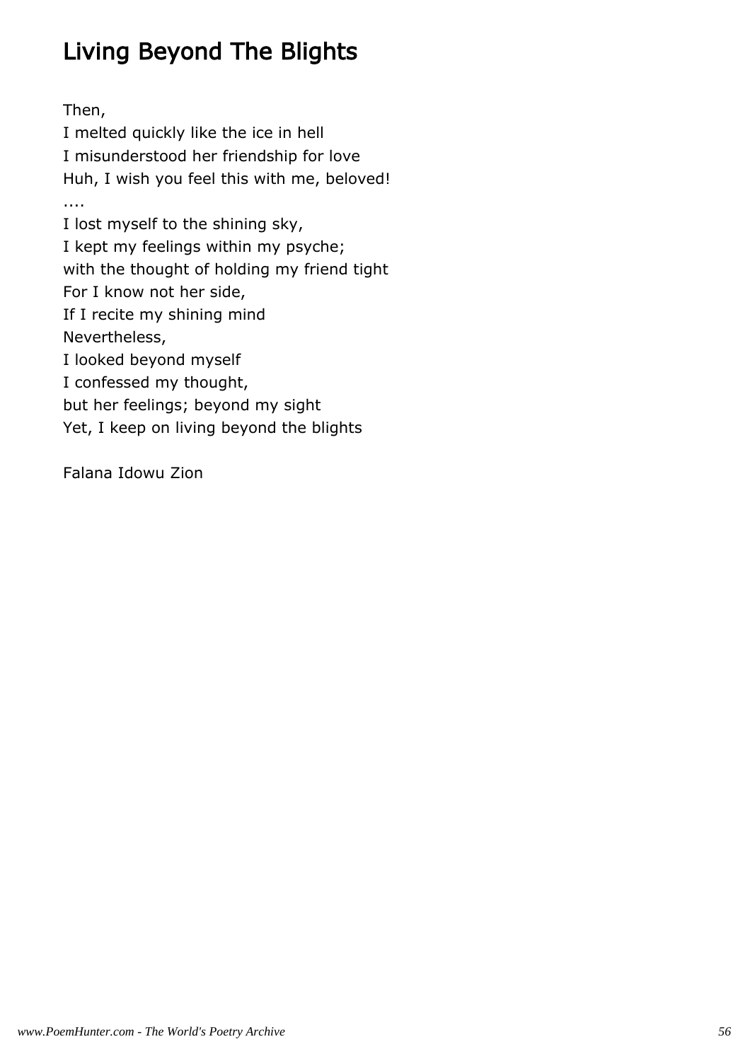# Living Beyond The Blights

Then,  
I melted quickly like the ice in hell  
I misunderstood her friendship for love  
Huh, I wish you feel this with me, beloved!  
....  
I lost myself to the shining sky,  
I kept my feelings within my psyche;  
with the thought of holding my friend tight  
For I know not her side,  
If I recite my shining mind  
Nevertheless,  
I looked beyond myself  
I confessed my thought,  
but her feelings; beyond my sight  
Yet, I keep on living beyond the blights

Falana Idowu Zion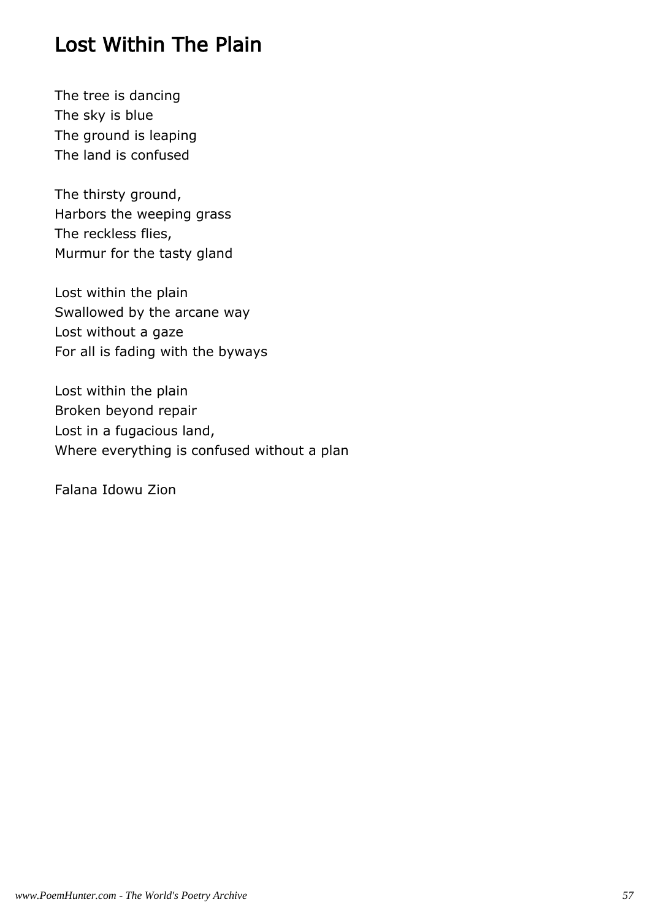# Lost Within The Plain

The tree is dancing
The sky is blue
The ground is leaping
The land is confused

The thirsty ground,
Harbors the weeping grass
The reckless flies,
Murmur for the tasty gland

Lost within the plain
Swallowed by the arcane way
Lost without a gaze
For all is fading with the byways

Lost within the plain
Broken beyond repair
Lost in a fugacious land,
Where everything is confused without a plan

Falana Idowu Zion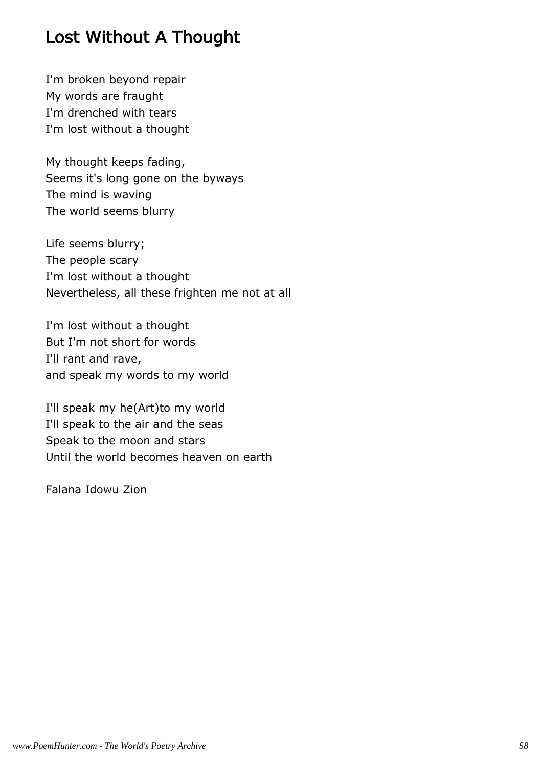# Lost Without A Thought

I'm broken beyond repair  
My words are fraught  
I'm drenched with tears  
I'm lost without a thought

My thought keeps fading,  
Seems it's long gone on the byways  
The mind is waving  
The world seems blurry

Life seems blurry;  
The people scary  
I'm lost without a thought  
Nevertheless, all these frighten me not at all

I'm lost without a thought  
But I'm not short for words  
I'll rant and rave,  
and speak my words to my world

I'll speak my he(Art)to my world  
I'll speak to the air and the seas  
Speak to the moon and stars  
Until the world becomes heaven on earth

Falana Idowu Zion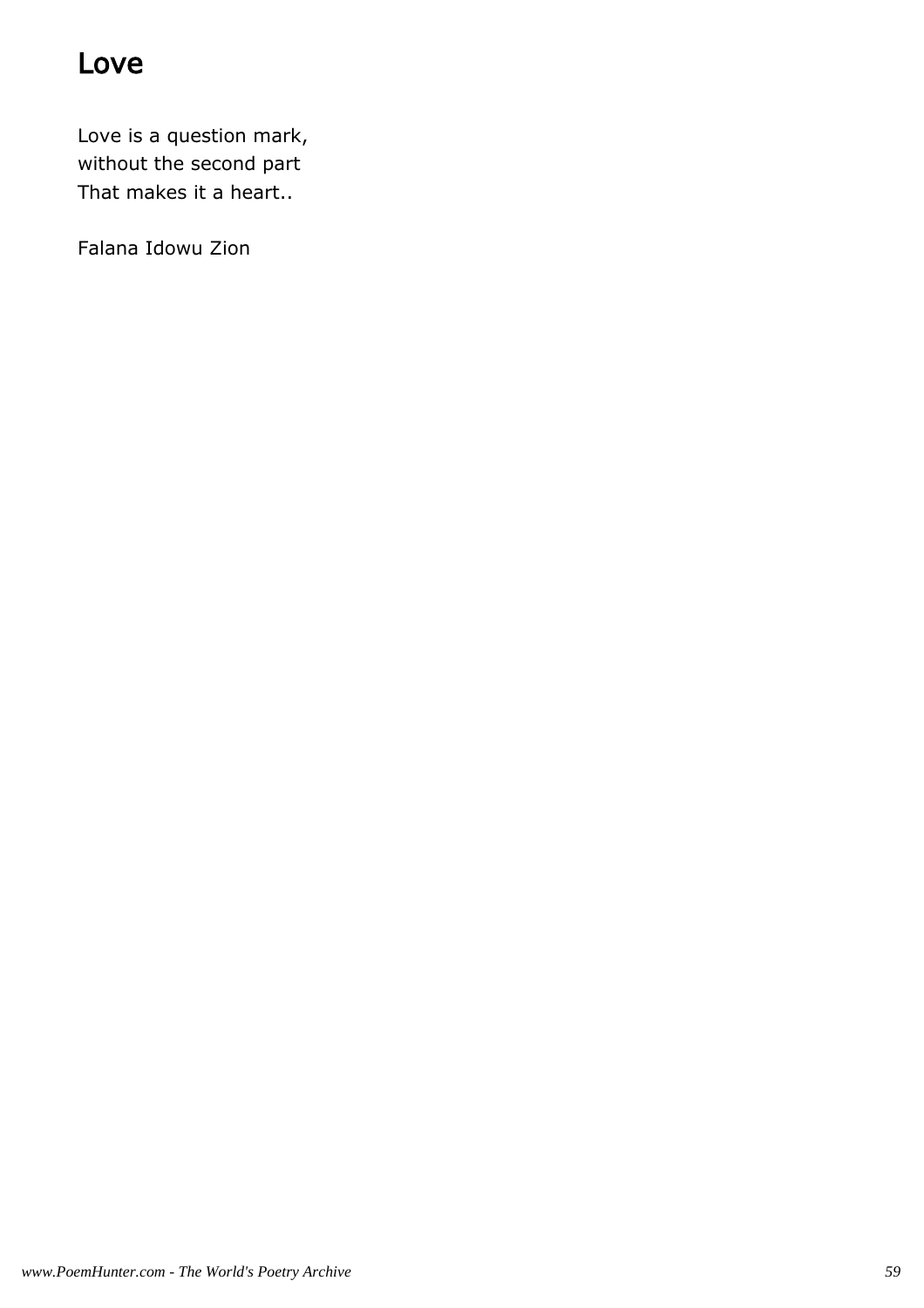# Love

Love is a question mark,  
without the second part  
That makes it a heart..

Falana Idowu Zion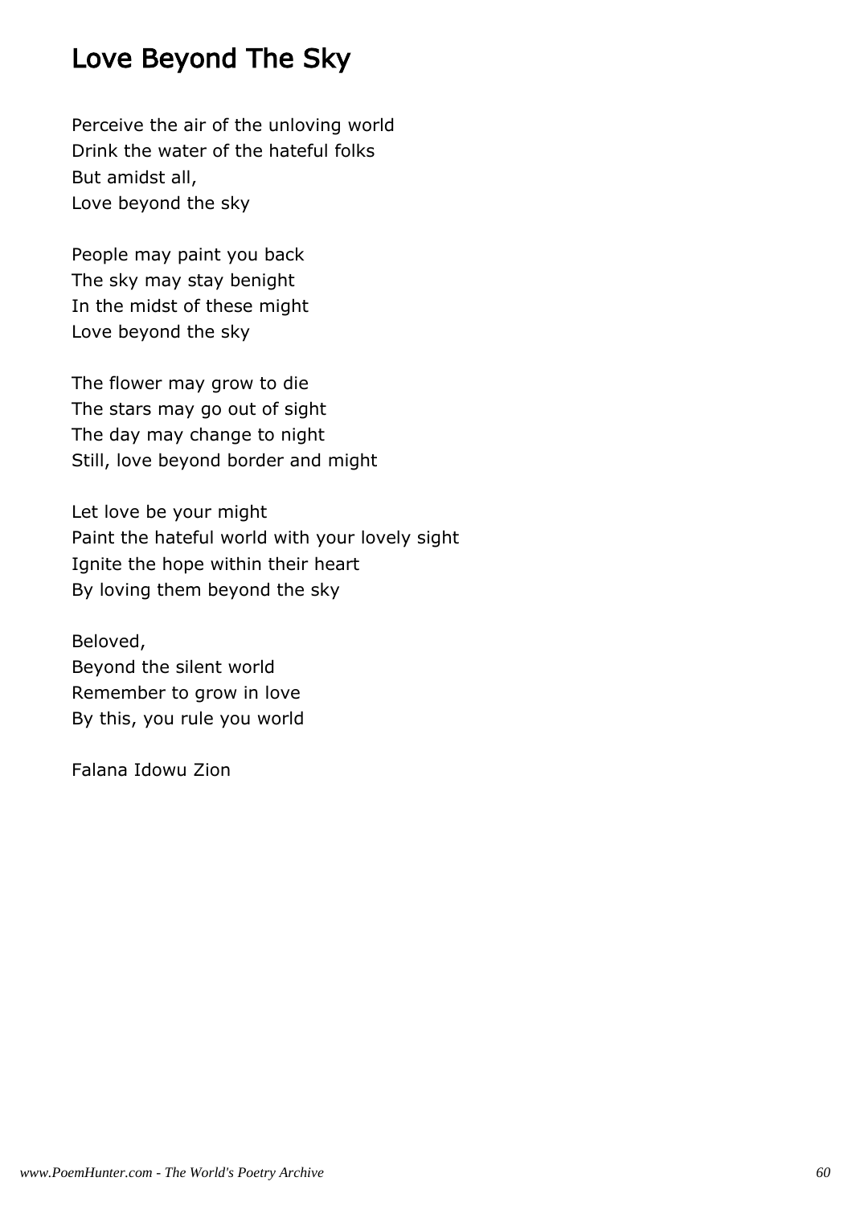# Love Beyond The Sky

Perceive the air of the unloving world  
Drink the water of the hateful folks  
But amidst all,  
Love beyond the sky

People may paint you back  
The sky may stay benight  
In the midst of these might  
Love beyond the sky

The flower may grow to die  
The stars may go out of sight  
The day may change to night  
Still, love beyond border and might

Let love be your might  
Paint the hateful world with your lovely sight  
Ignite the hope within their heart  
By loving them beyond the sky

Beloved,  
Beyond the silent world  
Remember to grow in love  
By this, you rule you world

Falana Idowu Zion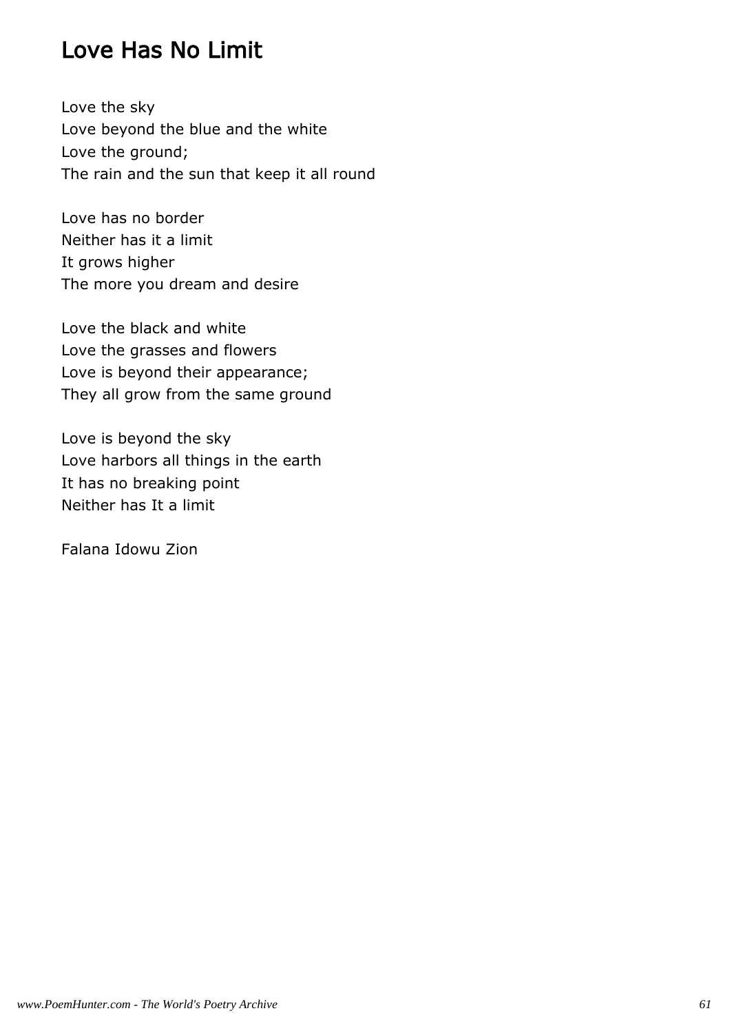# Love Has No Limit

Love the sky  
Love beyond the blue and the white  
Love the ground;  
The rain and the sun that keep it all round

Love has no border  
Neither has it a limit  
It grows higher  
The more you dream and desire

Love the black and white  
Love the grasses and flowers  
Love is beyond their appearance;  
They all grow from the same ground

Love is beyond the sky  
Love harbors all things in the earth  
It has no breaking point  
Neither has It a limit

Falana Idowu Zion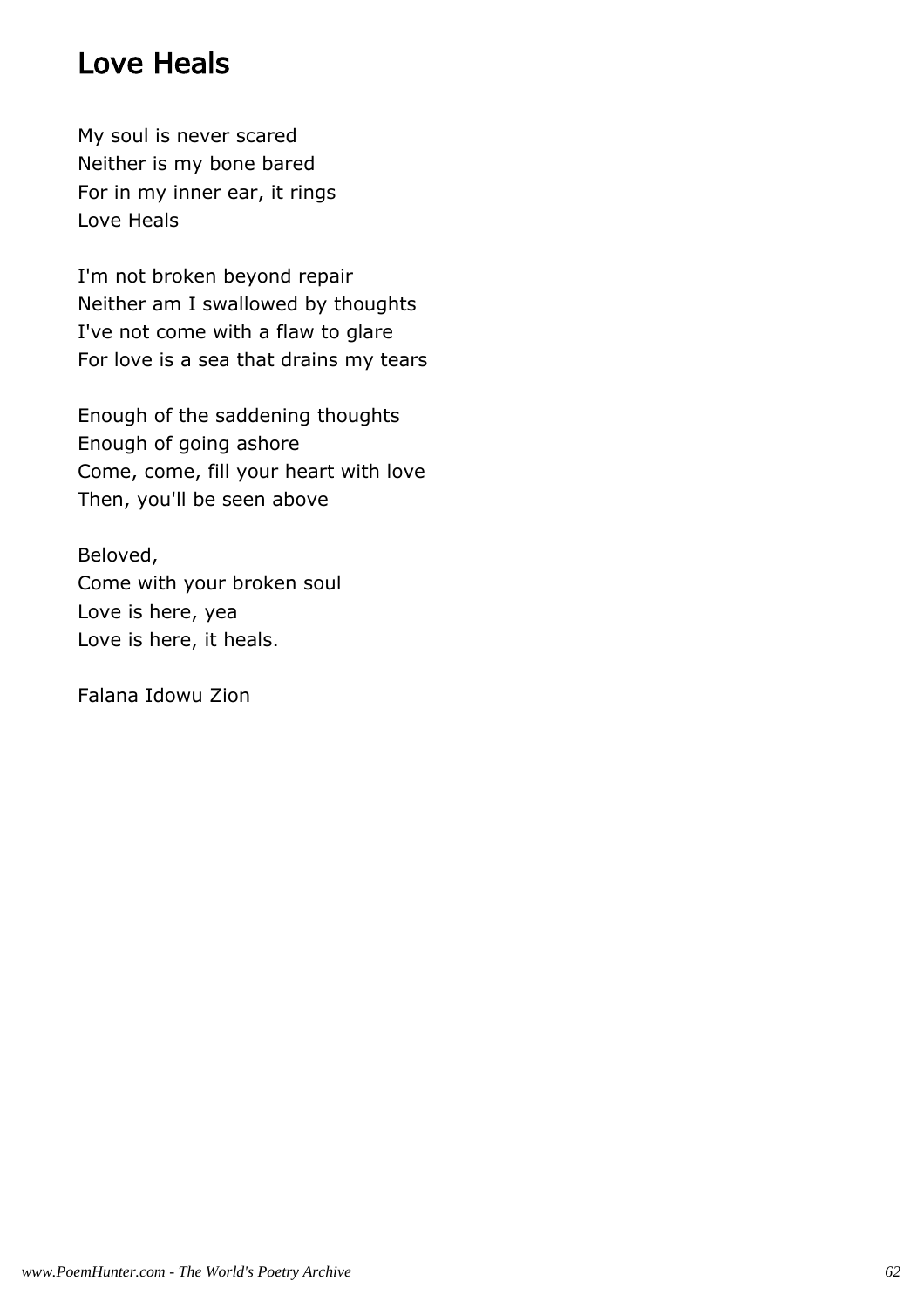## Love Heals

My soul is never scared
Neither is my bone bared
For in my inner ear, it rings
Love Heals

I'm not broken beyond repair
Neither am I swallowed by thoughts
I've not come with a flaw to glare
For love is a sea that drains my tears

Enough of the saddening thoughts
Enough of going ashore
Come, come, fill your heart with love
Then, you'll be seen above

Beloved,
Come with your broken soul
Love is here, yea
Love is here, it heals.

Falana Idowu Zion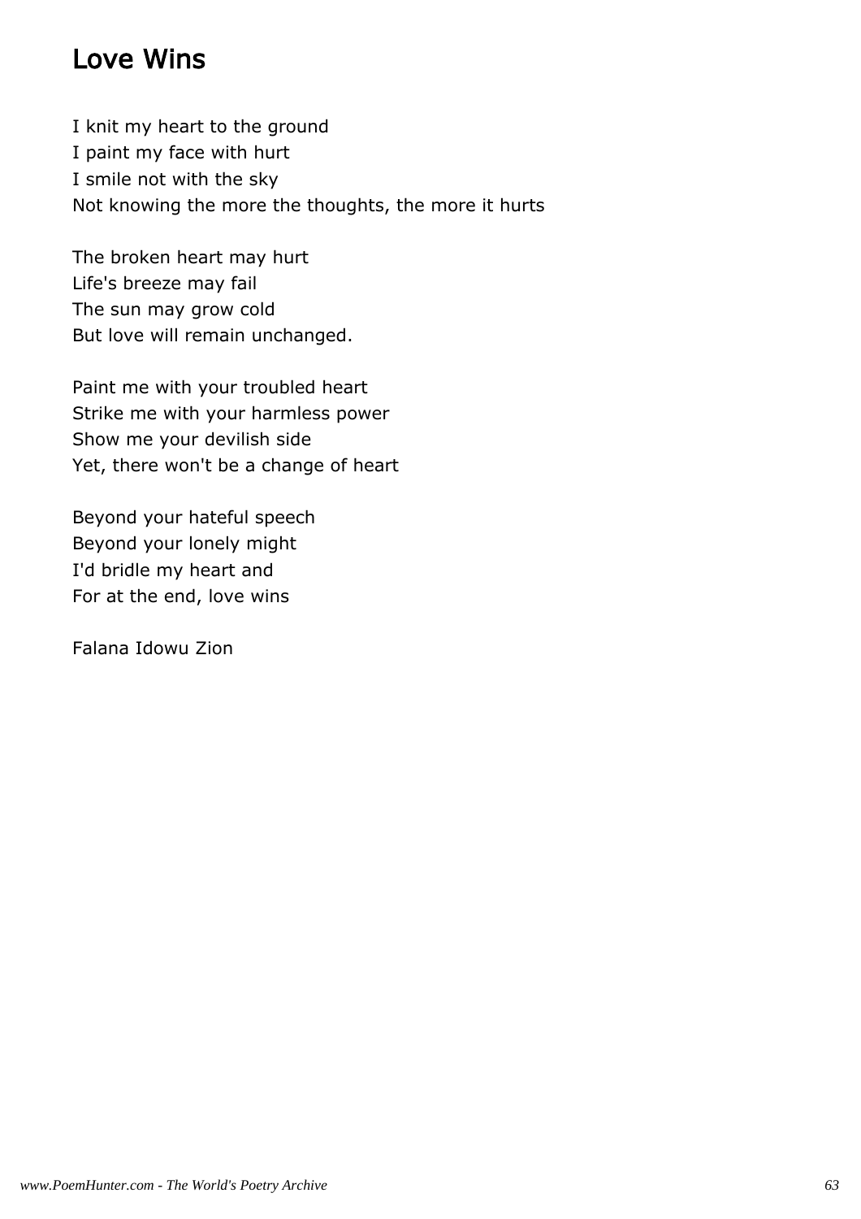## Love Wins

I knit my heart to the ground
I paint my face with hurt
I smile not with the sky
Not knowing the more the thoughts, the more it hurts

The broken heart may hurt
Life's breeze may fail
The sun may grow cold
But love will remain unchanged.

Paint me with your troubled heart
Strike me with your harmless power
Show me your devilish side
Yet, there won't be a change of heart

Beyond your hateful speech
Beyond your lonely might
I'd bridle my heart and
For at the end, love wins

Falana Idowu Zion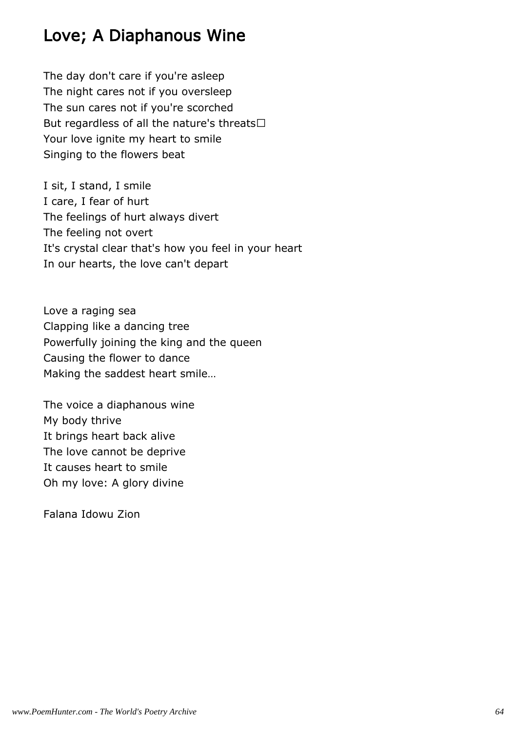## Love; A Diaphanous Wine

The day don't care if you're asleep
The night cares not if you oversleep
The sun cares not if you're scorched
But regardless of all the nature's threats□
Your love ignite my heart to smile
Singing to the flowers beat

I sit, I stand, I smile
I care, I fear of hurt
The feelings of hurt always divert
The feeling not overt
It's crystal clear that's how you feel in your heart
In our hearts, the love can't depart

Love a raging sea
Clapping like a dancing tree
Powerfully joining the king and the queen
Causing the flower to dance
Making the saddest heart smile…

The voice a diaphanous wine
My body thrive
It brings heart back alive
The love cannot be deprive
It causes heart to smile
Oh my love: A glory divine

Falana Idowu Zion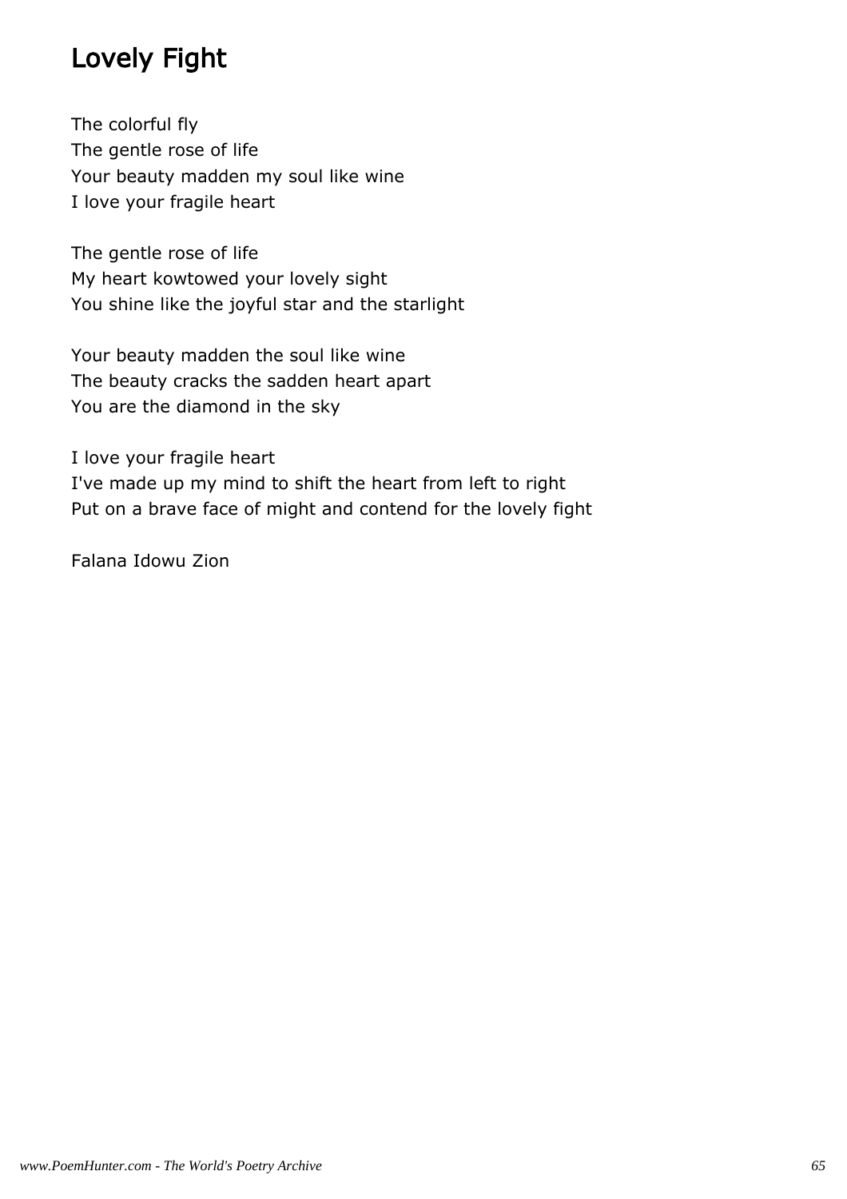# Lovely Fight

The colorful fly
The gentle rose of life
Your beauty madden my soul like wine
I love your fragile heart

The gentle rose of life
My heart kowtowed your lovely sight
You shine like the joyful star and the starlight

Your beauty madden the soul like wine
The beauty cracks the sadden heart apart
You are the diamond in the sky

I love your fragile heart
I've made up my mind to shift the heart from left to right
Put on a brave face of might and contend for the lovely fight

Falana Idowu Zion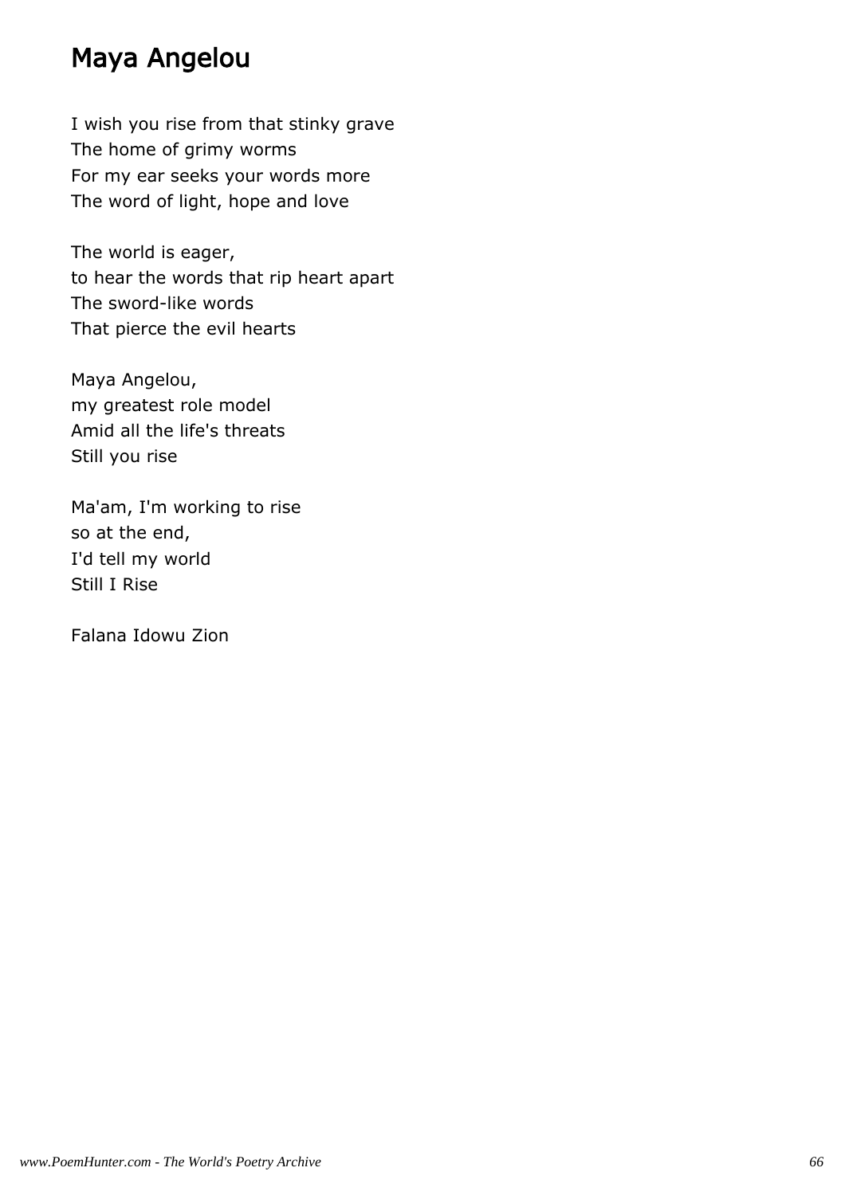# Maya Angelou

I wish you rise from that stinky grave
The home of grimy worms
For my ear seeks your words more
The word of light, hope and love

The world is eager,
to hear the words that rip heart apart
The sword-like words
That pierce the evil hearts

Maya Angelou,
my greatest role model
Amid all the life's threats
Still you rise

Ma'am, I'm working to rise
so at the end,
I'd tell my world
Still I Rise

Falana Idowu Zion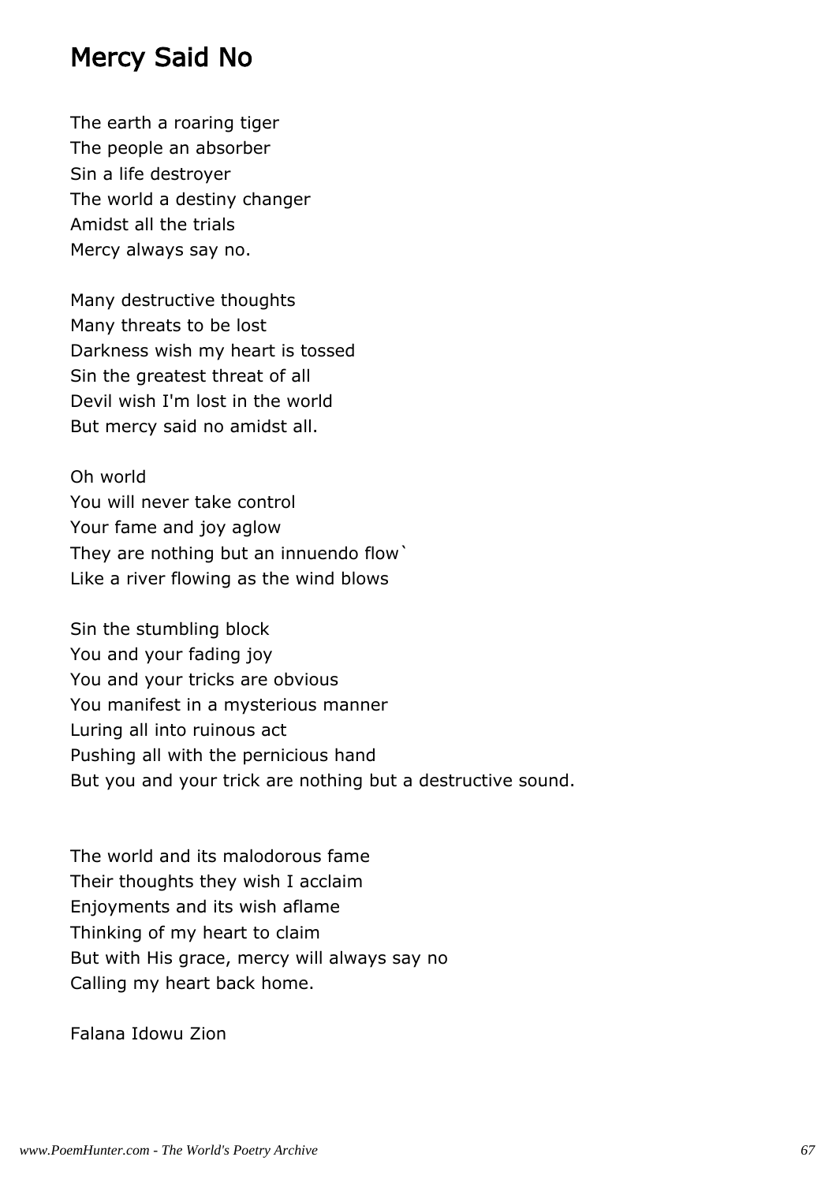## Mercy Said No

The earth a roaring tiger
The people an absorber
Sin a life destroyer
The world a destiny changer
Amidst all the trials
Mercy always say no.

Many destructive thoughts
Many threats to be lost
Darkness wish my heart is tossed
Sin the greatest threat of all
Devil wish I'm lost in the world
But mercy said no amidst all.

Oh world
You will never take control
Your fame and joy aglow
They are nothing but an innuendo flow`
Like a river flowing as the wind blows

Sin the stumbling block
You and your fading joy
You and your tricks are obvious
You manifest in a mysterious manner
Luring all into ruinous act
Pushing all with the pernicious hand
But you and your trick are nothing but a destructive sound.

The world and its malodorous fame
Their thoughts they wish I acclaim
Enjoyments and its wish aflame
Thinking of my heart to claim
But with His grace, mercy will always say no
Calling my heart back home.

Falana Idowu Zion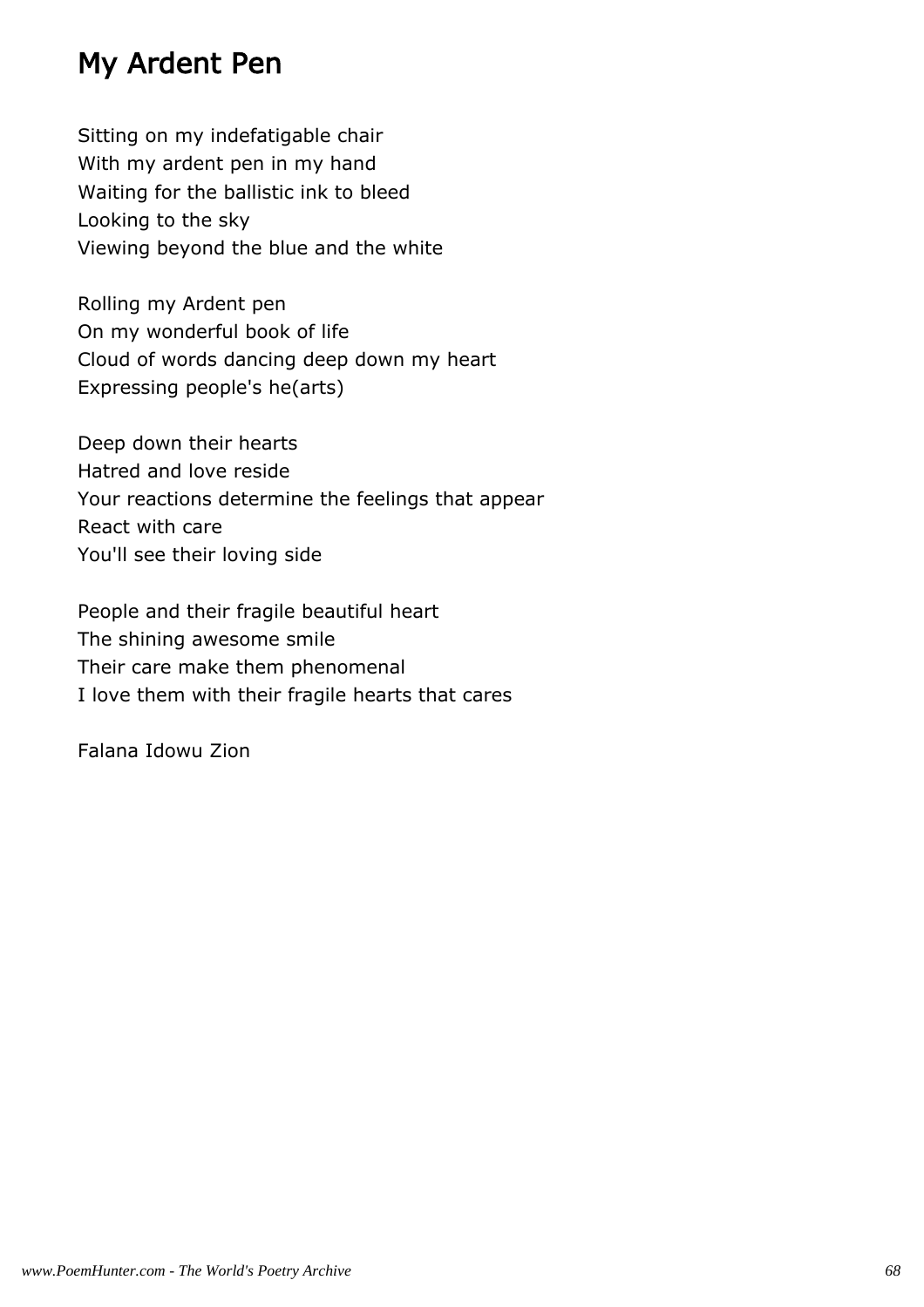# My Ardent Pen

Sitting on my indefatigable chair  
With my ardent pen in my hand  
Waiting for the ballistic ink to bleed  
Looking to the sky  
Viewing beyond the blue and the white

Rolling my Ardent pen  
On my wonderful book of life  
Cloud of words dancing deep down my heart  
Expressing people's he(arts)

Deep down their hearts  
Hatred and love reside  
Your reactions determine the feelings that appear  
React with care  
You'll see their loving side

People and their fragile beautiful heart  
The shining awesome smile  
Their care make them phenomenal  
I love them with their fragile hearts that cares

Falana Idowu Zion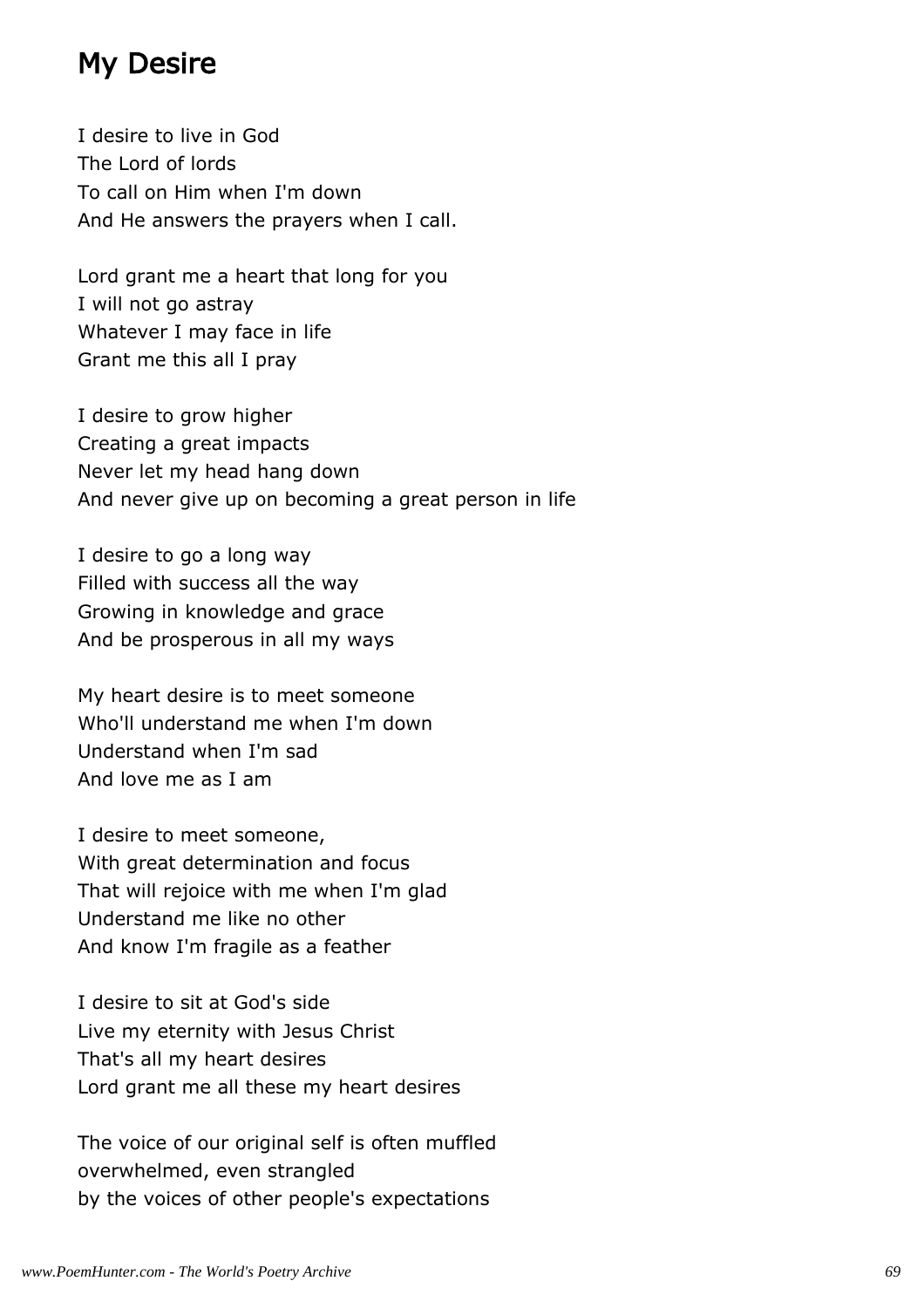## My Desire

I desire to live in God
The Lord of lords
To call on Him when I'm down
And He answers the prayers when I call.

Lord grant me a heart that long for you
I will not go astray
Whatever I may face in life
Grant me this all I pray

I desire to grow higher
Creating a great impacts
Never let my head hang down
And never give up on becoming a great person in life

I desire to go a long way
Filled with success all the way
Growing in knowledge and grace
And be prosperous in all my ways

My heart desire is to meet someone
Who'll understand me when I'm down
Understand when I'm sad
And love me as I am

I desire to meet someone,
With great determination and focus
That will rejoice with me when I'm glad
Understand me like no other
And know I'm fragile as a feather

I desire to sit at God's side
Live my eternity with Jesus Christ
That's all my heart desires
Lord grant me all these my heart desires

The voice of our original self is often muffled
overwhelmed, even strangled
by the voices of other people's expectations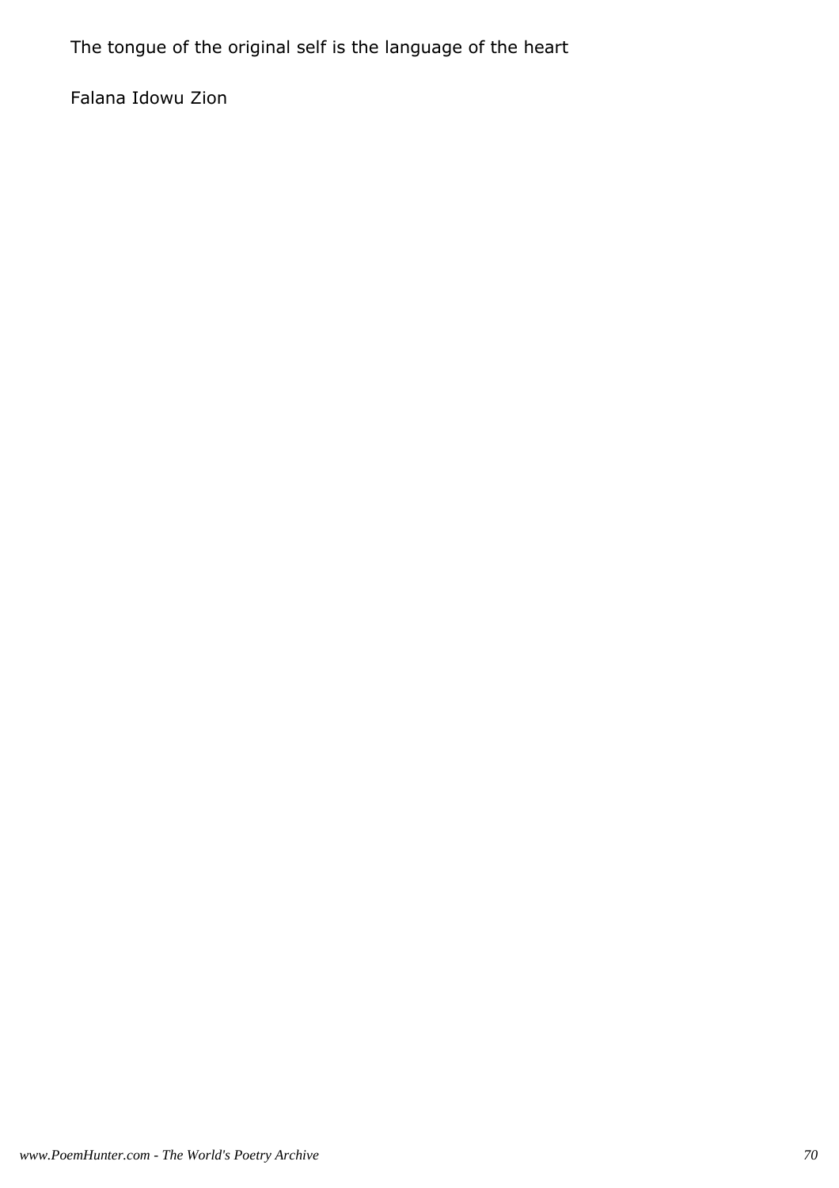The tongue of the original self is the language of the heart

Falana Idowu Zion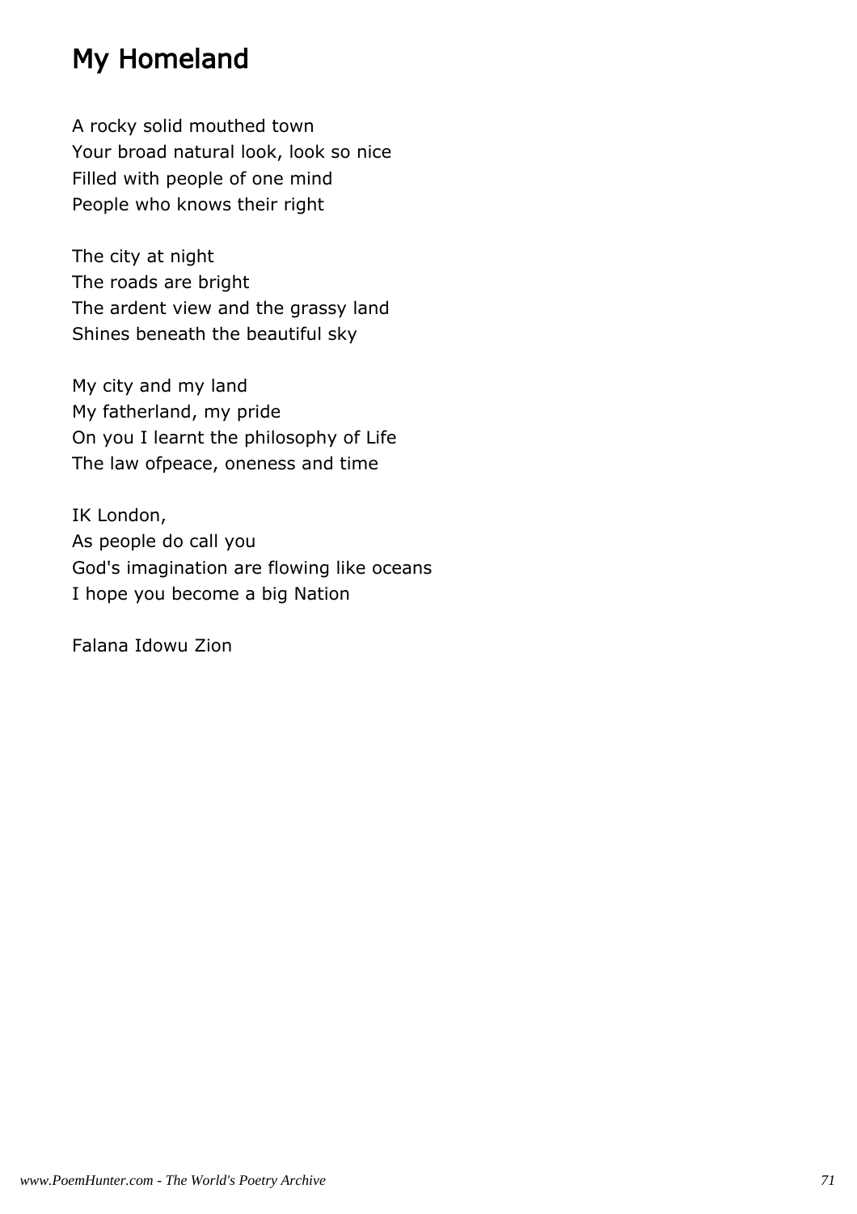# My Homeland

A rocky solid mouthed town
Your broad natural look, look so nice
Filled with people of one mind
People who knows their right

The city at night
The roads are bright
The ardent view and the grassy land
Shines beneath the beautiful sky

My city and my land
My fatherland, my pride
On you I learnt the philosophy of Life
The law ofpeace, oneness and time

IK London,
As people do call you
God's imagination are flowing like oceans
I hope you become a big Nation

Falana Idowu Zion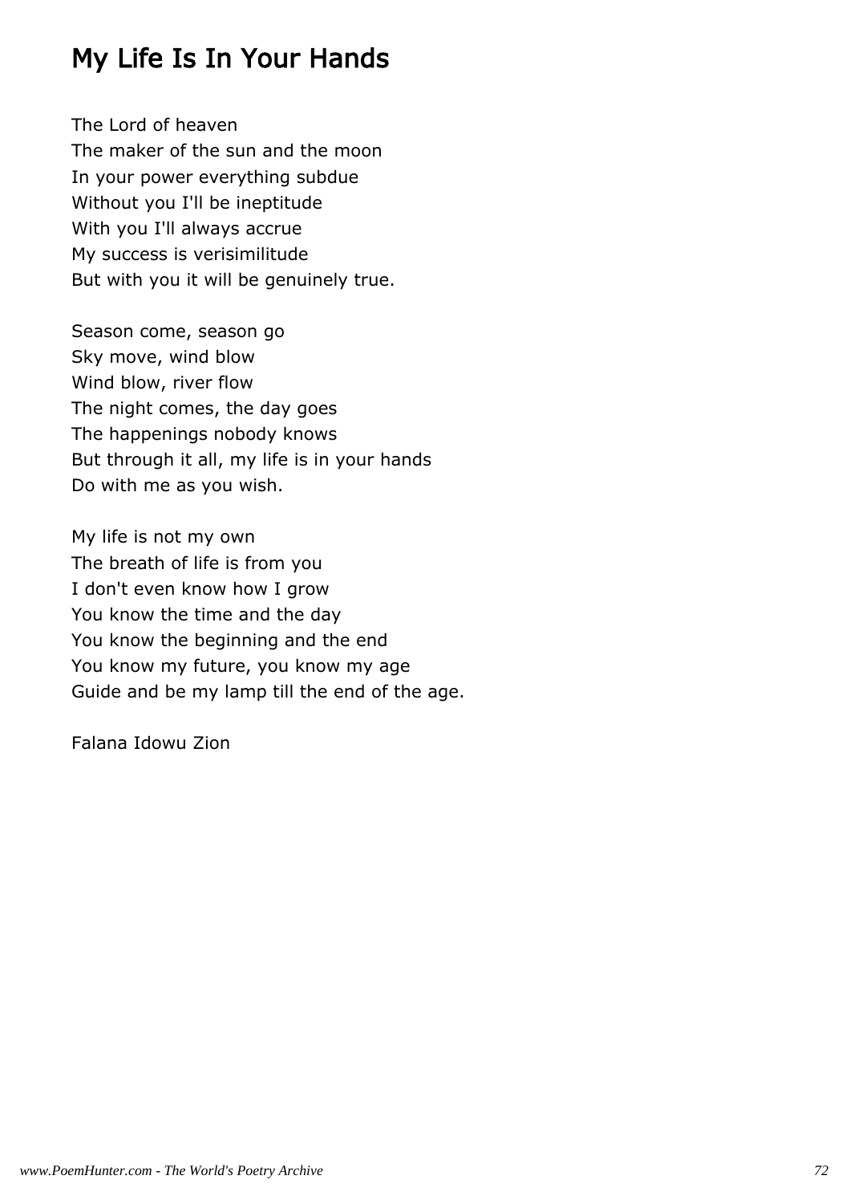# My Life Is In Your Hands

The Lord of heaven
The maker of the sun and the moon
In your power everything subdue
Without you I'll be ineptitude
With you I'll always accrue
My success is verisimilitude
But with you it will be genuinely true.

Season come, season go
Sky move, wind blow
Wind blow, river flow
The night comes, the day goes
The happenings nobody knows
But through it all, my life is in your hands
Do with me as you wish.

My life is not my own
The breath of life is from you
I don't even know how I grow
You know the time and the day
You know the beginning and the end
You know my future, you know my age
Guide and be my lamp till the end of the age.

Falana Idowu Zion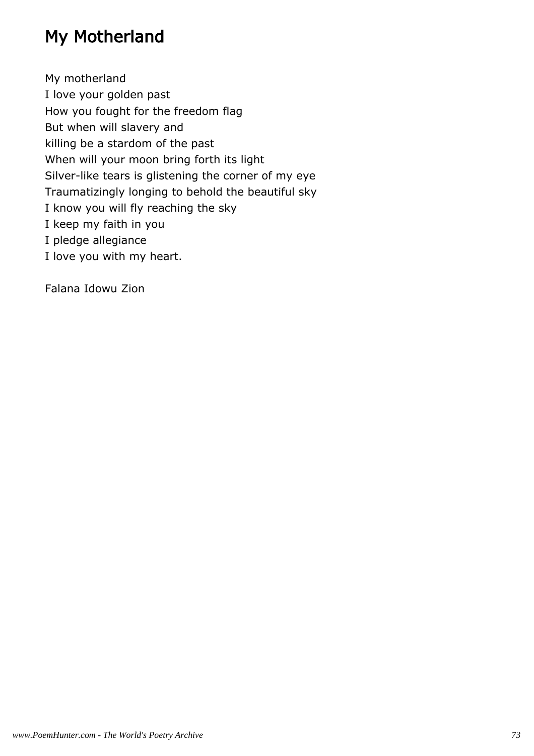# My Motherland

My motherland  
I love your golden past  
How you fought for the freedom flag  
But when will slavery and  
killing be a stardom of the past  
When will your moon bring forth its light  
Silver-like tears is glistening the corner of my eye  
Traumatizingly longing to behold the beautiful sky  
I know you will fly reaching the sky  
I keep my faith in you  
I pledge allegiance  
I love you with my heart.

Falana Idowu Zion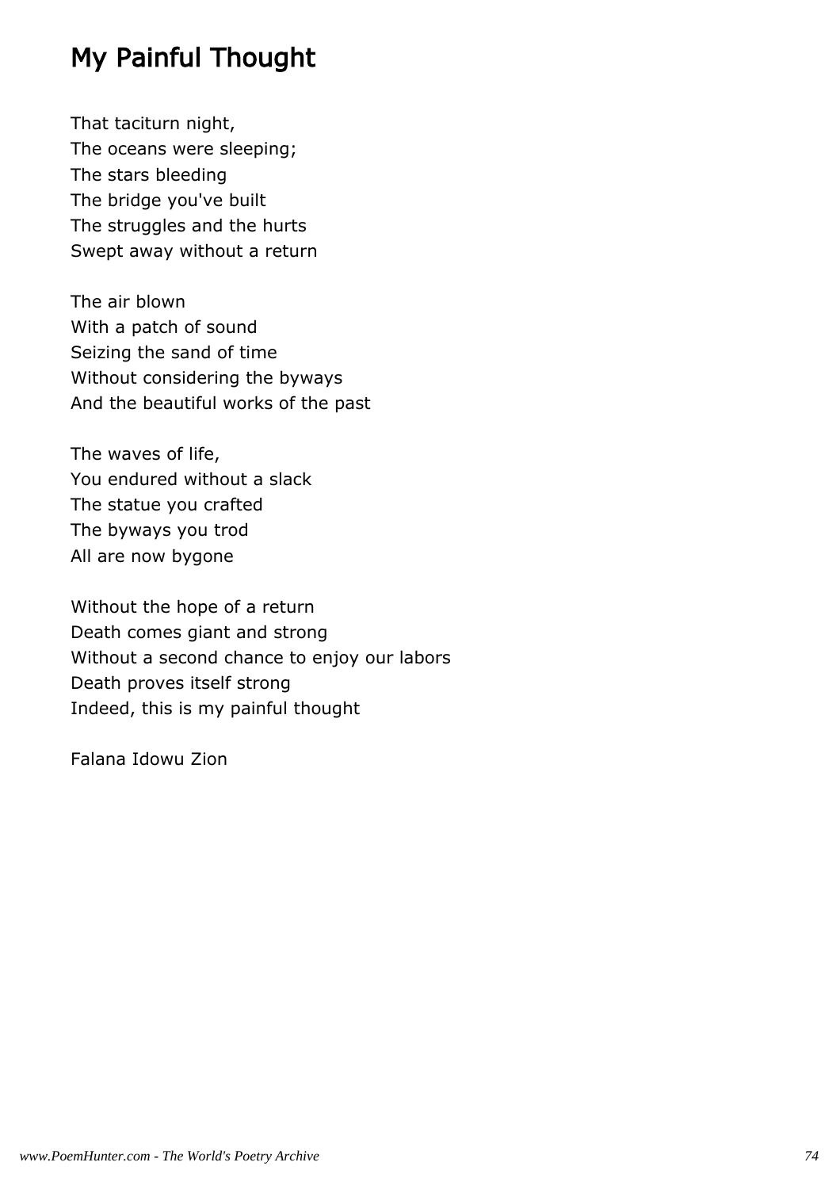# My Painful Thought

That taciturn night,  
The oceans were sleeping;  
The stars bleeding  
The bridge you've built  
The struggles and the hurts  
Swept away without a return

The air blown  
With a patch of sound  
Seizing the sand of time  
Without considering the byways  
And the beautiful works of the past

The waves of life,  
You endured without a slack  
The statue you crafted  
The byways you trod  
All are now bygone

Without the hope of a return  
Death comes giant and strong  
Without a second chance to enjoy our labors  
Death proves itself strong  
Indeed, this is my painful thought

Falana Idowu Zion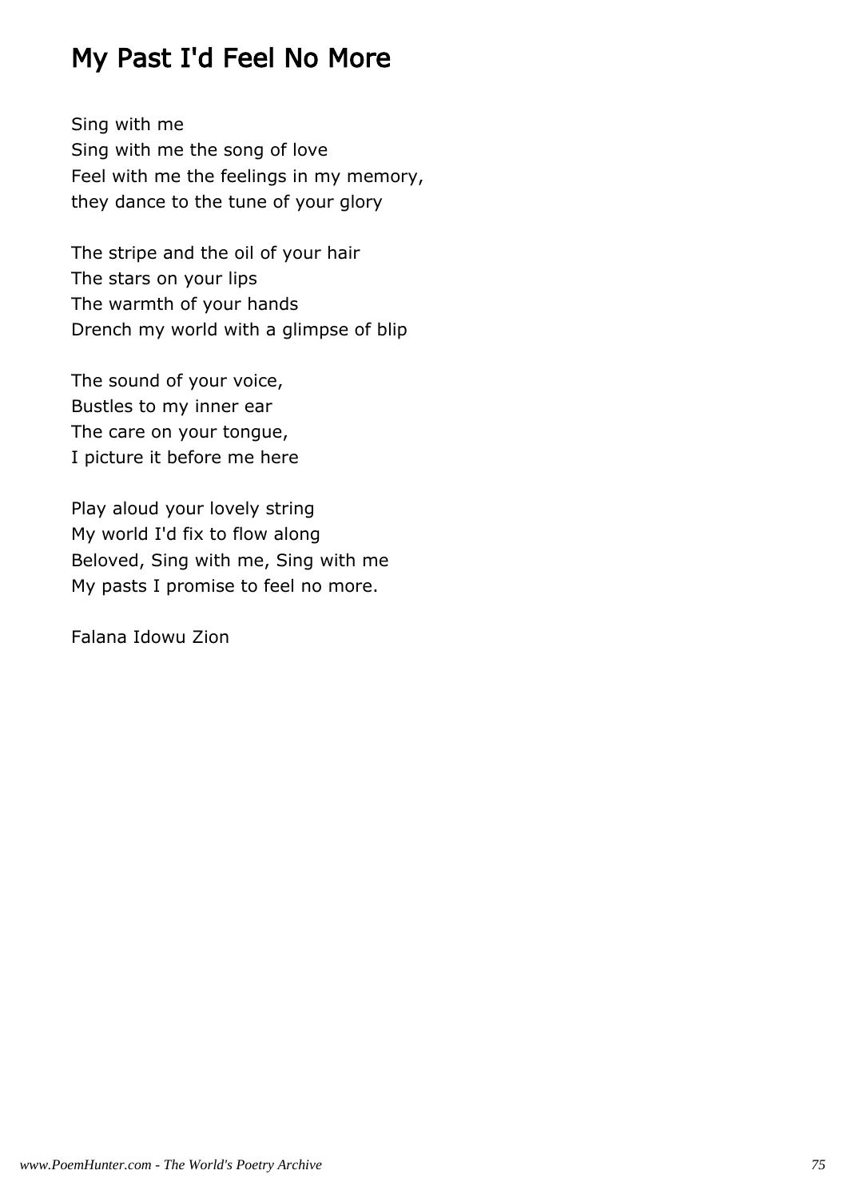## My Past I'd Feel No More

Sing with me  
Sing with me the song of love  
Feel with me the feelings in my memory,  
they dance to the tune of your glory

The stripe and the oil of your hair  
The stars on your lips  
The warmth of your hands  
Drench my world with a glimpse of blip

The sound of your voice,  
Bustles to my inner ear  
The care on your tongue,  
I picture it before me here

Play aloud your lovely string  
My world I'd fix to flow along  
Beloved, Sing with me, Sing with me  
My pasts I promise to feel no more.

Falana Idowu Zion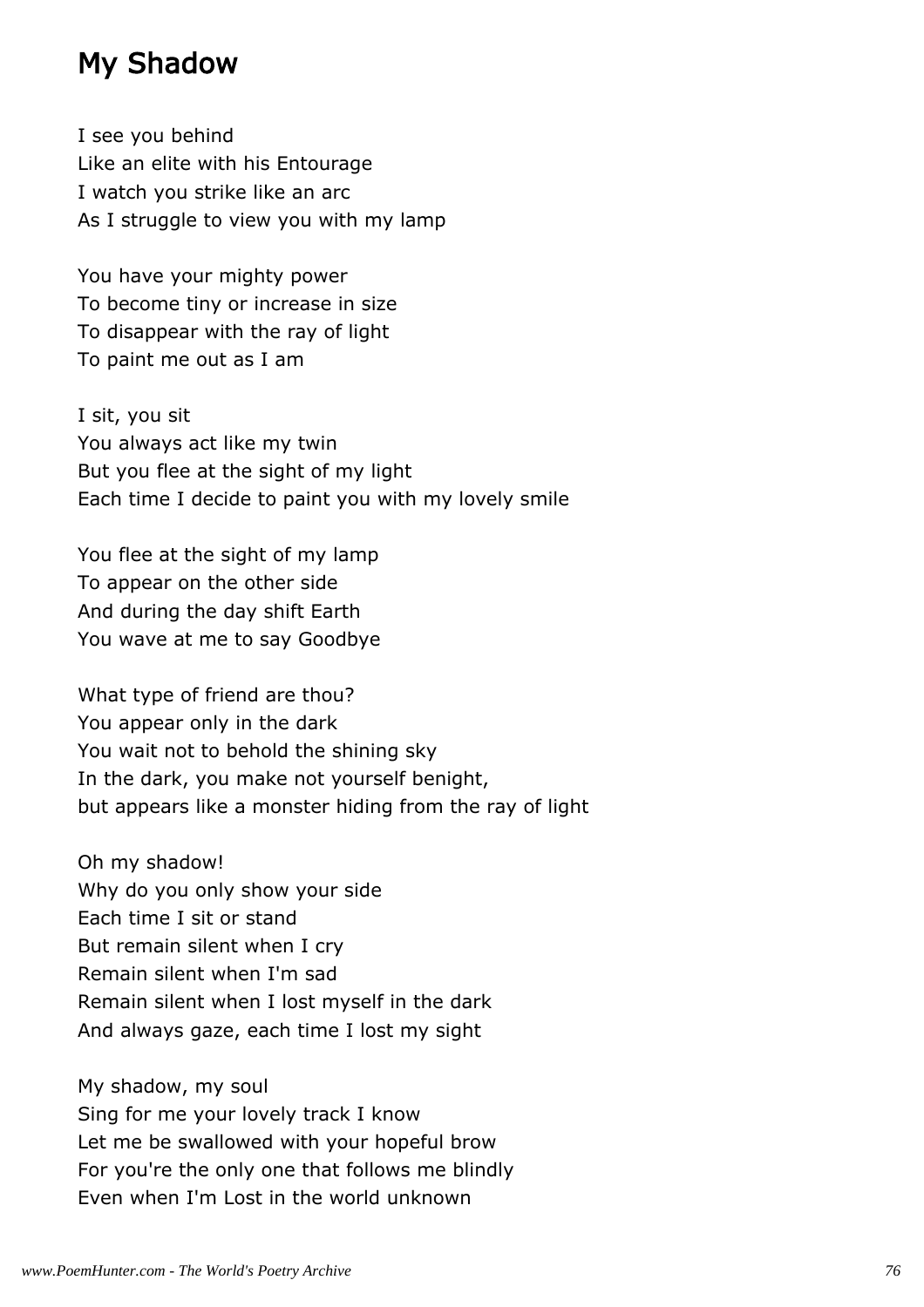# My Shadow

I see you behind  
Like an elite with his Entourage  
I watch you strike like an arc  
As I struggle to view you with my lamp

You have your mighty power  
To become tiny or increase in size  
To disappear with the ray of light  
To paint me out as I am

I sit, you sit  
You always act like my twin  
But you flee at the sight of my light  
Each time I decide to paint you with my lovely smile

You flee at the sight of my lamp  
To appear on the other side  
And during the day shift Earth  
You wave at me to say Goodbye

What type of friend are thou?  
You appear only in the dark  
You wait not to behold the shining sky  
In the dark, you make not yourself benight,  
but appears like a monster hiding from the ray of light

Oh my shadow!  
Why do you only show your side  
Each time I sit or stand  
But remain silent when I cry  
Remain silent when I'm sad  
Remain silent when I lost myself in the dark  
And always gaze, each time I lost my sight

My shadow, my soul  
Sing for me your lovely track I know  
Let me be swallowed with your hopeful brow  
For you're the only one that follows me blindly  
Even when I'm Lost in the world unknown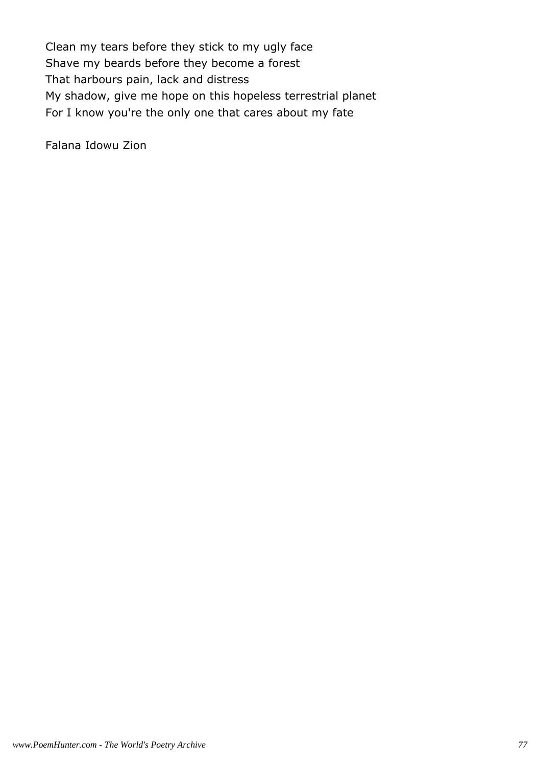Clean my tears before they stick to my ugly face
Shave my beards before they become a forest
That harbours pain, lack and distress
My shadow, give me hope on this hopeless terrestrial planet
For I know you're the only one that cares about my fate

Falana Idowu Zion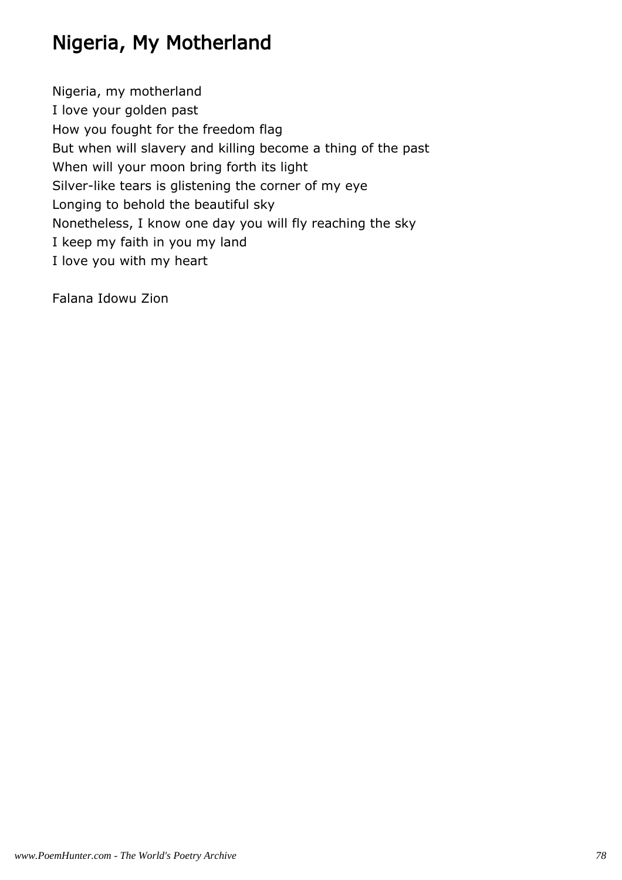# Nigeria, My Motherland

Nigeria, my motherland  
I love your golden past  
How you fought for the freedom flag  
But when will slavery and killing become a thing of the past  
When will your moon bring forth its light  
Silver-like tears is glistening the corner of my eye  
Longing to behold the beautiful sky  
Nonetheless, I know one day you will fly reaching the sky  
I keep my faith in you my land  
I love you with my heart

Falana Idowu Zion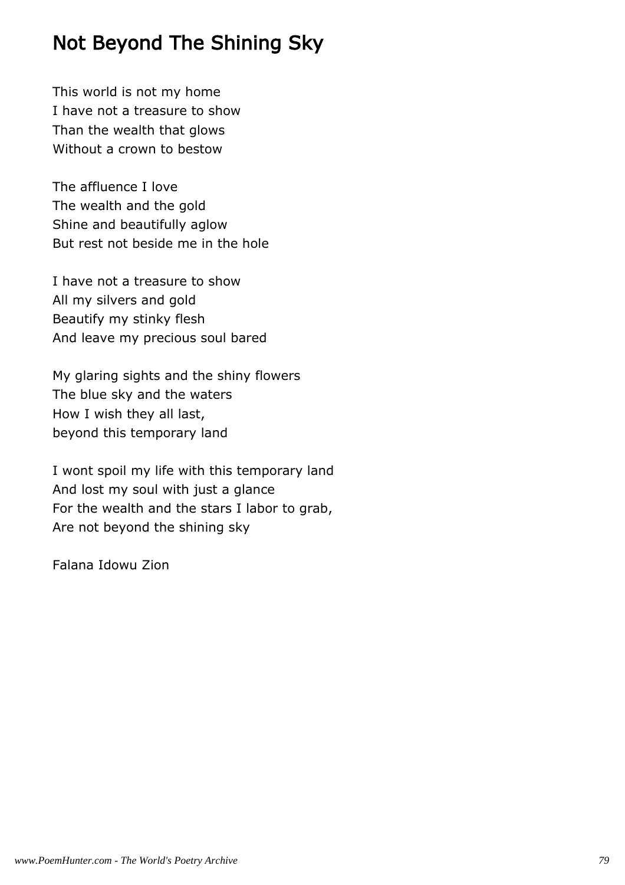# Not Beyond The Shining Sky

This world is not my home
I have not a treasure to show
Than the wealth that glows
Without a crown to bestow

The affluence I love
The wealth and the gold
Shine and beautifully aglow
But rest not beside me in the hole

I have not a treasure to show
All my silvers and gold
Beautify my stinky flesh
And leave my precious soul bared

My glaring sights and the shiny flowers
The blue sky and the waters
How I wish they all last,
beyond this temporary land

I wont spoil my life with this temporary land
And lost my soul with just a glance
For the wealth and the stars I labor to grab,
Are not beyond the shining sky

Falana Idowu Zion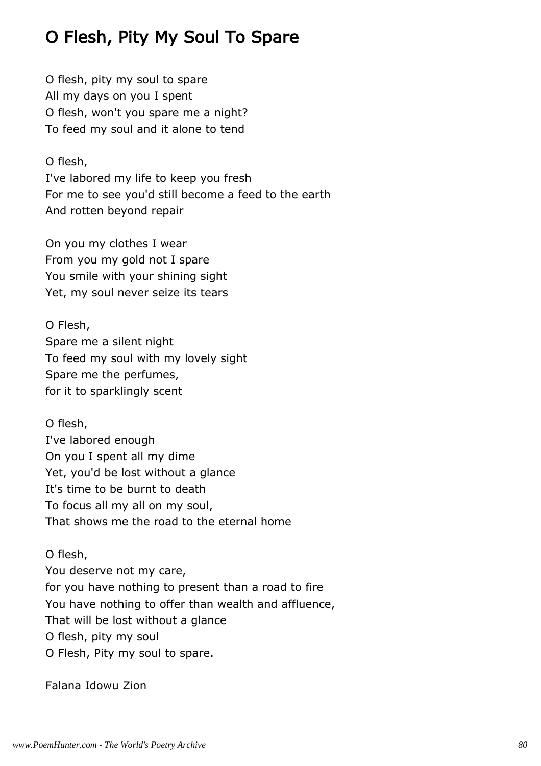# O Flesh, Pity My Soul To Spare

O flesh, pity my soul to spare
All my days on you I spent
O flesh, won't you spare me a night?
To feed my soul and it alone to tend

O flesh,
I've labored my life to keep you fresh
For me to see you'd still become a feed to the earth
And rotten beyond repair

On you my clothes I wear
From you my gold not I spare
You smile with your shining sight
Yet, my soul never seize its tears

O Flesh,
Spare me a silent night
To feed my soul with my lovely sight
Spare me the perfumes,
for it to sparklingly scent

O flesh,
I've labored enough
On you I spent all my dime
Yet, you'd be lost without a glance
It's time to be burnt to death
To focus all my all on my soul,
That shows me the road to the eternal home

O flesh,
You deserve not my care,
for you have nothing to present than a road to fire
You have nothing to offer than wealth and affluence,
That will be lost without a glance
O flesh, pity my soul
O Flesh, Pity my soul to spare.

Falana Idowu Zion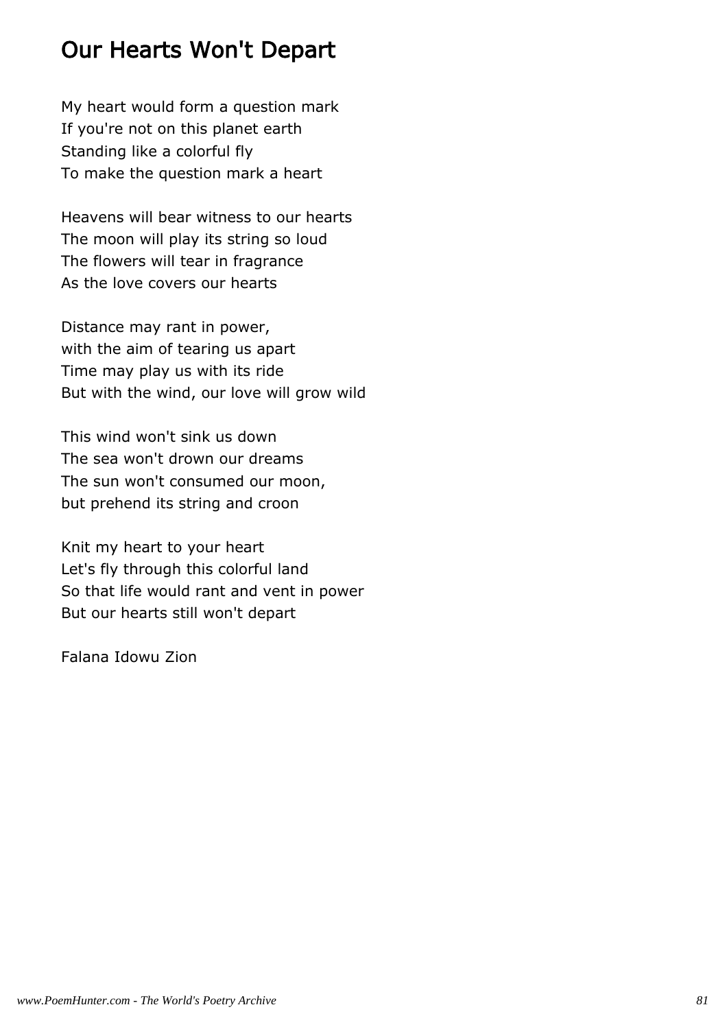# Our Hearts Won't Depart

My heart would form a question mark
If you're not on this planet earth
Standing like a colorful fly
To make the question mark a heart

Heavens will bear witness to our hearts
The moon will play its string so loud
The flowers will tear in fragrance
As the love covers our hearts

Distance may rant in power,
with the aim of tearing us apart
Time may play us with its ride
But with the wind, our love will grow wild

This wind won't sink us down
The sea won't drown our dreams
The sun won't consumed our moon,
but prehend its string and croon

Knit my heart to your heart
Let's fly through this colorful land
So that life would rant and vent in power
But our hearts still won't depart

Falana Idowu Zion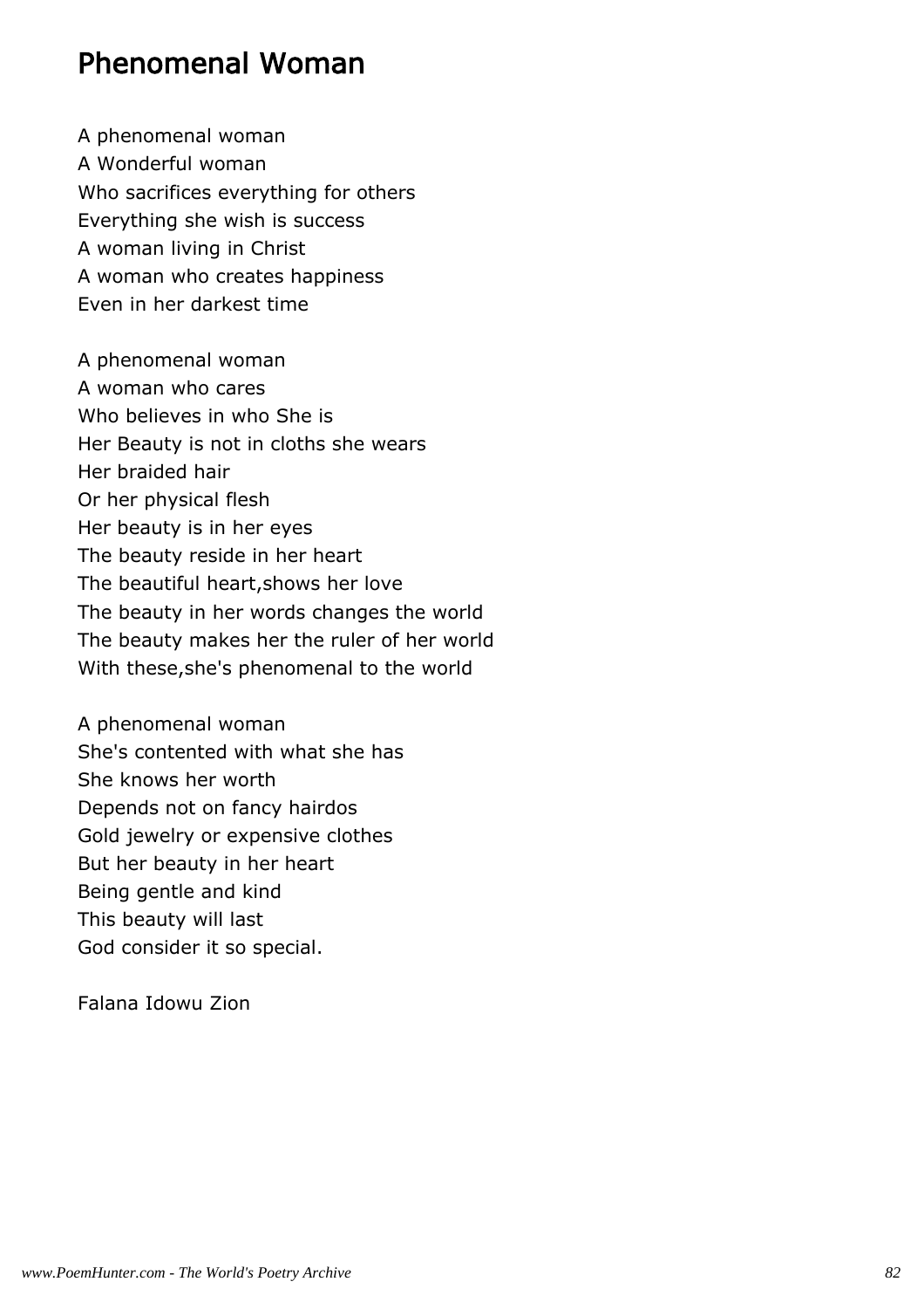# Phenomenal Woman

A phenomenal woman  
A Wonderful woman  
Who sacrifices everything for others  
Everything she wish is success  
A woman living in Christ  
A woman who creates happiness  
Even in her darkest time

A phenomenal woman  
A woman who cares  
Who believes in who She is  
Her Beauty is not in cloths she wears  
Her braided hair  
Or her physical flesh  
Her beauty is in her eyes  
The beauty reside in her heart  
The beautiful heart,shows her love  
The beauty in her words changes the world  
The beauty makes her the ruler of her world  
With these,she's phenomenal to the world

A phenomenal woman  
She's contented with what she has  
She knows her worth  
Depends not on fancy hairdos  
Gold jewelry or expensive clothes  
But her beauty in her heart  
Being gentle and kind  
This beauty will last  
God consider it so special.

Falana Idowu Zion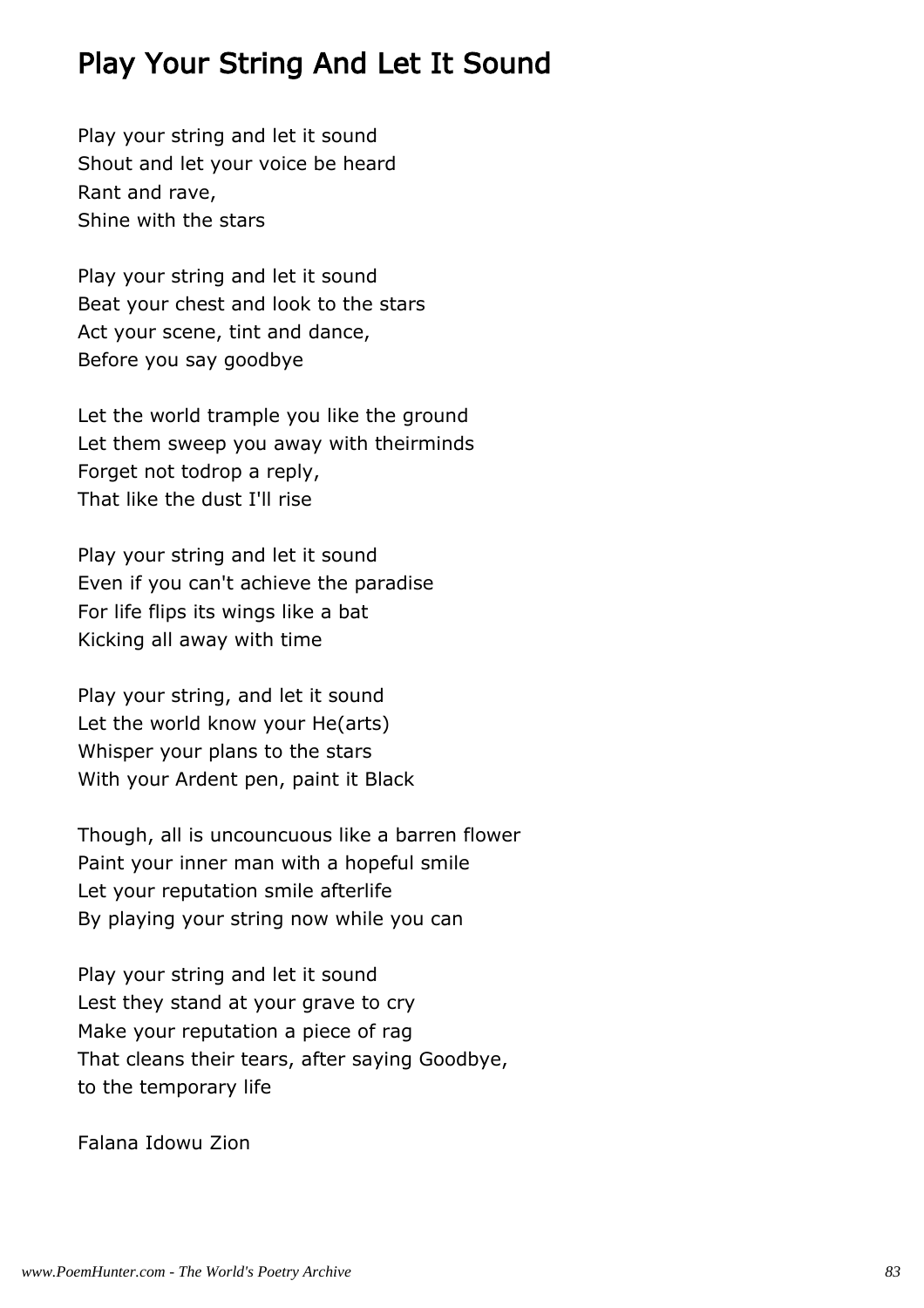# Play Your String And Let It Sound

Play your string and let it sound  
Shout and let your voice be heard  
Rant and rave,  
Shine with the stars

Play your string and let it sound  
Beat your chest and look to the stars  
Act your scene, tint and dance,  
Before you say goodbye

Let the world trample you like the ground  
Let them sweep you away with theirminds  
Forget not todrop a reply,  
That like the dust I'll rise

Play your string and let it sound  
Even if you can't achieve the paradise  
For life flips its wings like a bat  
Kicking all away with time

Play your string, and let it sound  
Let the world know your He(arts)  
Whisper your plans to the stars  
With your Ardent pen, paint it Black

Though, all is uncouncuous like a barren flower  
Paint your inner man with a hopeful smile  
Let your reputation smile afterlife  
By playing your string now while you can

Play your string and let it sound  
Lest they stand at your grave to cry  
Make your reputation a piece of rag  
That cleans their tears, after saying Goodbye,  
to the temporary life

Falana Idowu Zion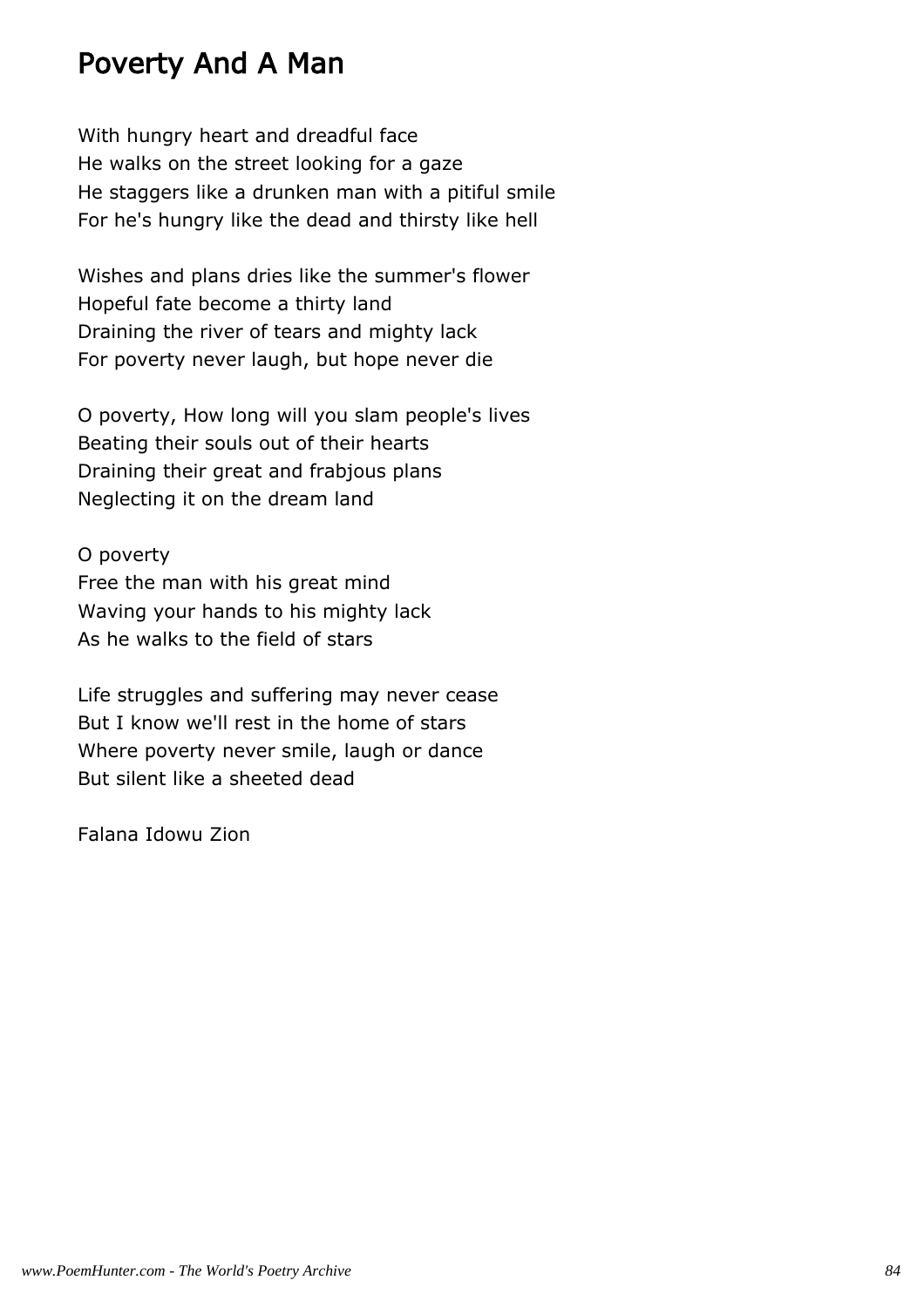# Poverty And A Man

With hungry heart and dreadful face
He walks on the street looking for a gaze
He staggers like a drunken man with a pitiful smile
For he's hungry like the dead and thirsty like hell

Wishes and plans dries like the summer's flower
Hopeful fate become a thirty land
Draining the river of tears and mighty lack
For poverty never laugh, but hope never die

O poverty, How long will you slam people's lives
Beating their souls out of their hearts
Draining their great and frabjous plans
Neglecting it on the dream land

O poverty
Free the man with his great mind
Waving your hands to his mighty lack
As he walks to the field of stars

Life struggles and suffering may never cease
But I know we'll rest in the home of stars
Where poverty never smile, laugh or dance
But silent like a sheeted dead

Falana Idowu Zion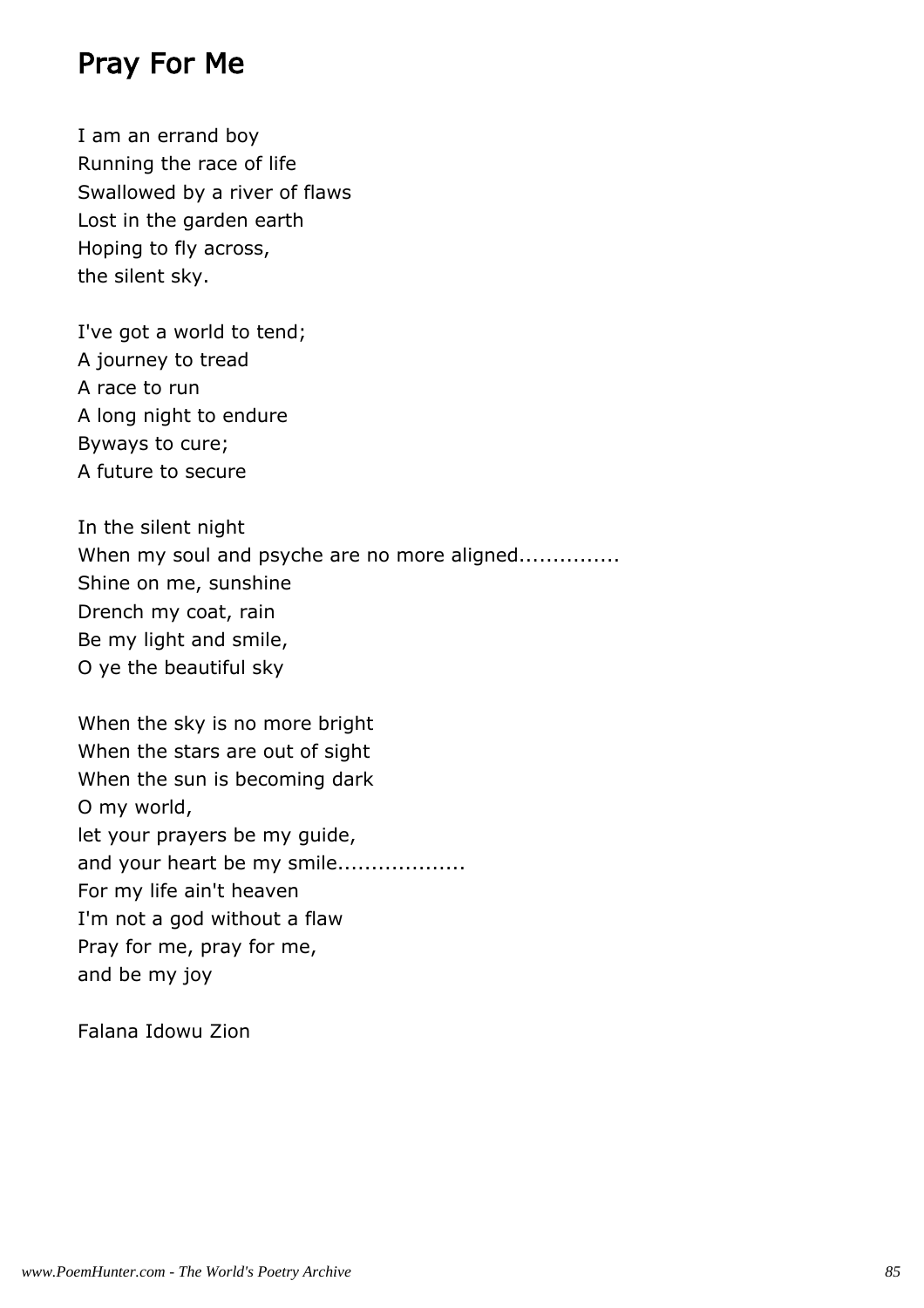## Pray For Me

I am an errand boy  
Running the race of life  
Swallowed by a river of flaws  
Lost in the garden earth  
Hoping to fly across,  
the silent sky.

I've got a world to tend;  
A journey to tread  
A race to run  
A long night to endure  
Byways to cure;  
A future to secure

In the silent night  
When my soul and psyche are no more aligned...............  
Shine on me, sunshine  
Drench my coat, rain  
Be my light and smile,  
O ye the beautiful sky

When the sky is no more bright  
When the stars are out of sight  
When the sun is becoming dark  
O my world,  
let your prayers be my guide,  
and your heart be my smile...................  
For my life ain't heaven  
I'm not a god without a flaw  
Pray for me, pray for me,  
and be my joy

Falana Idowu Zion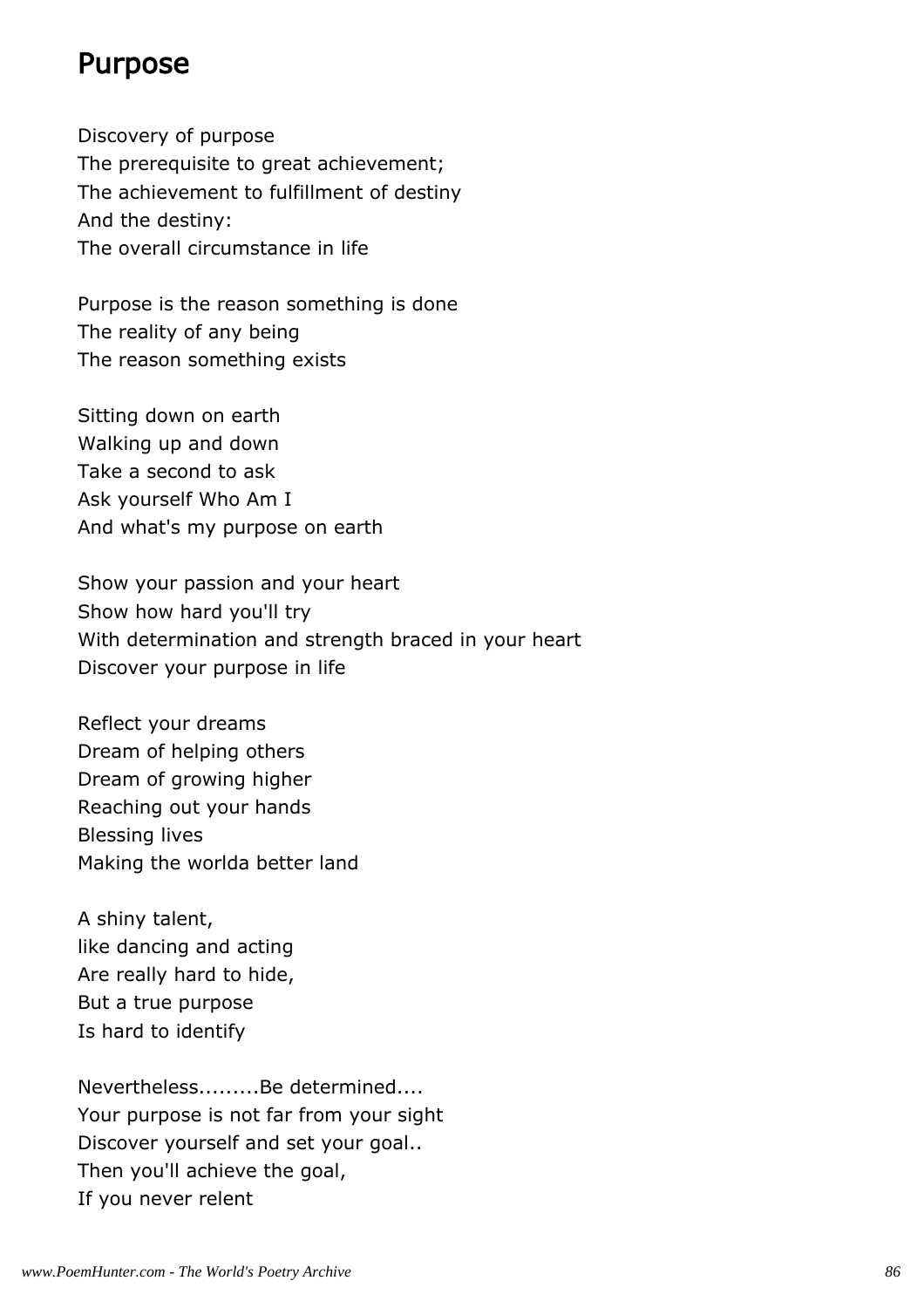## Purpose

Discovery of purpose  
The prerequisite to great achievement;  
The achievement to fulfillment of destiny  
And the destiny:  
The overall circumstance in life

Purpose is the reason something is done  
The reality of any being  
The reason something exists

Sitting down on earth  
Walking up and down  
Take a second to ask  
Ask yourself Who Am I  
And what's my purpose on earth

Show your passion and your heart  
Show how hard you'll try  
With determination and strength braced in your heart  
Discover your purpose in life

Reflect your dreams  
Dream of helping others  
Dream of growing higher  
Reaching out your hands  
Blessing lives  
Making the worlda better land

A shiny talent,  
like dancing and acting  
Are really hard to hide,  
But a true purpose  
Is hard to identify

Nevertheless.........Be determined....  
Your purpose is not far from your sight  
Discover yourself and set your goal..  
Then you'll achieve the goal,  
If you never relent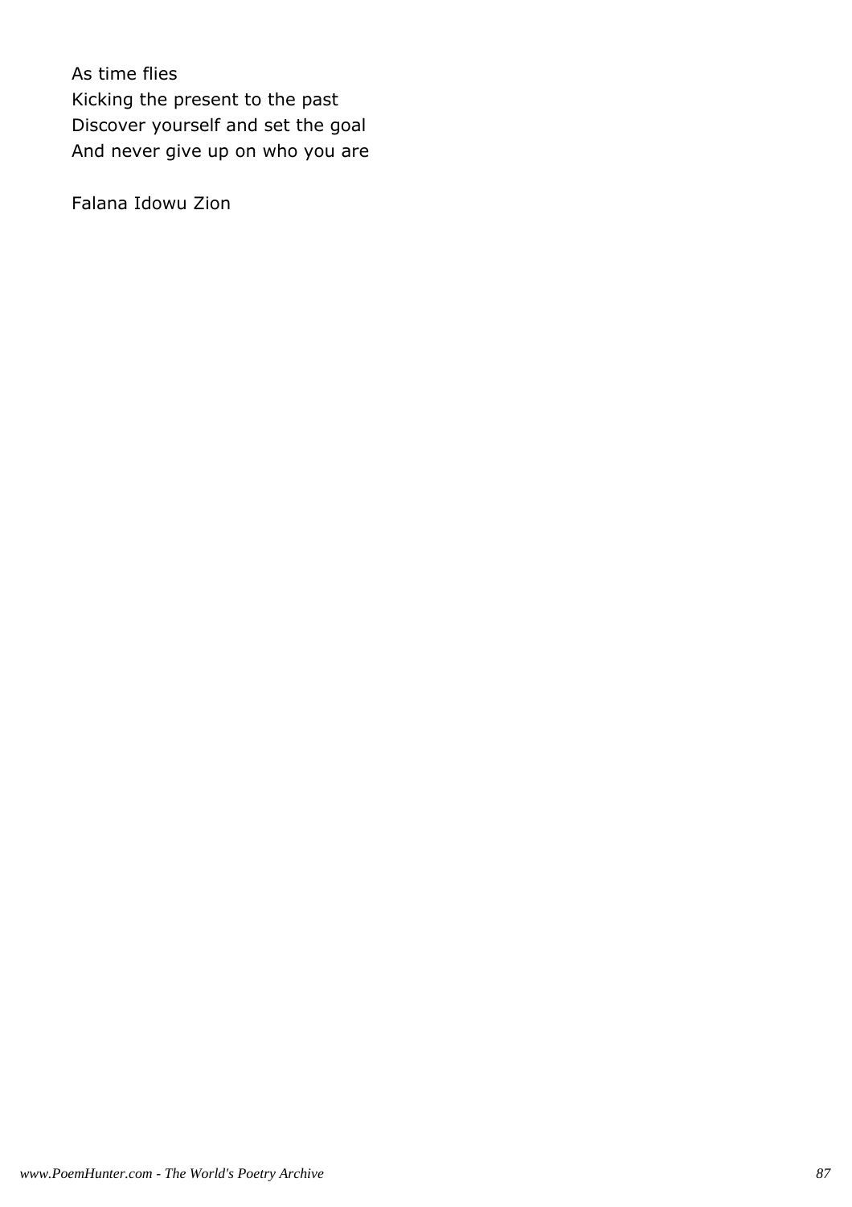As time flies
Kicking the present to the past
Discover yourself and set the goal
And never give up on who you are

Falana Idowu Zion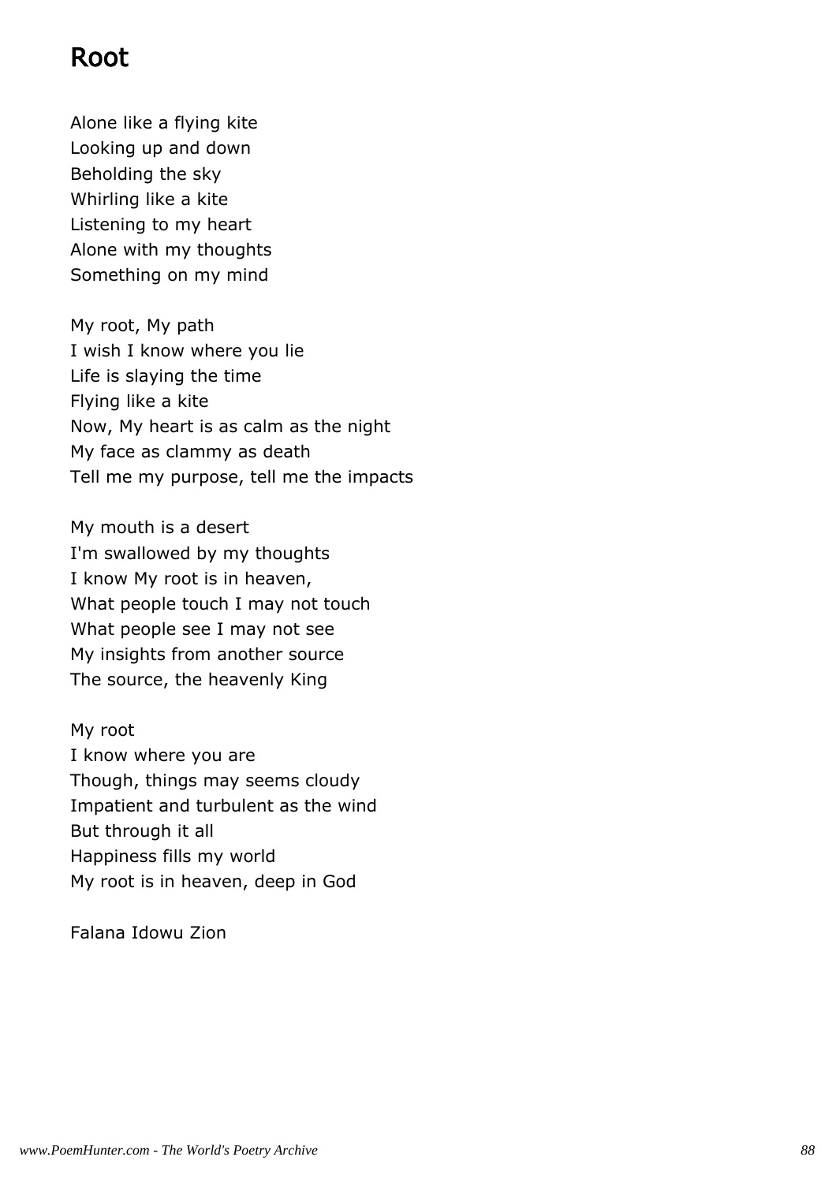# Root

Alone like a flying kite
Looking up and down
Beholding the sky
Whirling like a kite
Listening to my heart
Alone with my thoughts
Something on my mind

My root, My path
I wish I know where you lie
Life is slaying the time
Flying like a kite
Now, My heart is as calm as the night
My face as clammy as death
Tell me my purpose, tell me the impacts

My mouth is a desert
I'm swallowed by my thoughts
I know My root is in heaven,
What people touch I may not touch
What people see I may not see
My insights from another source
The source, the heavenly King

My root
I know where you are
Though, things may seems cloudy
Impatient and turbulent as the wind
But through it all
Happiness fills my world
My root is in heaven, deep in God

Falana Idowu Zion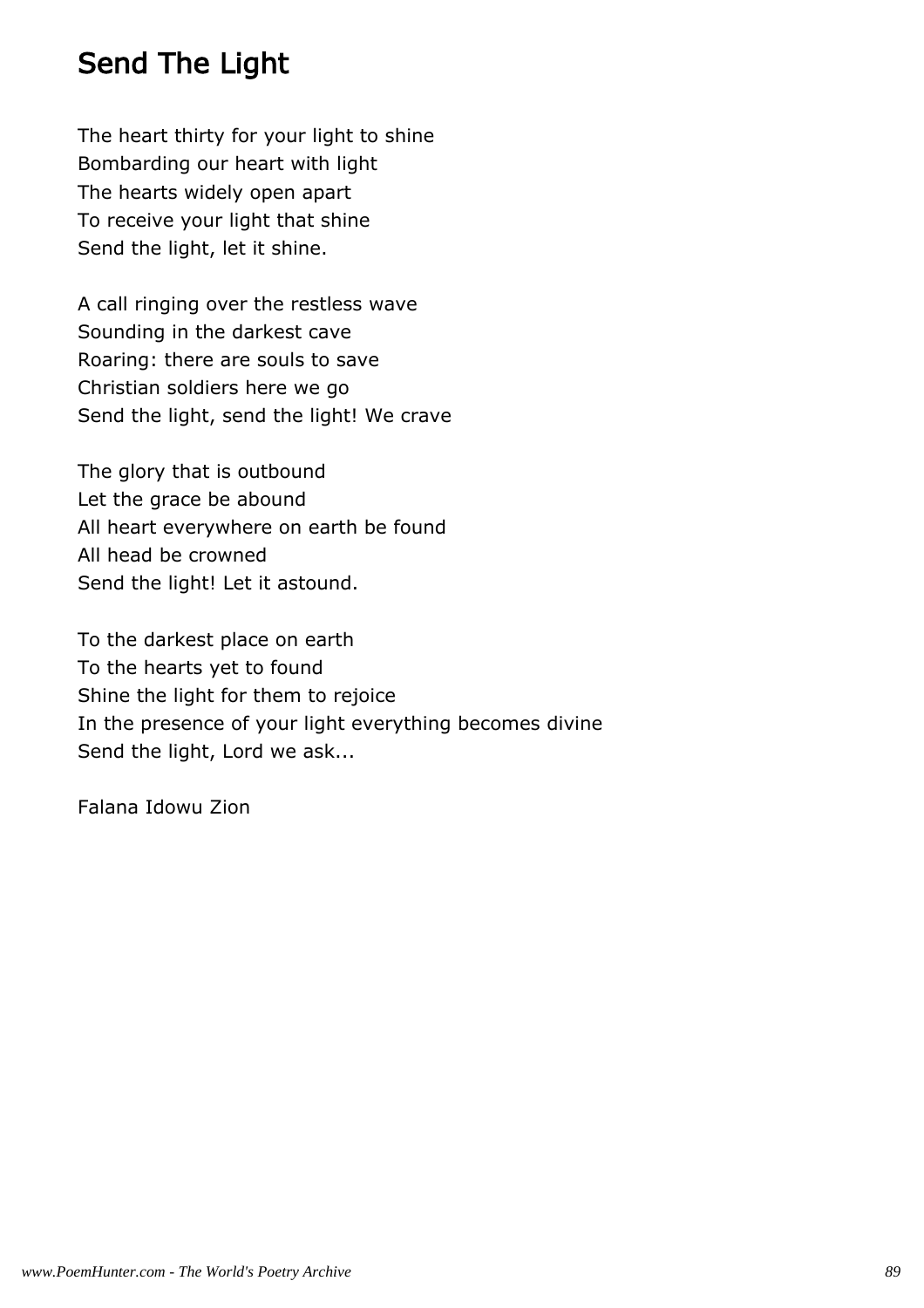# Send The Light

The heart thirty for your light to shine
Bombarding our heart with light
The hearts widely open apart
To receive your light that shine
Send the light, let it shine.

A call ringing over the restless wave
Sounding in the darkest cave
Roaring: there are souls to save
Christian soldiers here we go
Send the light, send the light! We crave

The glory that is outbound
Let the grace be abound
All heart everywhere on earth be found
All head be crowned
Send the light! Let it astound.

To the darkest place on earth
To the hearts yet to found
Shine the light for them to rejoice
In the presence of your light everything becomes divine
Send the light, Lord we ask...

Falana Idowu Zion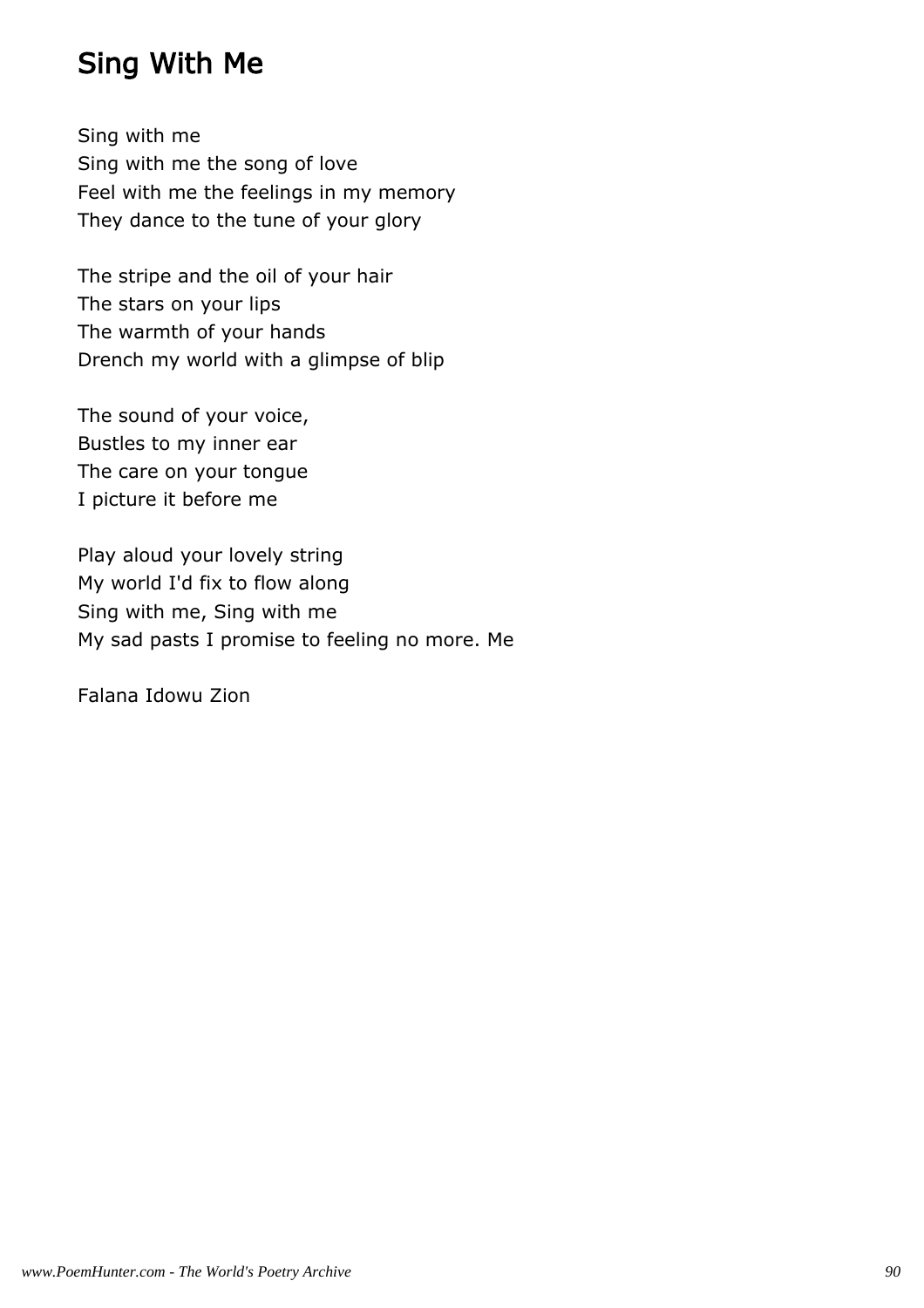## Sing With Me

Sing with me  
Sing with me the song of love  
Feel with me the feelings in my memory  
They dance to the tune of your glory

The stripe and the oil of your hair  
The stars on your lips  
The warmth of your hands  
Drench my world with a glimpse of blip

The sound of your voice,  
Bustles to my inner ear  
The care on your tongue  
I picture it before me

Play aloud your lovely string  
My world I'd fix to flow along  
Sing with me, Sing with me  
My sad pasts I promise to feeling no more. Me

Falana Idowu Zion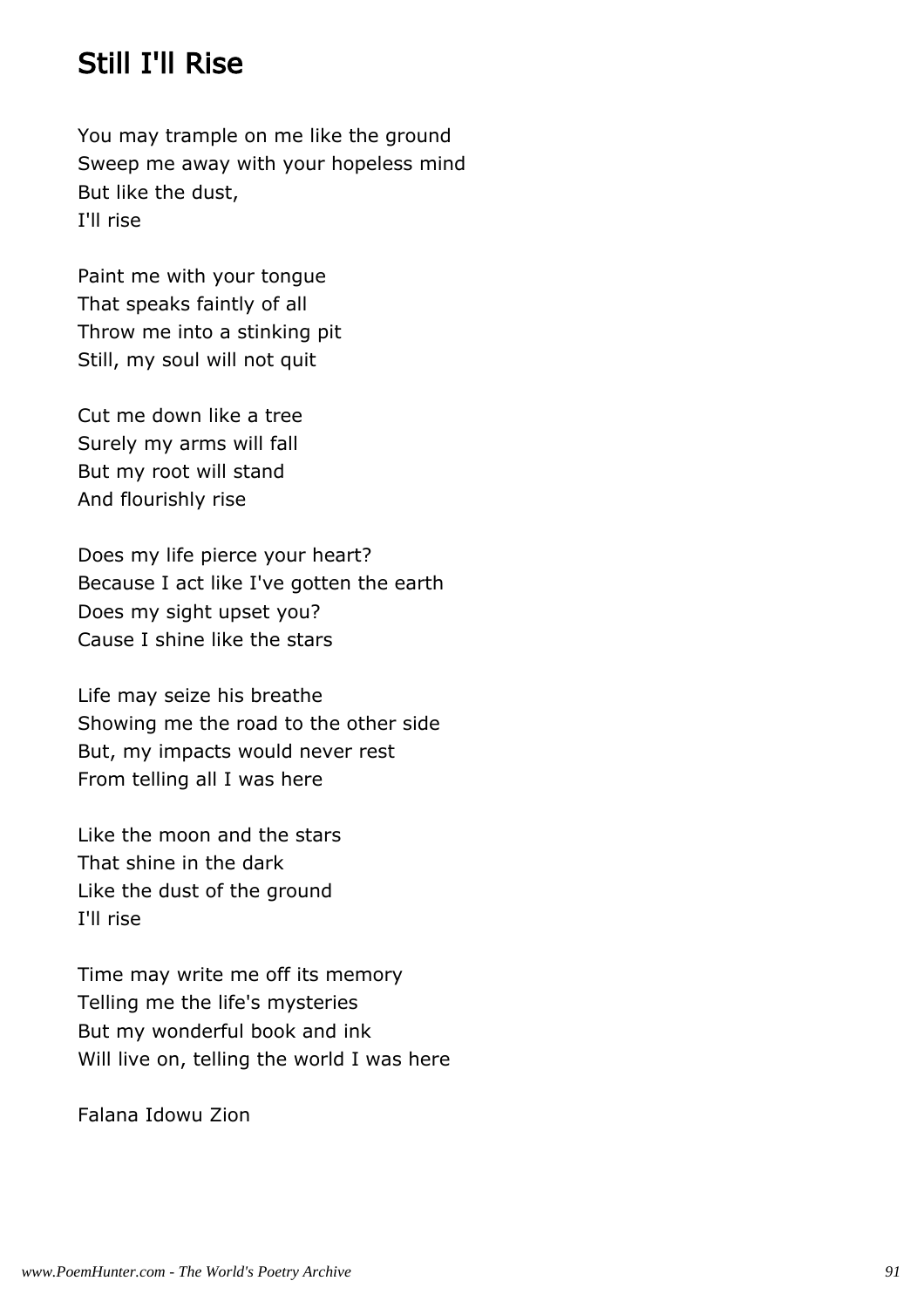# Still I'll Rise

You may trample on me like the ground
Sweep me away with your hopeless mind
But like the dust,
I'll rise

Paint me with your tongue
That speaks faintly of all
Throw me into a stinking pit
Still, my soul will not quit

Cut me down like a tree
Surely my arms will fall
But my root will stand
And flourishly rise

Does my life pierce your heart?
Because I act like I've gotten the earth
Does my sight upset you?
Cause I shine like the stars

Life may seize his breathe
Showing me the road to the other side
But, my impacts would never rest
From telling all I was here

Like the moon and the stars
That shine in the dark
Like the dust of the ground
I'll rise

Time may write me off its memory
Telling me the life's mysteries
But my wonderful book and ink
Will live on, telling the world I was here

Falana Idowu Zion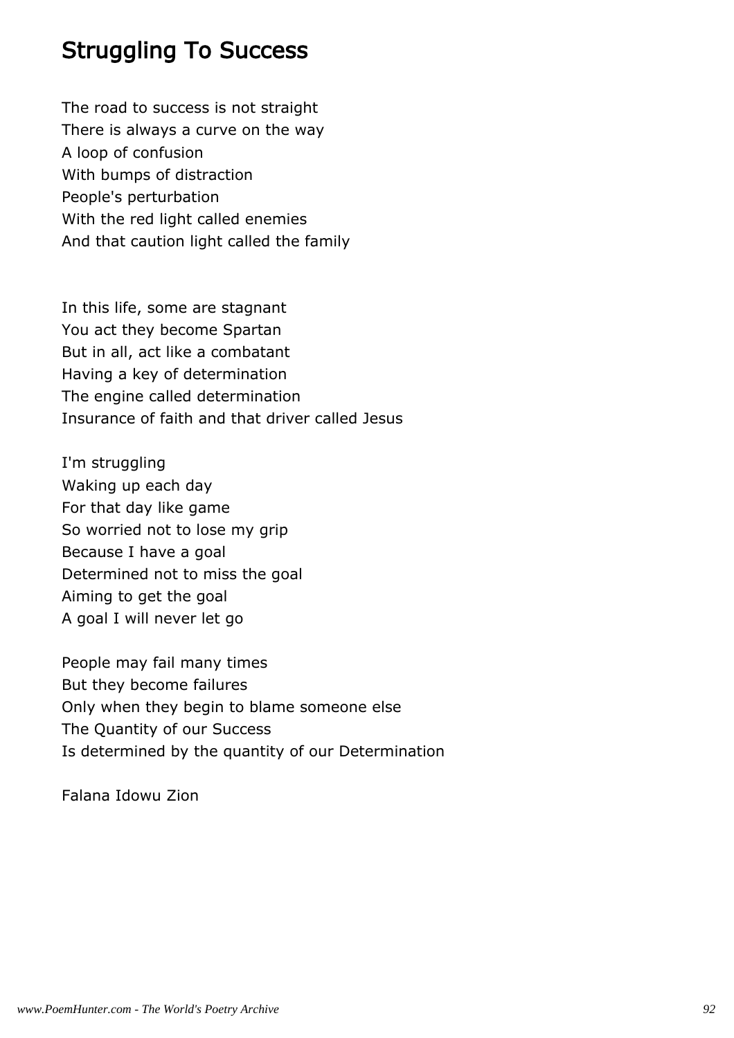## Struggling To Success

The road to success is not straight
There is always a curve on the way
A loop of confusion
With bumps of distraction
People's perturbation
With the red light called enemies
And that caution light called the family

In this life, some are stagnant
You act they become Spartan
But in all, act like a combatant
Having a key of determination
The engine called determination
Insurance of faith and that driver called Jesus

I'm struggling
Waking up each day
For that day like game
So worried not to lose my grip
Because I have a goal
Determined not to miss the goal
Aiming to get the goal
A goal I will never let go

People may fail many times
But they become failures
Only when they begin to blame someone else
The Quantity of our Success
Is determined by the quantity of our Determination

Falana Idowu Zion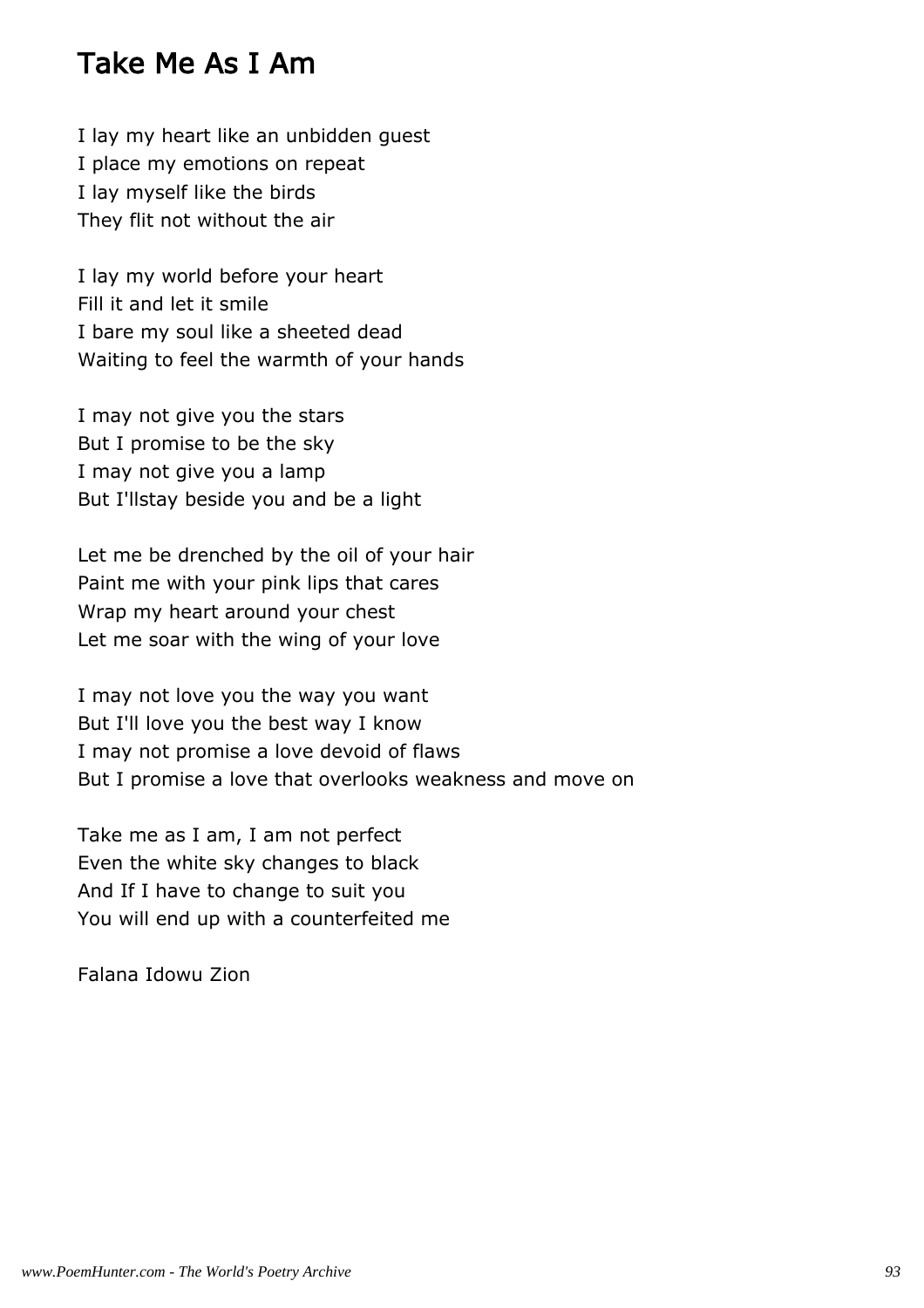## Take Me As I Am

I lay my heart like an unbidden guest
I place my emotions on repeat
I lay myself like the birds
They flit not without the air

I lay my world before your heart
Fill it and let it smile
I bare my soul like a sheeted dead
Waiting to feel the warmth of your hands

I may not give you the stars
But I promise to be the sky
I may not give you a lamp
But I'llstay beside you and be a light

Let me be drenched by the oil of your hair
Paint me with your pink lips that cares
Wrap my heart around your chest
Let me soar with the wing of your love

I may not love you the way you want
But I'll love you the best way I know
I may not promise a love devoid of flaws
But I promise a love that overlooks weakness and move on

Take me as I am, I am not perfect
Even the white sky changes to black
And If I have to change to suit you
You will end up with a counterfeited me

Falana Idowu Zion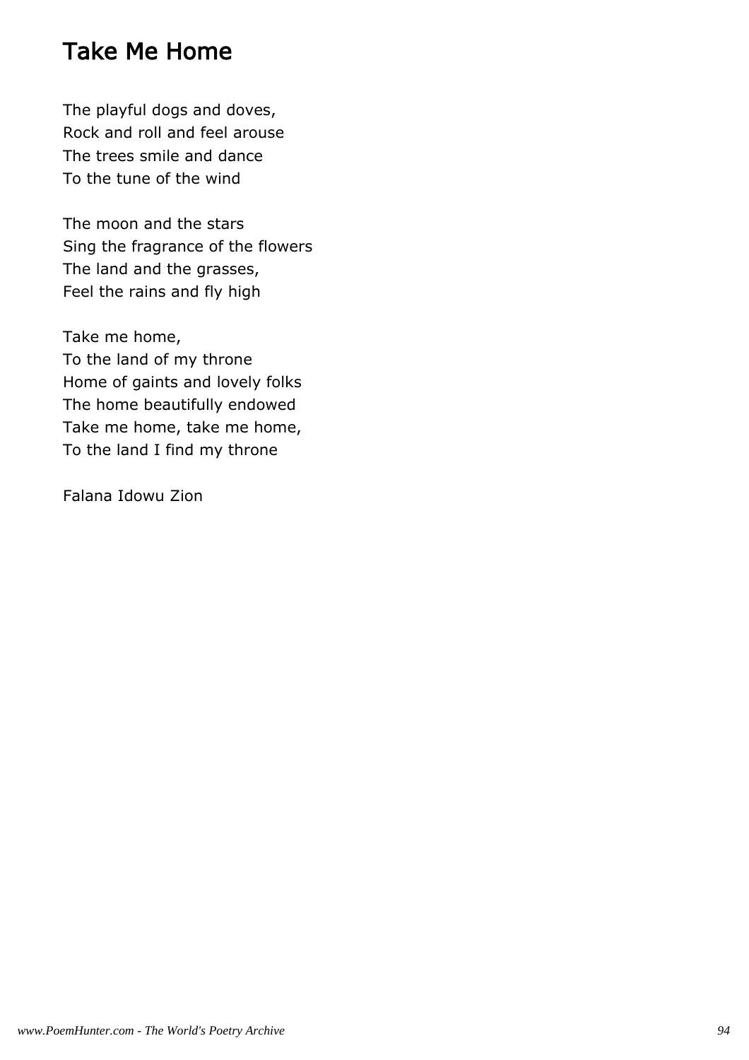## Take Me Home

The playful dogs and doves,  
Rock and roll and feel arouse  
The trees smile and dance  
To the tune of the wind

The moon and the stars  
Sing the fragrance of the flowers  
The land and the grasses,  
Feel the rains and fly high

Take me home,  
To the land of my throne  
Home of gaints and lovely folks  
The home beautifully endowed  
Take me home, take me home,  
To the land I find my throne

Falana Idowu Zion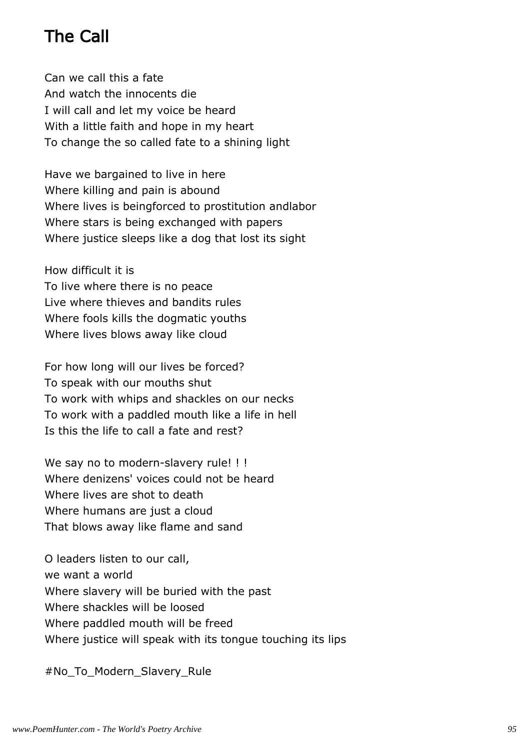# The Call

Can we call this a fate
And watch the innocents die
I will call and let my voice be heard
With a little faith and hope in my heart
To change the so called fate to a shining light

Have we bargained to live in here
Where killing and pain is abound
Where lives is beingforced to prostitution andlabor
Where stars is being exchanged with papers
Where justice sleeps like a dog that lost its sight

How difficult it is
To live where there is no peace
Live where thieves and bandits rules
Where fools kills the dogmatic youths
Where lives blows away like cloud

For how long will our lives be forced?
To speak with our mouths shut
To work with whips and shackles on our necks
To work with a paddled mouth like a life in hell
Is this the life to call a fate and rest?

We say no to modern-slavery rule! ! !
Where denizens' voices could not be heard
Where lives are shot to death
Where humans are just a cloud
That blows away like flame and sand

O leaders listen to our call,
we want a world
Where slavery will be buried with the past
Where shackles will be loosed
Where paddled mouth will be freed
Where justice will speak with its tongue touching its lips

#No_To_Modern_Slavery_Rule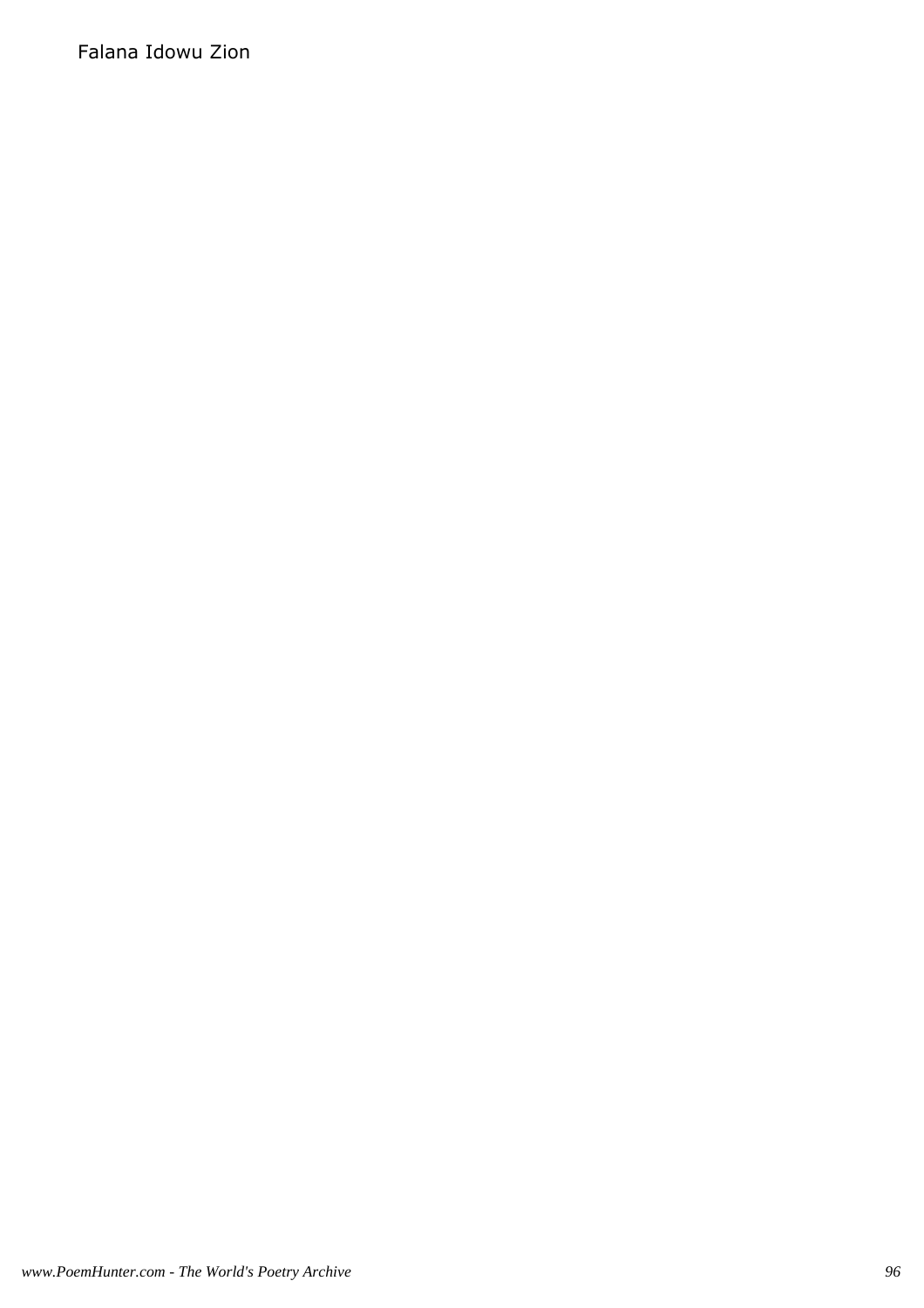Falana Idowu Zion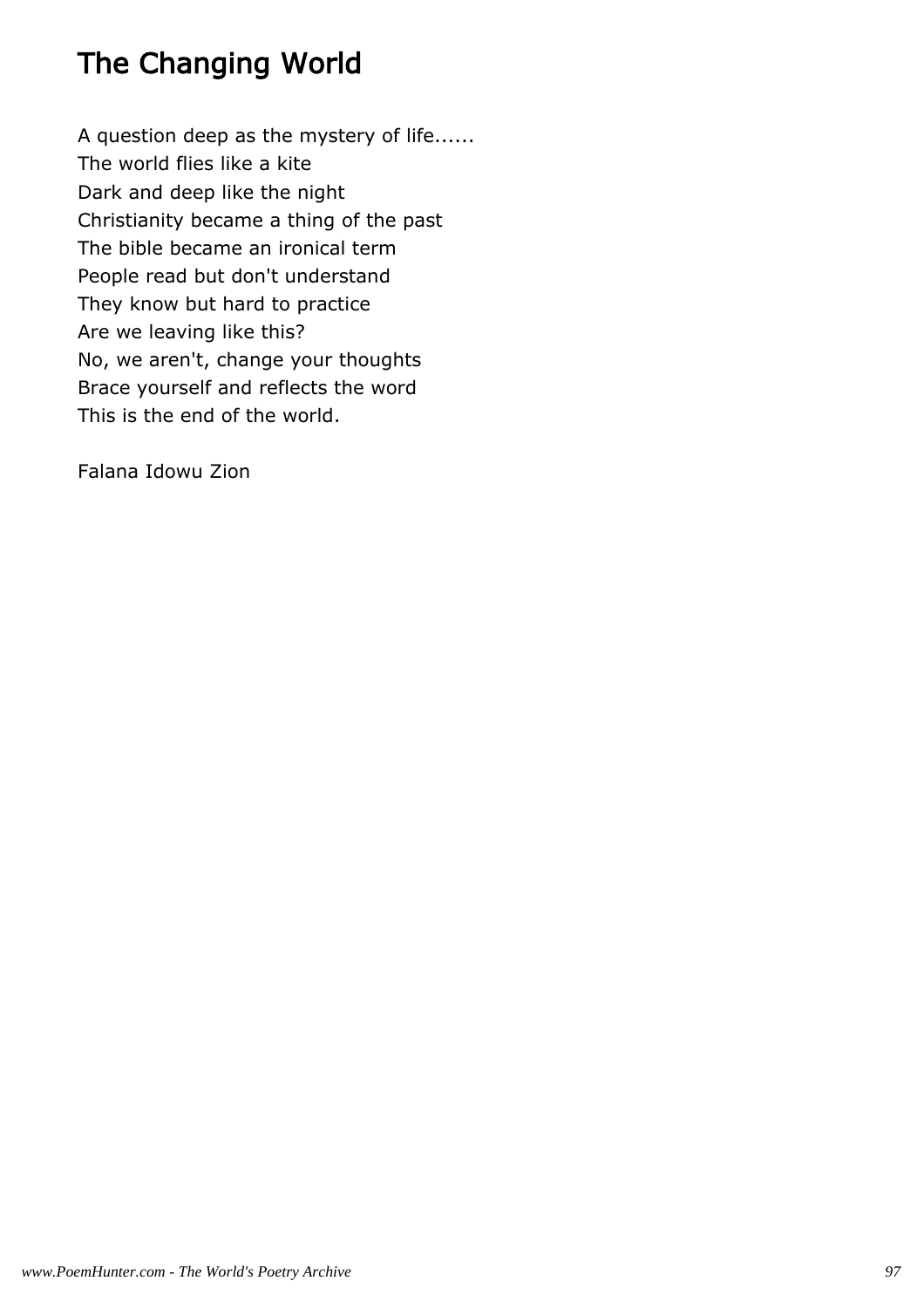# The Changing World

A question deep as the mystery of life......
The world flies like a kite
Dark and deep like the night
Christianity became a thing of the past
The bible became an ironical term
People read but don't understand
They know but hard to practice
Are we leaving like this?
No, we aren't, change your thoughts
Brace yourself and reflects the word
This is the end of the world.

Falana Idowu Zion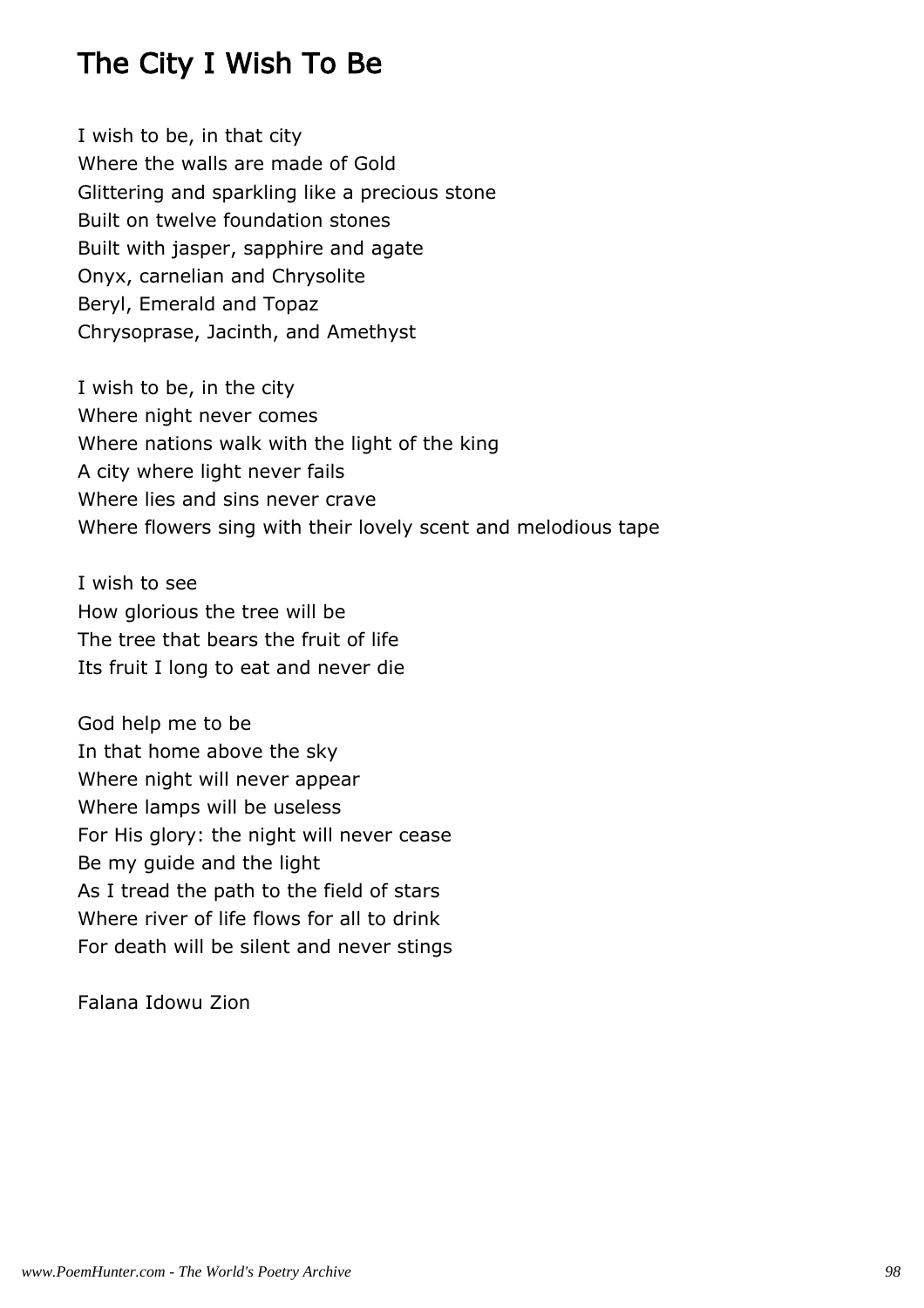# The City I Wish To Be

I wish to be, in that city
Where the walls are made of Gold
Glittering and sparkling like a precious stone
Built on twelve foundation stones
Built with jasper, sapphire and agate
Onyx, carnelian and Chrysolite
Beryl, Emerald and Topaz
Chrysoprase, Jacinth, and Amethyst

I wish to be, in the city
Where night never comes
Where nations walk with the light of the king
A city where light never fails
Where lies and sins never crave
Where flowers sing with their lovely scent and melodious tape

I wish to see
How glorious the tree will be
The tree that bears the fruit of life
Its fruit I long to eat and never die

God help me to be
In that home above the sky
Where night will never appear
Where lamps will be useless
For His glory: the night will never cease
Be my guide and the light
As I tread the path to the field of stars
Where river of life flows for all to drink
For death will be silent and never stings

Falana Idowu Zion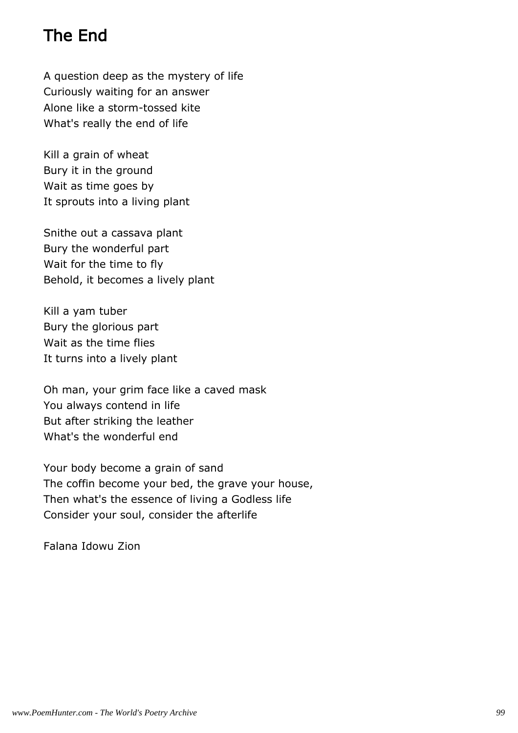# The End

A question deep as the mystery of life
Curiously waiting for an answer
Alone like a storm-tossed kite
What's really the end of life

Kill a grain of wheat
Bury it in the ground
Wait as time goes by
It sprouts into a living plant

Snithe out a cassava plant
Bury the wonderful part
Wait for the time to fly
Behold, it becomes a lively plant

Kill a yam tuber
Bury the glorious part
Wait as the time flies
It turns into a lively plant

Oh man, your grim face like a caved mask
You always contend in life
But after striking the leather
What's the wonderful end

Your body become a grain of sand
The coffin become your bed, the grave your house,
Then what's the essence of living a Godless life
Consider your soul, consider the afterlife

Falana Idowu Zion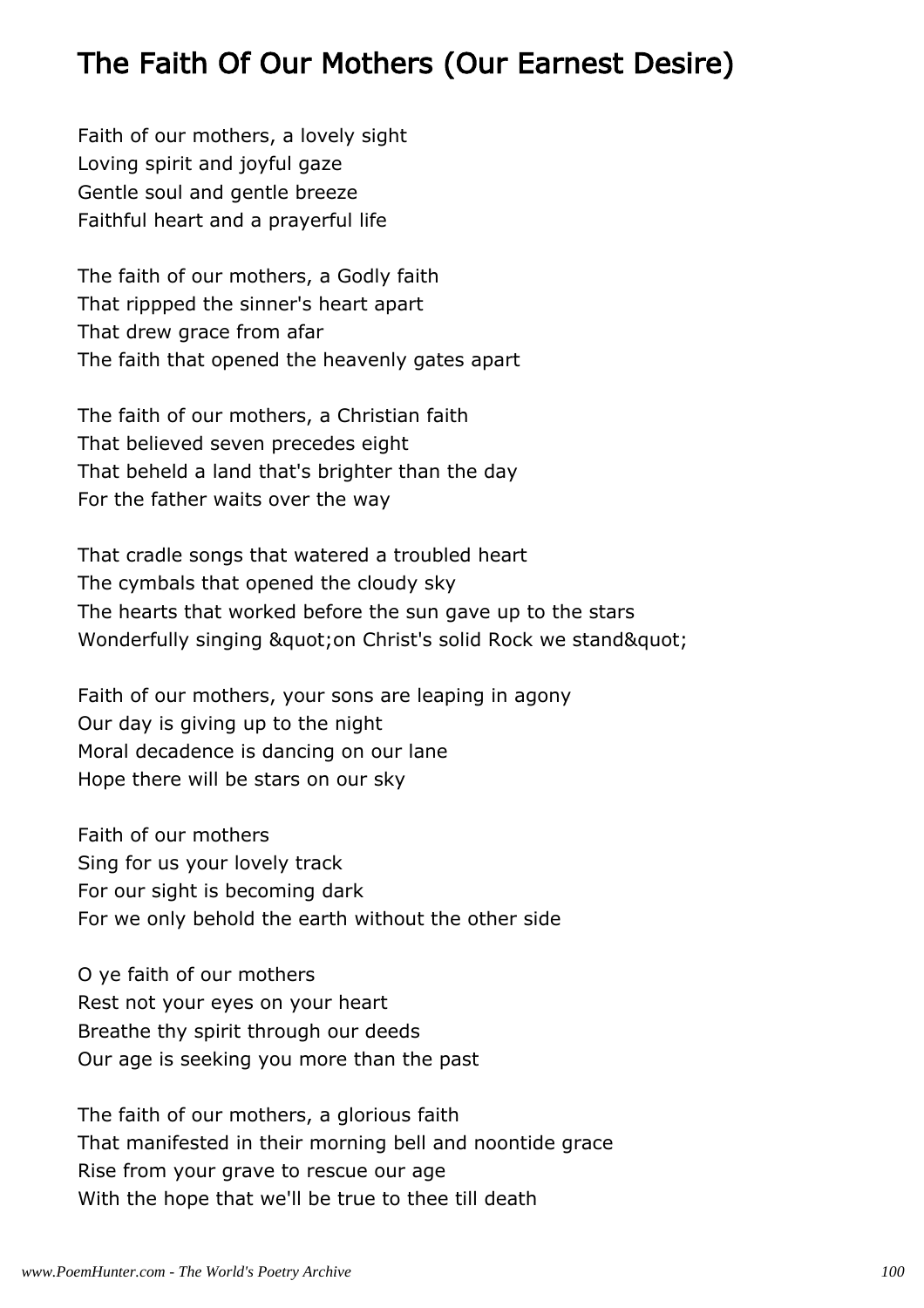## The Faith Of Our Mothers (Our Earnest Desire)

Faith of our mothers, a lovely sight
Loving spirit and joyful gaze
Gentle soul and gentle breeze
Faithful heart and a prayerful life

The faith of our mothers, a Godly faith
That rippped the sinner's heart apart
That drew grace from afar
The faith that opened the heavenly gates apart

The faith of our mothers, a Christian faith
That believed seven precedes eight
That beheld a land that's brighter than the day
For the father waits over the way

That cradle songs that watered a troubled heart
The cymbals that opened the cloudy sky
The hearts that worked before the sun gave up to the stars
Wonderfully singing &quot;on Christ's solid Rock we stand&quot;

Faith of our mothers, your sons are leaping in agony
Our day is giving up to the night
Moral decadence is dancing on our lane
Hope there will be stars on our sky

Faith of our mothers
Sing for us your lovely track
For our sight is becoming dark
For we only behold the earth without the other side

O ye faith of our mothers
Rest not your eyes on your heart
Breathe thy spirit through our deeds
Our age is seeking you more than the past

The faith of our mothers, a glorious faith
That manifested in their morning bell and noontide grace
Rise from your grave to rescue our age
With the hope that we'll be true to thee till death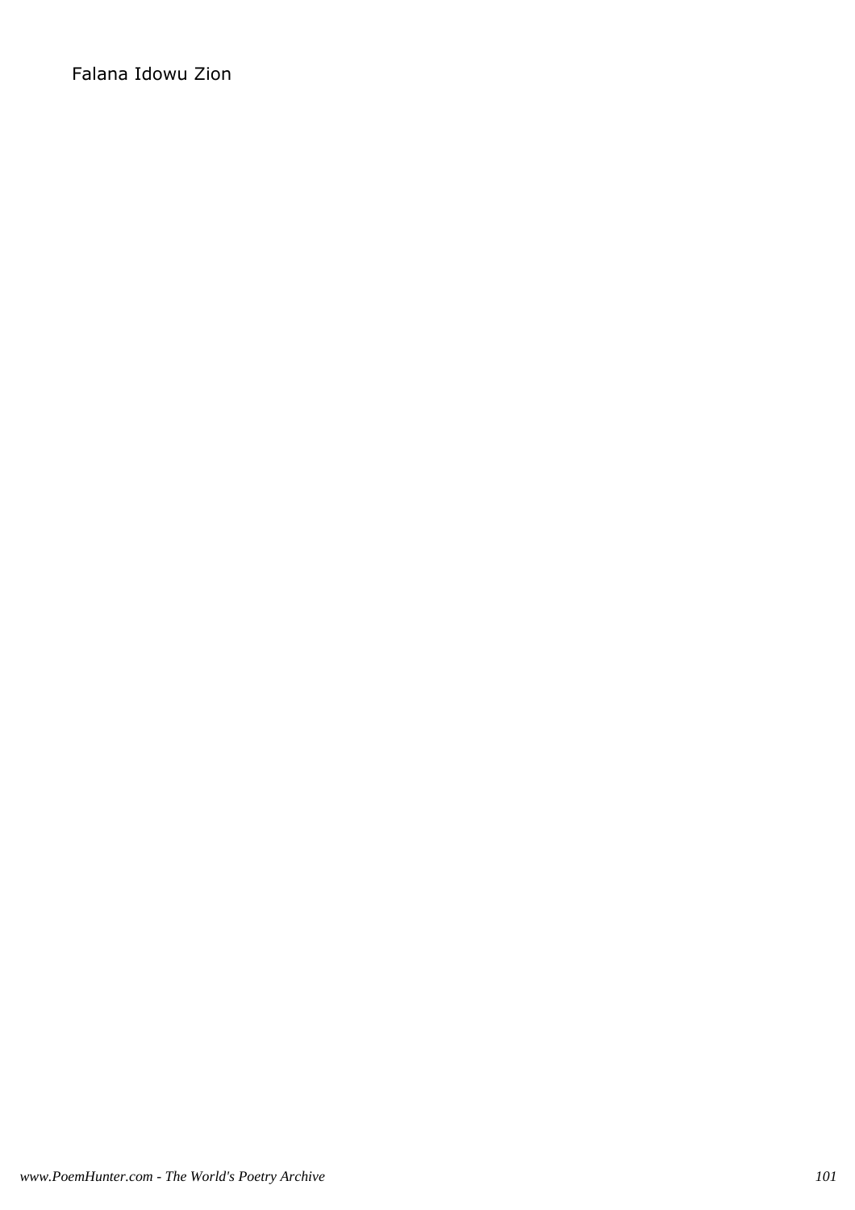Falana Idowu Zion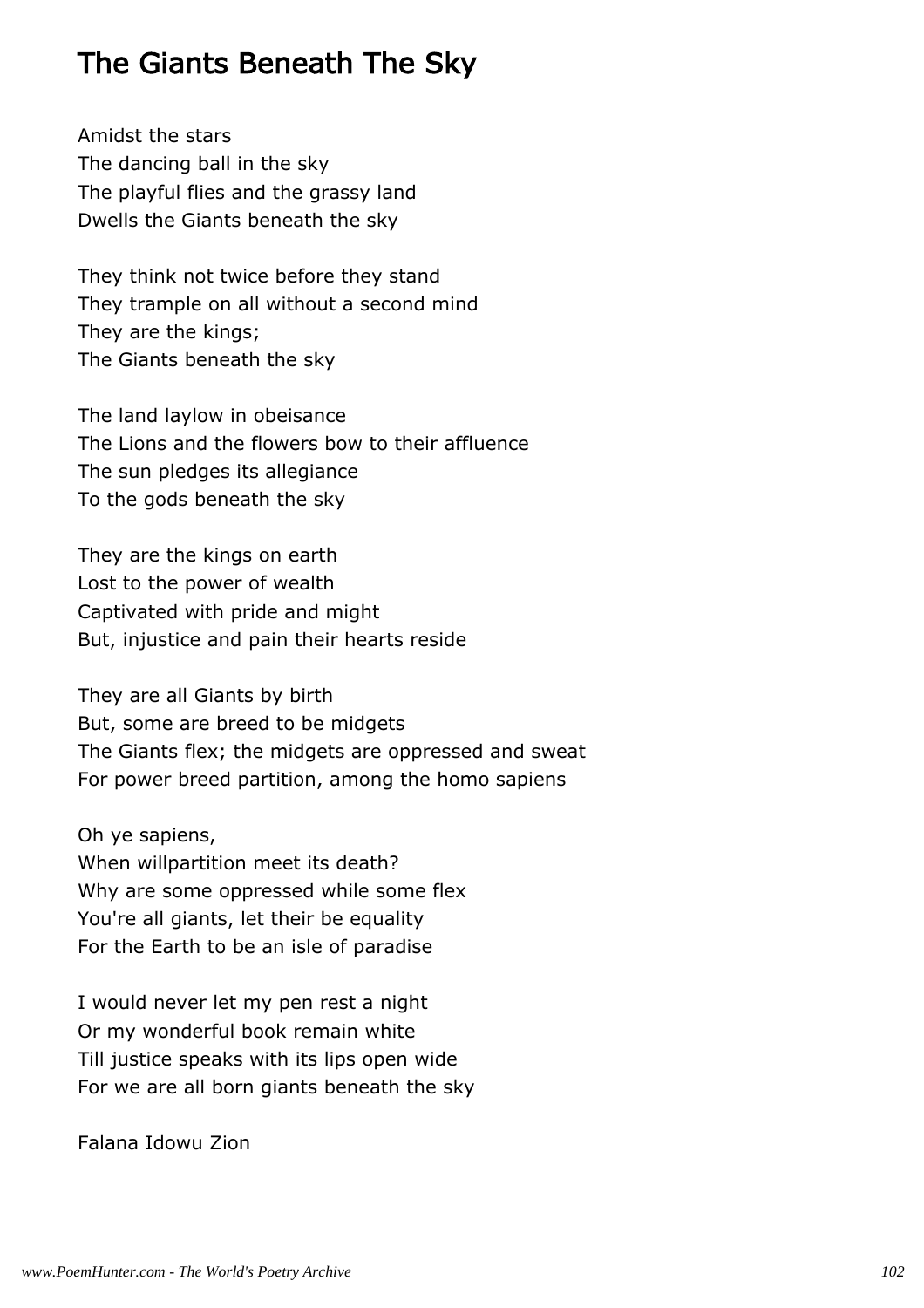# The Giants Beneath The Sky

Amidst the stars
The dancing ball in the sky
The playful flies and the grassy land
Dwells the Giants beneath the sky

They think not twice before they stand
They trample on all without a second mind
They are the kings;
The Giants beneath the sky

The land laylow in obeisance
The Lions and the flowers bow to their affluence
The sun pledges its allegiance
To the gods beneath the sky

They are the kings on earth
Lost to the power of wealth
Captivated with pride and might
But, injustice and pain their hearts reside

They are all Giants by birth
But, some are breed to be midgets
The Giants flex; the midgets are oppressed and sweat
For power breed partition, among the homo sapiens

Oh ye sapiens,
When willpartition meet its death?
Why are some oppressed while some flex
You're all giants, let their be equality
For the Earth to be an isle of paradise

I would never let my pen rest a night
Or my wonderful book remain white
Till justice speaks with its lips open wide
For we are all born giants beneath the sky

Falana Idowu Zion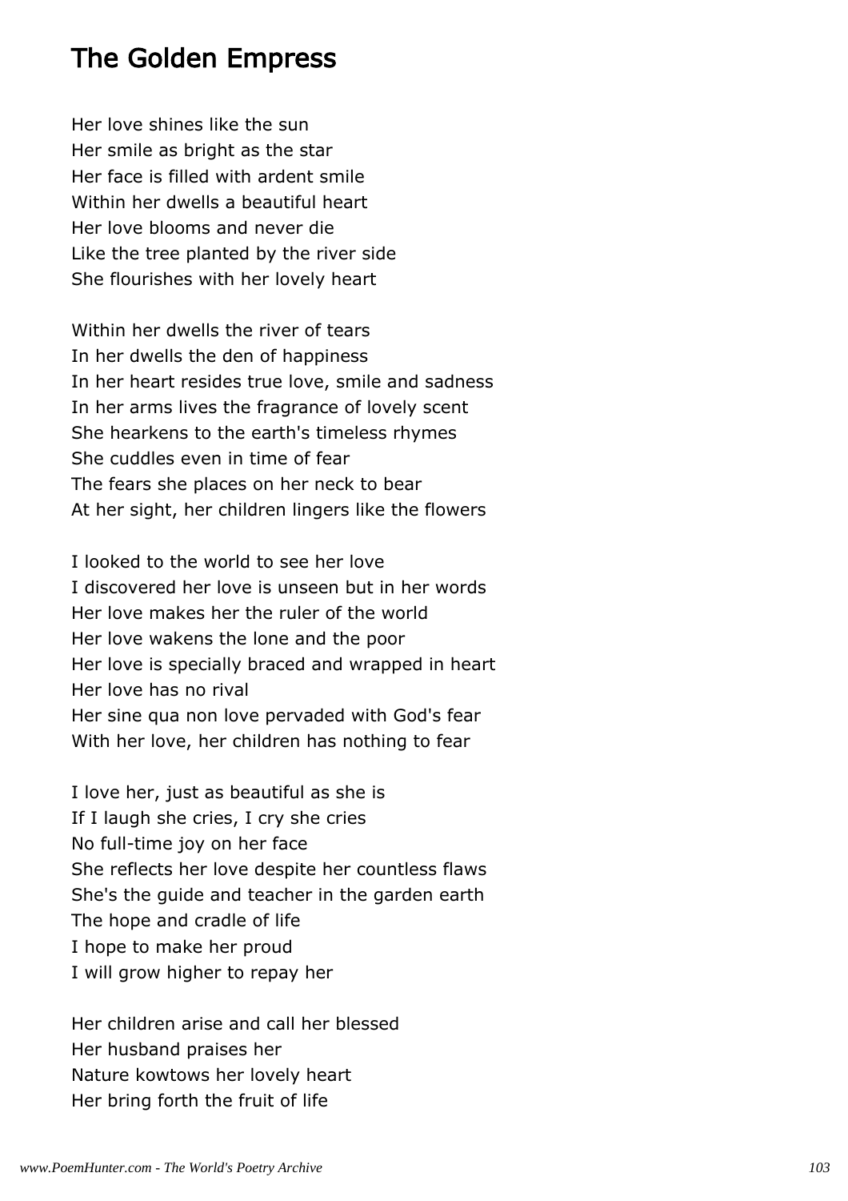## The Golden Empress

Her love shines like the sun
Her smile as bright as the star
Her face is filled with ardent smile
Within her dwells a beautiful heart
Her love blooms and never die
Like the tree planted by the river side
She flourishes with her lovely heart

Within her dwells the river of tears
In her dwells the den of happiness
In her heart resides true love, smile and sadness
In her arms lives the fragrance of lovely scent
She hearkens to the earth's timeless rhymes
She cuddles even in time of fear
The fears she places on her neck to bear
At her sight, her children lingers like the flowers

I looked to the world to see her love
I discovered her love is unseen but in her words
Her love makes her the ruler of the world
Her love wakens the lone and the poor
Her love is specially braced and wrapped in heart
Her love has no rival
Her sine qua non love pervaded with God's fear
With her love, her children has nothing to fear

I love her, just as beautiful as she is
If I laugh she cries, I cry she cries
No full-time joy on her face
She reflects her love despite her countless flaws
She's the guide and teacher in the garden earth
The hope and cradle of life
I hope to make her proud
I will grow higher to repay her

Her children arise and call her blessed
Her husband praises her
Nature kowtows her lovely heart
Her bring forth the fruit of life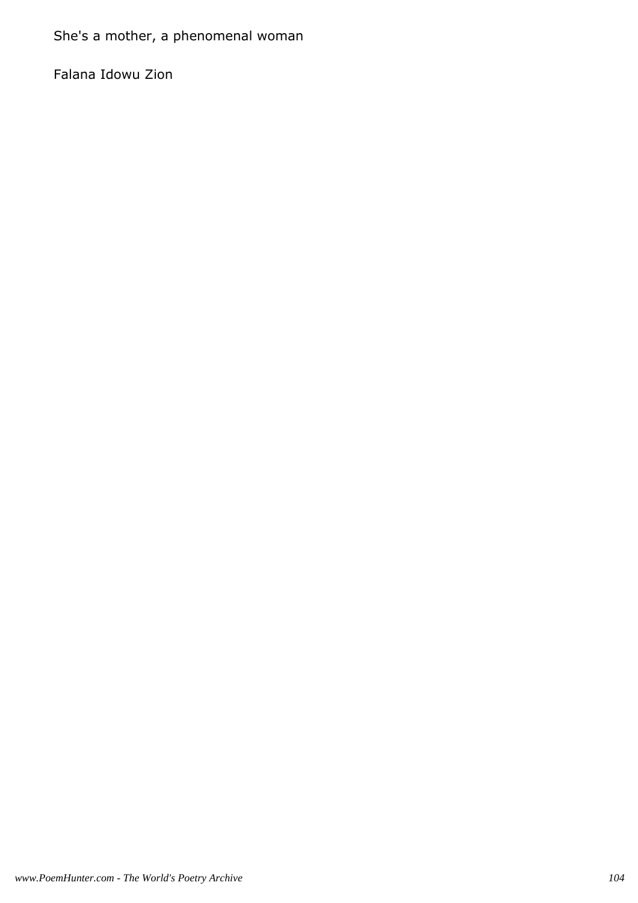She's a mother, a phenomenal woman

Falana Idowu Zion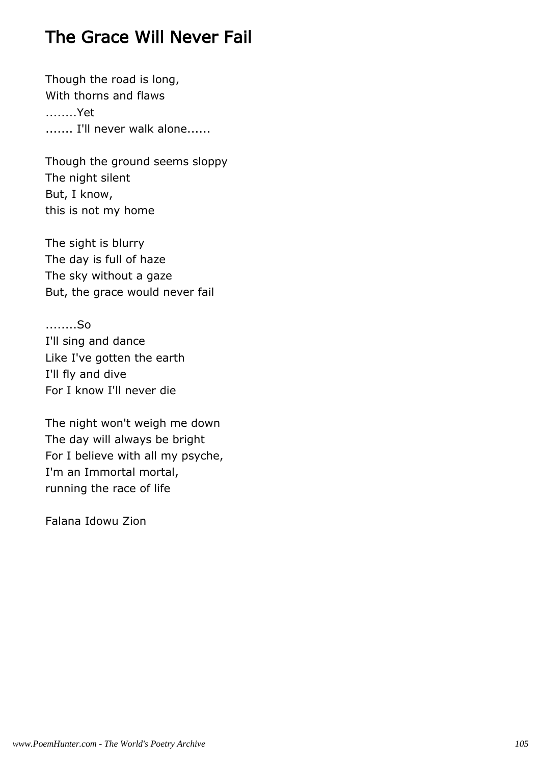# The Grace Will Never Fail

Though the road is long,  
With thorns and flaws  
........Yet  
....... I'll never walk alone......

Though the ground seems sloppy  
The night silent  
But, I know,  
this is not my home

The sight is blurry  
The day is full of haze  
The sky without a gaze  
But, the grace would never fail

........So  
I'll sing and dance  
Like I've gotten the earth  
I'll fly and dive  
For I know I'll never die

The night won't weigh me down  
The day will always be bright  
For I believe with all my psyche,  
I'm an Immortal mortal,  
running the race of life

Falana Idowu Zion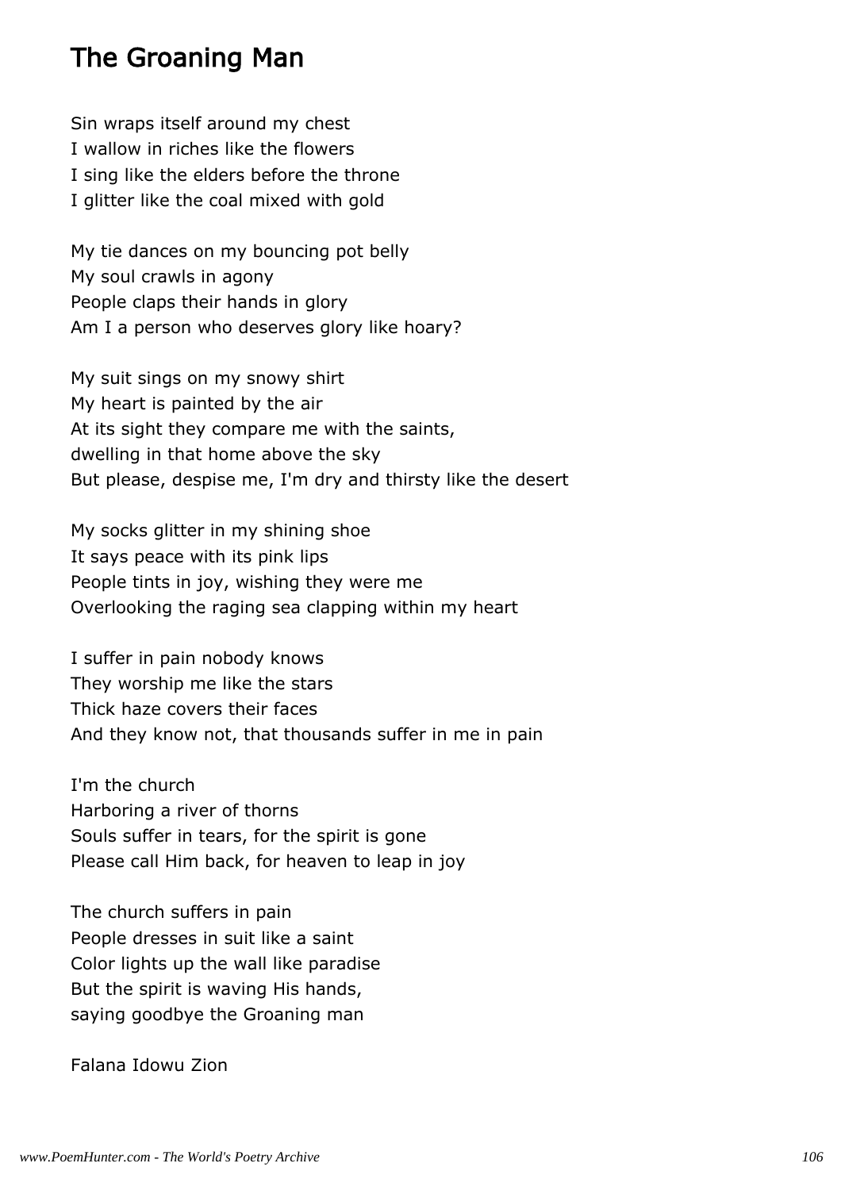# The Groaning Man

Sin wraps itself around my chest
I wallow in riches like the flowers
I sing like the elders before the throne
I glitter like the coal mixed with gold

My tie dances on my bouncing pot belly
My soul crawls in agony
People claps their hands in glory
Am I a person who deserves glory like hoary?

My suit sings on my snowy shirt
My heart is painted by the air
At its sight they compare me with the saints,
dwelling in that home above the sky
But please, despise me, I'm dry and thirsty like the desert

My socks glitter in my shining shoe
It says peace with its pink lips
People tints in joy, wishing they were me
Overlooking the raging sea clapping within my heart

I suffer in pain nobody knows
They worship me like the stars
Thick haze covers their faces
And they know not, that thousands suffer in me in pain

I'm the church
Harboring a river of thorns
Souls suffer in tears, for the spirit is gone
Please call Him back, for heaven to leap in joy

The church suffers in pain
People dresses in suit like a saint
Color lights up the wall like paradise
But the spirit is waving His hands,
saying goodbye the Groaning man

Falana Idowu Zion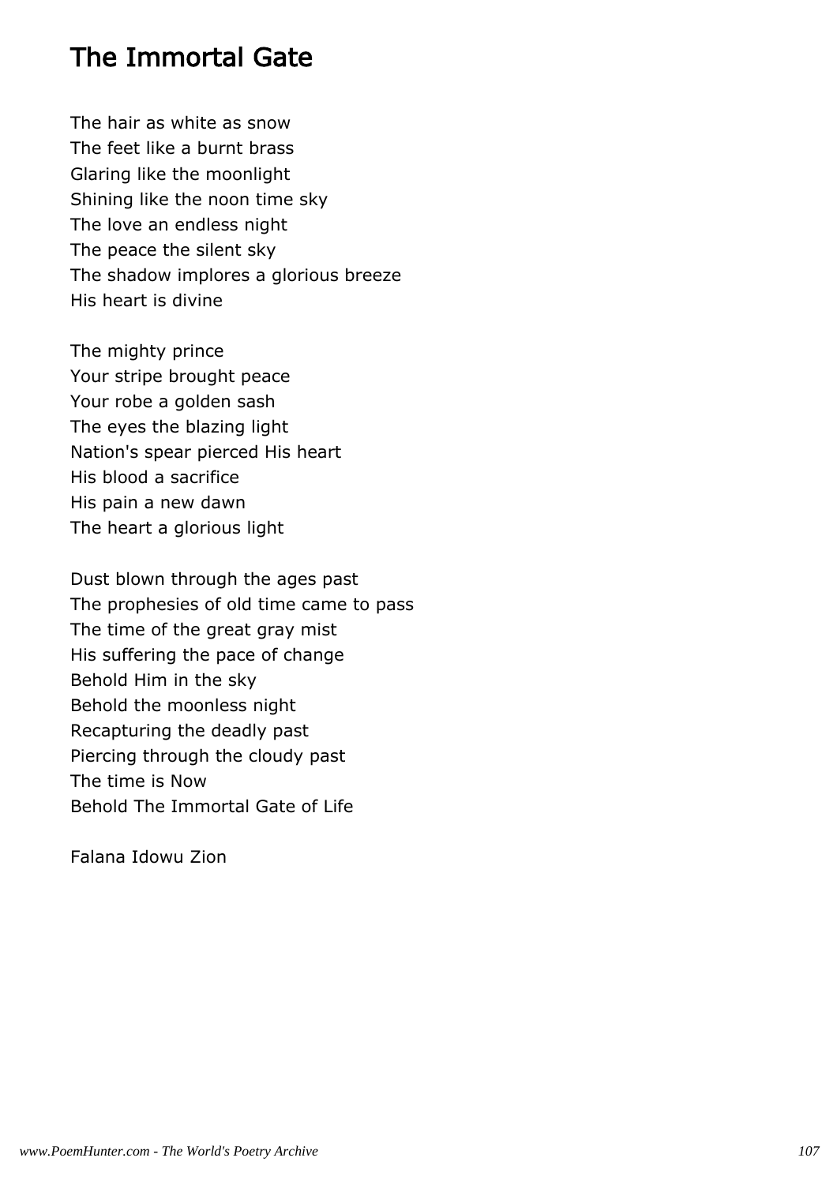# The Immortal Gate

The hair as white as snow
The feet like a burnt brass
Glaring like the moonlight
Shining like the noon time sky
The love an endless night
The peace the silent sky
The shadow implores a glorious breeze
His heart is divine

The mighty prince
Your stripe brought peace
Your robe a golden sash
The eyes the blazing light
Nation's spear pierced His heart
His blood a sacrifice
His pain a new dawn
The heart a glorious light

Dust blown through the ages past
The prophesies of old time came to pass
The time of the great gray mist
His suffering the pace of change
Behold Him in the sky
Behold the moonless night
Recapturing the deadly past
Piercing through the cloudy past
The time is Now
Behold The Immortal Gate of Life

Falana Idowu Zion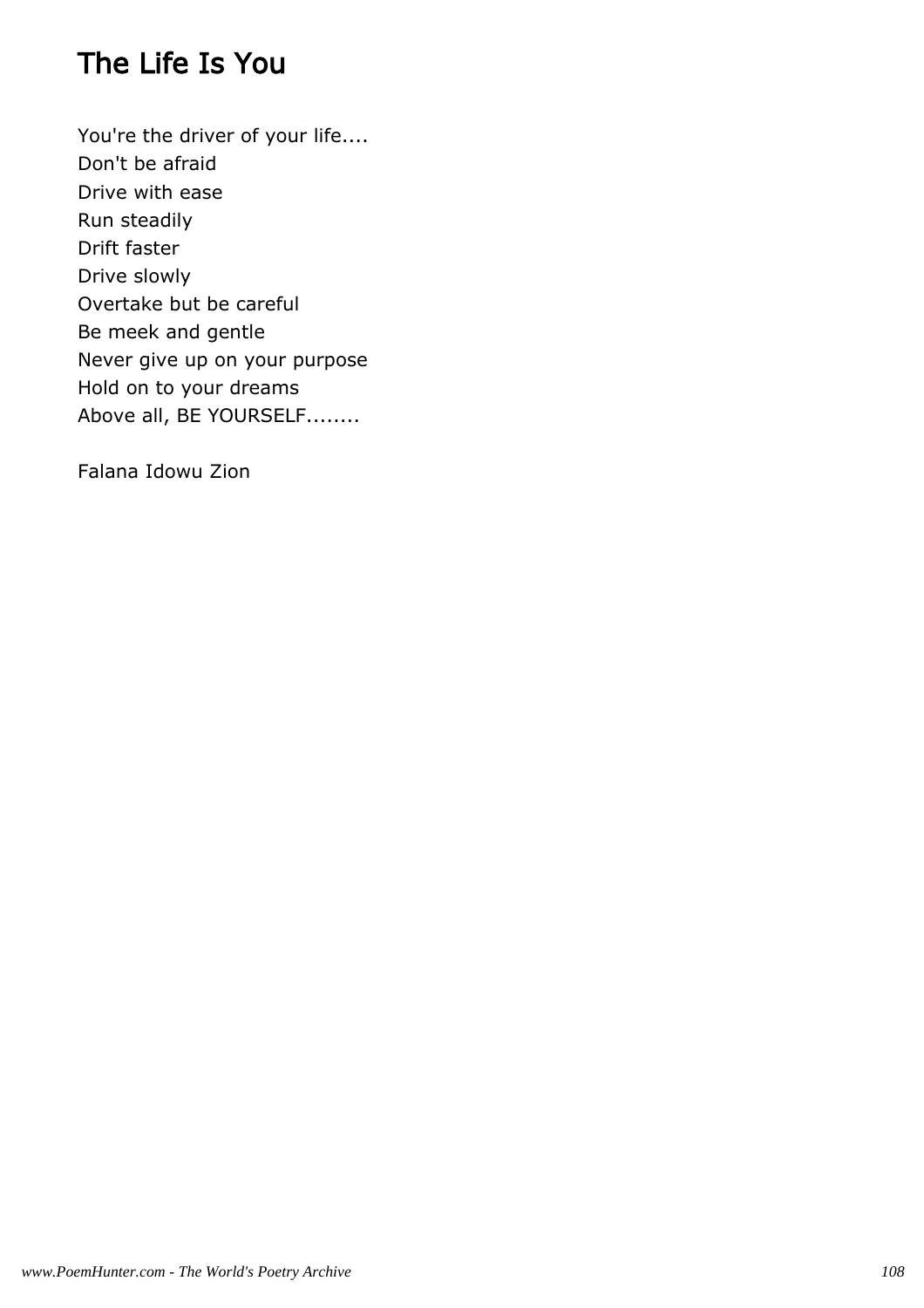# The Life Is You

You're the driver of your life....  
Don't be afraid  
Drive with ease  
Run steadily  
Drift faster  
Drive slowly  
Overtake but be careful  
Be meek and gentle  
Never give up on your purpose  
Hold on to your dreams  
Above all, BE YOURSELF........

Falana Idowu Zion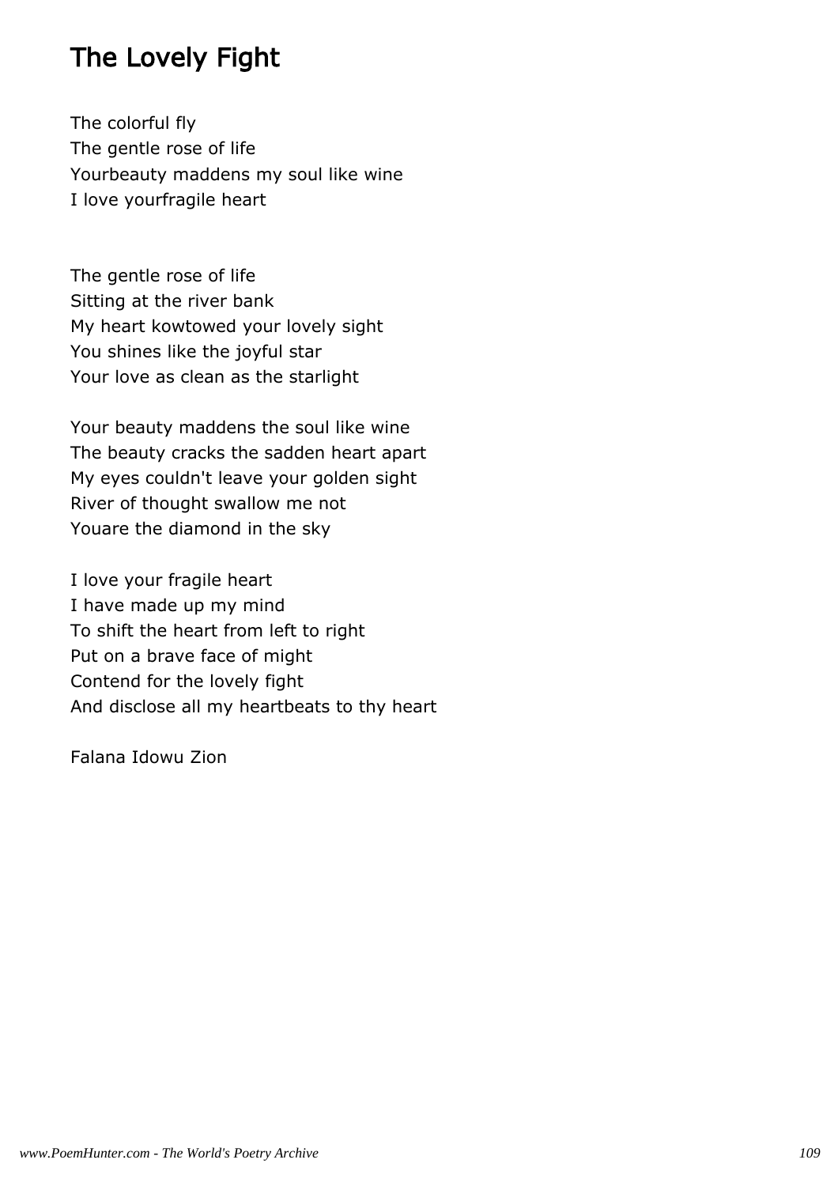# The Lovely Fight

The colorful fly
The gentle rose of life
Yourbeauty maddens my soul like wine
I love yourfragile heart

The gentle rose of life
Sitting at the river bank
My heart kowtowed your lovely sight
You shines like the joyful star
Your love as clean as the starlight

Your beauty maddens the soul like wine
The beauty cracks the sadden heart apart
My eyes couldn't leave your golden sight
River of thought swallow me not
Youare the diamond in the sky

I love your fragile heart
I have made up my mind
To shift the heart from left to right
Put on a brave face of might
Contend for the lovely fight
And disclose all my heartbeats to thy heart

Falana Idowu Zion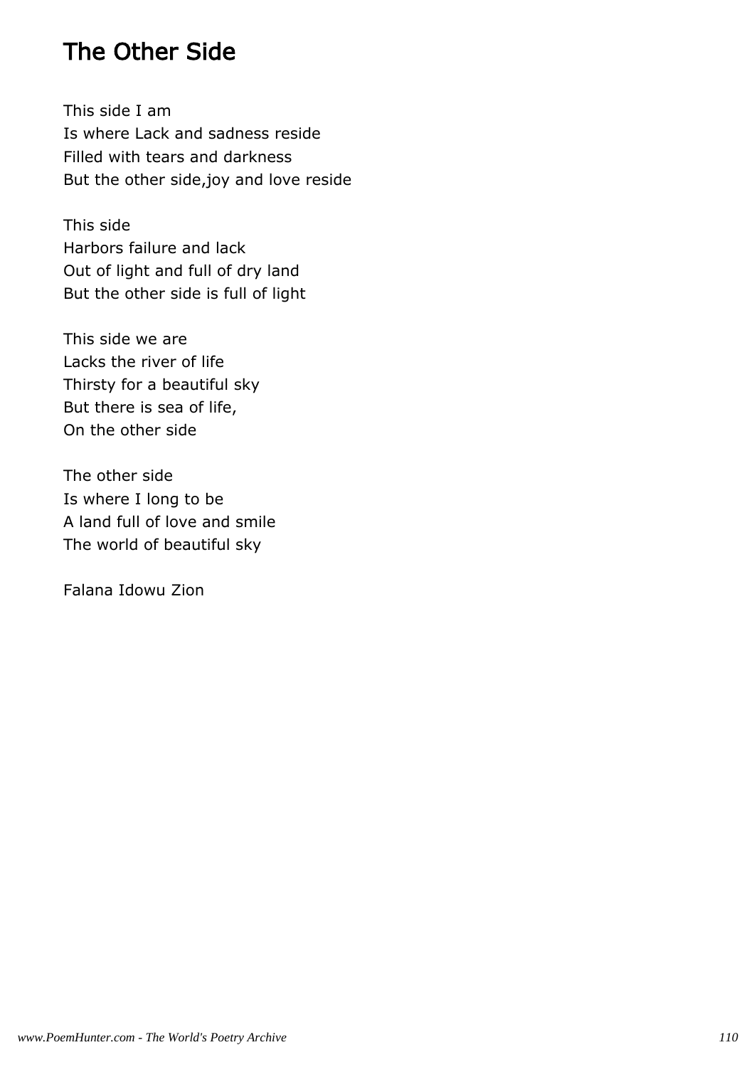# The Other Side

This side I am
Is where Lack and sadness reside
Filled with tears and darkness
But the other side,joy and love reside

This side
Harbors failure and lack
Out of light and full of dry land
But the other side is full of light

This side we are
Lacks the river of life
Thirsty for a beautiful sky
But there is sea of life,
On the other side

The other side
Is where I long to be
A land full of love and smile
The world of beautiful sky

Falana Idowu Zion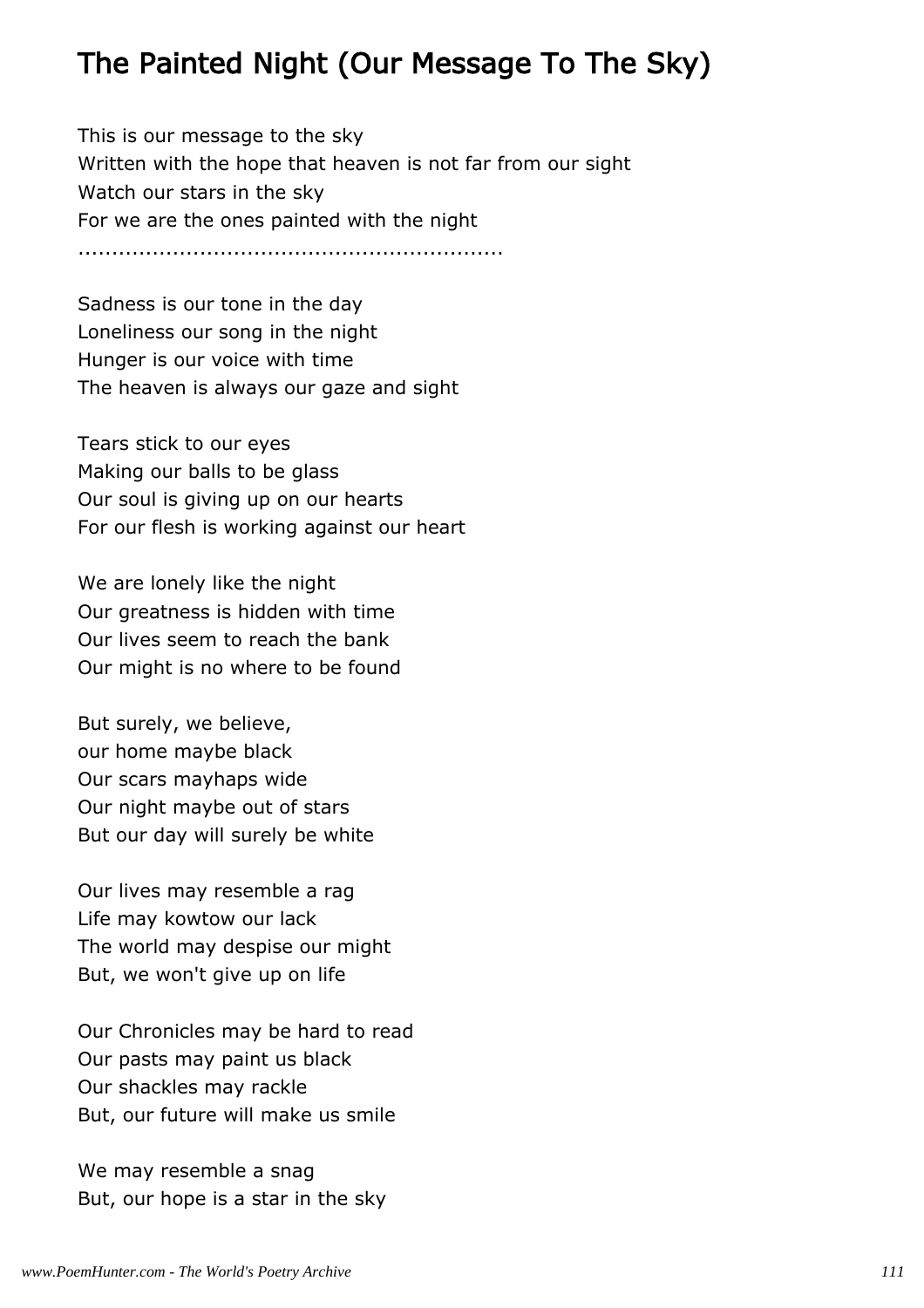## The Painted Night (Our Message To The Sky)

This is our message to the sky
Written with the hope that heaven is not far from our sight
Watch our stars in the sky
For we are the ones painted with the night
..............................................................

Sadness is our tone in the day
Loneliness our song in the night
Hunger is our voice with time
The heaven is always our gaze and sight

Tears stick to our eyes
Making our balls to be glass
Our soul is giving up on our hearts
For our flesh is working against our heart

We are lonely like the night
Our greatness is hidden with time
Our lives seem to reach the bank
Our might is no where to be found

But surely, we believe,
our home maybe black
Our scars mayhaps wide
Our night maybe out of stars
But our day will surely be white

Our lives may resemble a rag
Life may kowtow our lack
The world may despise our might
But, we won't give up on life

Our Chronicles may be hard to read
Our pasts may paint us black
Our shackles may rackle
But, our future will make us smile

We may resemble a snag
But, our hope is a star in the sky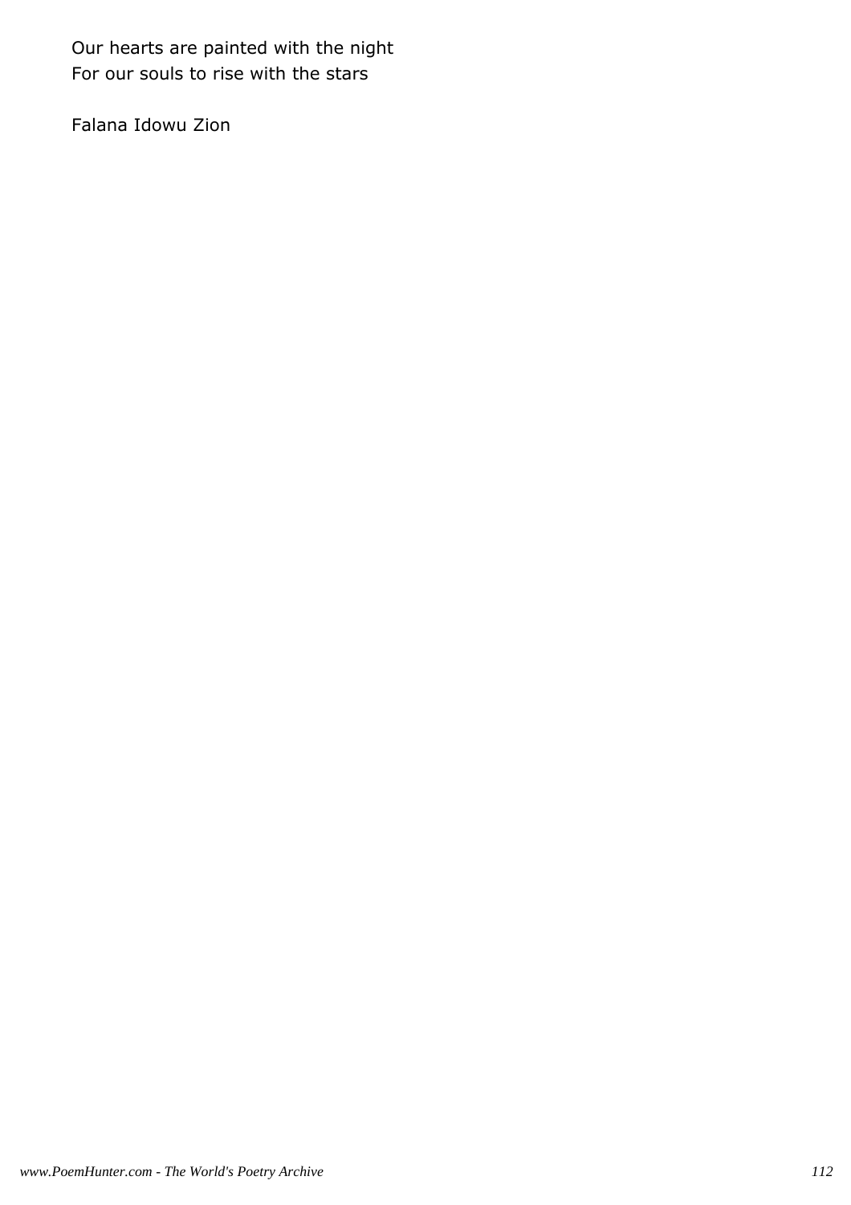Our hearts are painted with the night  
For our souls to rise with the stars

Falana Idowu Zion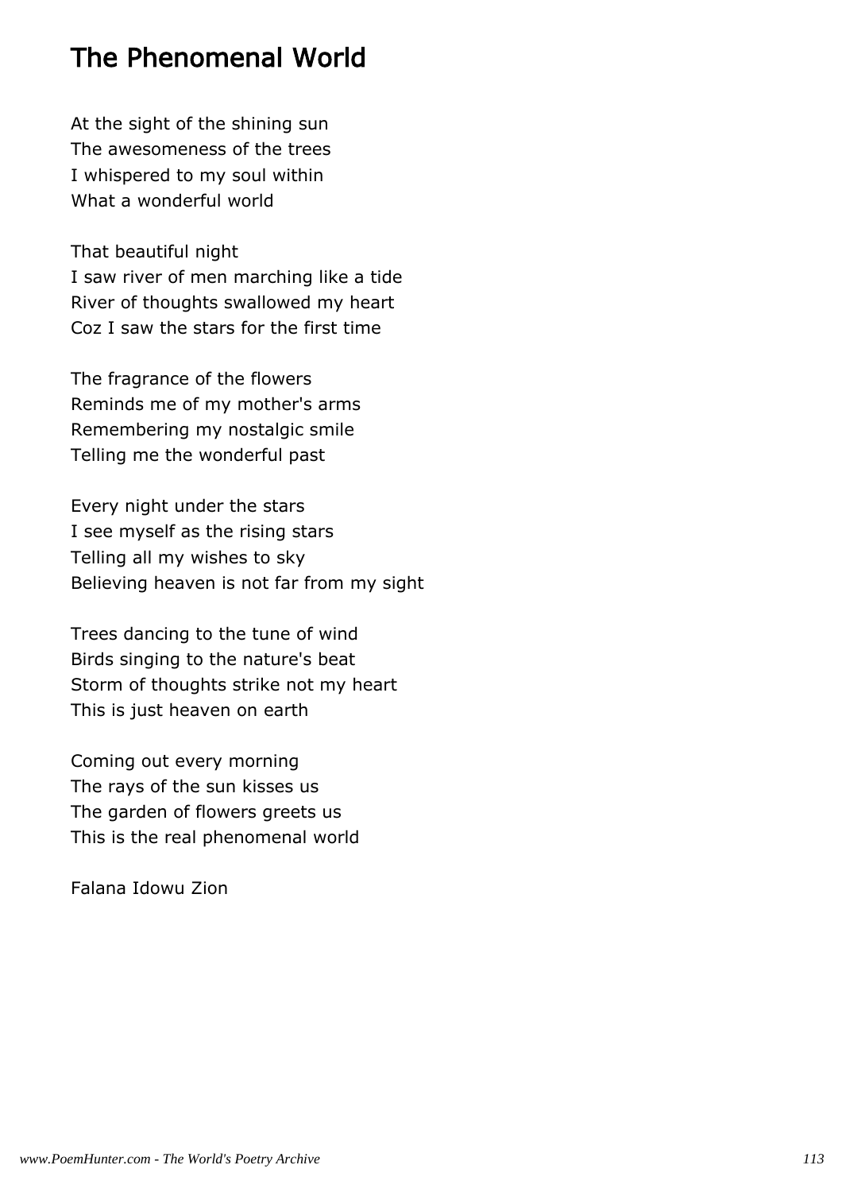## The Phenomenal World

At the sight of the shining sun
The awesomeness of the trees
I whispered to my soul within
What a wonderful world

That beautiful night
I saw river of men marching like a tide
River of thoughts swallowed my heart
Coz I saw the stars for the first time

The fragrance of the flowers
Reminds me of my mother's arms
Remembering my nostalgic smile
Telling me the wonderful past

Every night under the stars
I see myself as the rising stars
Telling all my wishes to sky
Believing heaven is not far from my sight

Trees dancing to the tune of wind
Birds singing to the nature's beat
Storm of thoughts strike not my heart
This is just heaven on earth

Coming out every morning
The rays of the sun kisses us
The garden of flowers greets us
This is the real phenomenal world

Falana Idowu Zion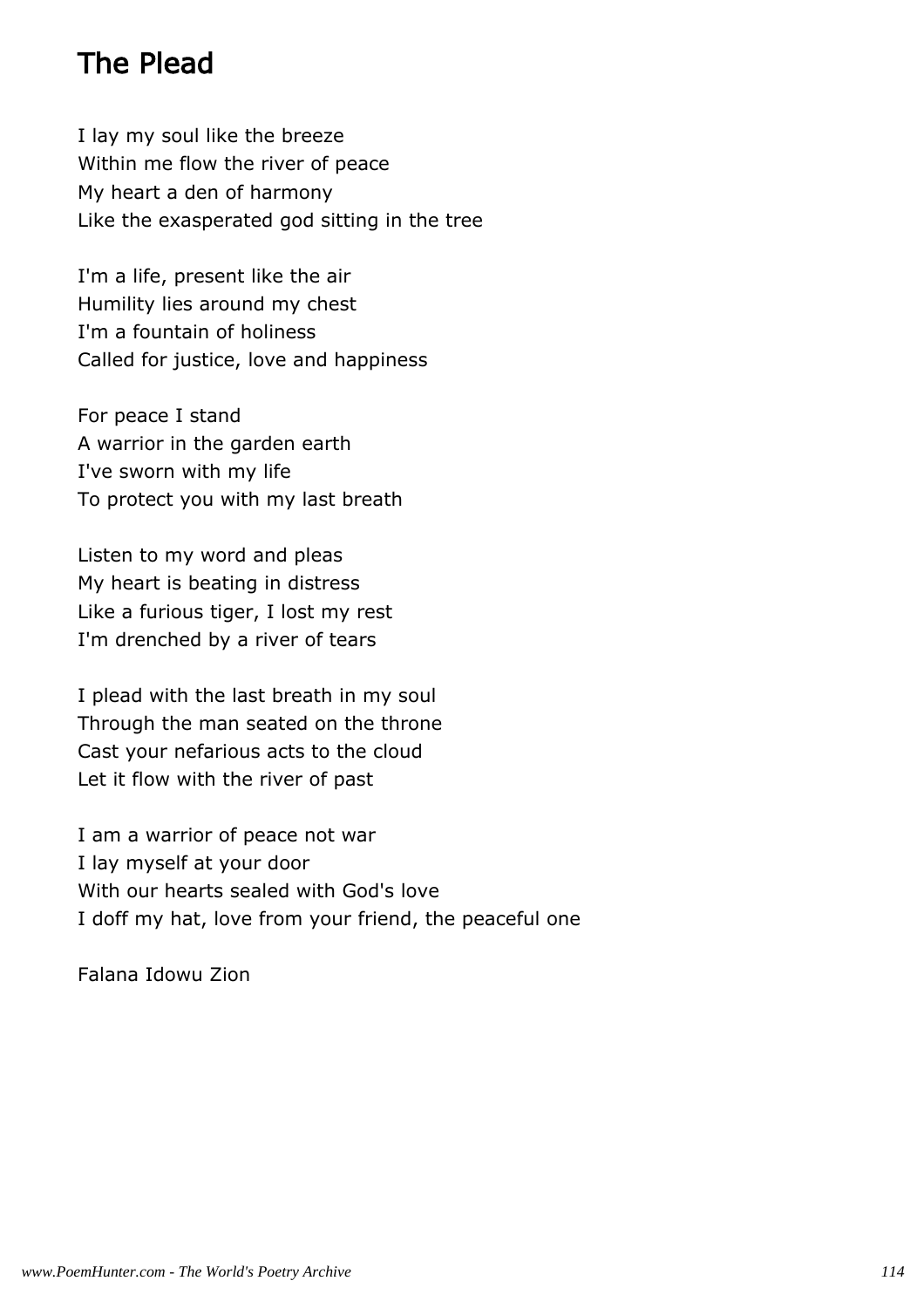# The Plead

I lay my soul like the breeze
Within me flow the river of peace
My heart a den of harmony
Like the exasperated god sitting in the tree

I'm a life, present like the air
Humility lies around my chest
I'm a fountain of holiness
Called for justice, love and happiness

For peace I stand
A warrior in the garden earth
I've sworn with my life
To protect you with my last breath

Listen to my word and pleas
My heart is beating in distress
Like a furious tiger, I lost my rest
I'm drenched by a river of tears

I plead with the last breath in my soul
Through the man seated on the throne
Cast your nefarious acts to the cloud
Let it flow with the river of past

I am a warrior of peace not war
I lay myself at your door
With our hearts sealed with God's love
I doff my hat, love from your friend, the peaceful one

Falana Idowu Zion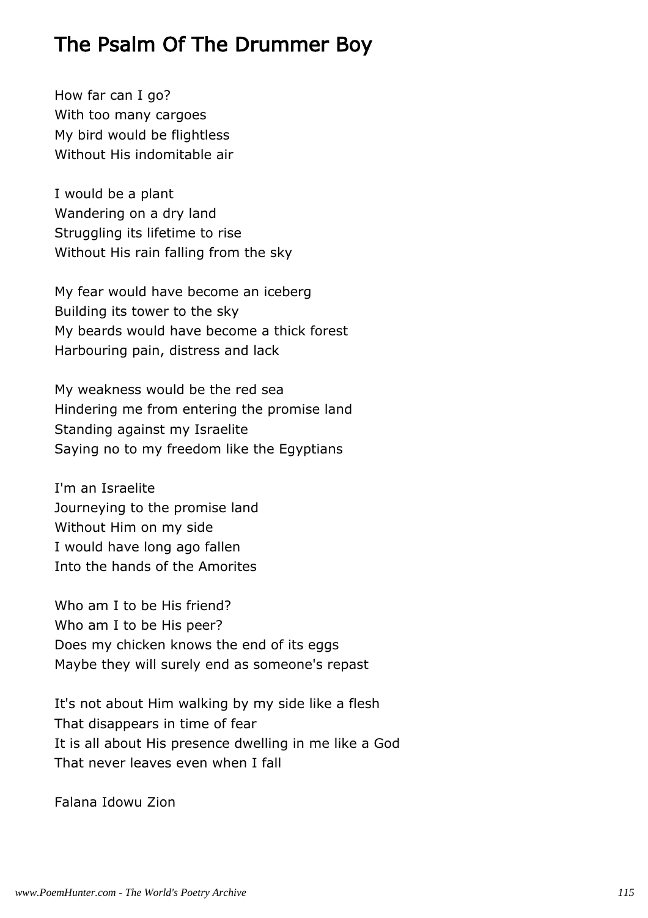## The Psalm Of The Drummer Boy

How far can I go?
With too many cargoes
My bird would be flightless
Without His indomitable air

I would be a plant
Wandering on a dry land
Struggling its lifetime to rise
Without His rain falling from the sky

My fear would have become an iceberg
Building its tower to the sky
My beards would have become a thick forest
Harbouring pain, distress and lack

My weakness would be the red sea
Hindering me from entering the promise land
Standing against my Israelite
Saying no to my freedom like the Egyptians

I'm an Israelite
Journeying to the promise land
Without Him on my side
I would have long ago fallen
Into the hands of the Amorites

Who am I to be His friend?
Who am I to be His peer?
Does my chicken knows the end of its eggs
Maybe they will surely end as someone's repast

It's not about Him walking by my side like a flesh
That disappears in time of fear
It is all about His presence dwelling in me like a God
That never leaves even when I fall

Falana Idowu Zion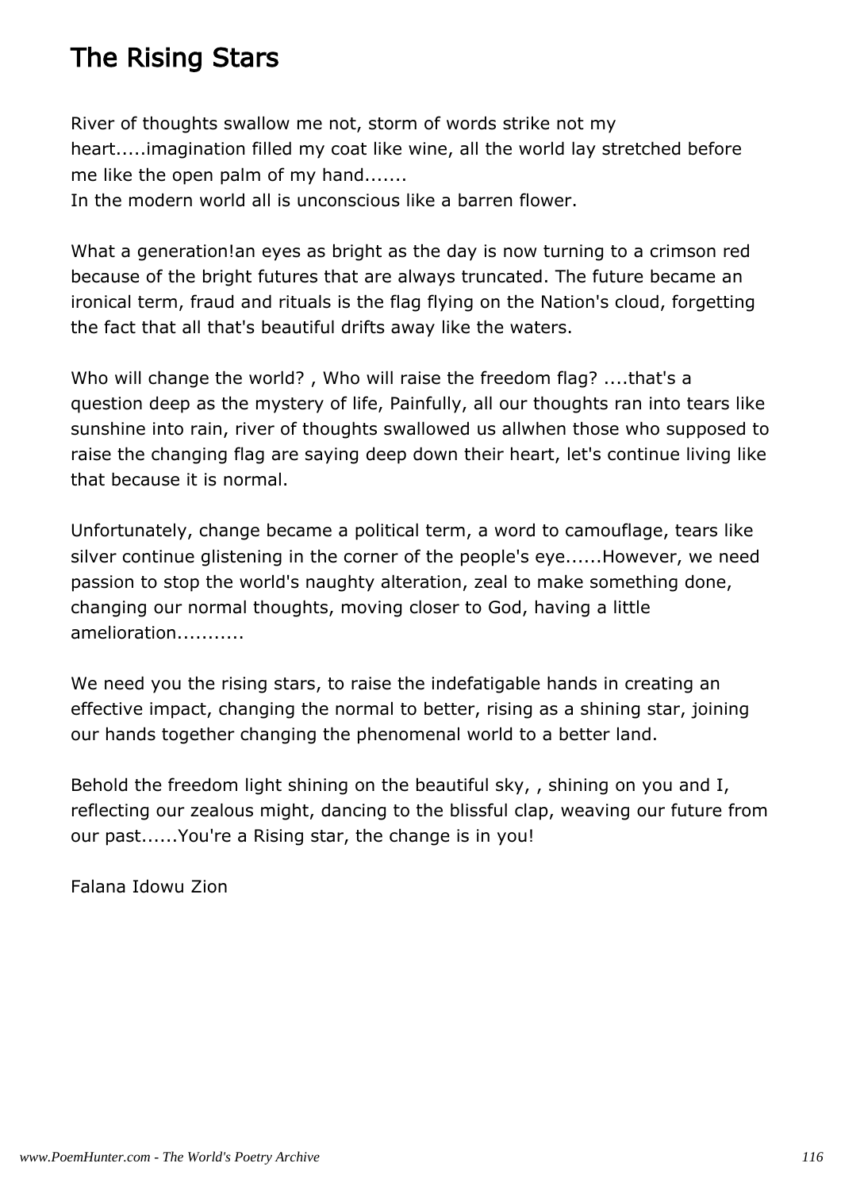# The Rising Stars

River of thoughts swallow me not, storm of words strike not my heart.....imagination filled my coat like wine, all the world lay stretched before me like the open palm of my hand.......
In the modern world all is unconscious like a barren flower.

What a generation!an eyes as bright as the day is now turning to a crimson red because of the bright futures that are always truncated. The future became an ironical term, fraud and rituals is the flag flying on the Nation's cloud, forgetting the fact that all that's beautiful drifts away like the waters.

Who will change the world? , Who will raise the freedom flag? ....that's a question deep as the mystery of life, Painfully, all our thoughts ran into tears like sunshine into rain, river of thoughts swallowed us allwhen those who supposed to raise the changing flag are saying deep down their heart, let's continue living like that because it is normal.

Unfortunately, change became a political term, a word to camouflage, tears like silver continue glistening in the corner of the people's eye......However, we need passion to stop the world's naughty alteration, zeal to make something done, changing our normal thoughts, moving closer to God, having a little amelioration...........

We need you the rising stars, to raise the indefatigable hands in creating an effective impact, changing the normal to better, rising as a shining star, joining our hands together changing the phenomenal world to a better land.

Behold the freedom light shining on the beautiful sky, , shining on you and I, reflecting our zealous might, dancing to the blissful clap, weaving our future from our past......You're a Rising star, the change is in you!

Falana Idowu Zion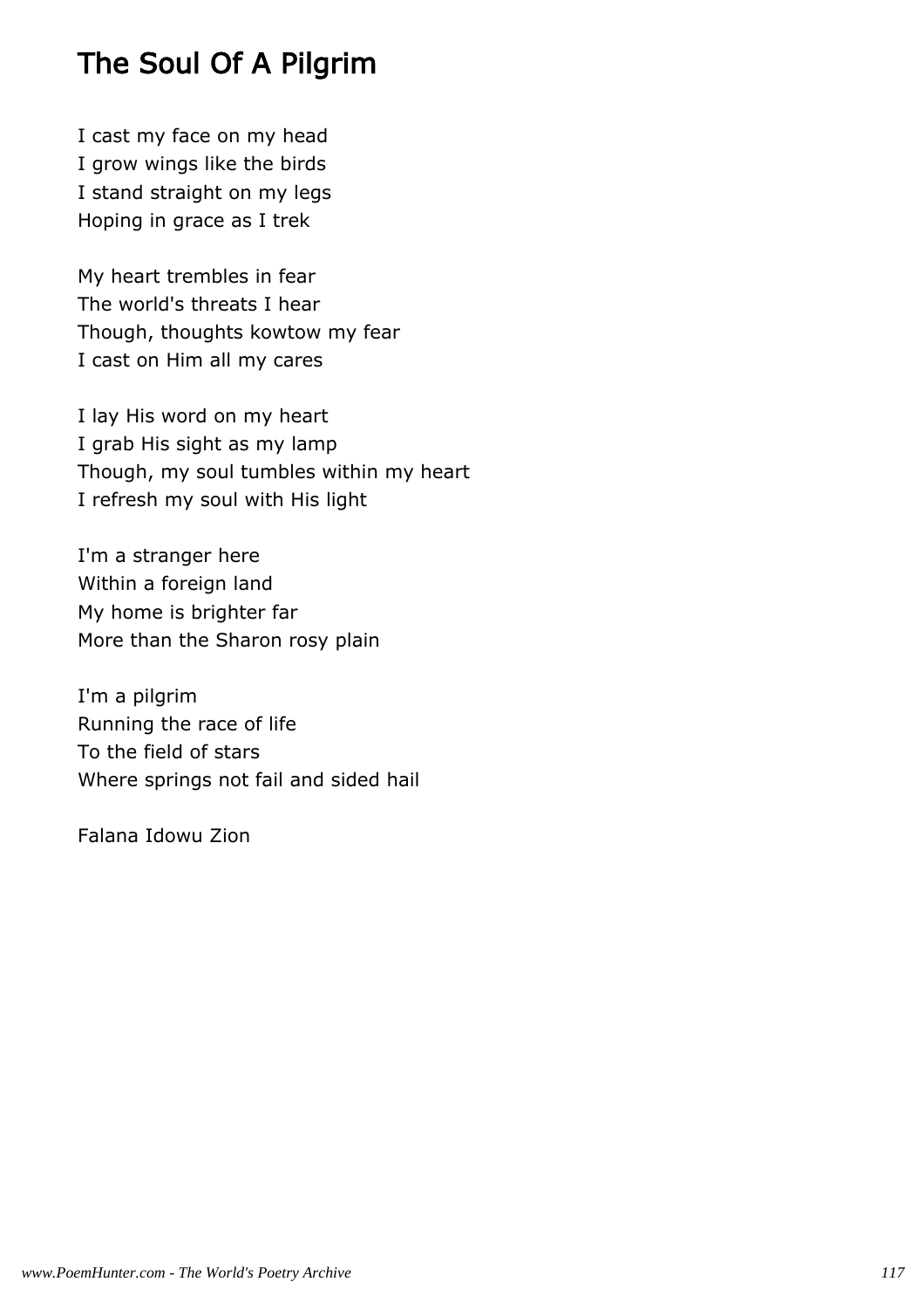# The Soul Of A Pilgrim

I cast my face on my head  
I grow wings like the birds  
I stand straight on my legs  
Hoping in grace as I trek

My heart trembles in fear  
The world's threats I hear  
Though, thoughts kowtow my fear  
I cast on Him all my cares

I lay His word on my heart  
I grab His sight as my lamp  
Though, my soul tumbles within my heart  
I refresh my soul with His light

I'm a stranger here  
Within a foreign land  
My home is brighter far  
More than the Sharon rosy plain

I'm a pilgrim  
Running the race of life  
To the field of stars  
Where springs not fail and sided hail

Falana Idowu Zion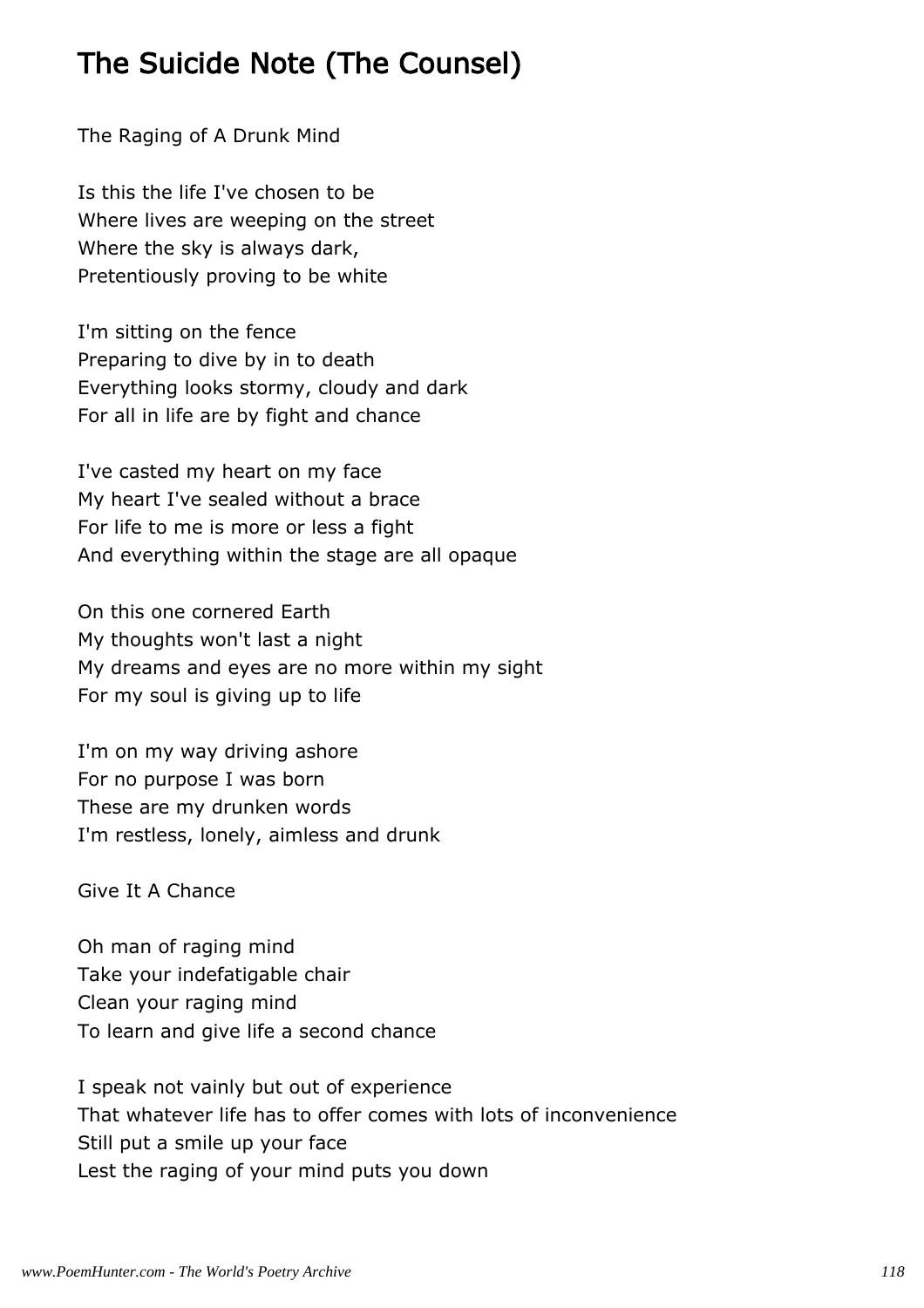# The Suicide Note (The Counsel)

The Raging of A Drunk Mind

Is this the life I've chosen to be
Where lives are weeping on the street
Where the sky is always dark,
Pretentiously proving to be white

I'm sitting on the fence
Preparing to dive by in to death
Everything looks stormy, cloudy and dark
For all in life are by fight and chance

I've casted my heart on my face
My heart I've sealed without a brace
For life to me is more or less a fight
And everything within the stage are all opaque

On this one cornered Earth
My thoughts won't last a night
My dreams and eyes are no more within my sight
For my soul is giving up to life

I'm on my way driving ashore
For no purpose I was born
These are my drunken words
I'm restless, lonely, aimless and drunk

Give It A Chance

Oh man of raging mind
Take your indefatigable chair
Clean your raging mind
To learn and give life a second chance

I speak not vainly but out of experience
That whatever life has to offer comes with lots of inconvenience
Still put a smile up your face
Lest the raging of your mind puts you down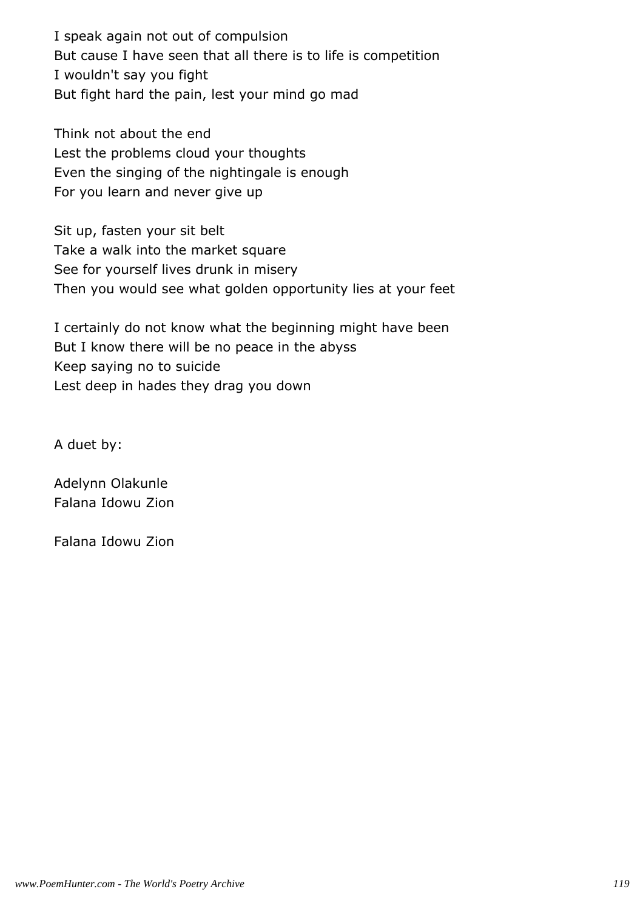I speak again not out of compulsion
But cause I have seen that all there is to life is competition
I wouldn't say you fight
But fight hard the pain, lest your mind go mad

Think not about the end
Lest the problems cloud your thoughts
Even the singing of the nightingale is enough
For you learn and never give up

Sit up, fasten your sit belt
Take a walk into the market square
See for yourself lives drunk in misery
Then you would see what golden opportunity lies at your feet

I certainly do not know what the beginning might have been
But I know there will be no peace in the abyss
Keep saying no to suicide
Lest deep in hades they drag you down

A duet by:

Adelynn Olakunle
Falana Idowu Zion

Falana Idowu Zion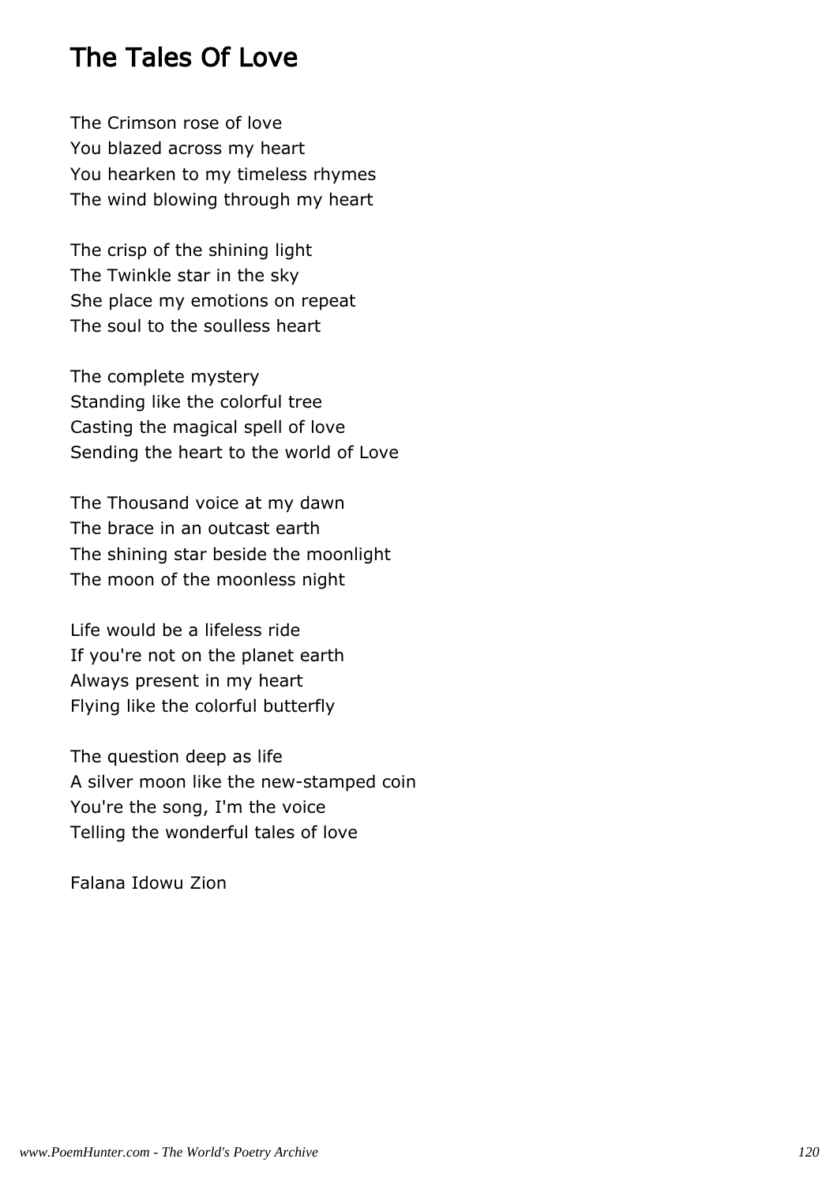# The Tales Of Love

The Crimson rose of love
You blazed across my heart
You hearken to my timeless rhymes
The wind blowing through my heart

The crisp of the shining light
The Twinkle star in the sky
She place my emotions on repeat
The soul to the soulless heart

The complete mystery
Standing like the colorful tree
Casting the magical spell of love
Sending the heart to the world of Love

The Thousand voice at my dawn
The brace in an outcast earth
The shining star beside the moonlight
The moon of the moonless night

Life would be a lifeless ride
If you're not on the planet earth
Always present in my heart
Flying like the colorful butterfly

The question deep as life
A silver moon like the new-stamped coin
You're the song, I'm the voice
Telling the wonderful tales of love

Falana Idowu Zion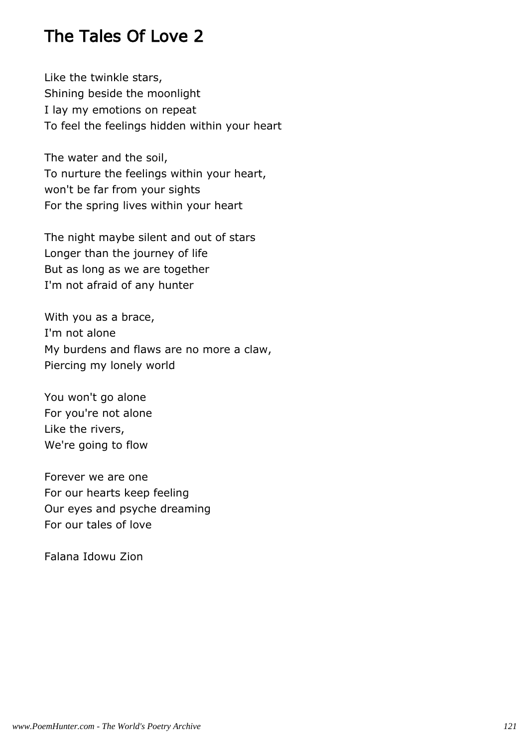# The Tales Of Love 2

Like the twinkle stars,
Shining beside the moonlight
I lay my emotions on repeat
To feel the feelings hidden within your heart

The water and the soil,
To nurture the feelings within your heart,
won't be far from your sights
For the spring lives within your heart

The night maybe silent and out of stars
Longer than the journey of life
But as long as we are together
I'm not afraid of any hunter

With you as a brace,
I'm not alone
My burdens and flaws are no more a claw,
Piercing my lonely world

You won't go alone
For you're not alone
Like the rivers,
We're going to flow

Forever we are one
For our hearts keep feeling
Our eyes and psyche dreaming
For our tales of love

Falana Idowu Zion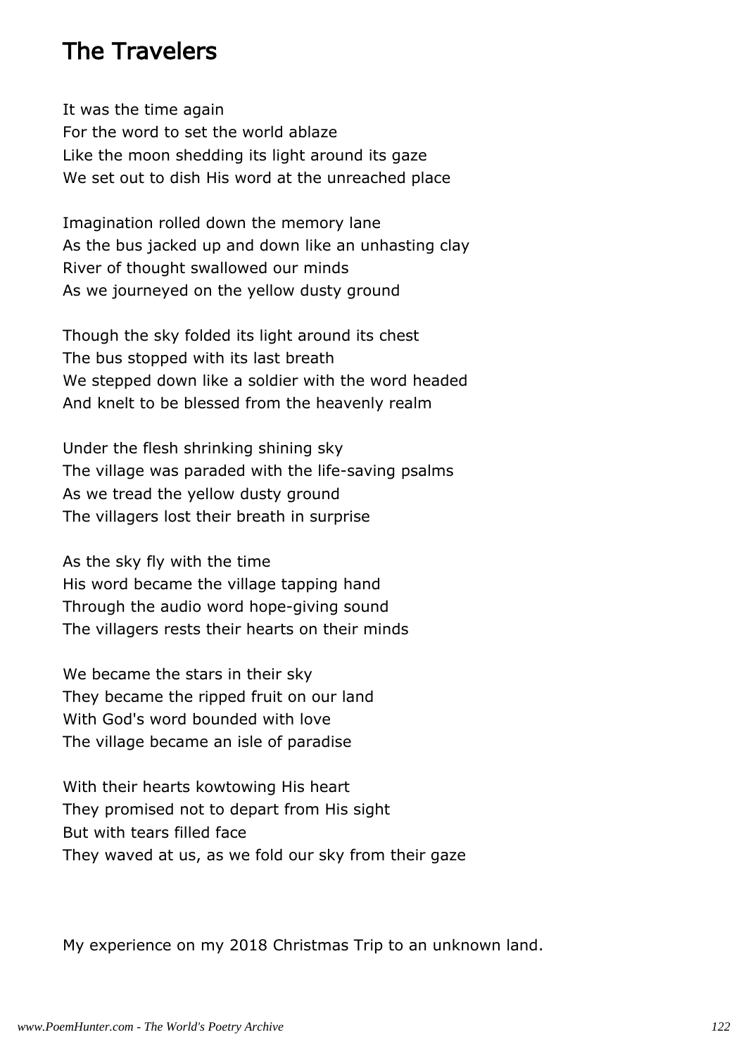# The Travelers

It was the time again
For the word to set the world ablaze
Like the moon shedding its light around its gaze
We set out to dish His word at the unreached place

Imagination rolled down the memory lane
As the bus jacked up and down like an unhasting clay
River of thought swallowed our minds
As we journeyed on the yellow dusty ground

Though the sky folded its light around its chest
The bus stopped with its last breath
We stepped down like a soldier with the word headed
And knelt to be blessed from the heavenly realm

Under the flesh shrinking shining sky
The village was paraded with the life-saving psalms
As we tread the yellow dusty ground
The villagers lost their breath in surprise

As the sky fly with the time
His word became the village tapping hand
Through the audio word hope-giving sound
The villagers rests their hearts on their minds

We became the stars in their sky
They became the ripped fruit on our land
With God's word bounded with love
The village became an isle of paradise

With their hearts kowtowing His heart
They promised not to depart from His sight
But with tears filled face
They waved at us, as we fold our sky from their gaze

My experience on my 2018 Christmas Trip to an unknown land.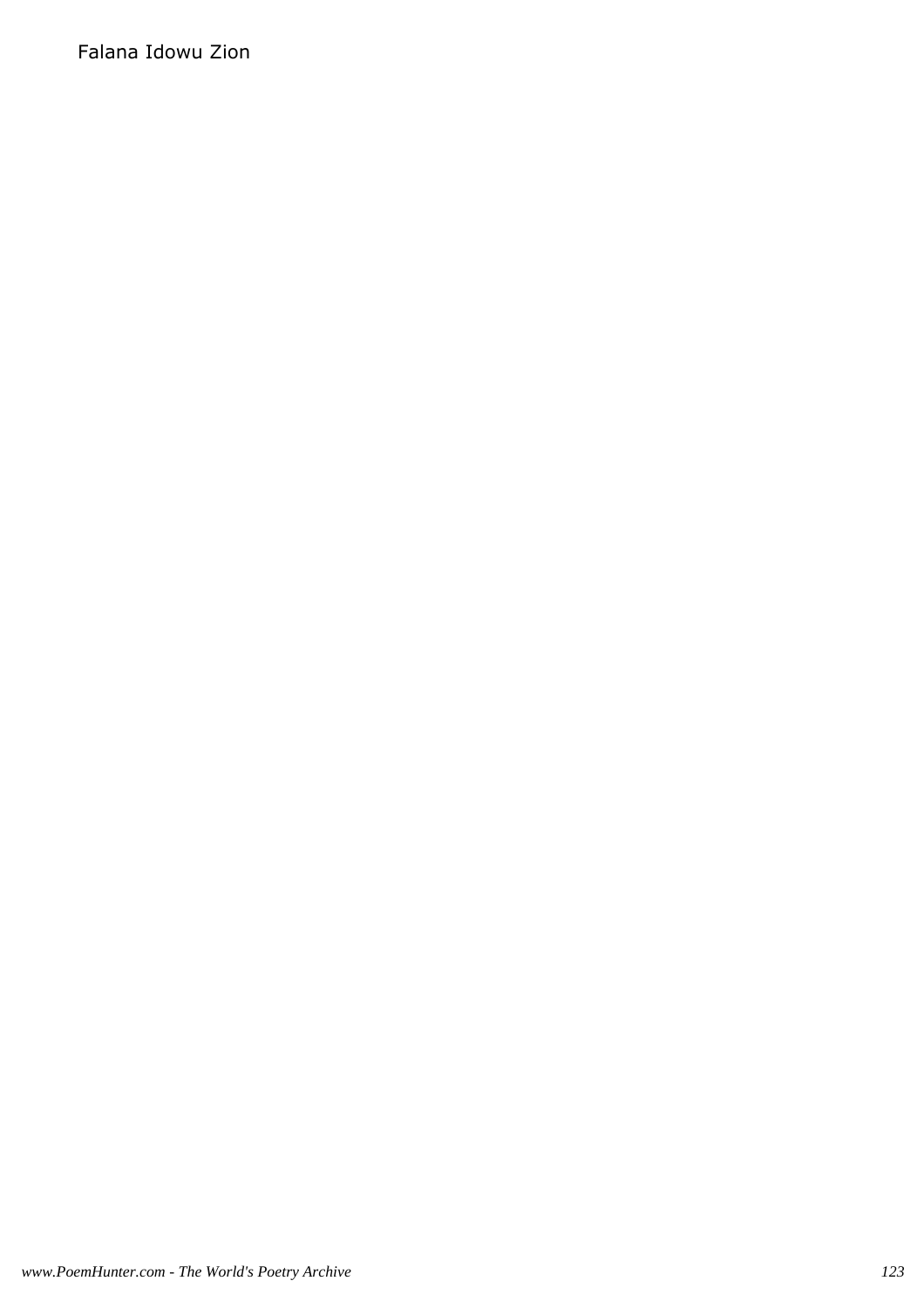Falana Idowu Zion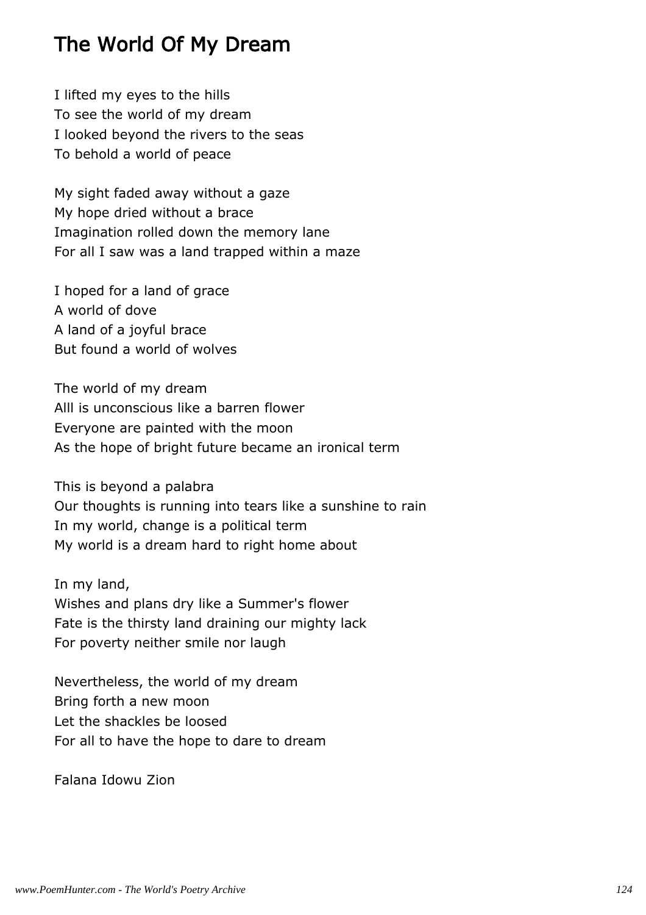# The World Of My Dream

I lifted my eyes to the hills
To see the world of my dream
I looked beyond the rivers to the seas
To behold a world of peace

My sight faded away without a gaze
My hope dried without a brace
Imagination rolled down the memory lane
For all I saw was a land trapped within a maze

I hoped for a land of grace
A world of dove
A land of a joyful brace
But found a world of wolves

The world of my dream
Alll is unconscious like a barren flower
Everyone are painted with the moon
As the hope of bright future became an ironical term

This is beyond a palabra
Our thoughts is running into tears like a sunshine to rain
In my world, change is a political term
My world is a dream hard to right home about

In my land,
Wishes and plans dry like a Summer's flower
Fate is the thirsty land draining our mighty lack
For poverty neither smile nor laugh

Nevertheless, the world of my dream
Bring forth a new moon
Let the shackles be loosed
For all to have the hope to dare to dream

Falana Idowu Zion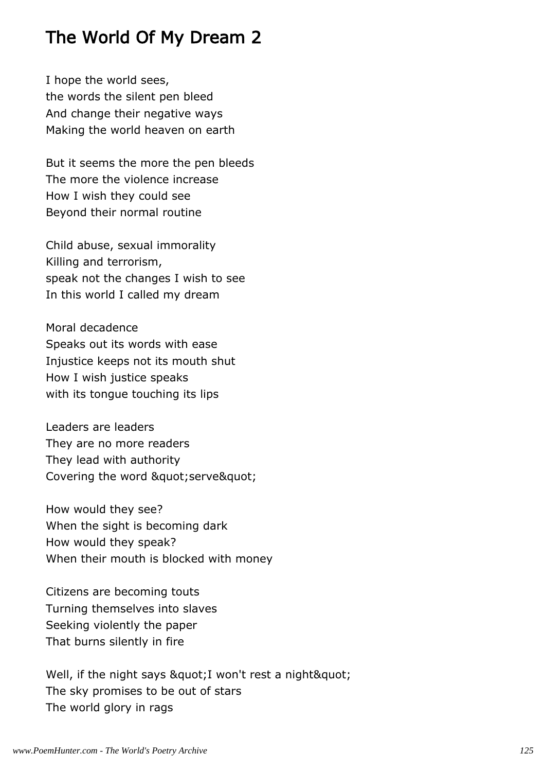# The World Of My Dream 2

I hope the world sees,
the words the silent pen bleed
And change their negative ways
Making the world heaven on earth

But it seems the more the pen bleeds
The more the violence increase
How I wish they could see
Beyond their normal routine

Child abuse, sexual immorality
Killing and terrorism,
speak not the changes I wish to see
In this world I called my dream

Moral decadence
Speaks out its words with ease
Injustice keeps not its mouth shut
How I wish justice speaks
with its tongue touching its lips

Leaders are leaders
They are no more readers
They lead with authority
Covering the word &quot;serve&quot;

How would they see?
When the sight is becoming dark
How would they speak?
When their mouth is blocked with money

Citizens are becoming touts
Turning themselves into slaves
Seeking violently the paper
That burns silently in fire

Well, if the night says &quot;I won't rest a night&quot;
The sky promises to be out of stars
The world glory in rags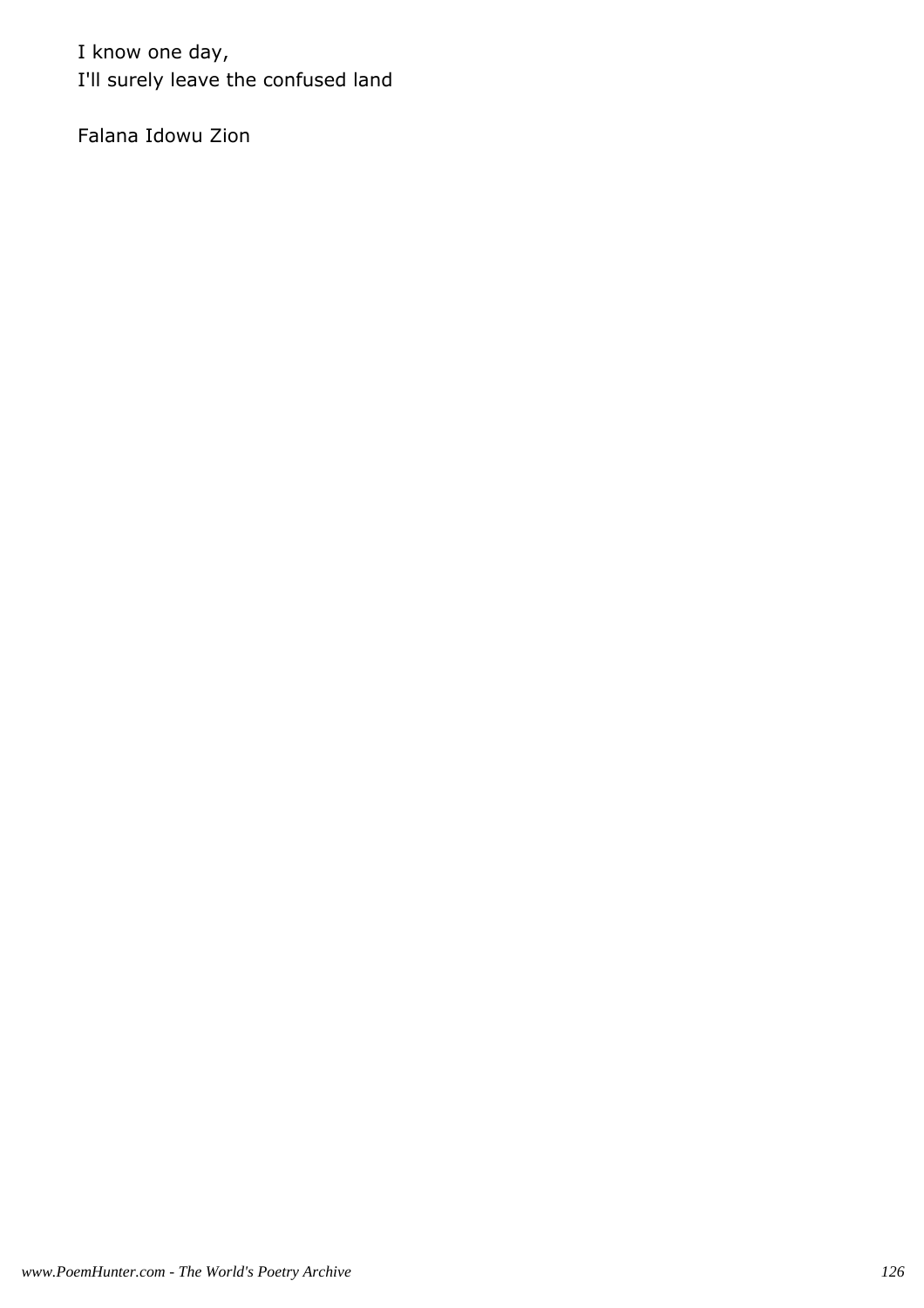I know one day,
I'll surely leave the confused land

Falana Idowu Zion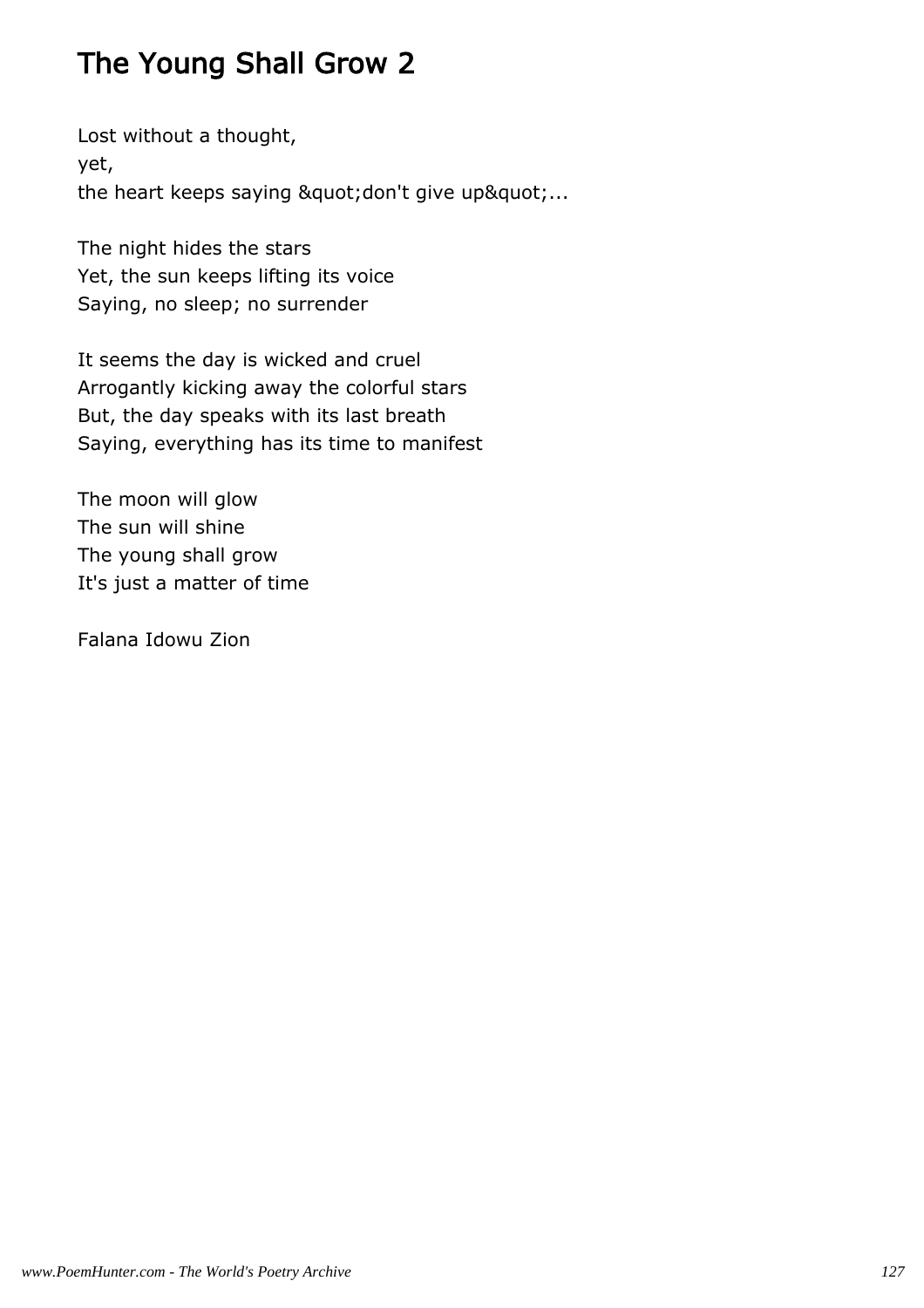# The Young Shall Grow 2

Lost without a thought,
yet,
the heart keeps saying &quot;don't give up&quot;...

The night hides the stars
Yet, the sun keeps lifting its voice
Saying, no sleep; no surrender

It seems the day is wicked and cruel
Arrogantly kicking away the colorful stars
But, the day speaks with its last breath
Saying, everything has its time to manifest

The moon will glow
The sun will shine
The young shall grow
It's just a matter of time

Falana Idowu Zion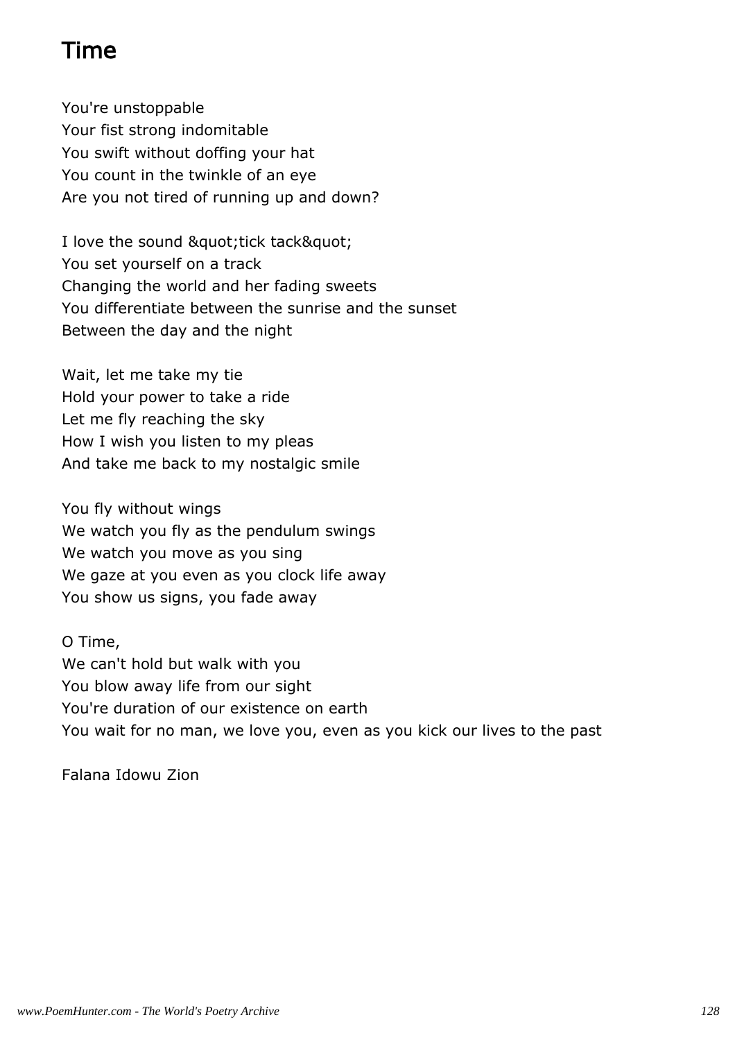# Time

You're unstoppable
Your fist strong indomitable
You swift without doffing your hat
You count in the twinkle of an eye
Are you not tired of running up and down?

I love the sound &quot;tick tack&quot;
You set yourself on a track
Changing the world and her fading sweets
You differentiate between the sunrise and the sunset
Between the day and the night

Wait, let me take my tie
Hold your power to take a ride
Let me fly reaching the sky
How I wish you listen to my pleas
And take me back to my nostalgic smile

You fly without wings
We watch you fly as the pendulum swings
We watch you move as you sing
We gaze at you even as you clock life away
You show us signs, you fade away

O Time,
We can't hold but walk with you
You blow away life from our sight
You're duration of our existence on earth
You wait for no man, we love you, even as you kick our lives to the past

Falana Idowu Zion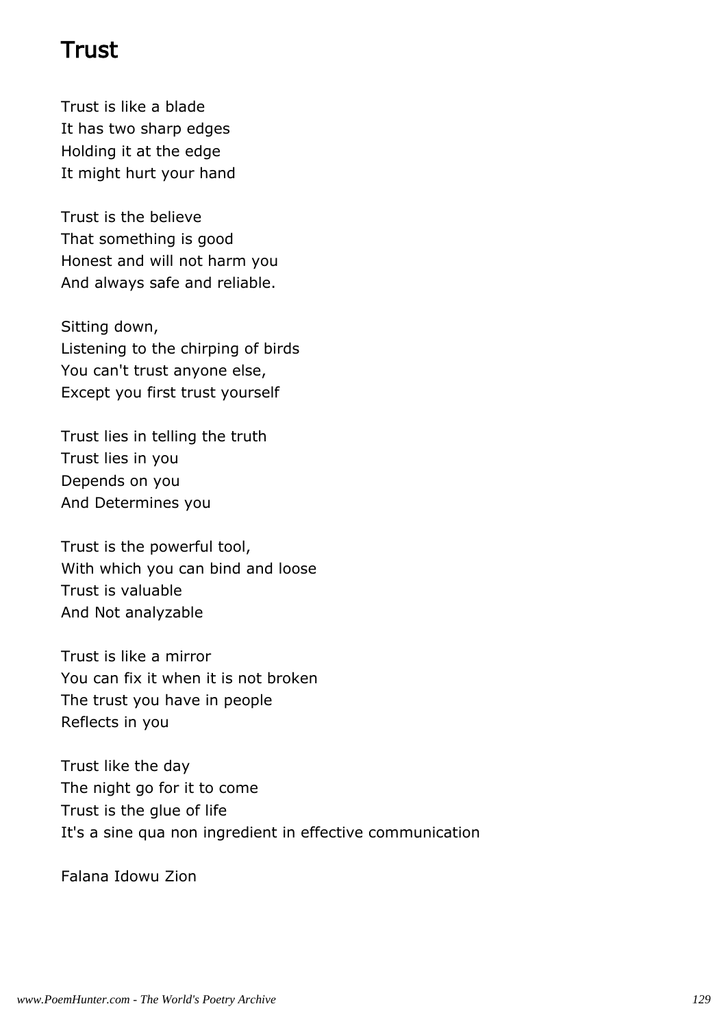# Trust

Trust is like a blade
It has two sharp edges
Holding it at the edge
It might hurt your hand

Trust is the believe
That something is good
Honest and will not harm you
And always safe and reliable.

Sitting down,
Listening to the chirping of birds
You can't trust anyone else,
Except you first trust yourself

Trust lies in telling the truth
Trust lies in you
Depends on you
And Determines you

Trust is the powerful tool,
With which you can bind and loose
Trust is valuable
And Not analyzable

Trust is like a mirror
You can fix it when it is not broken
The trust you have in people
Reflects in you

Trust like the day
The night go for it to come
Trust is the glue of life
It's a sine qua non ingredient in effective communication

Falana Idowu Zion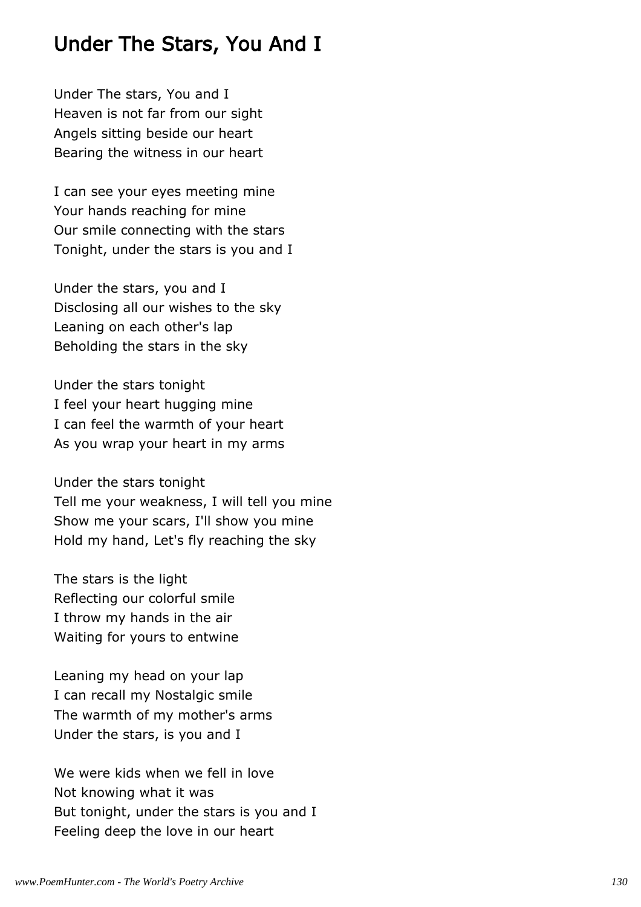# Under The Stars, You And I

Under The stars, You and I  
Heaven is not far from our sight  
Angels sitting beside our heart  
Bearing the witness in our heart

I can see your eyes meeting mine  
Your hands reaching for mine  
Our smile connecting with the stars  
Tonight, under the stars is you and I

Under the stars, you and I  
Disclosing all our wishes to the sky  
Leaning on each other's lap  
Beholding the stars in the sky

Under the stars tonight  
I feel your heart hugging mine  
I can feel the warmth of your heart  
As you wrap your heart in my arms

Under the stars tonight  
Tell me your weakness, I will tell you mine  
Show me your scars, I'll show you mine  
Hold my hand, Let's fly reaching the sky

The stars is the light  
Reflecting our colorful smile  
I throw my hands in the air  
Waiting for yours to entwine

Leaning my head on your lap  
I can recall my Nostalgic smile  
The warmth of my mother's arms  
Under the stars, is you and I

We were kids when we fell in love  
Not knowing what it was  
But tonight, under the stars is you and I  
Feeling deep the love in our heart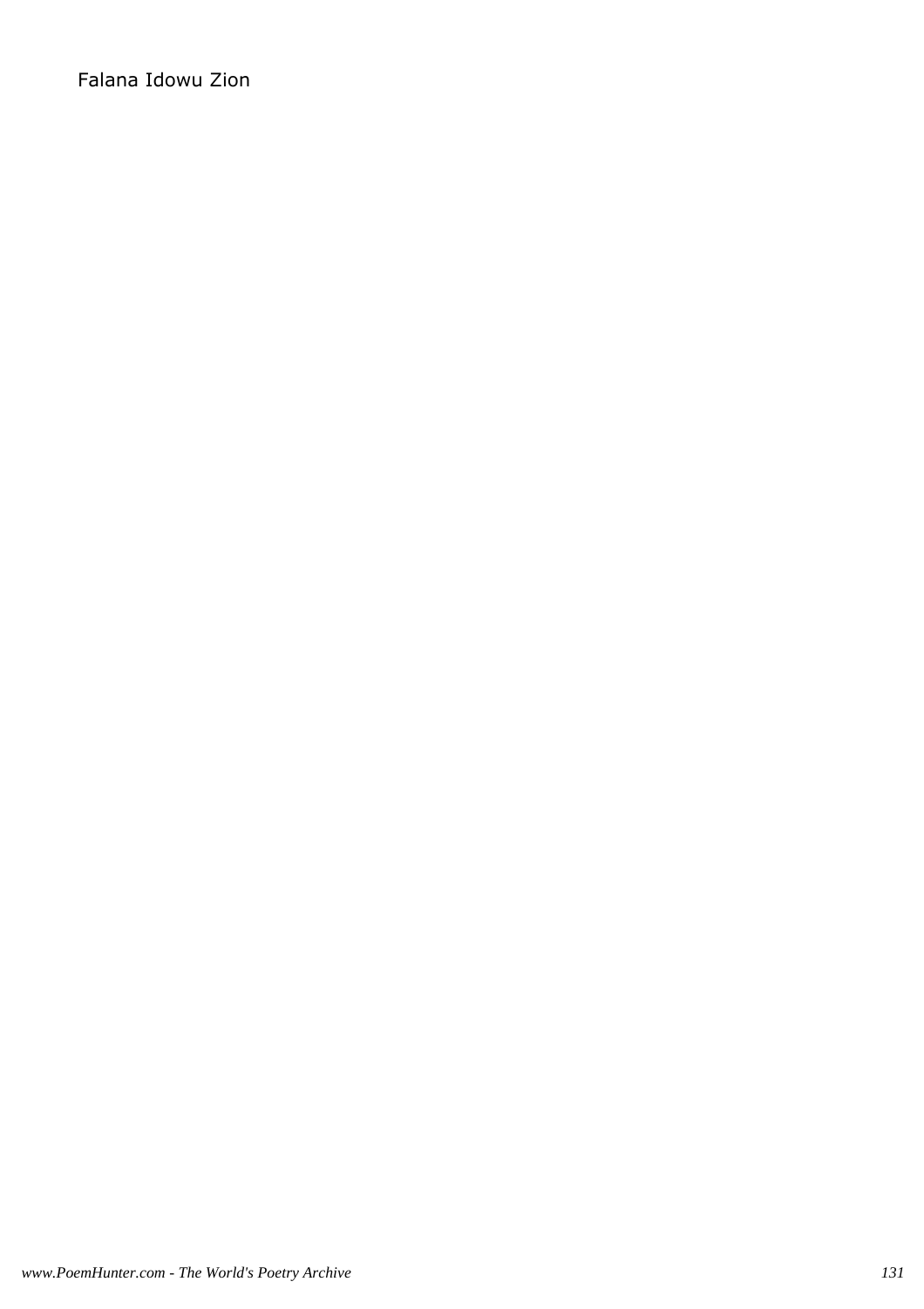Falana Idowu Zion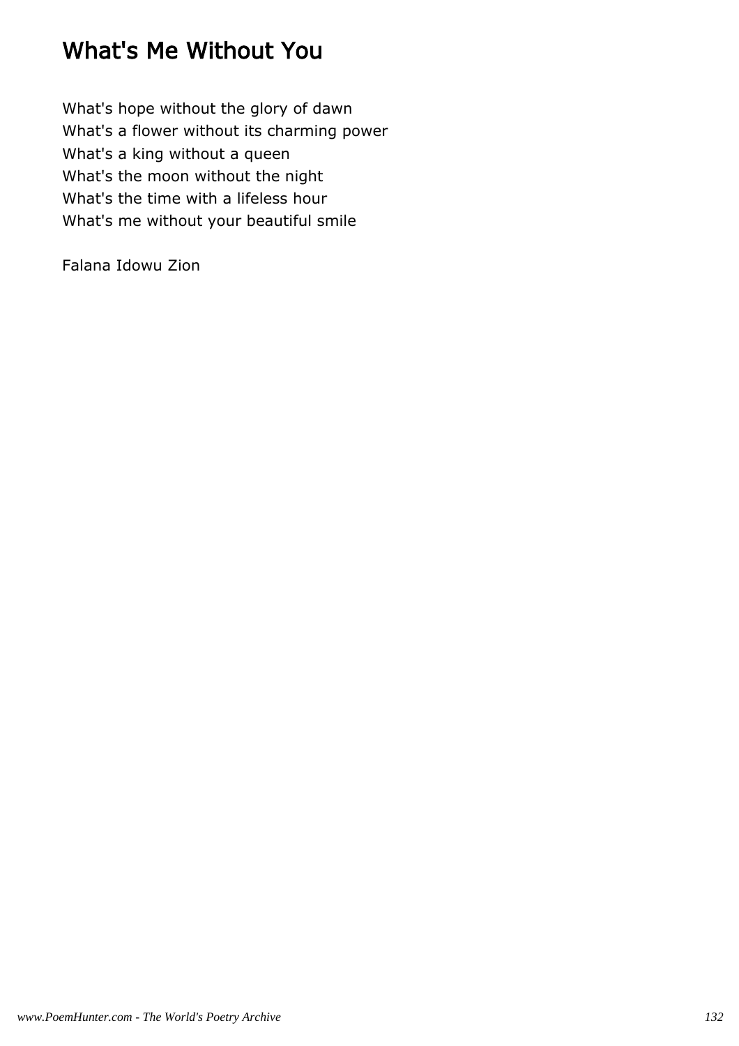# What's Me Without You

What's hope without the glory of dawn
What's a flower without its charming power
What's a king without a queen
What's the moon without the night
What's the time with a lifeless hour
What's me without your beautiful smile

Falana Idowu Zion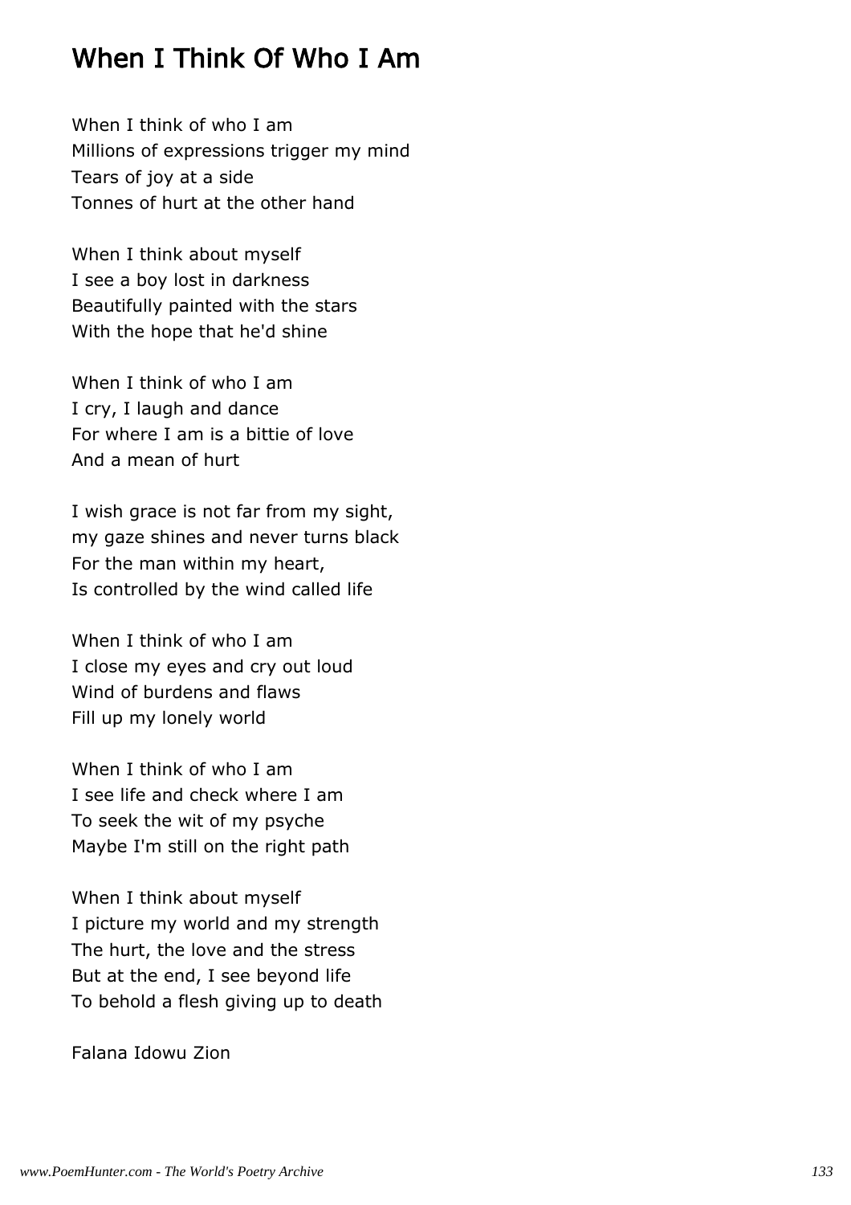# When I Think Of Who I Am

When I think of who I am  
Millions of expressions trigger my mind  
Tears of joy at a side  
Tonnes of hurt at the other hand

When I think about myself  
I see a boy lost in darkness  
Beautifully painted with the stars  
With the hope that he'd shine

When I think of who I am  
I cry, I laugh and dance  
For where I am is a bittie of love  
And a mean of hurt

I wish grace is not far from my sight,  
my gaze shines and never turns black  
For the man within my heart,  
Is controlled by the wind called life

When I think of who I am  
I close my eyes and cry out loud  
Wind of burdens and flaws  
Fill up my lonely world

When I think of who I am  
I see life and check where I am  
To seek the wit of my psyche  
Maybe I'm still on the right path

When I think about myself  
I picture my world and my strength  
The hurt, the love and the stress  
But at the end, I see beyond life  
To behold a flesh giving up to death

Falana Idowu Zion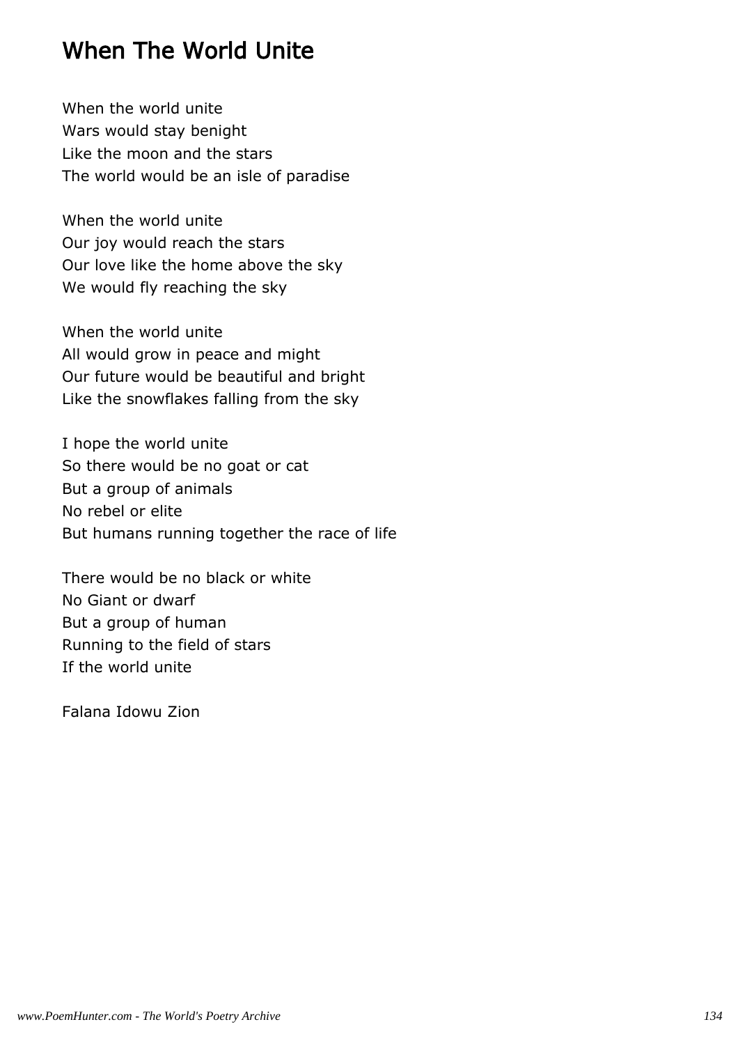# When The World Unite

When the world unite
Wars would stay benight
Like the moon and the stars
The world would be an isle of paradise

When the world unite
Our joy would reach the stars
Our love like the home above the sky
We would fly reaching the sky

When the world unite
All would grow in peace and might
Our future would be beautiful and bright
Like the snowflakes falling from the sky

I hope the world unite
So there would be no goat or cat
But a group of animals
No rebel or elite
But humans running together the race of life

There would be no black or white
No Giant or dwarf
But a group of human
Running to the field of stars
If the world unite

Falana Idowu Zion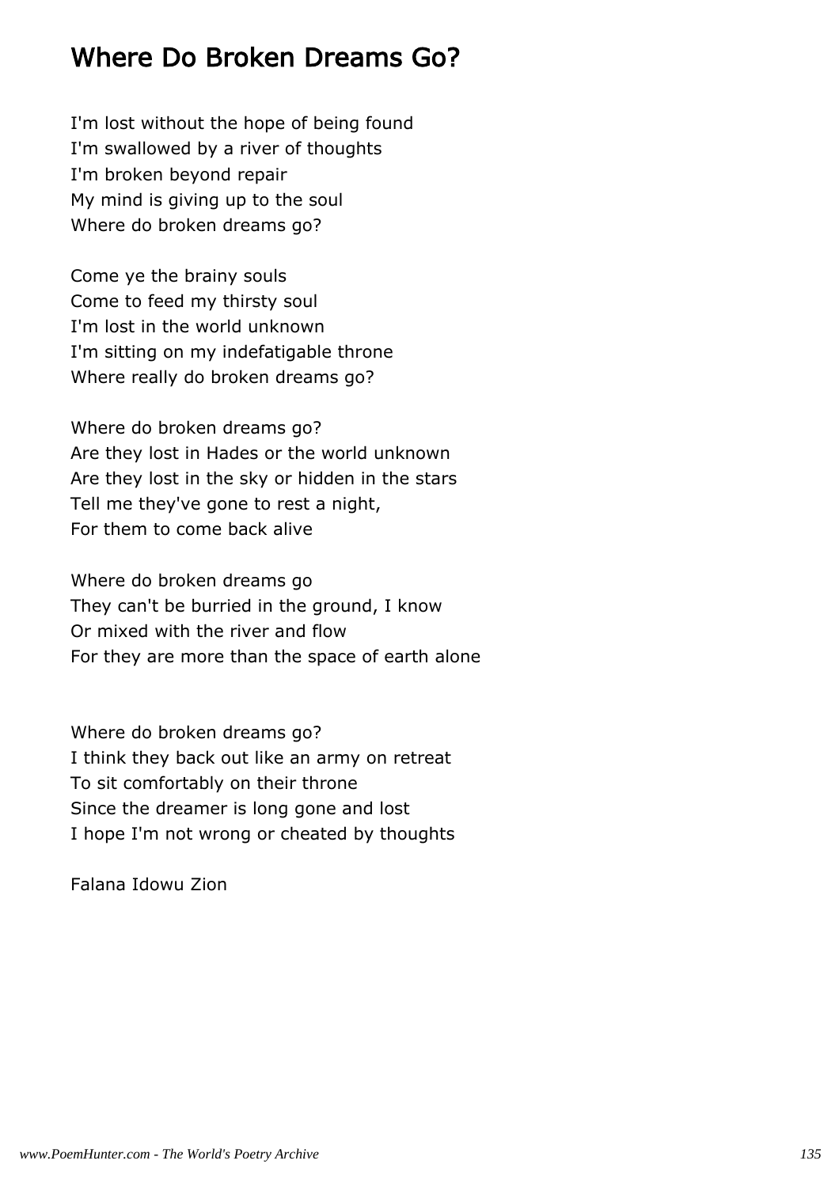# Where Do Broken Dreams Go?

I'm lost without the hope of being found
I'm swallowed by a river of thoughts
I'm broken beyond repair
My mind is giving up to the soul
Where do broken dreams go?

Come ye the brainy souls
Come to feed my thirsty soul
I'm lost in the world unknown
I'm sitting on my indefatigable throne
Where really do broken dreams go?

Where do broken dreams go?
Are they lost in Hades or the world unknown
Are they lost in the sky or hidden in the stars
Tell me they've gone to rest a night,
For them to come back alive

Where do broken dreams go
They can't be burried in the ground, I know
Or mixed with the river and flow
For they are more than the space of earth alone

Where do broken dreams go?
I think they back out like an army on retreat
To sit comfortably on their throne
Since the dreamer is long gone and lost
I hope I'm not wrong or cheated by thoughts

Falana Idowu Zion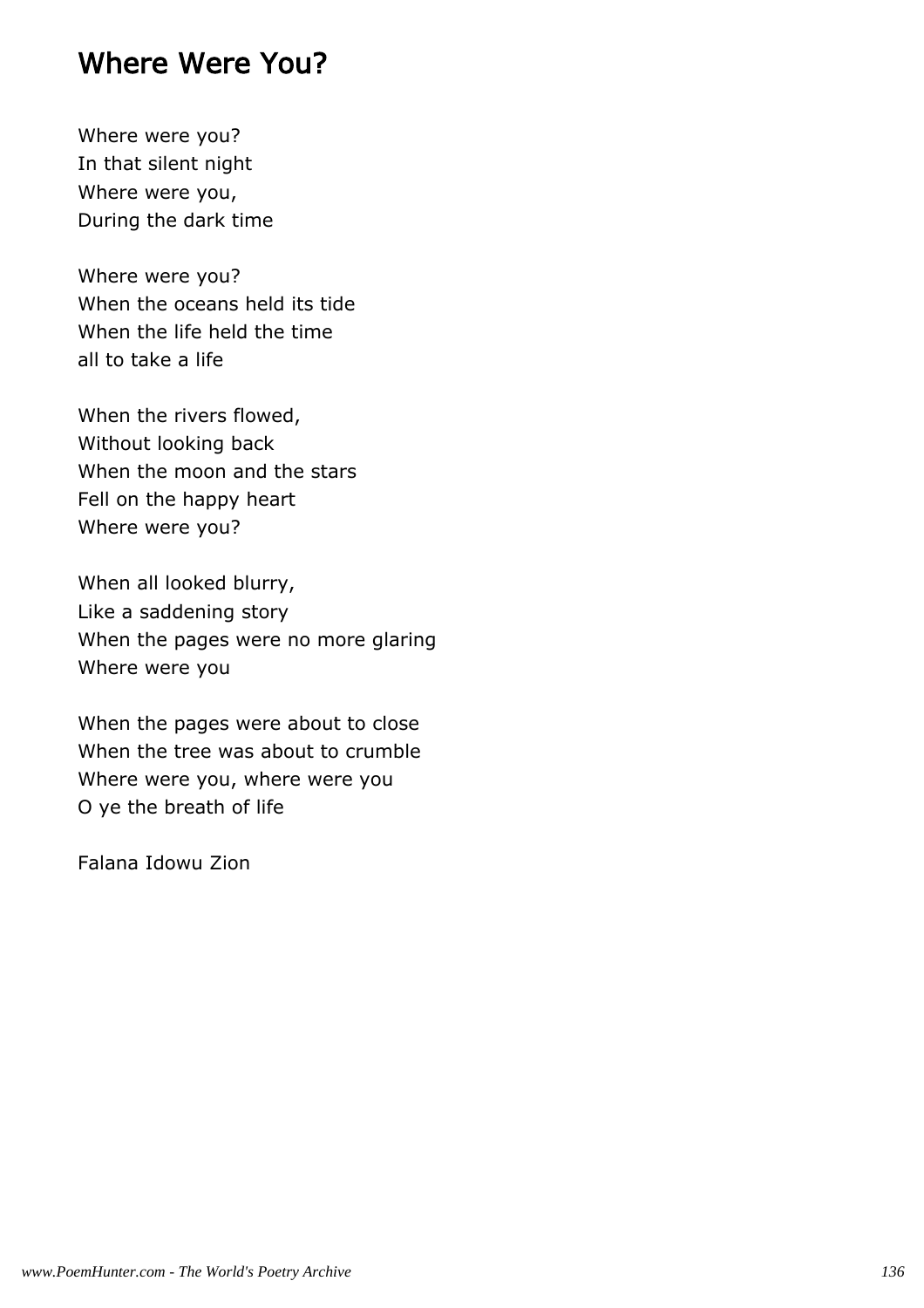# Where Were You?

Where were you?
In that silent night
Where were you,
During the dark time

Where were you?
When the oceans held its tide
When the life held the time
all to take a life

When the rivers flowed,
Without looking back
When the moon and the stars
Fell on the happy heart
Where were you?

When all looked blurry,
Like a saddening story
When the pages were no more glaring
Where were you

When the pages were about to close
When the tree was about to crumble
Where were you, where were you
O ye the breath of life

Falana Idowu Zion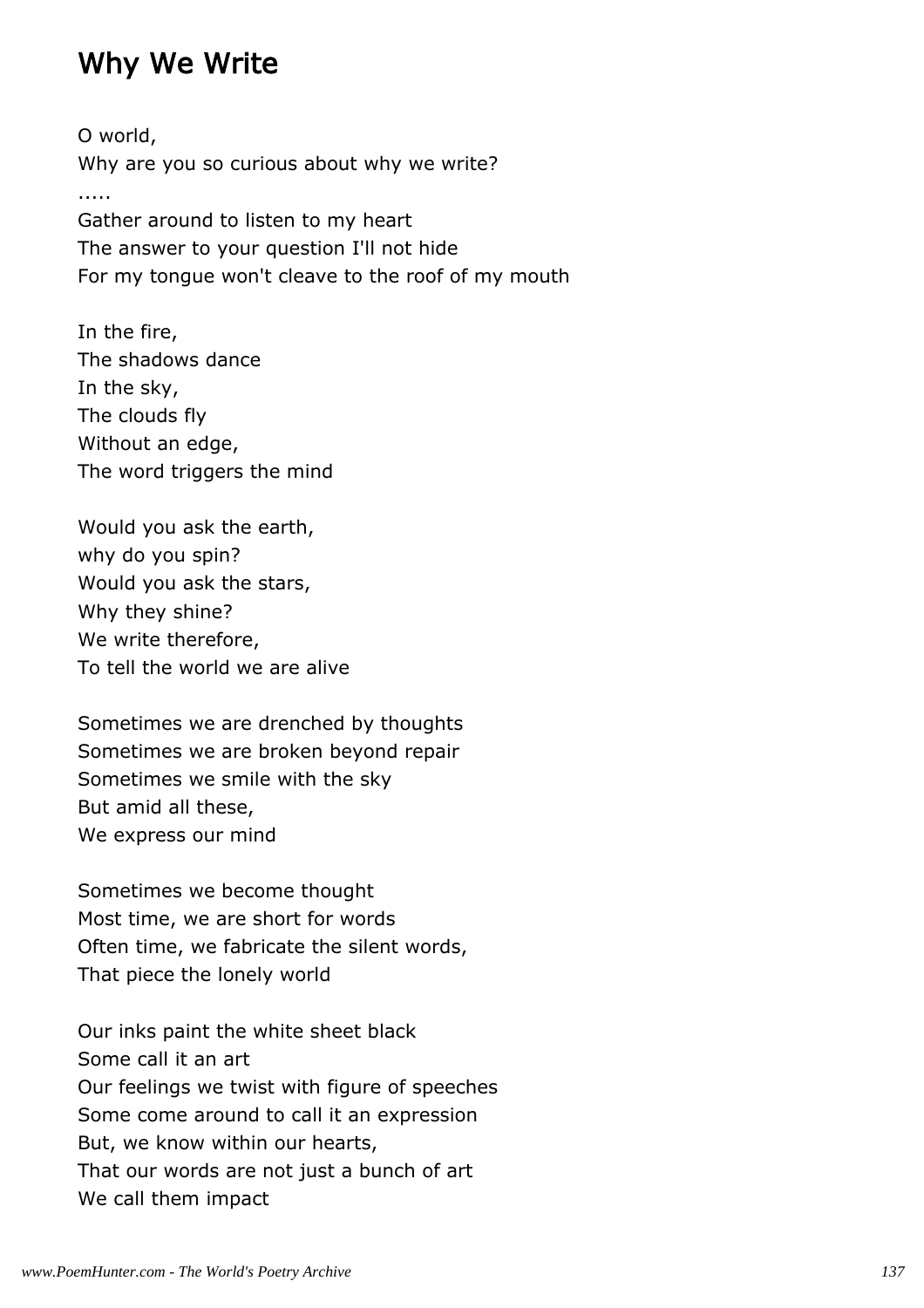# Why We Write

O world,
Why are you so curious about why we write?
.....
Gather around to listen to my heart
The answer to your question I'll not hide
For my tongue won't cleave to the roof of my mouth

In the fire,
The shadows dance
In the sky,
The clouds fly
Without an edge,
The word triggers the mind

Would you ask the earth,
why do you spin?
Would you ask the stars,
Why they shine?
We write therefore,
To tell the world we are alive

Sometimes we are drenched by thoughts
Sometimes we are broken beyond repair
Sometimes we smile with the sky
But amid all these,
We express our mind

Sometimes we become thought
Most time, we are short for words
Often time, we fabricate the silent words,
That piece the lonely world

Our inks paint the white sheet black
Some call it an art
Our feelings we twist with figure of speeches
Some come around to call it an expression
But, we know within our hearts,
That our words are not just a bunch of art
We call them impact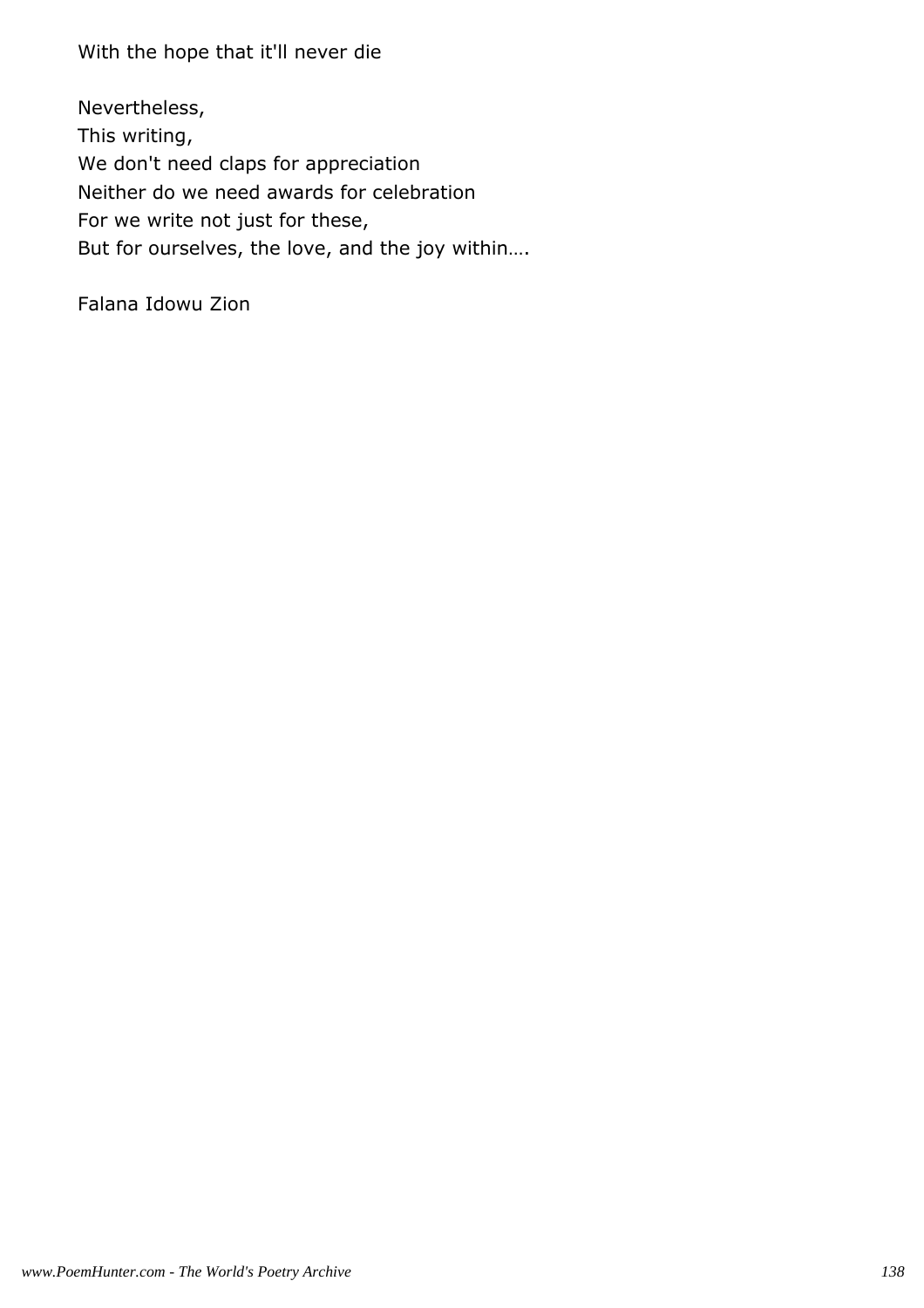With the hope that it'll never die

Nevertheless,
This writing,
We don't need claps for appreciation
Neither do we need awards for celebration
For we write not just for these,
But for ourselves, the love, and the joy within….

Falana Idowu Zion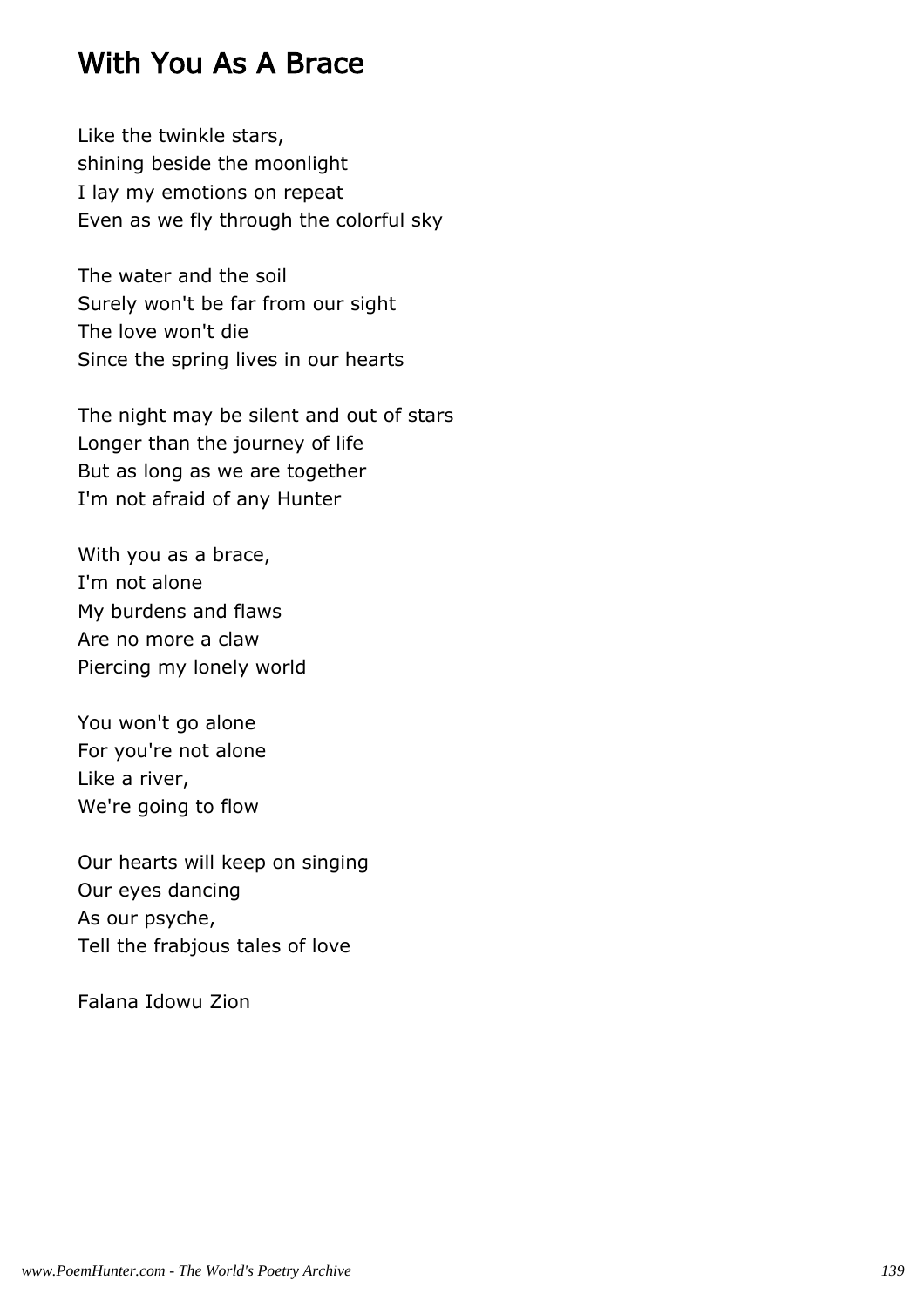## With You As A Brace

Like the twinkle stars,
shining beside the moonlight
I lay my emotions on repeat
Even as we fly through the colorful sky

The water and the soil
Surely won't be far from our sight
The love won't die
Since the spring lives in our hearts

The night may be silent and out of stars
Longer than the journey of life
But as long as we are together
I'm not afraid of any Hunter

With you as a brace,
I'm not alone
My burdens and flaws
Are no more a claw
Piercing my lonely world

You won't go alone
For you're not alone
Like a river,
We're going to flow

Our hearts will keep on singing
Our eyes dancing
As our psyche,
Tell the frabjous tales of love

Falana Idowu Zion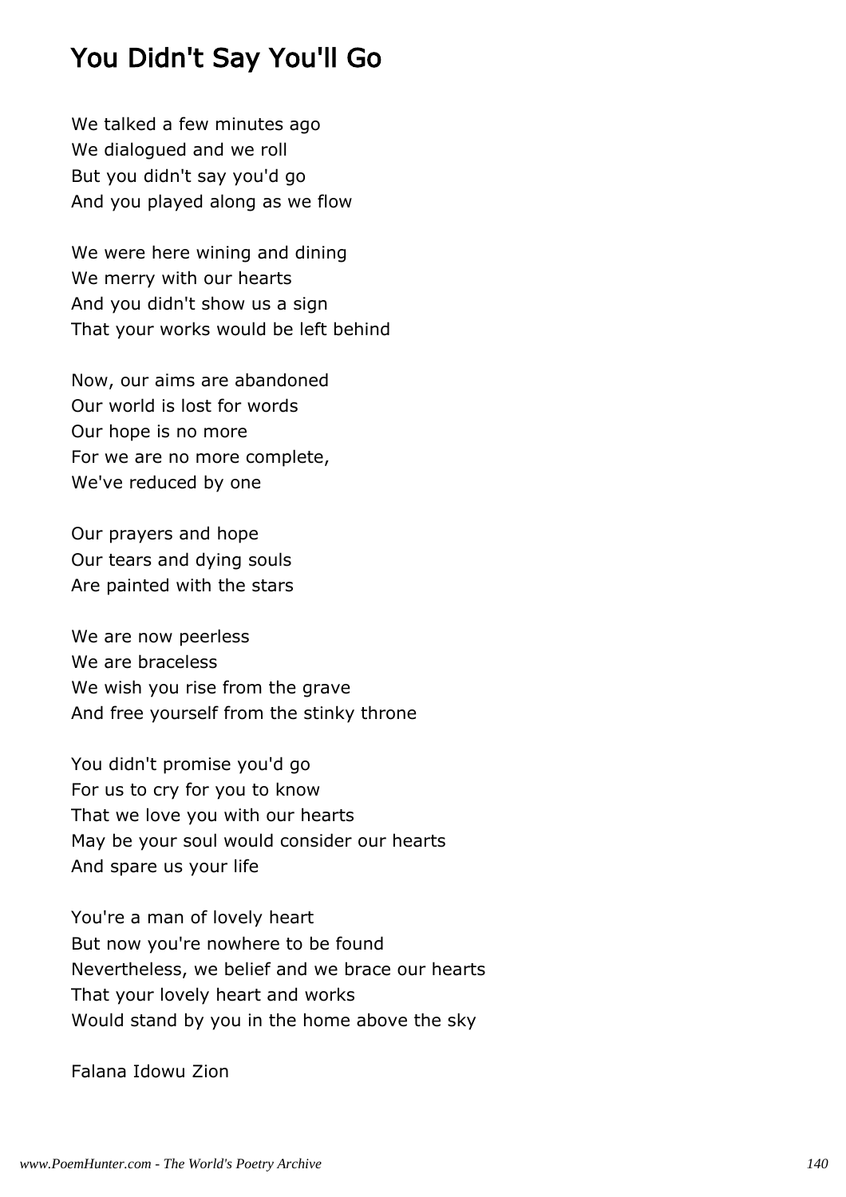## You Didn't Say You'll Go

We talked a few minutes ago
We dialogued and we roll
But you didn't say you'd go
And you played along as we flow

We were here wining and dining
We merry with our hearts
And you didn't show us a sign
That your works would be left behind

Now, our aims are abandoned
Our world is lost for words
Our hope is no more
For we are no more complete,
We've reduced by one

Our prayers and hope
Our tears and dying souls
Are painted with the stars

We are now peerless
We are braceless
We wish you rise from the grave
And free yourself from the stinky throne

You didn't promise you'd go
For us to cry for you to know
That we love you with our hearts
May be your soul would consider our hearts
And spare us your life

You're a man of lovely heart
But now you're nowhere to be found
Nevertheless, we belief and we brace our hearts
That your lovely heart and works
Would stand by you in the home above the sky

Falana Idowu Zion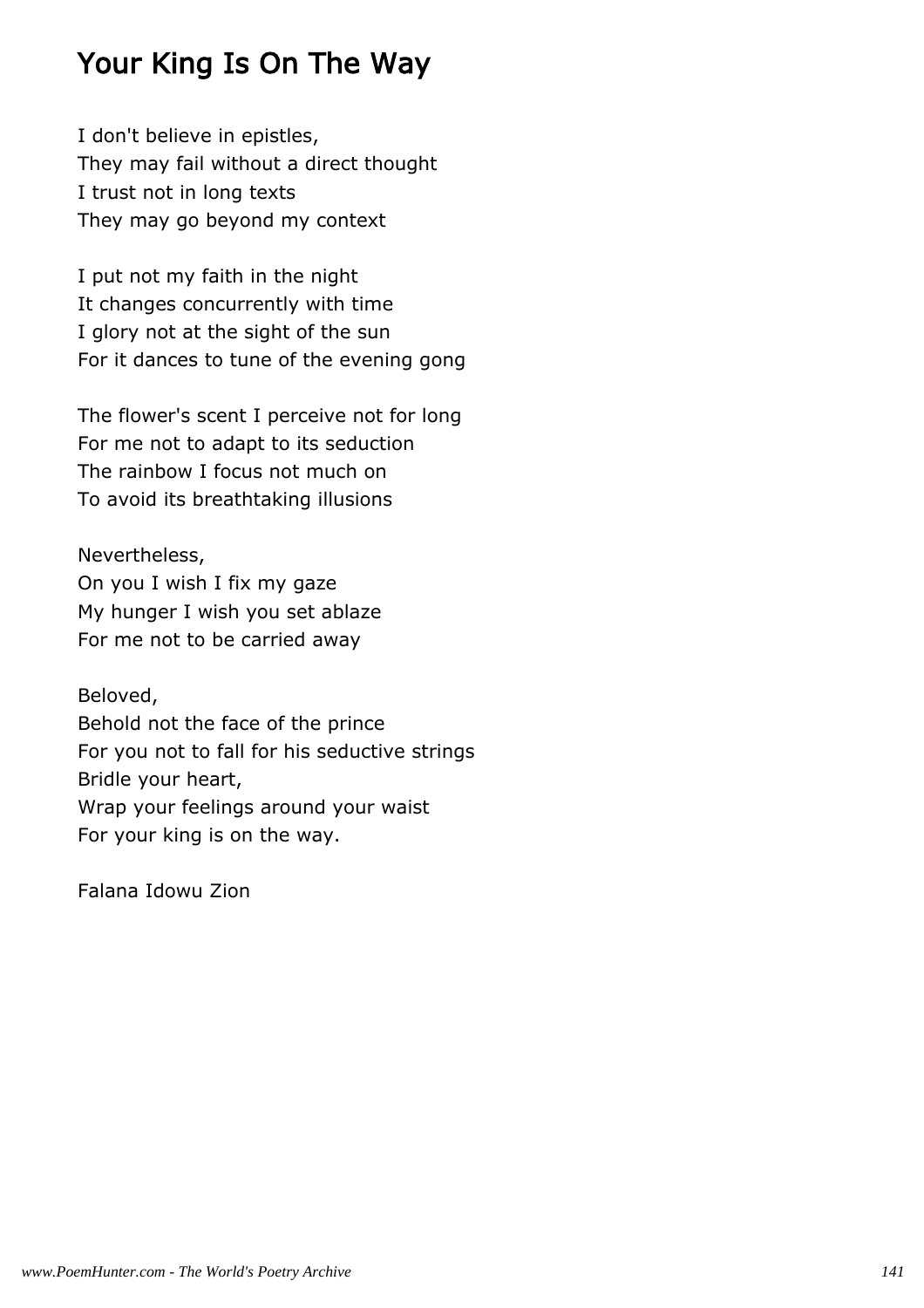# Your King Is On The Way

I don't believe in epistles,
They may fail without a direct thought
I trust not in long texts
They may go beyond my context

I put not my faith in the night
It changes concurrently with time
I glory not at the sight of the sun
For it dances to tune of the evening gong

The flower's scent I perceive not for long
For me not to adapt to its seduction
The rainbow I focus not much on
To avoid its breathtaking illusions

Nevertheless,
On you I wish I fix my gaze
My hunger I wish you set ablaze
For me not to be carried away

Beloved,
Behold not the face of the prince
For you not to fall for his seductive strings
Bridle your heart,
Wrap your feelings around your waist
For your king is on the way.

Falana Idowu Zion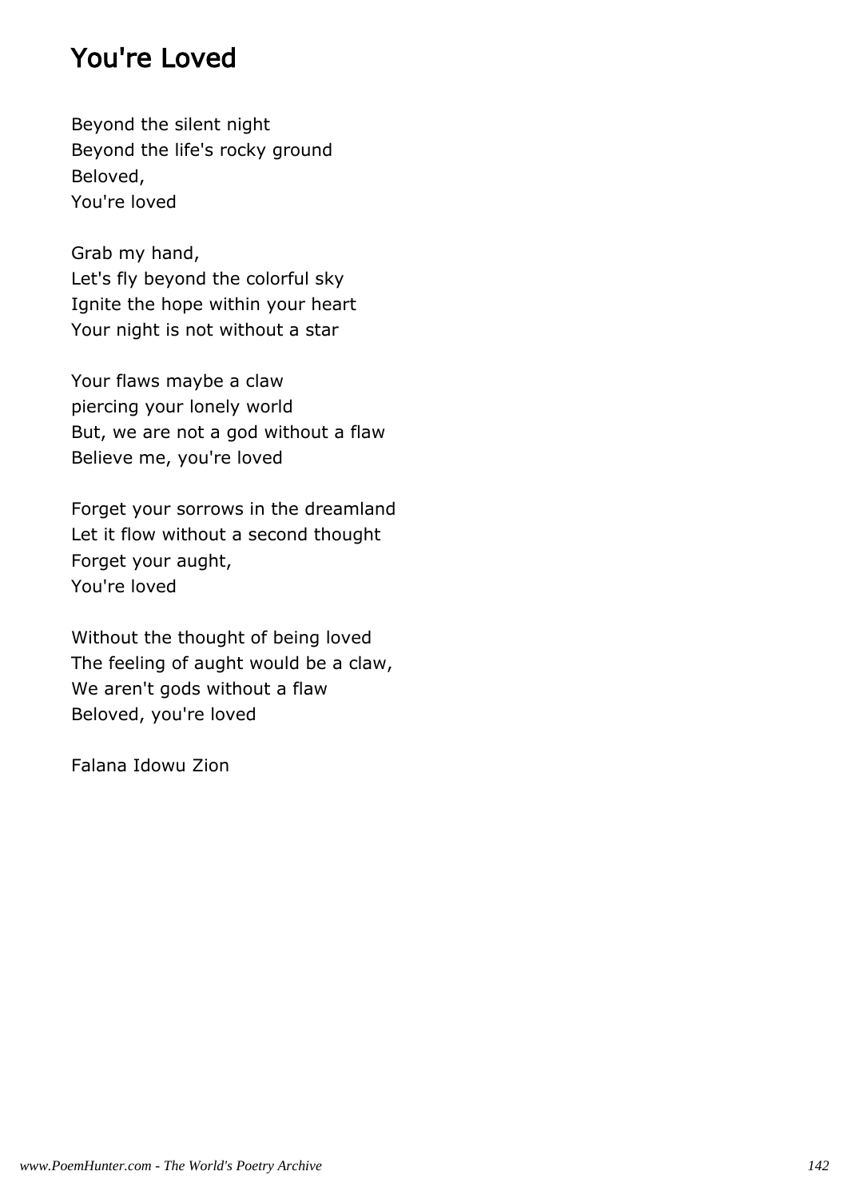# You're Loved

Beyond the silent night  
Beyond the life's rocky ground  
Beloved,  
You're loved

Grab my hand,  
Let's fly beyond the colorful sky  
Ignite the hope within your heart  
Your night is not without a star

Your flaws maybe a claw  
piercing your lonely world  
But, we are not a god without a flaw  
Believe me, you're loved

Forget your sorrows in the dreamland  
Let it flow without a second thought  
Forget your aught,  
You're loved

Without the thought of being loved  
The feeling of aught would be a claw,  
We aren't gods without a flaw  
Beloved, you're loved

Falana Idowu Zion